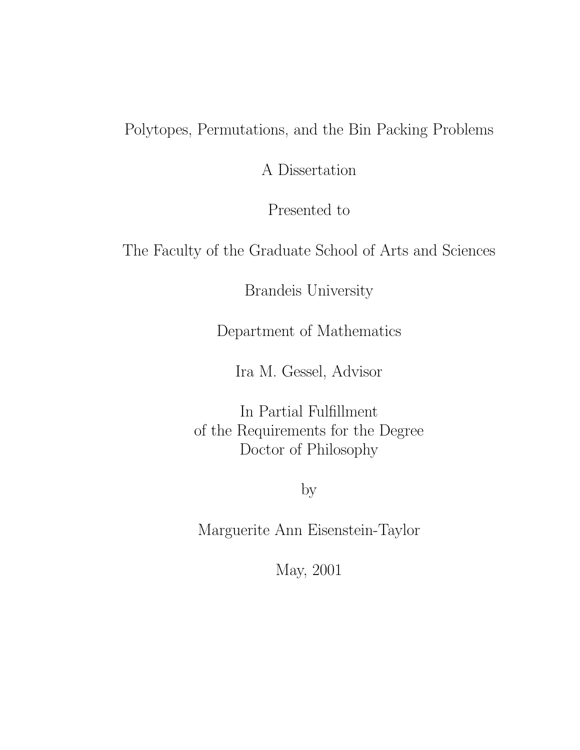# Polytopes, Permutations, and the Bin Packing Problems

A Dissertation

Presented to

The Faculty of the Graduate School of Arts and Sciences

Brandeis University

Department of Mathematics

Ira M. Gessel, Advisor

In Partial Fulfillment
of the Requirements for the Degree
Doctor of Philosophy

by

Marguerite Ann Eisenstein-Taylor

May, 2001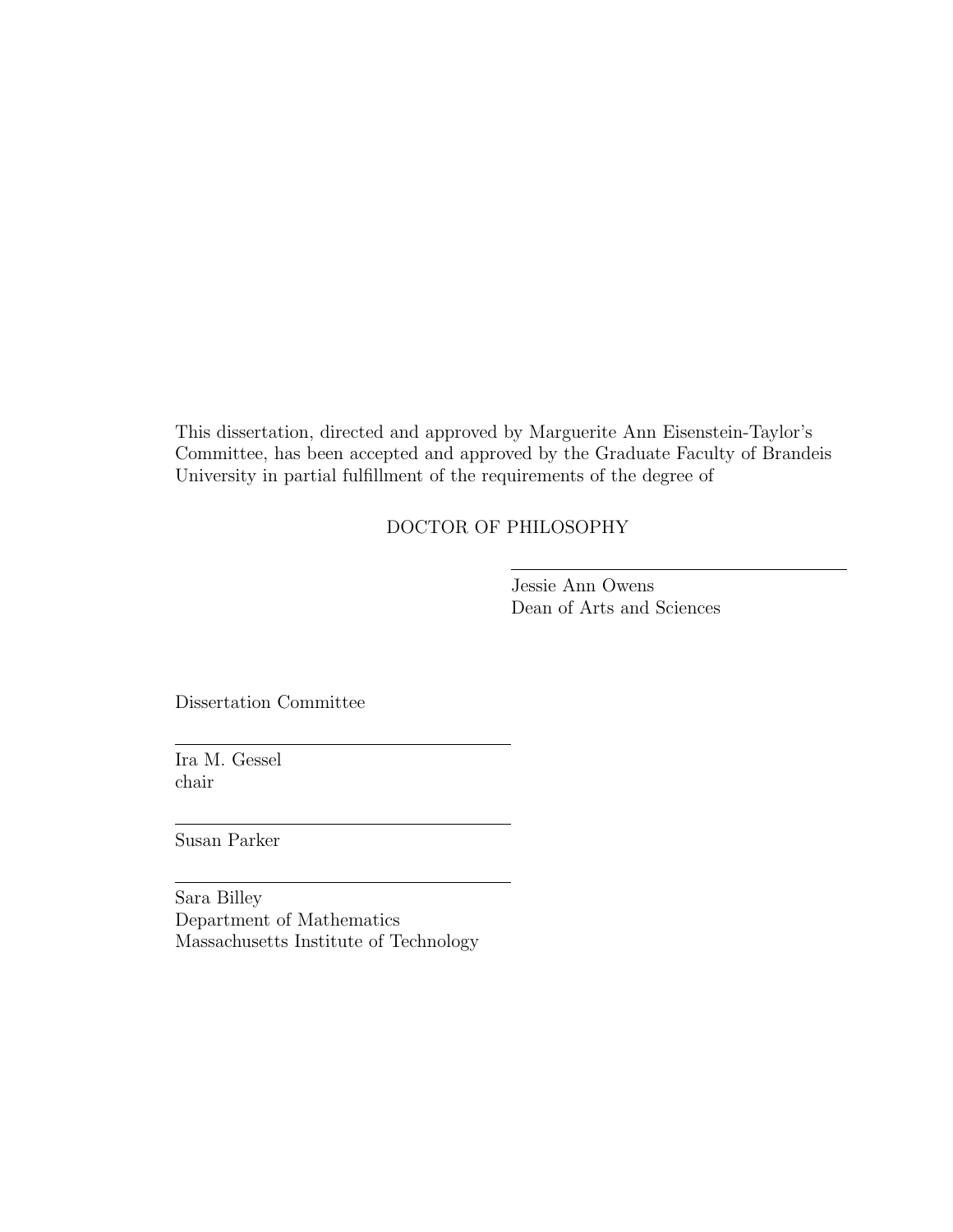This dissertation, directed and approved by Marguerite Ann Eisenstein-Taylor's Committee, has been accepted and approved by the Graduate Faculty of Brandeis University in partial fulfillment of the requirements of the degree of

DOCTOR OF PHILOSOPHY

---

Jessie Ann Owens
Dean of Arts and Sciences

Dissertation Committee

---

Ira M. Gessel
chair

---

Susan Parker

---

Sara Billey
Department of Mathematics
Massachusetts Institute of Technology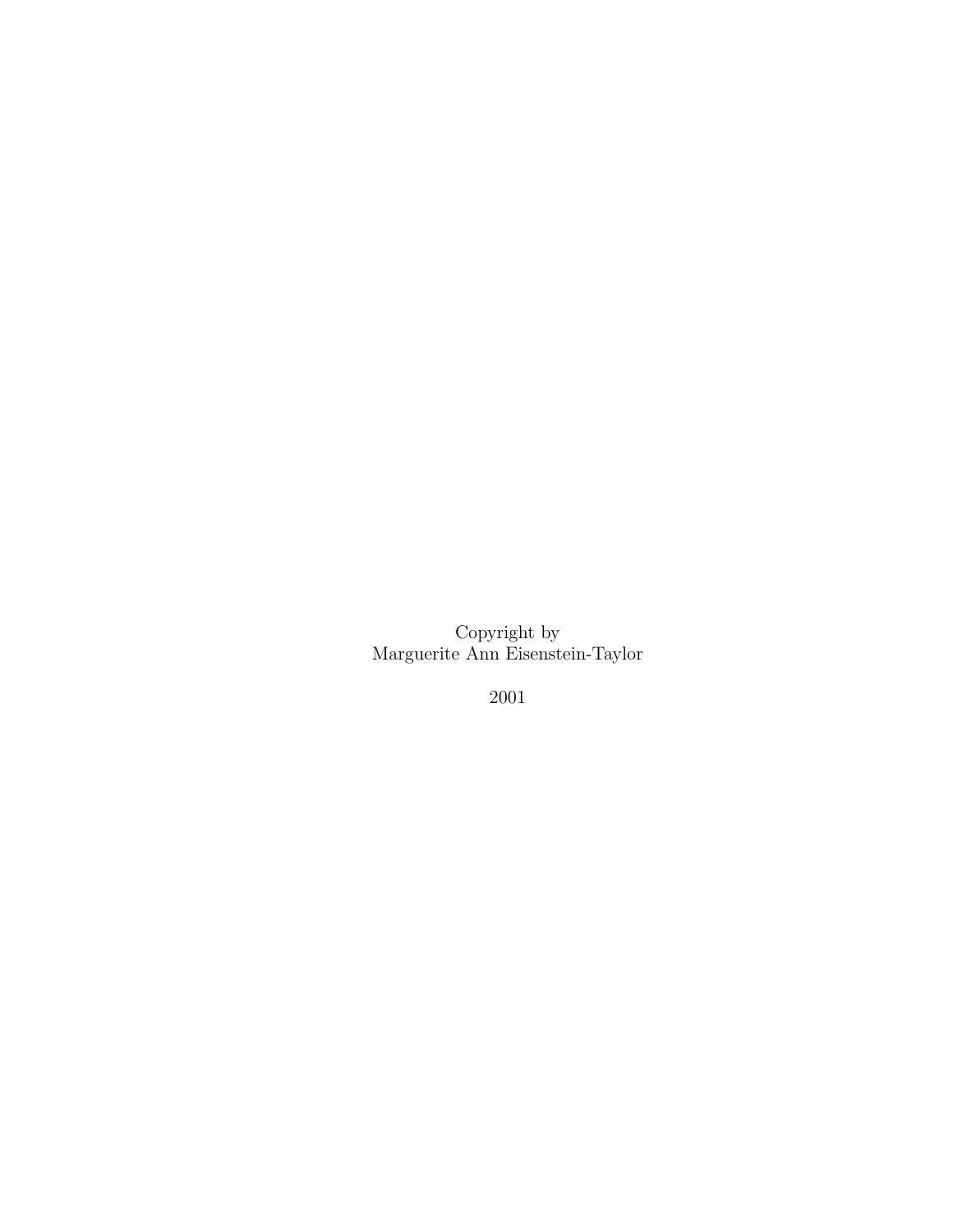Copyright by
Marguerite Ann Eisenstein-Taylor

2001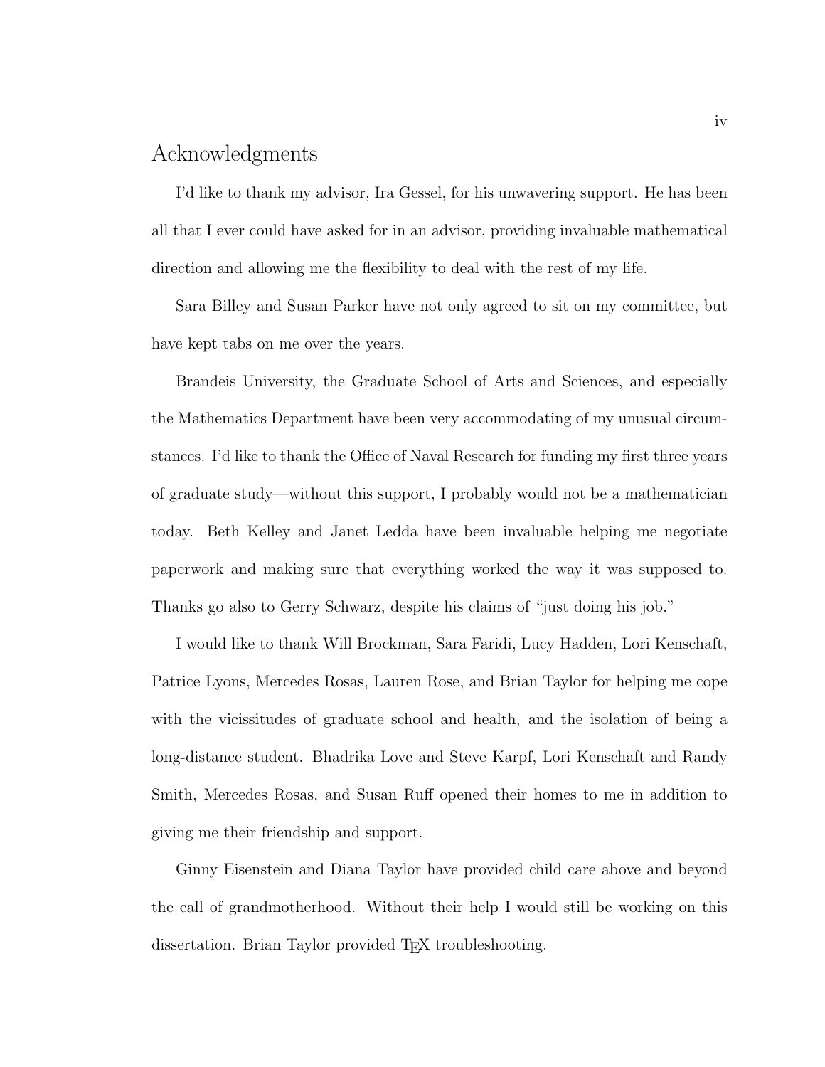# Acknowledgments

I'd like to thank my advisor, Ira Gessel, for his unwavering support. He has been all that I ever could have asked for in an advisor, providing invaluable mathematical direction and allowing me the flexibility to deal with the rest of my life.

Sara Billey and Susan Parker have not only agreed to sit on my committee, but have kept tabs on me over the years.

Brandeis University, the Graduate School of Arts and Sciences, and especially the Mathematics Department have been very accommodating of my unusual circumstances. I'd like to thank the Office of Naval Research for funding my first three years of graduate study—without this support, I probably would not be a mathematician today. Beth Kelley and Janet Ledda have been invaluable helping me negotiate paperwork and making sure that everything worked the way it was supposed to. Thanks go also to Gerry Schwarz, despite his claims of "just doing his job."

I would like to thank Will Brockman, Sara Faridi, Lucy Hadden, Lori Kenschaft, Patrice Lyons, Mercedes Rosas, Lauren Rose, and Brian Taylor for helping me cope with the vicissitudes of graduate school and health, and the isolation of being a long-distance student. Bhadrika Love and Steve Karpf, Lori Kenschaft and Randy Smith, Mercedes Rosas, and Susan Ruff opened their homes to me in addition to giving me their friendship and support.

Ginny Eisenstein and Diana Taylor have provided child care above and beyond the call of grandmotherhood. Without their help I would still be working on this dissertation. Brian Taylor provided TEX troubleshooting.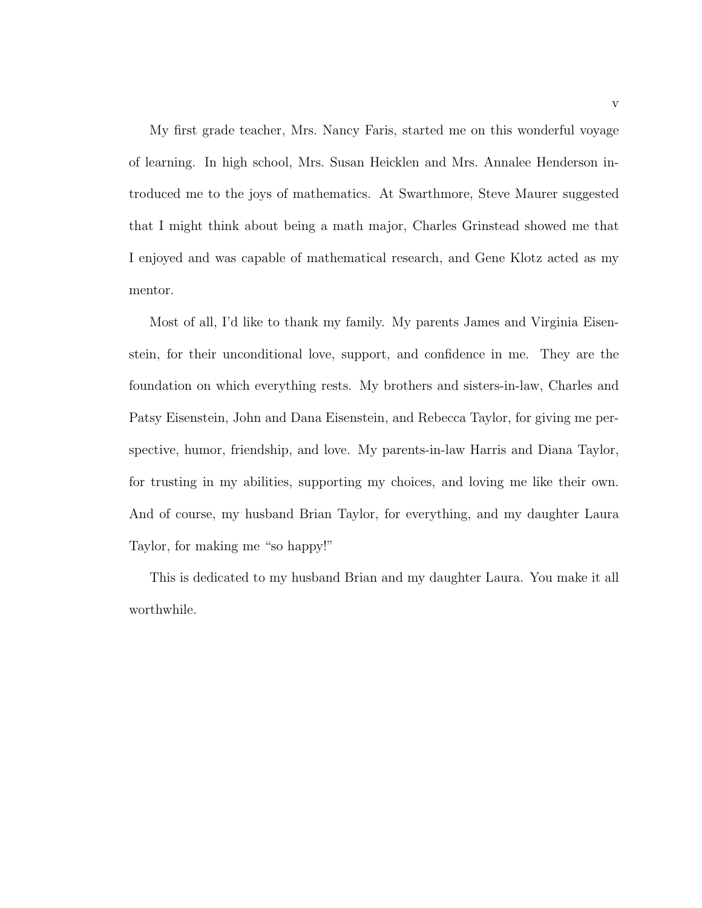My first grade teacher, Mrs. Nancy Faris, started me on this wonderful voyage of learning. In high school, Mrs. Susan Heicklen and Mrs. Annalee Henderson introduced me to the joys of mathematics. At Swarthmore, Steve Maurer suggested that I might think about being a math major, Charles Grinstead showed me that I enjoyed and was capable of mathematical research, and Gene Klotz acted as my mentor.

Most of all, I'd like to thank my family. My parents James and Virginia Eisenstein, for their unconditional love, support, and confidence in me. They are the foundation on which everything rests. My brothers and sisters-in-law, Charles and Patsy Eisenstein, John and Dana Eisenstein, and Rebecca Taylor, for giving me perspective, humor, friendship, and love. My parents-in-law Harris and Diana Taylor, for trusting in my abilities, supporting my choices, and loving me like their own. And of course, my husband Brian Taylor, for everything, and my daughter Laura Taylor, for making me "so happy!"

This is dedicated to my husband Brian and my daughter Laura. You make it all worthwhile.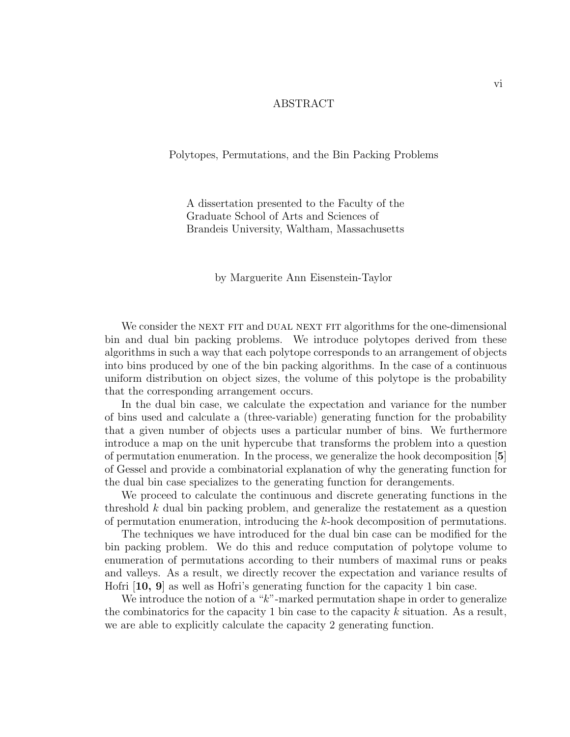# ABSTRACT

Polytopes, Permutations, and the Bin Packing Problems

A dissertation presented to the Faculty of the
Graduate School of Arts and Sciences of
Brandeis University, Waltham, Massachusetts

by Marguerite Ann Eisenstein-Taylor

We consider the NEXT FIT and DUAL NEXT FIT algorithms for the one-dimensional bin and dual bin packing problems. We introduce polytopes derived from these algorithms in such a way that each polytope corresponds to an arrangement of objects into bins produced by one of the bin packing algorithms. In the case of a continuous uniform distribution on object sizes, the volume of this polytope is the probability that the corresponding arrangement occurs.

In the dual bin case, we calculate the expectation and variance for the number of bins used and calculate a (three-variable) generating function for the probability that a given number of objects uses a particular number of bins. We furthermore introduce a map on the unit hypercube that transforms the problem into a question of permutation enumeration. In the process, we generalize the hook decomposition [**5**] of Gessel and provide a combinatorial explanation of why the generating function for the dual bin case specializes to the generating function for derangements.

We proceed to calculate the continuous and discrete generating functions in the threshold $k$ dual bin packing problem, and generalize the restatement as a question of permutation enumeration, introducing the $k$-hook decomposition of permutations.

The techniques we have introduced for the dual bin case can be modified for the bin packing problem. We do this and reduce computation of polytope volume to enumeration of permutations according to their numbers of maximal runs or peaks and valleys. As a result, we directly recover the expectation and variance results of Hofri [**10, 9**] as well as Hofri's generating function for the capacity 1 bin case.

We introduce the notion of a "$k$"-marked permutation shape in order to generalize the combinatorics for the capacity 1 bin case to the capacity $k$ situation. As a result, we are able to explicitly calculate the capacity 2 generating function.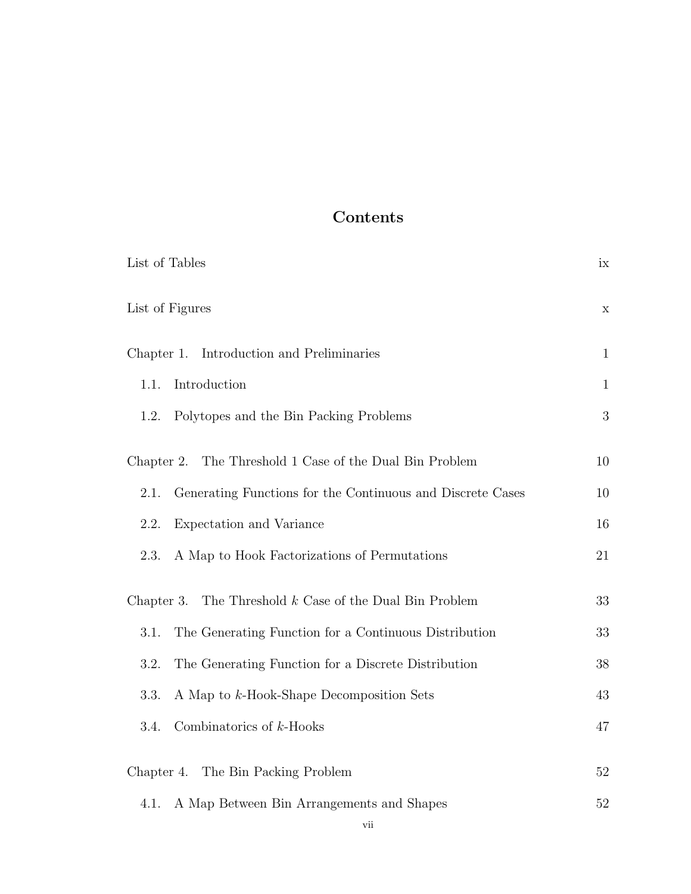# Contents

| | |
|---|---|
| List of Tables | ix |
| List of Figures | x |
| Chapter 1. Introduction and Preliminaries | 1 |
| 1.1. Introduction | 1 |
| 1.2. Polytopes and the Bin Packing Problems | 3 |
| Chapter 2. The Threshold 1 Case of the Dual Bin Problem | 10 |
| 2.1. Generating Functions for the Continuous and Discrete Cases | 10 |
| 2.2. Expectation and Variance | 16 |
| 2.3. A Map to Hook Factorizations of Permutations | 21 |
| Chapter 3. The Threshold $k$ Case of the Dual Bin Problem | 33 |
| 3.1. The Generating Function for a Continuous Distribution | 33 |
| 3.2. The Generating Function for a Discrete Distribution | 38 |
| 3.3. A Map to $k$-Hook-Shape Decomposition Sets | 43 |
| 3.4. Combinatorics of $k$-Hooks | 47 |
| Chapter 4. The Bin Packing Problem | 52 |
| 4.1. A Map Between Bin Arrangements and Shapes | 52 |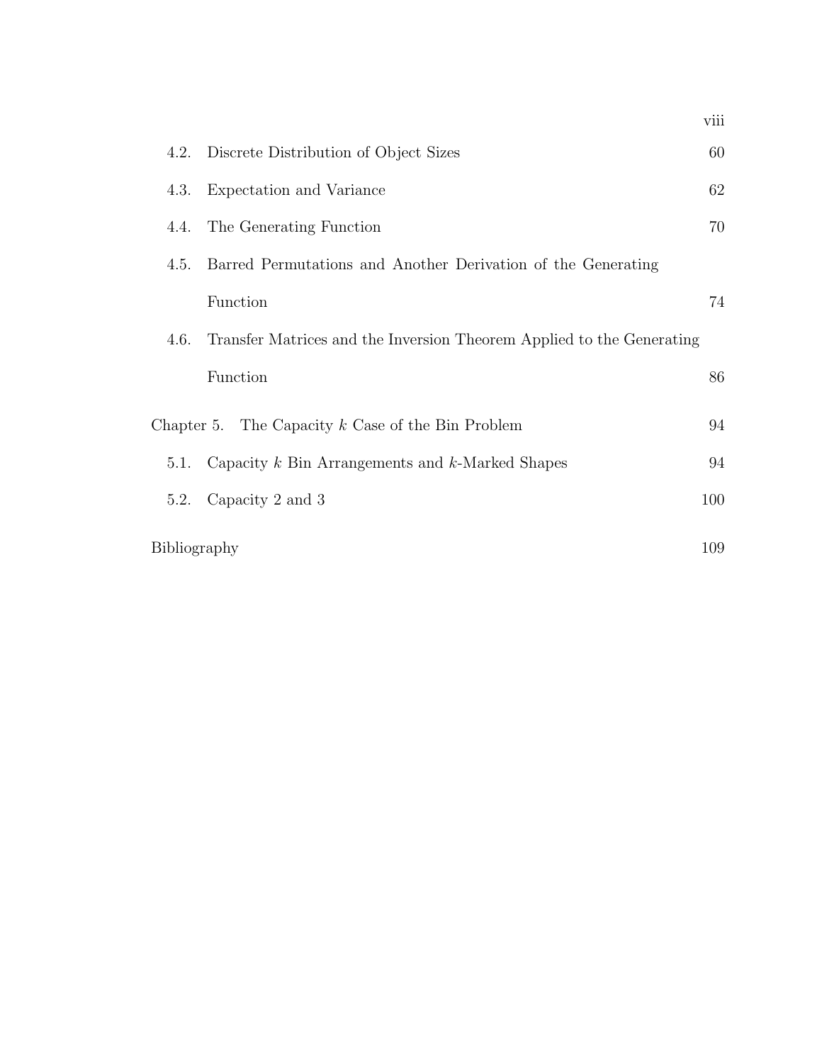| | | |
|---|---|---|
| 4.2. | Discrete Distribution of Object Sizes | 60 |
| 4.3. | Expectation and Variance | 62 |
| 4.4. | The Generating Function | 70 |
| 4.5. | Barred Permutations and Another Derivation of the Generating Function | 74 |
| 4.6. | Transfer Matrices and the Inversion Theorem Applied to the Generating Function | 86 |
| Chapter 5. | The Capacity $k$ Case of the Bin Problem | 94 |
| 5.1. | Capacity $k$ Bin Arrangements and $k$-Marked Shapes | 94 |
| 5.2. | Capacity 2 and 3 | 100 |
| Bibliography | | 109 |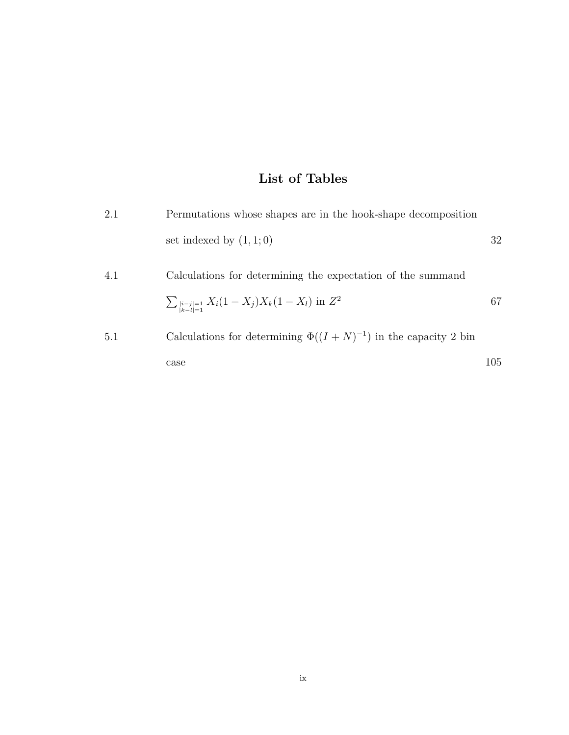# List of Tables

| | | |
|---|---|---|
| 2.1 | Permutations whose shapes are in the hook-shape decomposition set indexed by $(1, 1; 0)$ | 32 |
| 4.1 | Calculations for determining the expectation of the summand $\sum_{\substack{\lvert i-j\rvert=1 \\ \lvert k-l\rvert=1}} X_i(1-X_j)X_k(1-X_l)$ in $Z^2$ | 67 |
| 5.1 | Calculations for determining $\Phi((I+N)^{-1})$ in the capacity 2 bin case | 105 |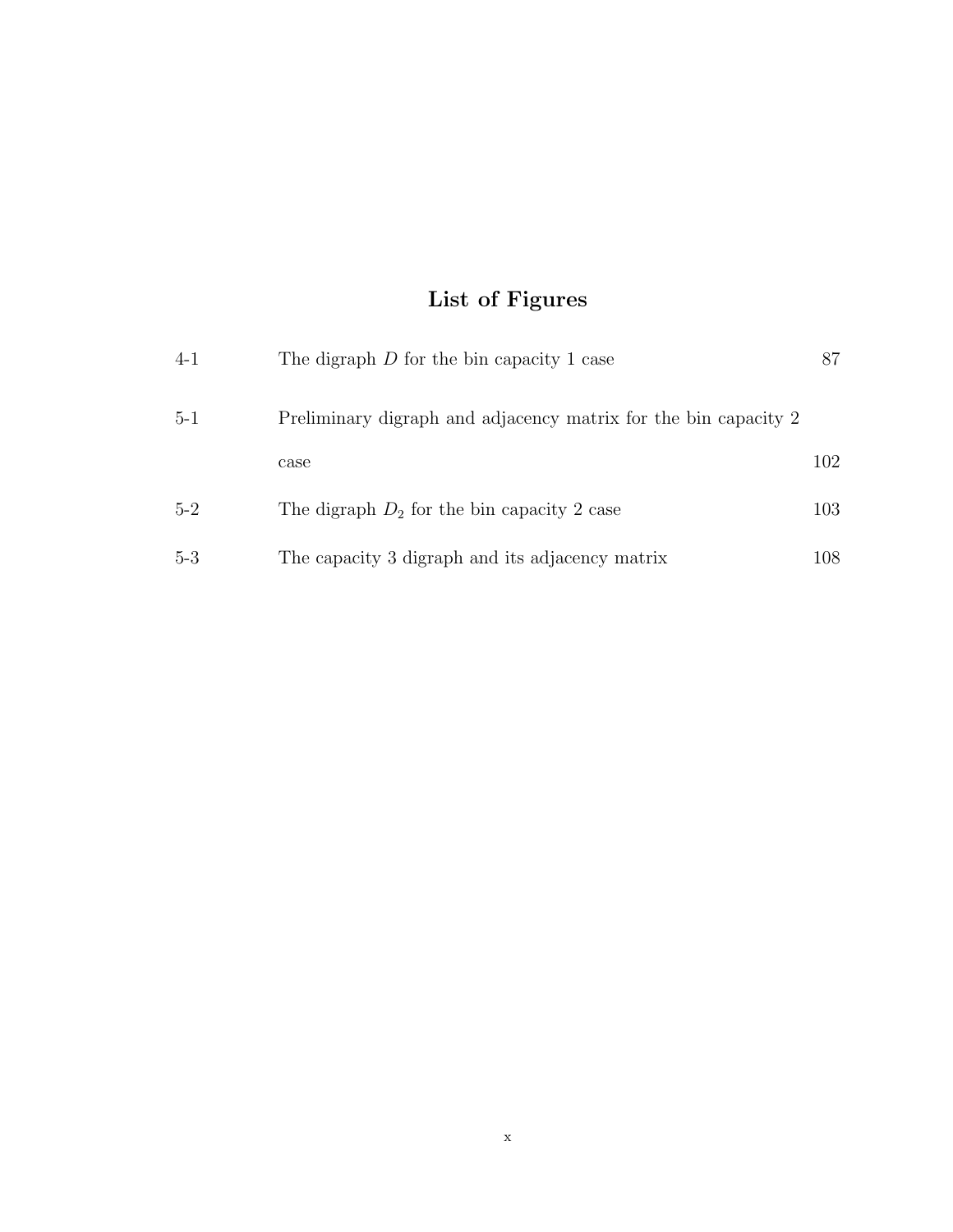# List of Figures

| | | |
|---|---|---|
| 4-1 | The digraph $D$ for the bin capacity 1 case | 87 |
| 5-1 | Preliminary digraph and adjacency matrix for the bin capacity 2 case | 102 |
| 5-2 | The digraph $D_2$ for the bin capacity 2 case | 103 |
| 5-3 | The capacity 3 digraph and its adjacency matrix | 108 |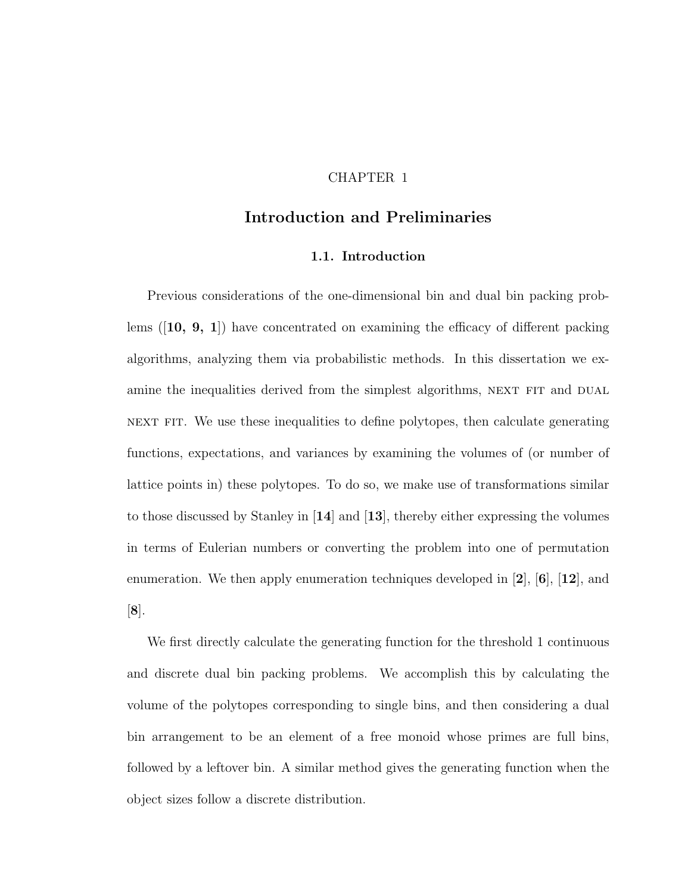CHAPTER 1

# Introduction and Preliminaries

## 1.1. Introduction

Previous considerations of the one-dimensional bin and dual bin packing problems ([**10, 9, 1**]) have concentrated on examining the efficacy of different packing algorithms, analyzing them via probabilistic methods. In this dissertation we examine the inequalities derived from the simplest algorithms, NEXT FIT and DUAL NEXT FIT. We use these inequalities to define polytopes, then calculate generating functions, expectations, and variances by examining the volumes of (or number of lattice points in) these polytopes. To do so, we make use of transformations similar to those discussed by Stanley in [**14**] and [**13**], thereby either expressing the volumes in terms of Eulerian numbers or converting the problem into one of permutation enumeration. We then apply enumeration techniques developed in [**2**], [**6**], [**12**], and [**8**].

We first directly calculate the generating function for the threshold 1 continuous and discrete dual bin packing problems. We accomplish this by calculating the volume of the polytopes corresponding to single bins, and then considering a dual bin arrangement to be an element of a free monoid whose primes are full bins, followed by a leftover bin. A similar method gives the generating function when the object sizes follow a discrete distribution.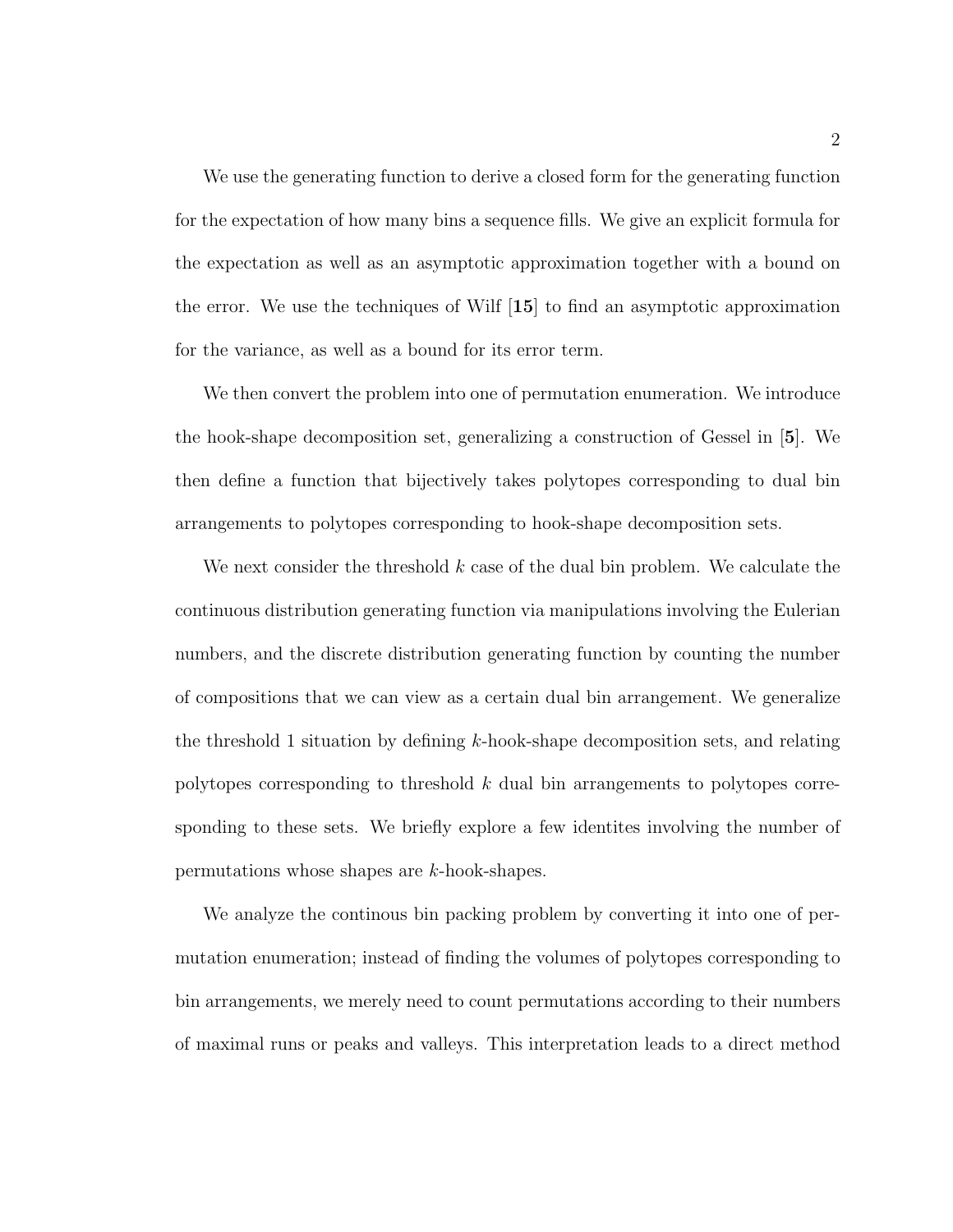We use the generating function to derive a closed form for the generating function for the expectation of how many bins a sequence fills. We give an explicit formula for the expectation as well as an asymptotic approximation together with a bound on the error. We use the techniques of Wilf [**15**] to find an asymptotic approximation for the variance, as well as a bound for its error term.

We then convert the problem into one of permutation enumeration. We introduce the hook-shape decomposition set, generalizing a construction of Gessel in [**5**]. We then define a function that bijectively takes polytopes corresponding to dual bin arrangements to polytopes corresponding to hook-shape decomposition sets.

We next consider the threshold $k$ case of the dual bin problem. We calculate the continuous distribution generating function via manipulations involving the Eulerian numbers, and the discrete distribution generating function by counting the number of compositions that we can view as a certain dual bin arrangement. We generalize the threshold 1 situation by defining $k$-hook-shape decomposition sets, and relating polytopes corresponding to threshold $k$ dual bin arrangements to polytopes corresponding to these sets. We briefly explore a few identites involving the number of permutations whose shapes are $k$-hook-shapes.

We analyze the continous bin packing problem by converting it into one of permutation enumeration; instead of finding the volumes of polytopes corresponding to bin arrangements, we merely need to count permutations according to their numbers of maximal runs or peaks and valleys. This interpretation leads to a direct method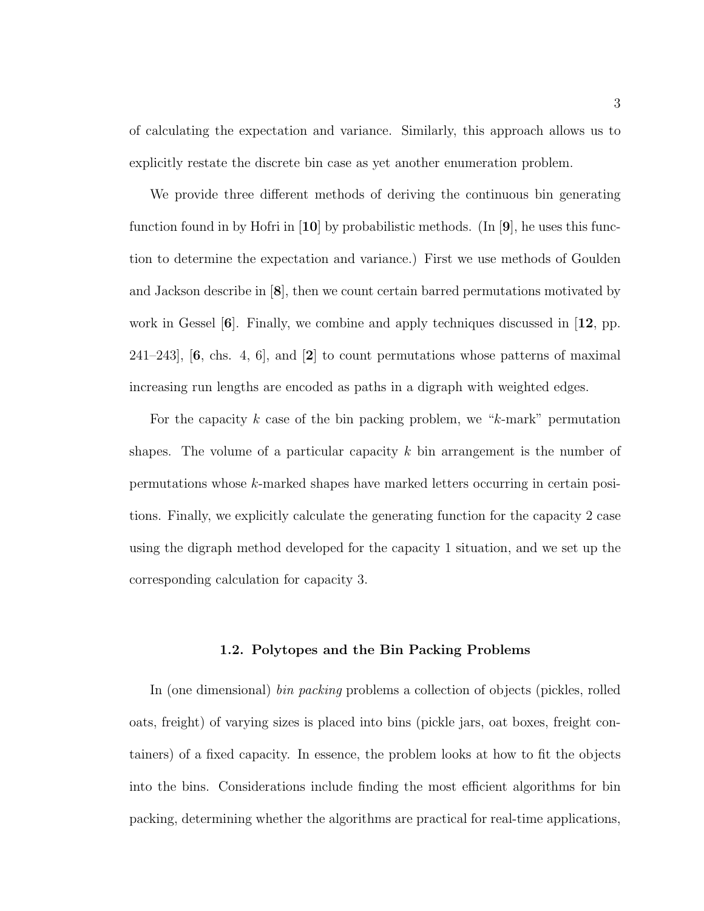of calculating the expectation and variance. Similarly, this approach allows us to explicitly restate the discrete bin case as yet another enumeration problem.

We provide three different methods of deriving the continuous bin generating function found in by Hofri in [**10**] by probabilistic methods. (In [**9**], he uses this function to determine the expectation and variance.) First we use methods of Goulden and Jackson describe in [**8**], then we count certain barred permutations motivated by work in Gessel [**6**]. Finally, we combine and apply techniques discussed in [**12**, pp. 241–243], [**6**, chs. 4, 6], and [**2**] to count permutations whose patterns of maximal increasing run lengths are encoded as paths in a digraph with weighted edges.

For the capacity $k$ case of the bin packing problem, we "$k$-mark" permutation shapes. The volume of a particular capacity $k$ bin arrangement is the number of permutations whose $k$-marked shapes have marked letters occurring in certain positions. Finally, we explicitly calculate the generating function for the capacity 2 case using the digraph method developed for the capacity 1 situation, and we set up the corresponding calculation for capacity 3.

### 1.2. Polytopes and the Bin Packing Problems

In (one dimensional) *bin packing* problems a collection of objects (pickles, rolled oats, freight) of varying sizes is placed into bins (pickle jars, oat boxes, freight containers) of a fixed capacity. In essence, the problem looks at how to fit the objects into the bins. Considerations include finding the most efficient algorithms for bin packing, determining whether the algorithms are practical for real-time applications,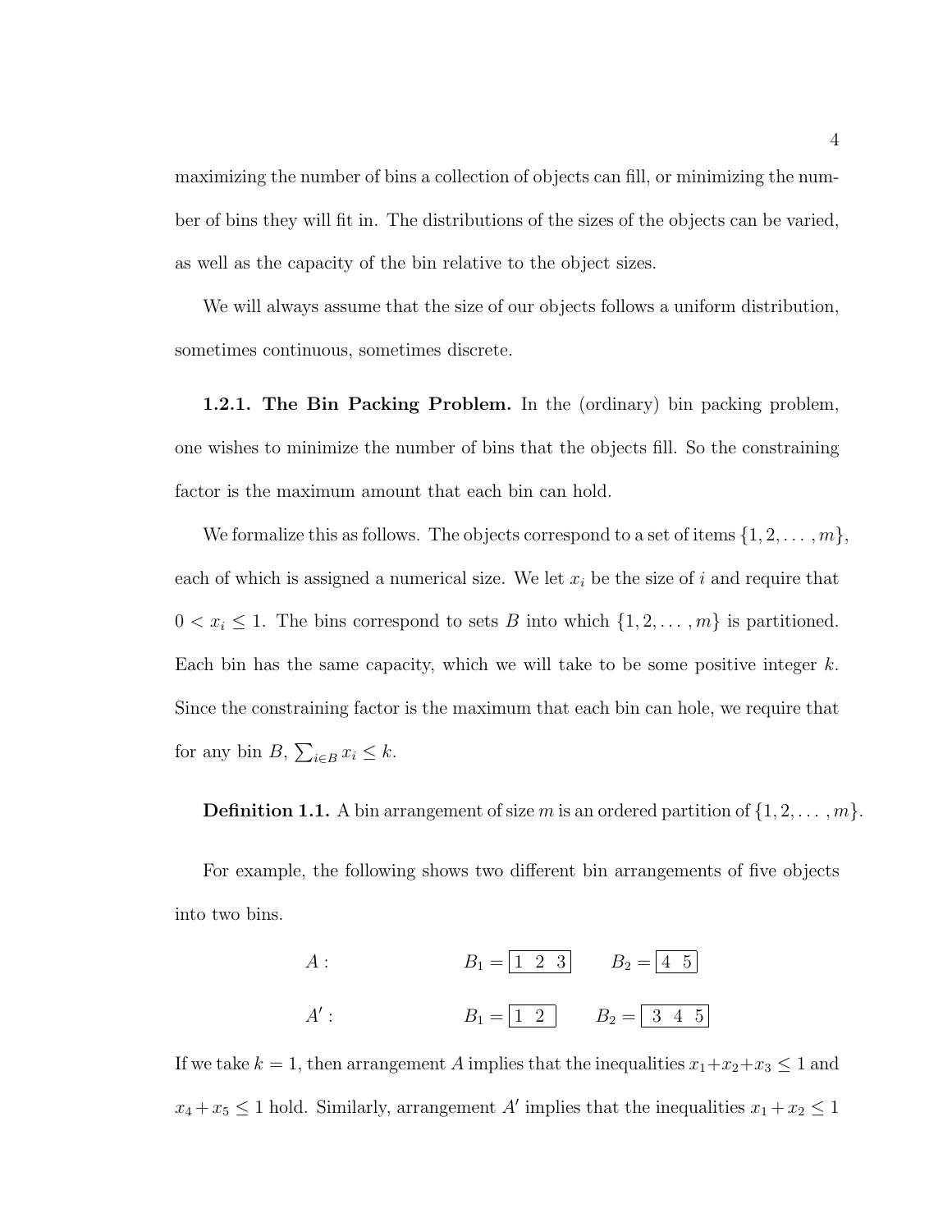maximizing the number of bins a collection of objects can fill, or minimizing the number of bins they will fit in. The distributions of the sizes of the objects can be varied, as well as the capacity of the bin relative to the object sizes.

We will always assume that the size of our objects follows a uniform distribution, sometimes continuous, sometimes discrete.

**1.2.1. The Bin Packing Problem.** In the (ordinary) bin packing problem, one wishes to minimize the number of bins that the objects fill. So the constraining factor is the maximum amount that each bin can hold.

We formalize this as follows. The objects correspond to a set of items $\{1, 2, \ldots, m\}$, each of which is assigned a numerical size. We let $x_i$ be the size of $i$ and require that $0 < x_i \leq 1$. The bins correspond to sets $B$ into which $\{1, 2, \ldots, m\}$ is partitioned. Each bin has the same capacity, which we will take to be some positive integer $k$. Since the constraining factor is the maximum that each bin can hole, we require that for any bin $B$, $\sum_{i \in B} x_i \leq k$.

**Definition 1.1.** A bin arrangement of size $m$ is an ordered partition of $\{1, 2, \ldots, m\}$.

For example, the following shows two different bin arrangements of five objects into two bins.

$$A: \qquad B_1 = \boxed{1\ \ 2\ \ 3} \qquad B_2 = \boxed{4\ \ 5}$$

$$A': \qquad B_1 = \boxed{1\ \ 2} \qquad B_2 = \boxed{3\ \ 4\ \ 5}$$

If we take $k = 1$, then arrangement $A$ implies that the inequalities $x_1 + x_2 + x_3 \leq 1$ and $x_4 + x_5 \leq 1$ hold. Similarly, arrangement $A'$ implies that the inequalities $x_1 + x_2 \leq 1$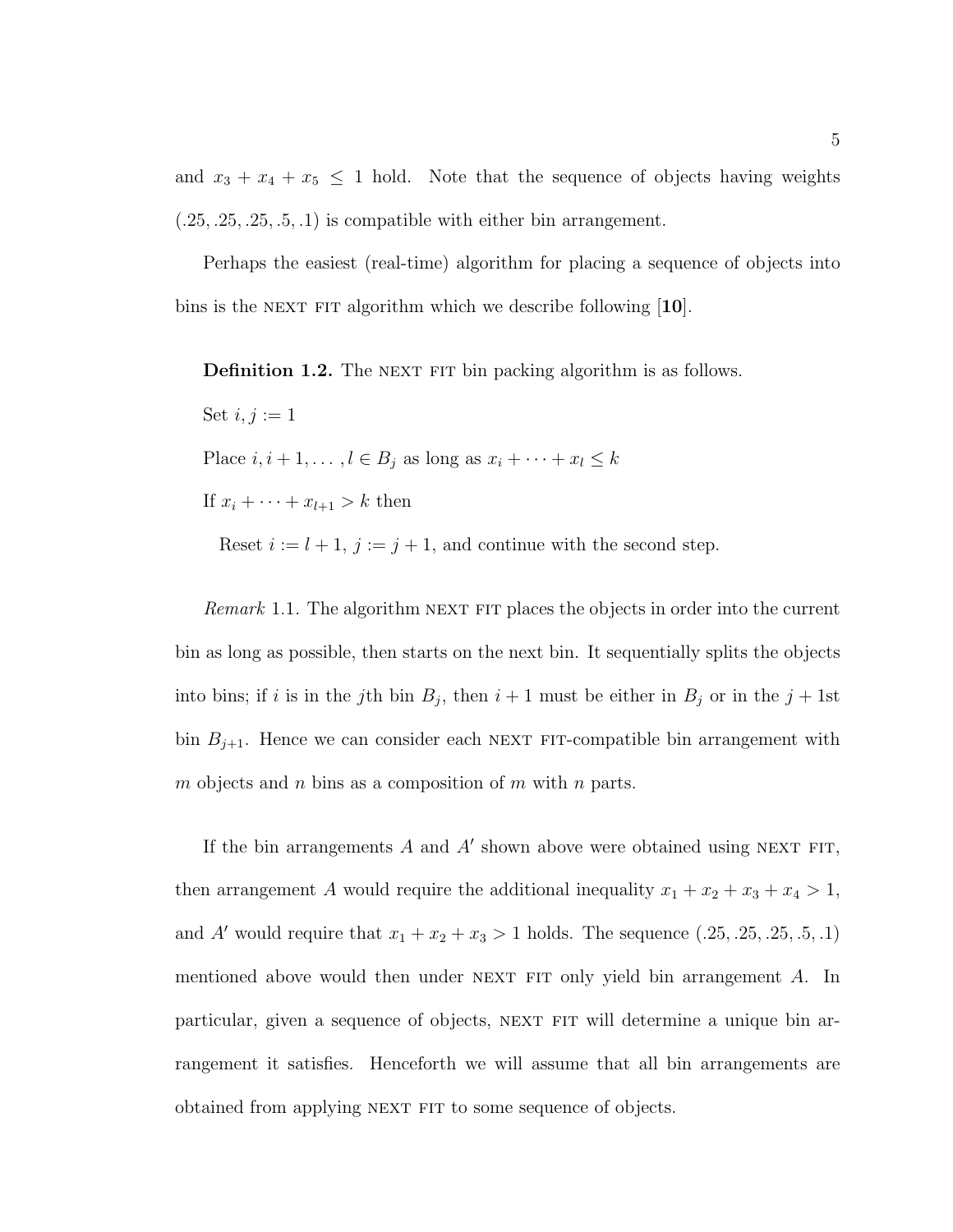and $x_3 + x_4 + x_5 \leq 1$ hold. Note that the sequence of objects having weights $(.25, .25, .25, .5, .1)$ is compatible with either bin arrangement.

Perhaps the easiest (real-time) algorithm for placing a sequence of objects into bins is the NEXT FIT algorithm which we describe following [**10**].

**Definition 1.2.** The NEXT FIT bin packing algorithm is as follows.

Set $i, j := 1$

Place $i, i+1, \ldots, l \in B_j$ as long as $x_i + \cdots + x_l \leq k$

If $x_i + \cdots + x_{l+1} > k$ then

Reset $i := l + 1$, $j := j + 1$, and continue with the second step.

*Remark* 1.1. The algorithm NEXT FIT places the objects in order into the current bin as long as possible, then starts on the next bin. It sequentially splits the objects into bins; if $i$ is in the $j$th bin $B_j$, then $i + 1$ must be either in $B_j$ or in the $j + 1$st bin $B_{j+1}$. Hence we can consider each NEXT FIT-compatible bin arrangement with $m$ objects and $n$ bins as a composition of $m$ with $n$ parts.

If the bin arrangements $A$ and $A'$ shown above were obtained using NEXT FIT, then arrangement $A$ would require the additional inequality $x_1 + x_2 + x_3 + x_4 > 1$, and $A'$ would require that $x_1 + x_2 + x_3 > 1$ holds. The sequence $(.25, .25, .25, .5, .1)$ mentioned above would then under NEXT FIT only yield bin arrangement $A$. In particular, given a sequence of objects, NEXT FIT will determine a unique bin arrangement it satisfies. Henceforth we will assume that all bin arrangements are obtained from applying NEXT FIT to some sequence of objects.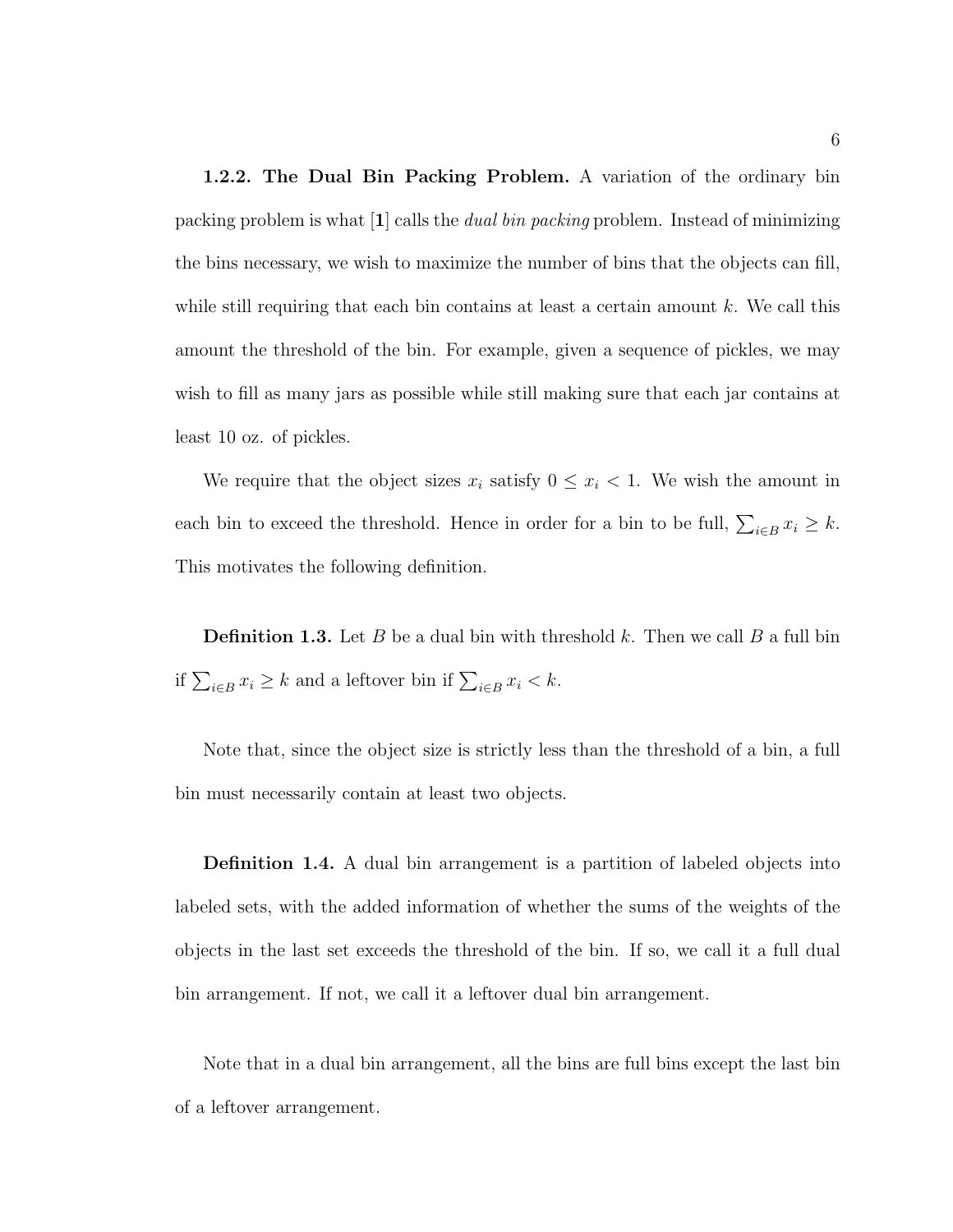**1.2.2. The Dual Bin Packing Problem.** A variation of the ordinary bin packing problem is what [**1**] calls the *dual bin packing* problem. Instead of minimizing the bins necessary, we wish to maximize the number of bins that the objects can fill, while still requiring that each bin contains at least a certain amount $k$. We call this amount the threshold of the bin. For example, given a sequence of pickles, we may wish to fill as many jars as possible while still making sure that each jar contains at least 10 oz. of pickles.

We require that the object sizes $x_i$ satisfy $0 \leq x_i < 1$. We wish the amount in each bin to exceed the threshold. Hence in order for a bin to be full, $\sum_{i \in B} x_i \geq k$. This motivates the following definition.

**Definition 1.3.** Let $B$ be a dual bin with threshold $k$. Then we call $B$ a full bin if $\sum_{i \in B} x_i \geq k$ and a leftover bin if $\sum_{i \in B} x_i < k$.

Note that, since the object size is strictly less than the threshold of a bin, a full bin must necessarily contain at least two objects.

**Definition 1.4.** A dual bin arrangement is a partition of labeled objects into labeled sets, with the added information of whether the sums of the weights of the objects in the last set exceeds the threshold of the bin. If so, we call it a full dual bin arrangement. If not, we call it a leftover dual bin arrangement.

Note that in a dual bin arrangement, all the bins are full bins except the last bin of a leftover arrangement.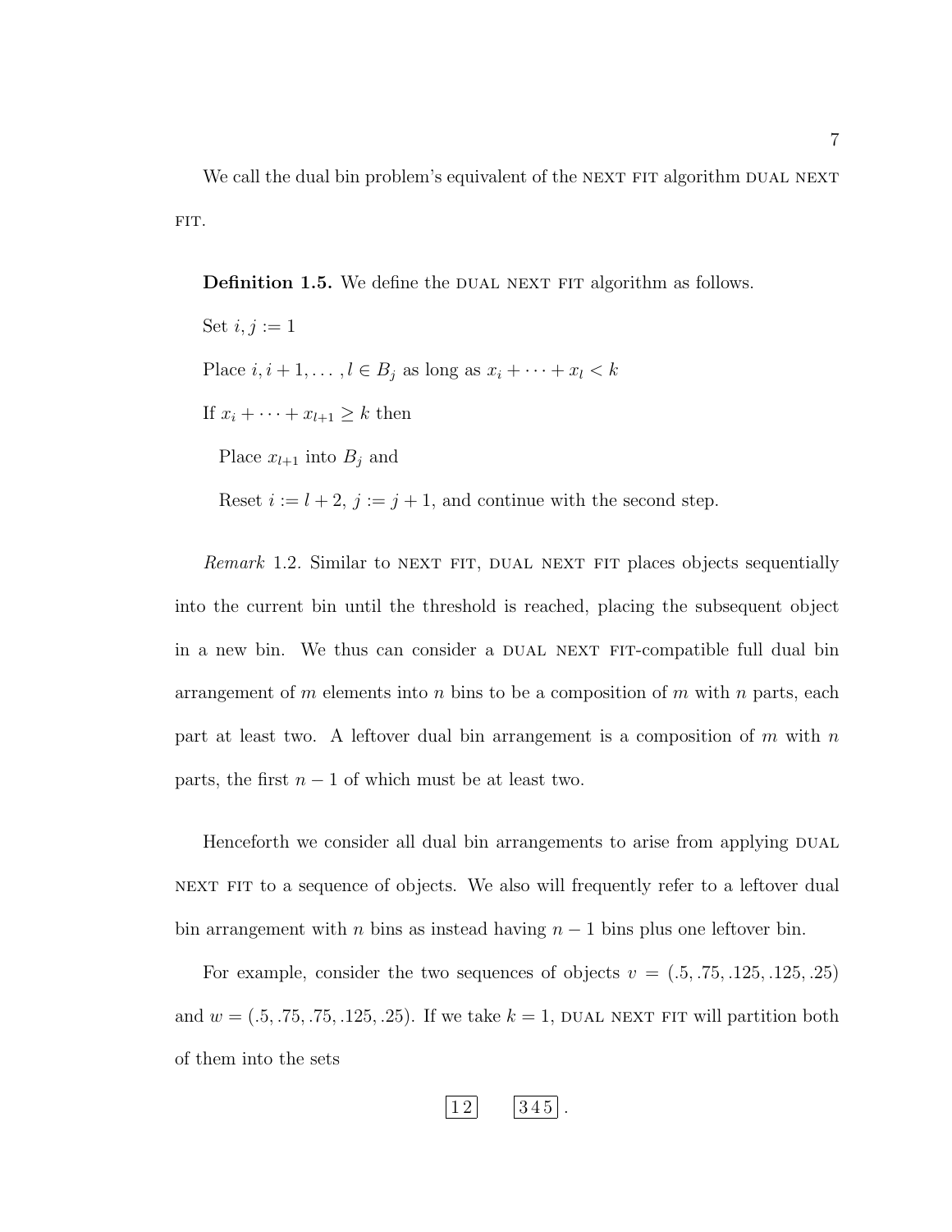We call the dual bin problem's equivalent of the NEXT FIT algorithm DUAL NEXT FIT.

**Definition 1.5.** We define the DUAL NEXT FIT algorithm as follows.

Set $i, j := 1$

Place $i, i+1, \ldots, l \in B_j$ as long as $x_i + \cdots + x_l < k$

If $x_i + \cdots + x_{l+1} \geq k$ then

  Place $x_{l+1}$ into $B_j$ and

  Reset $i := l+2$, $j := j+1$, and continue with the second step.

*Remark* 1.2. Similar to NEXT FIT, DUAL NEXT FIT places objects sequentially into the current bin until the threshold is reached, placing the subsequent object in a new bin. We thus can consider a DUAL NEXT FIT-compatible full dual bin arrangement of $m$ elements into $n$ bins to be a composition of $m$ with $n$ parts, each part at least two. A leftover dual bin arrangement is a composition of $m$ with $n$ parts, the first $n-1$ of which must be at least two.

Henceforth we consider all dual bin arrangements to arise from applying DUAL NEXT FIT to a sequence of objects. We also will frequently refer to a leftover dual bin arrangement with $n$ bins as instead having $n-1$ bins plus one leftover bin.

For example, consider the two sequences of objects $v = (.5, .75, .125, .125, .25)$ and $w = (.5, .75, .75, .125, .25)$. If we take $k = 1$, DUAL NEXT FIT will partition both of them into the sets

$$\boxed{1\,2} \qquad \boxed{3\,4\,5}\,.$$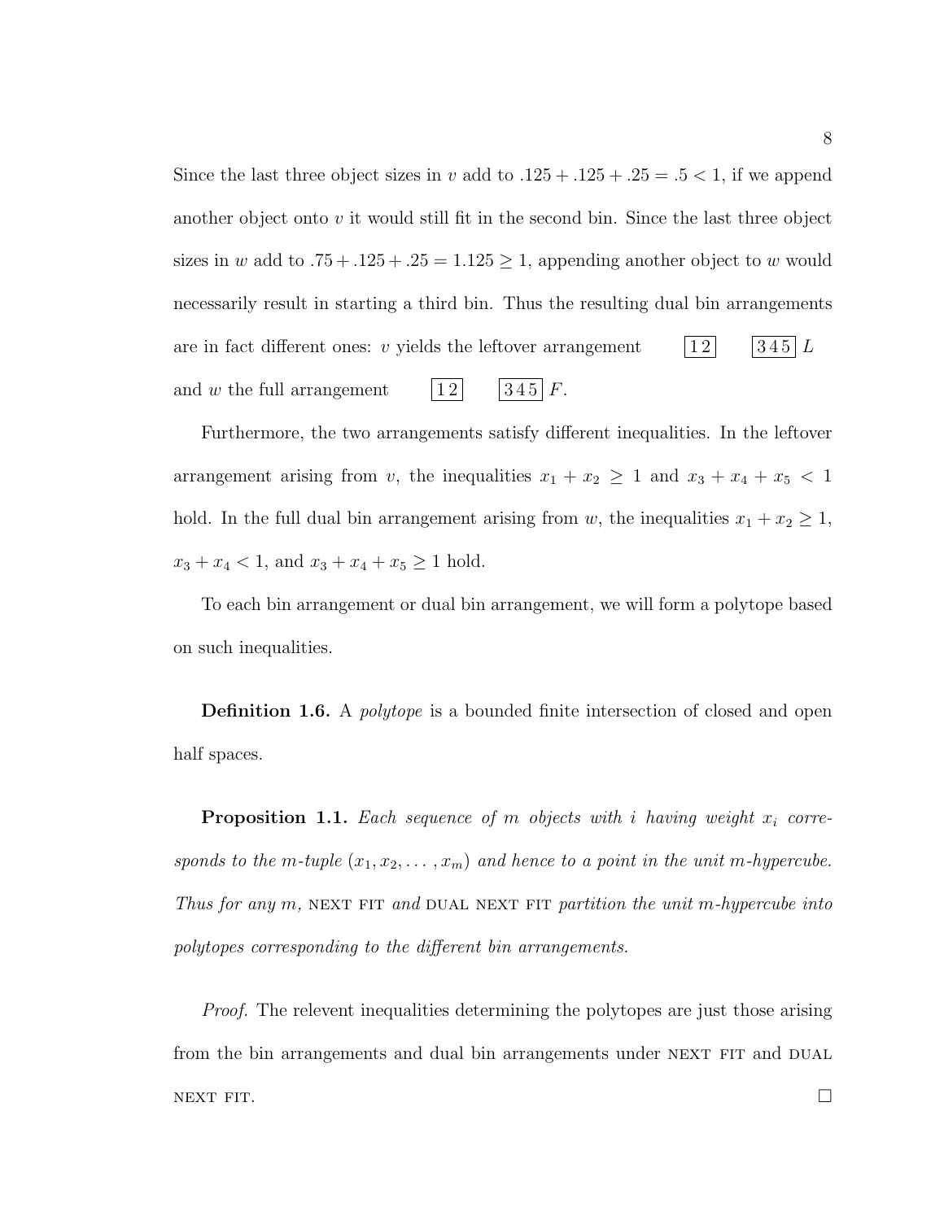Since the last three object sizes in $v$ add to $.125 + .125 + .25 = .5 < 1$, if we append another object onto $v$ it would still fit in the second bin. Since the last three object sizes in $w$ add to $.75 + .125 + .25 = 1.125 \geq 1$, appending another object to $w$ would necessarily result in starting a third bin. Thus the resulting dual bin arrangements are in fact different ones: $v$ yields the leftover arrangement $\boxed{1\,2}\quad\boxed{3\,4\,5}\,L$ and $w$ the full arrangement $\boxed{1\,2}\quad\boxed{3\,4\,5}\,F$.

Furthermore, the two arrangements satisfy different inequalities. In the leftover arrangement arising from $v$, the inequalities $x_1 + x_2 \geq 1$ and $x_3 + x_4 + x_5 < 1$ hold. In the full dual bin arrangement arising from $w$, the inequalities $x_1 + x_2 \geq 1$, $x_3 + x_4 < 1$, and $x_3 + x_4 + x_5 \geq 1$ hold.

To each bin arrangement or dual bin arrangement, we will form a polytope based on such inequalities.

**Definition 1.6.** A *polytope* is a bounded finite intersection of closed and open half spaces.

**Proposition 1.1.** *Each sequence of $m$ objects with $i$ having weight $x_i$ corresponds to the $m$-tuple $(x_1, x_2, \ldots, x_m)$ and hence to a point in the unit $m$-hypercube. Thus for any $m$,* NEXT FIT *and* DUAL NEXT FIT *partition the unit $m$-hypercube into polytopes corresponding to the different bin arrangements.*

*Proof.* The relevent inequalities determining the polytopes are just those arising from the bin arrangements and dual bin arrangements under NEXT FIT and DUAL NEXT FIT. □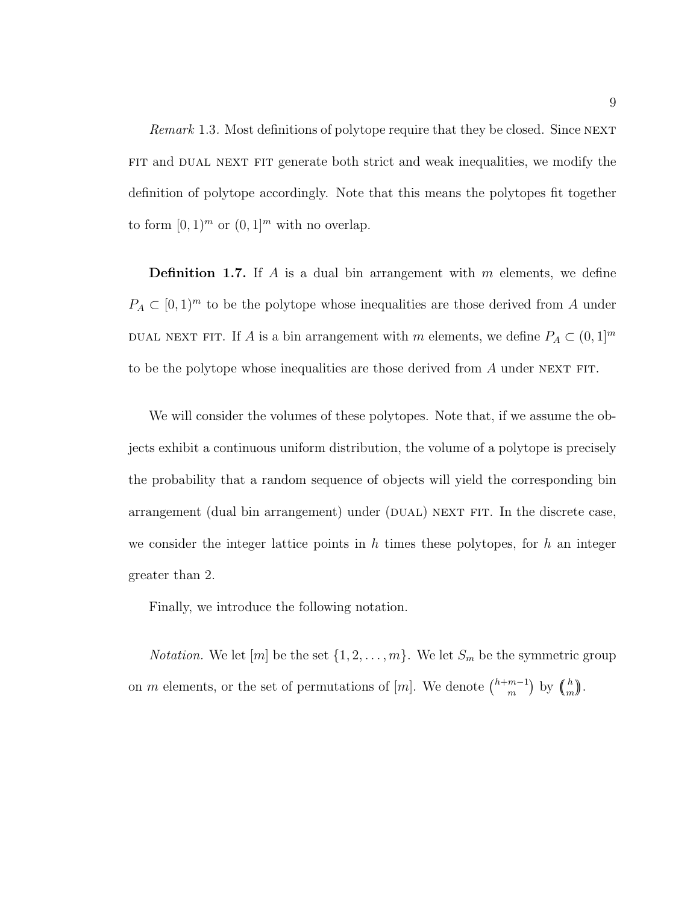*Remark* 1.3. Most definitions of polytope require that they be closed. Since NEXT FIT and DUAL NEXT FIT generate both strict and weak inequalities, we modify the definition of polytope accordingly. Note that this means the polytopes fit together to form $[0,1)^m$ or $(0,1]^m$ with no overlap.

**Definition 1.7.** If $A$ is a dual bin arrangement with $m$ elements, we define $P_A \subset [0,1)^m$ to be the polytope whose inequalities are those derived from $A$ under DUAL NEXT FIT. If $A$ is a bin arrangement with $m$ elements, we define $P_A \subset (0,1]^m$ to be the polytope whose inequalities are those derived from $A$ under NEXT FIT.

We will consider the volumes of these polytopes. Note that, if we assume the objects exhibit a continuous uniform distribution, the volume of a polytope is precisely the probability that a random sequence of objects will yield the corresponding bin arrangement (dual bin arrangement) under (DUAL) NEXT FIT. In the discrete case, we consider the integer lattice points in $h$ times these polytopes, for $h$ an integer greater than 2.

Finally, we introduce the following notation.

*Notation.* We let $[m]$ be the set $\{1, 2, \ldots, m\}$. We let $S_m$ be the symmetric group on $m$ elements, or the set of permutations of $[m]$. We denote $\binom{h+m-1}{m}$ by $\left(\!\binom{h}{m}\!\right)$.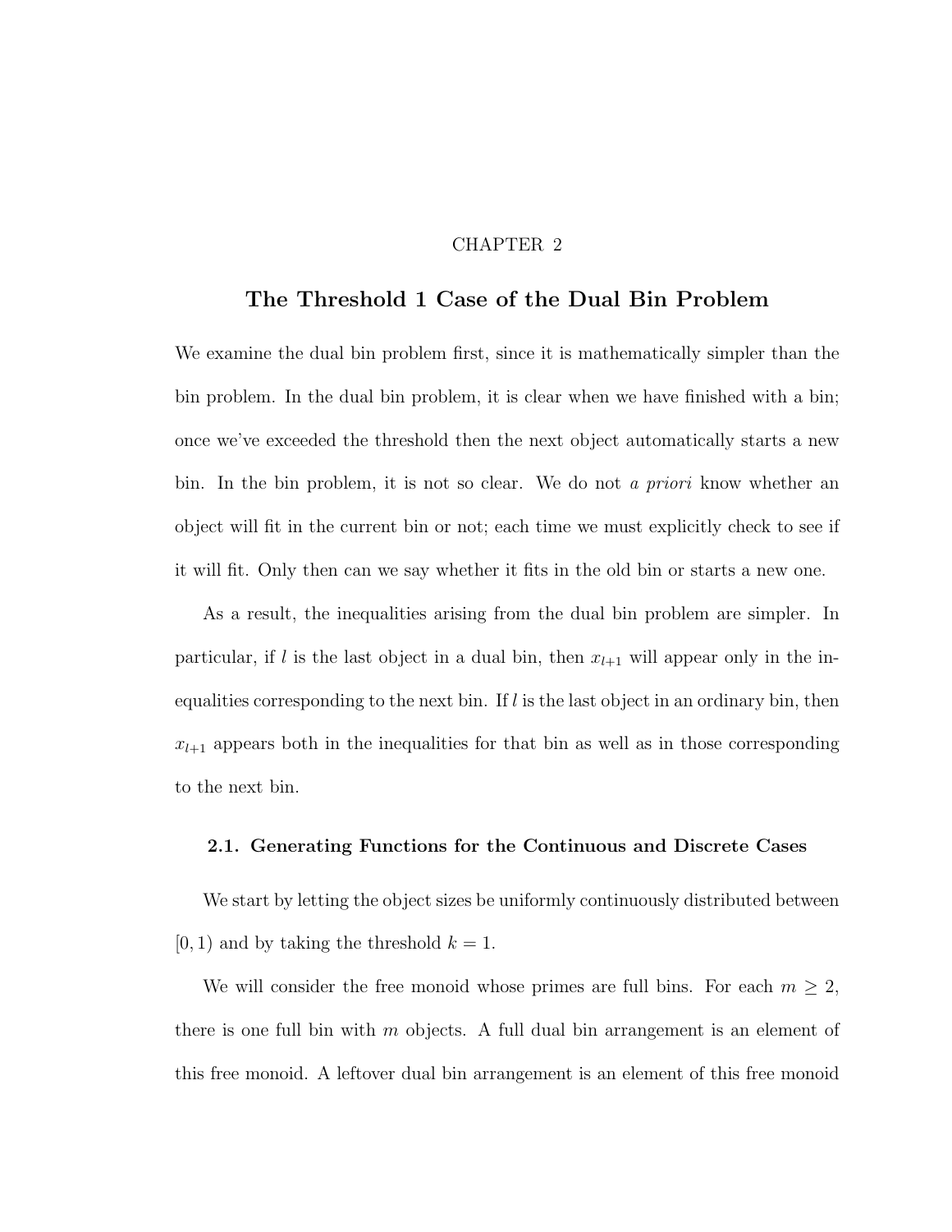# CHAPTER 2

# The Threshold 1 Case of the Dual Bin Problem

We examine the dual bin problem first, since it is mathematically simpler than the bin problem. In the dual bin problem, it is clear when we have finished with a bin; once we've exceeded the threshold then the next object automatically starts a new bin. In the bin problem, it is not so clear. We do not *a priori* know whether an object will fit in the current bin or not; each time we must explicitly check to see if it will fit. Only then can we say whether it fits in the old bin or starts a new one.

As a result, the inequalities arising from the dual bin problem are simpler. In particular, if $l$ is the last object in a dual bin, then $x_{l+1}$ will appear only in the inequalities corresponding to the next bin. If $l$ is the last object in an ordinary bin, then $x_{l+1}$ appears both in the inequalities for that bin as well as in those corresponding to the next bin.

## 2.1. Generating Functions for the Continuous and Discrete Cases

We start by letting the object sizes be uniformly continuously distributed between $[0, 1)$ and by taking the threshold $k = 1$.

We will consider the free monoid whose primes are full bins. For each $m \geq 2$, there is one full bin with $m$ objects. A full dual bin arrangement is an element of this free monoid. A leftover dual bin arrangement is an element of this free monoid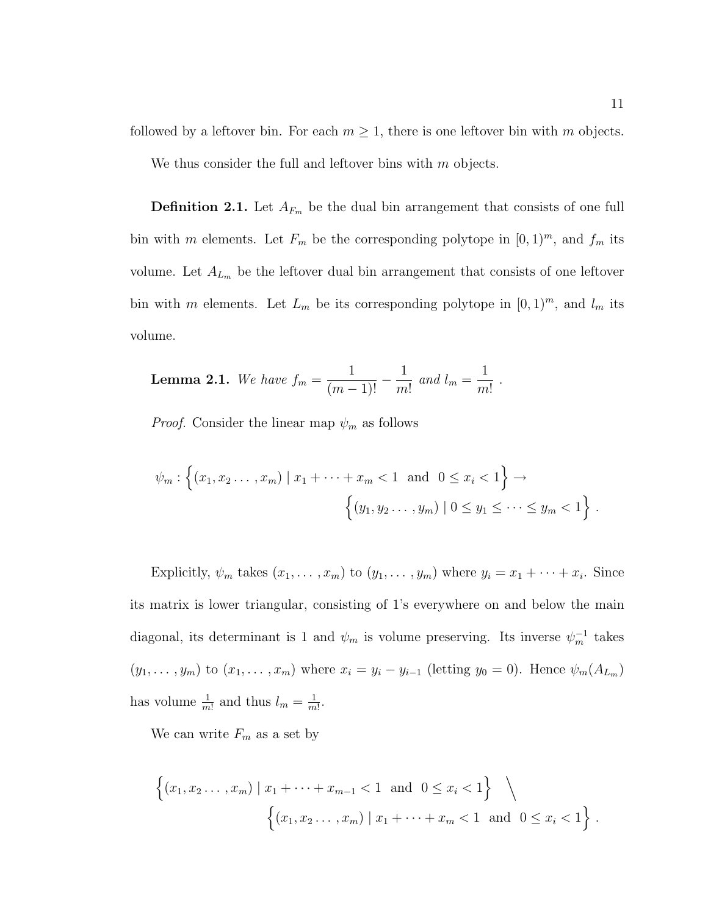followed by a leftover bin. For each $m \geq 1$, there is one leftover bin with $m$ objects.

We thus consider the full and leftover bins with $m$ objects.

**Definition 2.1.** Let $A_{F_m}$ be the dual bin arrangement that consists of one full bin with $m$ elements. Let $F_m$ be the corresponding polytope in $[0,1)^m$, and $f_m$ its volume. Let $A_{L_m}$ be the leftover dual bin arrangement that consists of one leftover bin with $m$ elements. Let $L_m$ be its corresponding polytope in $[0,1)^m$, and $l_m$ its volume.

**Lemma 2.1.** *We have* $f_m = \dfrac{1}{(m-1)!} - \dfrac{1}{m!}$ *and* $l_m = \dfrac{1}{m!}$ .

*Proof.* Consider the linear map $\psi_m$ as follows

$$\psi_m : \Big\{(x_1, x_2 \dots, x_m) \mid x_1 + \cdots + x_m < 1 \ \text{ and } \ 0 \leq x_i < 1\Big\} \to \Big\{(y_1, y_2 \dots, y_m) \mid 0 \leq y_1 \leq \cdots \leq y_m < 1\Big\} .$$

Explicitly, $\psi_m$ takes $(x_1, \dots, x_m)$ to $(y_1, \dots, y_m)$ where $y_i = x_1 + \cdots + x_i$. Since its matrix is lower triangular, consisting of 1's everywhere on and below the main diagonal, its determinant is 1 and $\psi_m$ is volume preserving. Its inverse $\psi_m^{-1}$ takes $(y_1, \dots, y_m)$ to $(x_1, \dots, x_m)$ where $x_i = y_i - y_{i-1}$ (letting $y_0 = 0$). Hence $\psi_m(A_{L_m})$ has volume $\frac{1}{m!}$ and thus $l_m = \frac{1}{m!}$.

We can write $F_m$ as a set by

$$\Big\{(x_1, x_2 \dots, x_m) \mid x_1 + \cdots + x_{m-1} < 1 \ \text{ and } \ 0 \leq x_i < 1\Big\} \ \Big\backslash \ \Big\{(x_1, x_2 \dots, x_m) \mid x_1 + \cdots + x_m < 1 \ \text{ and } \ 0 \leq x_i < 1\Big\} .$$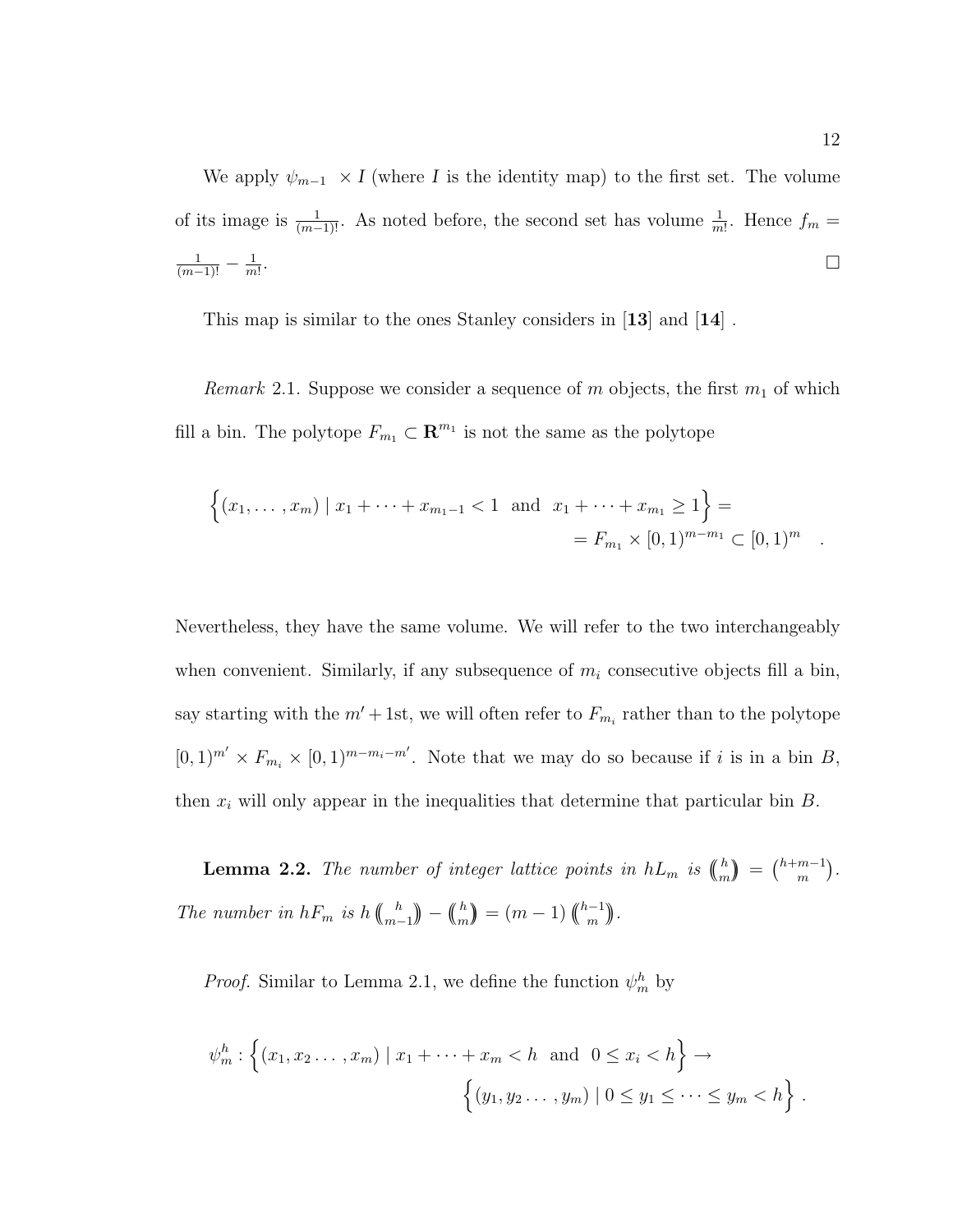We apply $\psi_{m-1} \times I$ (where $I$ is the identity map) to the first set. The volume of its image is $\frac{1}{(m-1)!}$. As noted before, the second set has volume $\frac{1}{m!}$. Hence $f_m = \frac{1}{(m-1)!} - \frac{1}{m!}$. $\square$

This map is similar to the ones Stanley considers in [**13**] and [**14**] .

*Remark* 2.1. Suppose we consider a sequence of $m$ objects, the first $m_1$ of which fill a bin. The polytope $F_{m_1} \subset \mathbf{R}^{m_1}$ is not the same as the polytope

$$\Big\{(x_1, \ldots, x_m) \mid x_1 + \cdots + x_{m_1 - 1} < 1 \ \text{ and } \ x_1 + \cdots + x_{m_1} \geq 1\Big\} = \\ = F_{m_1} \times [0,1)^{m-m_1} \subset [0,1)^m \quad .$$

Nevertheless, they have the same volume. We will refer to the two interchangeably when convenient. Similarly, if any subsequence of $m_i$ consecutive objects fill a bin, say starting with the $m'+1$st, we will often refer to $F_{m_i}$ rather than to the polytope $[0,1)^{m'} \times F_{m_i} \times [0,1)^{m-m_i-m'}$. Note that we may do so because if $i$ is in a bin $B$, then $x_i$ will only appear in the inequalities that determine that particular bin $B$.

**Lemma 2.2.** *The number of integer lattice points in $hL_m$ is $\left(\!\binom{h}{m}\!\right) = \binom{h+m-1}{m}$. The number in $hF_m$ is $h\left(\!\binom{h}{m-1}\!\right) - \left(\!\binom{h}{m}\!\right) = (m-1)\left(\!\binom{h-1}{m}\!\right)$.*

*Proof.* Similar to Lemma 2.1, we define the function $\psi_m^h$ by

$$\psi_m^h : \Big\{(x_1, x_2 \ldots, x_m) \mid x_1 + \cdots + x_m < h \ \text{ and } \ 0 \leq x_i < h\Big\} \to \\ \Big\{(y_1, y_2 \ldots, y_m) \mid 0 \leq y_1 \leq \cdots \leq y_m < h\Big\} \ .$$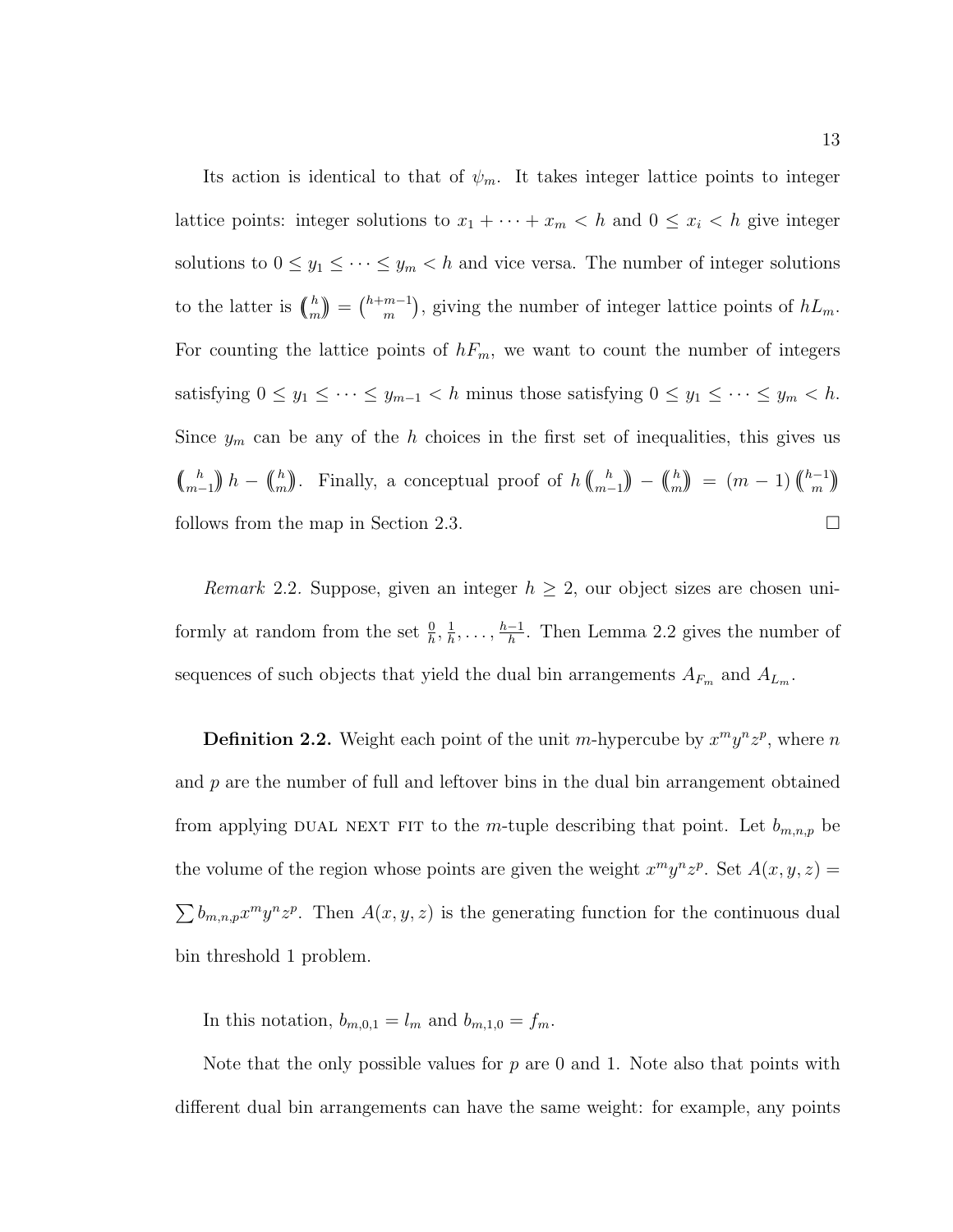Its action is identical to that of $\psi_m$. It takes integer lattice points to integer lattice points: integer solutions to $x_1 + \cdots + x_m < h$ and $0 \le x_i < h$ give integer solutions to $0 \le y_1 \le \cdots \le y_m < h$ and vice versa. The number of integer solutions to the latter is $\left(\!\binom{h}{m}\!\right) = \binom{h+m-1}{m}$, giving the number of integer lattice points of $hL_m$. For counting the lattice points of $hF_m$, we want to count the number of integers satisfying $0 \le y_1 \le \cdots \le y_{m-1} < h$ minus those satisfying $0 \le y_1 \le \cdots \le y_m < h$. Since $y_m$ can be any of the $h$ choices in the first set of inequalities, this gives us $\left(\!\binom{h}{m-1}\!\right) h - \left(\!\binom{h}{m}\!\right)$. Finally, a conceptual proof of $h\left(\!\binom{h}{m-1}\!\right) - \left(\!\binom{h}{m}\!\right) = (m-1)\left(\!\binom{h-1}{m}\!\right)$ follows from the map in Section 2.3. □

*Remark* 2.2. Suppose, given an integer $h \ge 2$, our object sizes are chosen uniformly at random from the set $\frac{0}{h}, \frac{1}{h}, \ldots, \frac{h-1}{h}$. Then Lemma 2.2 gives the number of sequences of such objects that yield the dual bin arrangements $A_{F_m}$ and $A_{L_m}$.

**Definition 2.2.** Weight each point of the unit $m$-hypercube by $x^m y^n z^p$, where $n$ and $p$ are the number of full and leftover bins in the dual bin arrangement obtained from applying DUAL NEXT FIT to the $m$-tuple describing that point. Let $b_{m,n,p}$ be the volume of the region whose points are given the weight $x^m y^n z^p$. Set $A(x, y, z) = \sum b_{m,n,p} x^m y^n z^p$. Then $A(x, y, z)$ is the generating function for the continuous dual bin threshold 1 problem.

In this notation, $b_{m,0,1} = l_m$ and $b_{m,1,0} = f_m$.

Note that the only possible values for $p$ are 0 and 1. Note also that points with different dual bin arrangements can have the same weight: for example, any points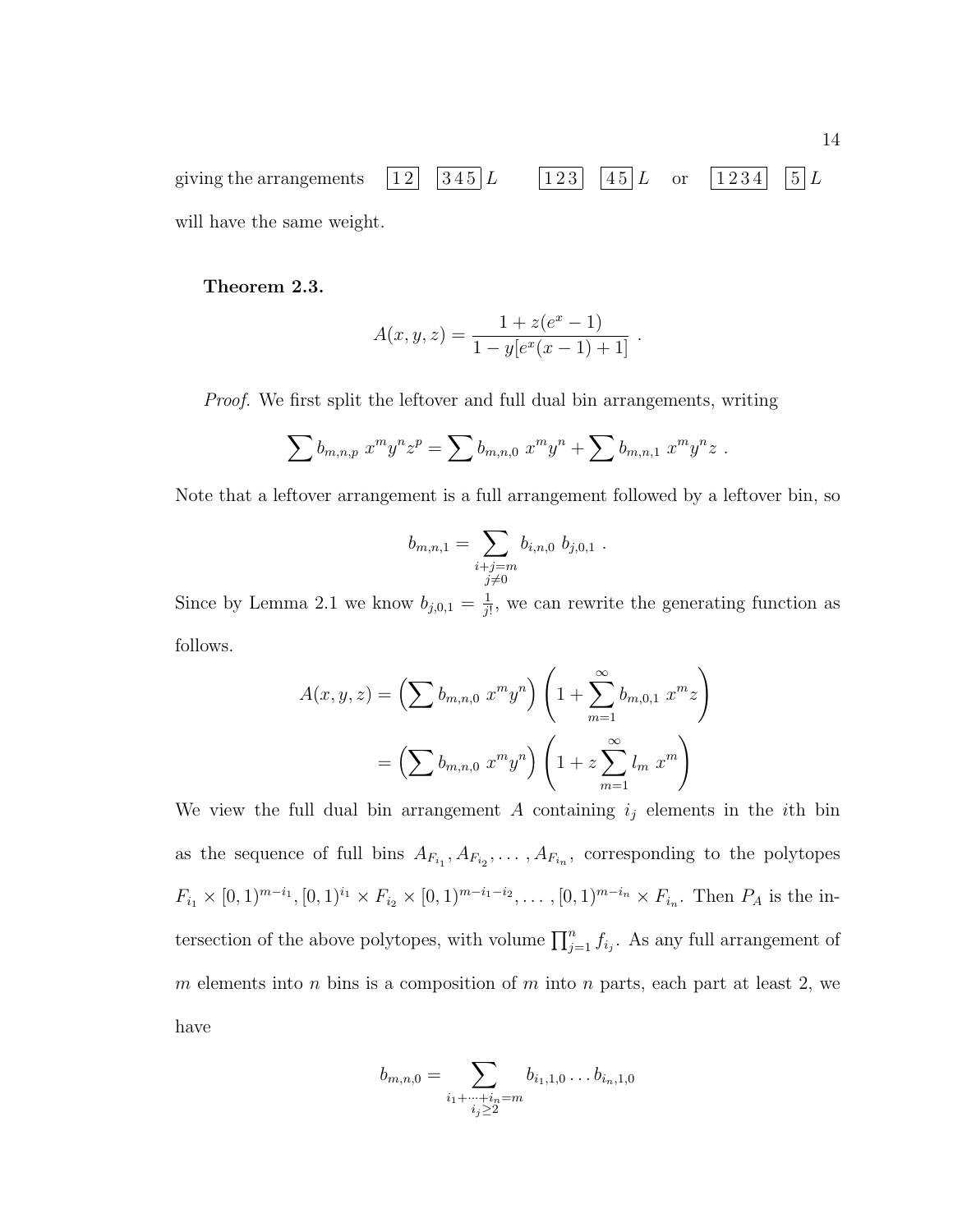giving the arrangements $\boxed{1\,2}\ \boxed{3\,4\,5}\,L\qquad \boxed{1\,2\,3}\ \boxed{4\,5}\,L\quad$ or $\quad\boxed{1\,2\,3\,4}\ \boxed{5}\,L$

will have the same weight.

**Theorem 2.3.**

$$A(x,y,z) = \frac{1 + z(e^x - 1)}{1 - y[e^x(x-1) + 1]}\ .$$

*Proof.* We first split the leftover and full dual bin arrangements, writing

$$\sum b_{m,n,p}\ x^m y^n z^p = \sum b_{m,n,0}\ x^m y^n + \sum b_{m,n,1}\ x^m y^n z\ .$$

Note that a leftover arrangement is a full arrangement followed by a leftover bin, so

$$b_{m,n,1} = \sum_{\substack{i+j=m \\ j \neq 0}} b_{i,n,0}\ b_{j,0,1}\ .$$

Since by Lemma 2.1 we know $b_{j,0,1} = \frac{1}{j!}$, we can rewrite the generating function as follows.

$$\begin{aligned}
A(x,y,z) &= \left(\sum b_{m,n,0}\ x^m y^n\right)\left(1 + \sum_{m=1}^{\infty} b_{m,0,1}\ x^m z\right) \\
&= \left(\sum b_{m,n,0}\ x^m y^n\right)\left(1 + z\sum_{m=1}^{\infty} l_m\ x^m\right)
\end{aligned}$$

We view the full dual bin arrangement $A$ containing $i_j$ elements in the $i$th bin as the sequence of full bins $A_{F_{i_1}}, A_{F_{i_2}}, \ldots, A_{F_{i_n}}$, corresponding to the polytopes $F_{i_1} \times [0,1)^{m-i_1}, [0,1)^{i_1} \times F_{i_2} \times [0,1)^{m-i_1-i_2}, \ldots, [0,1)^{m-i_n} \times F_{i_n}$. Then $P_A$ is the intersection of the above polytopes, with volume $\prod_{j=1}^{n} f_{i_j}$. As any full arrangement of $m$ elements into $n$ bins is a composition of $m$ into $n$ parts, each part at least 2, we have

$$b_{m,n,0} = \sum_{\substack{i_1+\cdots+i_n=m \\ i_j \geq 2}} b_{i_1,1,0} \ldots b_{i_n,1,0}$$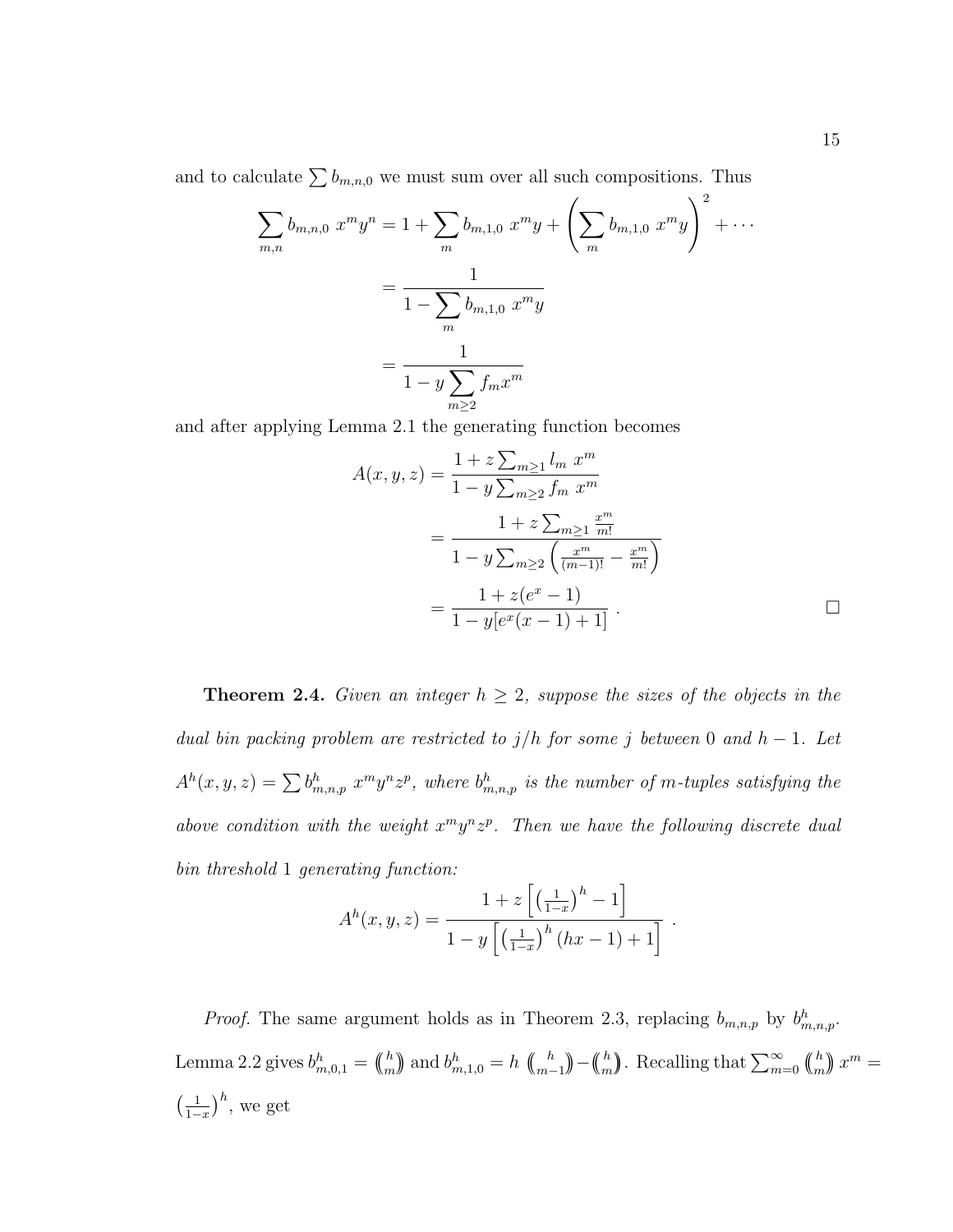and to calculate $\sum b_{m,n,0}$ we must sum over all such compositions. Thus

$$\begin{aligned}
\sum_{m,n} b_{m,n,0}\ x^m y^n &= 1 + \sum_m b_{m,1,0}\ x^m y + \left(\sum_m b_{m,1,0}\ x^m y\right)^2 + \cdots \\
&= \frac{1}{1 - \displaystyle\sum_m b_{m,1,0}\ x^m y} \\
&= \frac{1}{1 - y \displaystyle\sum_{m \geq 2} f_m x^m}
\end{aligned}$$

and after applying Lemma 2.1 the generating function becomes

$$\begin{aligned}
A(x,y,z) &= \frac{1 + z \sum_{m \geq 1} l_m\ x^m}{1 - y \sum_{m \geq 2} f_m\ x^m} \\
&= \frac{1 + z \sum_{m \geq 1} \frac{x^m}{m!}}{1 - y \sum_{m \geq 2} \left(\frac{x^m}{(m-1)!} - \frac{x^m}{m!}\right)} \\
&= \frac{1 + z(e^x - 1)}{1 - y[e^x(x-1) + 1]}\ .
\end{aligned}$$

□

**Theorem 2.4.** *Given an integer $h \geq 2$, suppose the sizes of the objects in the dual bin packing problem are restricted to $j/h$ for some $j$ between 0 and $h-1$. Let $A^h(x,y,z) = \sum b^h_{m,n,p}\ x^m y^n z^p$, where $b^h_{m,n,p}$ is the number of $m$-tuples satisfying the above condition with the weight $x^m y^n z^p$. Then we have the following discrete dual bin threshold 1 generating function:*

$$A^h(x,y,z) = \frac{1 + z\left[\left(\frac{1}{1-x}\right)^h - 1\right]}{1 - y\left[\left(\frac{1}{1-x}\right)^h (hx - 1) + 1\right]}\ .$$

*Proof.* The same argument holds as in Theorem 2.3, replacing $b_{m,n,p}$ by $b^h_{m,n,p}$. Lemma 2.2 gives $b^h_{m,0,1} = \left(\!\binom{h}{m}\!\right)$ and $b^h_{m,1,0} = h\ \left(\!\binom{h}{m-1}\!\right) - \left(\!\binom{h}{m}\!\right)$. Recalling that $\sum_{m=0}^{\infty} \left(\!\binom{h}{m}\!\right) x^m = \left(\frac{1}{1-x}\right)^h$, we get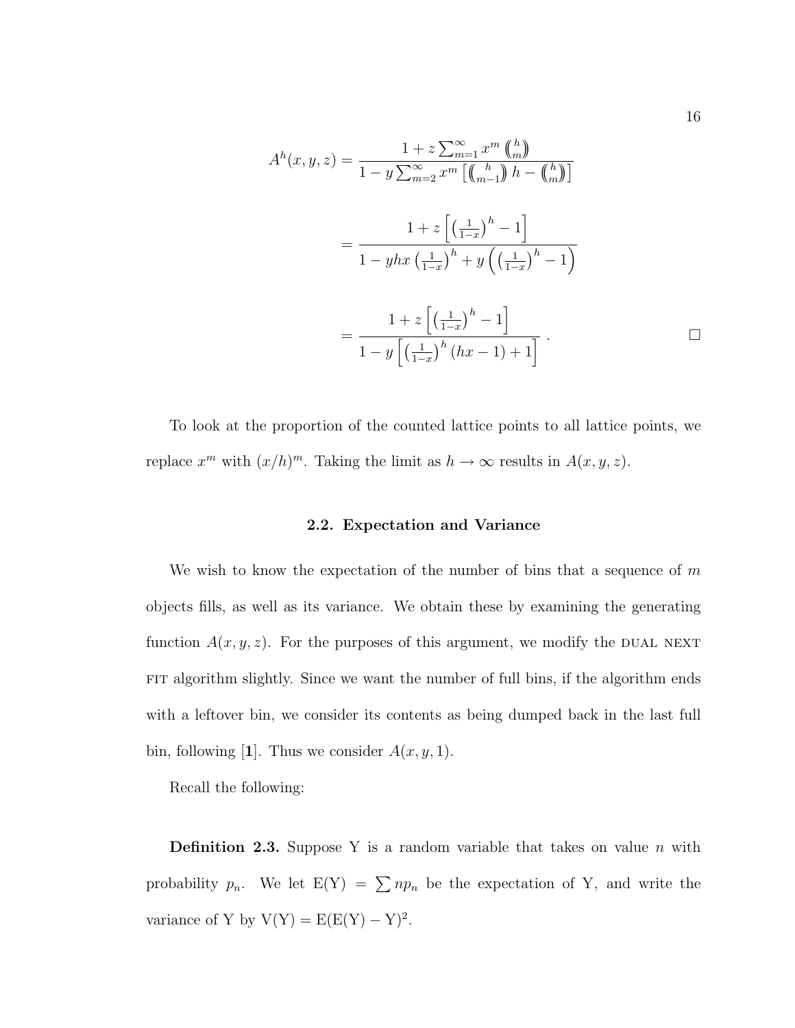$$
\begin{aligned}
A^h(x,y,z) &= \frac{1 + z\sum_{m=1}^{\infty} x^m \left(\!\!\binom{h}{m}\!\!\right)}{1 - y\sum_{m=2}^{\infty} x^m \left[\left(\!\!\binom{h}{m-1}\!\!\right) h - \left(\!\!\binom{h}{m}\!\!\right)\right]} \\
&= \frac{1 + z\left[\left(\frac{1}{1-x}\right)^h - 1\right]}{1 - yhx\left(\frac{1}{1-x}\right)^h + y\left(\left(\frac{1}{1-x}\right)^h - 1\right)} \\
&= \frac{1 + z\left[\left(\frac{1}{1-x}\right)^h - 1\right]}{1 - y\left[\left(\frac{1}{1-x}\right)^h (hx - 1) + 1\right]} . \qquad \square
\end{aligned}
$$

To look at the proportion of the counted lattice points to all lattice points, we replace $x^m$ with $(x/h)^m$. Taking the limit as $h \to \infty$ results in $A(x, y, z)$.

## 2.2. Expectation and Variance

We wish to know the expectation of the number of bins that a sequence of $m$ objects fills, as well as its variance. We obtain these by examining the generating function $A(x, y, z)$. For the purposes of this argument, we modify the DUAL NEXT FIT algorithm slightly. Since we want the number of full bins, if the algorithm ends with a leftover bin, we consider its contents as being dumped back in the last full bin, following [**1**]. Thus we consider $A(x, y, 1)$.

Recall the following:

**Definition 2.3.** Suppose Y is a random variable that takes on value $n$ with probability $p_n$. We let $\mathrm{E(Y)} = \sum np_n$ be the expectation of Y, and write the variance of Y by $\mathrm{V(Y)} = \mathrm{E(E(Y) - Y)}^2$.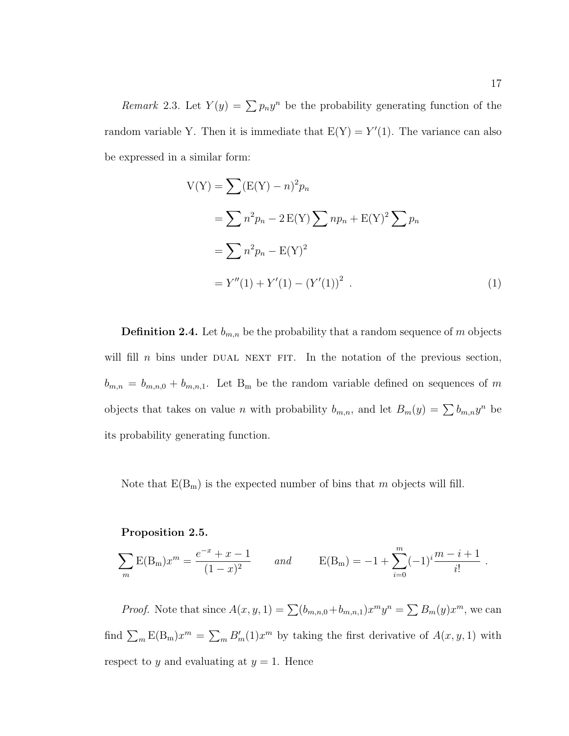*Remark* 2.3. Let $Y(y) = \sum p_n y^n$ be the probability generating function of the random variable Y. Then it is immediate that $\mathrm{E(Y)} = Y'(1)$. The variance can also be expressed in a similar form:

$$
\begin{aligned}
\mathrm{V(Y)} &= \sum (\mathrm{E(Y)} - n)^2 p_n \\
&= \sum n^2 p_n - 2\,\mathrm{E(Y)} \sum n p_n + \mathrm{E(Y)}^2 \sum p_n \\
&= \sum n^2 p_n - \mathrm{E(Y)}^2 \\
&= Y''(1) + Y'(1) - (Y'(1))^2 \ . \qquad (1)
\end{aligned}
$$

**Definition 2.4.** Let $b_{m,n}$ be the probability that a random sequence of $m$ objects will fill $n$ bins under DUAL NEXT FIT. In the notation of the previous section, $b_{m,n} = b_{m,n,0} + b_{m,n,1}$. Let $\mathrm{B_m}$ be the random variable defined on sequences of $m$ objects that takes on value $n$ with probability $b_{m,n}$, and let $B_m(y) = \sum b_{m,n} y^n$ be its probability generating function.

Note that $\mathrm{E(B_m)}$ is the expected number of bins that $m$ objects will fill.

**Proposition 2.5.**

$$
\sum_m \mathrm{E(B_m)} x^m = \frac{e^{-x} + x - 1}{(1-x)^2} \qquad \textit{and} \qquad \mathrm{E(B_m)} = -1 + \sum_{i=0}^{m} (-1)^i \frac{m-i+1}{i!} \ .
$$

*Proof.* Note that since $A(x, y, 1) = \sum (b_{m,n,0} + b_{m,n,1}) x^m y^n = \sum B_m(y) x^m$, we can find $\sum_m \mathrm{E(B_m)} x^m = \sum_m B'_m(1) x^m$ by taking the first derivative of $A(x, y, 1)$ with respect to $y$ and evaluating at $y = 1$. Hence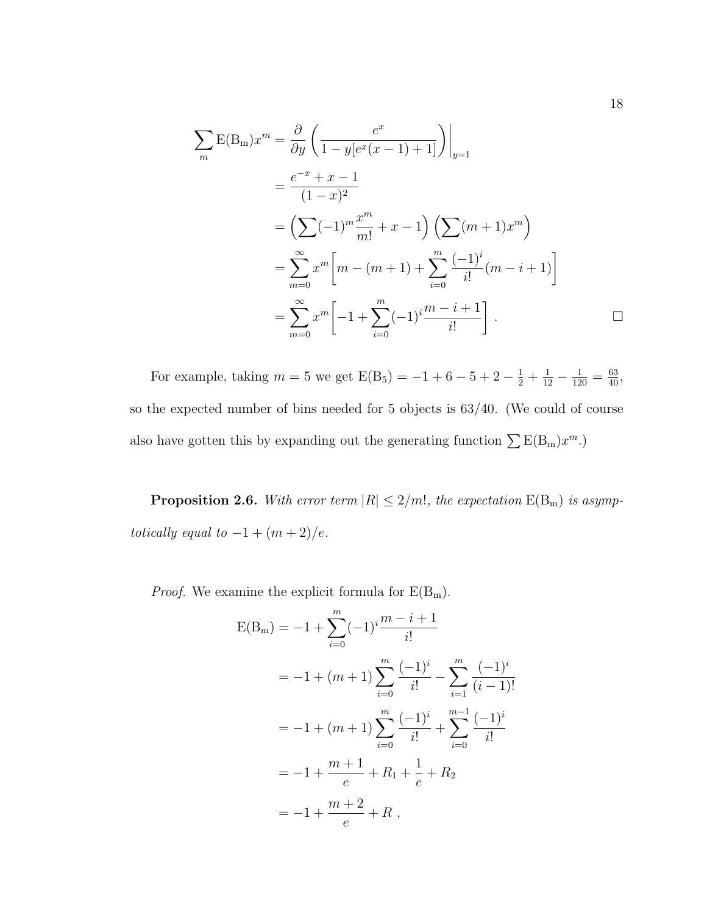$$
\begin{aligned}
\sum_m \mathrm{E}(\mathrm{B_m}) x^m &= \frac{\partial}{\partial y}\left(\frac{e^x}{1 - y[e^x(x-1)+1]}\right)\bigg|_{y=1} \\
&= \frac{e^{-x} + x - 1}{(1-x)^2} \\
&= \left(\sum (-1)^m \frac{x^m}{m!} + x - 1\right)\left(\sum (m+1)x^m\right) \\
&= \sum_{m=0}^{\infty} x^m \left[m - (m+1) + \sum_{i=0}^{m} \frac{(-1)^i}{i!}(m-i+1)\right] \\
&= \sum_{m=0}^{\infty} x^m \left[-1 + \sum_{i=0}^{m} (-1)^i \frac{m-i+1}{i!}\right] . \qquad \square
\end{aligned}
$$

For example, taking $m = 5$ we get $\mathrm{E}(\mathrm{B_5}) = -1 + 6 - 5 + 2 - \frac{1}{2} + \frac{1}{12} - \frac{1}{120} = \frac{63}{40}$, so the expected number of bins needed for 5 objects is 63/40. (We could of course also have gotten this by expanding out the generating function $\sum \mathrm{E}(\mathrm{B_m})x^m$.)

**Proposition 2.6.** *With error term $|R| \leq 2/m!$, the expectation $\mathrm{E}(\mathrm{B_m})$ is asymptotically equal to $-1 + (m+2)/e$.*

*Proof.* We examine the explicit formula for $\mathrm{E}(\mathrm{B_m})$.

$$
\begin{aligned}
\mathrm{E}(\mathrm{B_m}) &= -1 + \sum_{i=0}^{m} (-1)^i \frac{m-i+1}{i!} \\
&= -1 + (m+1)\sum_{i=0}^{m} \frac{(-1)^i}{i!} - \sum_{i=1}^{m} \frac{(-1)^i}{(i-1)!} \\
&= -1 + (m+1)\sum_{i=0}^{m} \frac{(-1)^i}{i!} + \sum_{i=0}^{m-1} \frac{(-1)^i}{i!} \\
&= -1 + \frac{m+1}{e} + R_1 + \frac{1}{e} + R_2 \\
&= -1 + \frac{m+2}{e} + R \ ,
\end{aligned}
$$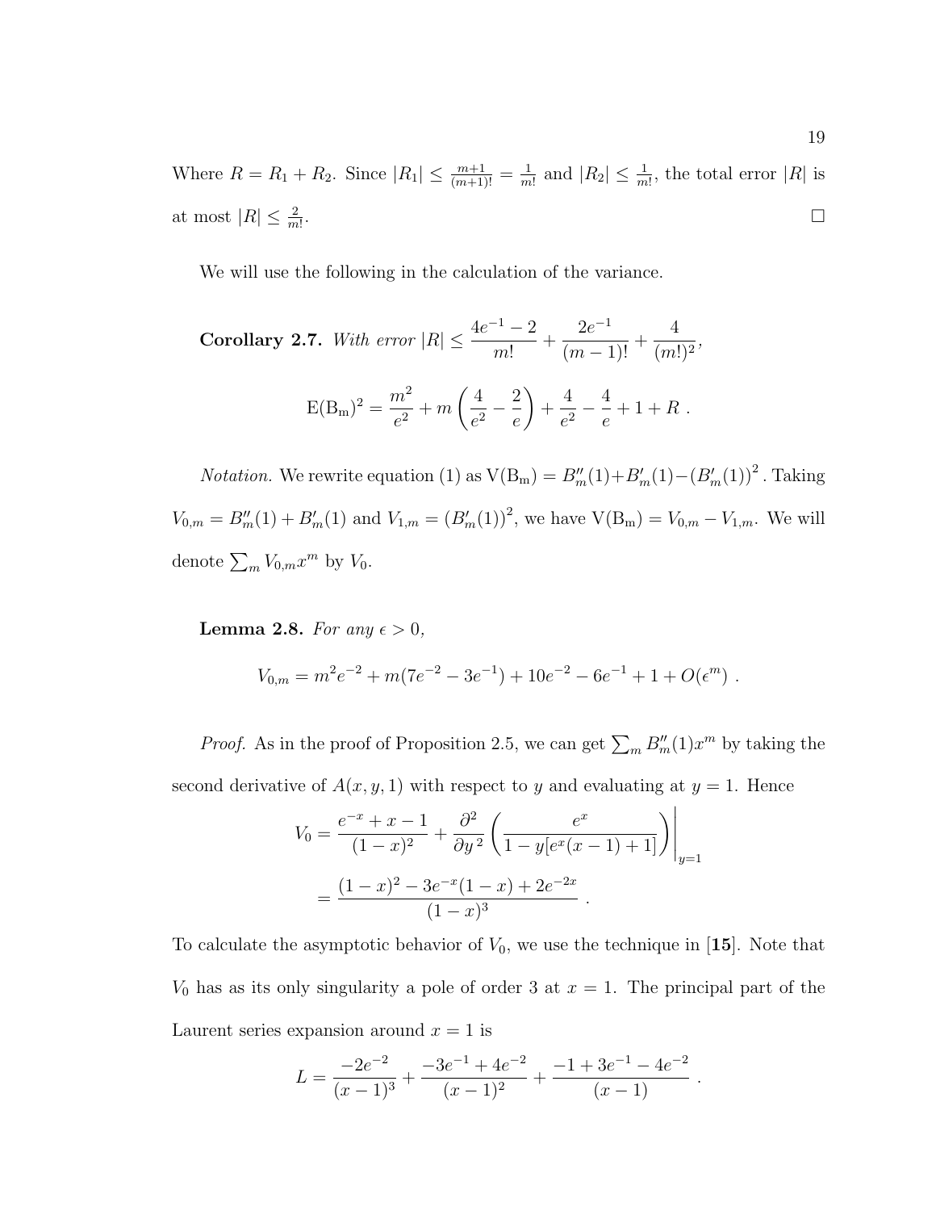Where $R = R_1 + R_2$. Since $|R_1| \leq \frac{m+1}{(m+1)!} = \frac{1}{m!}$ and $|R_2| \leq \frac{1}{m!}$, the total error $|R|$ is at most $|R| \leq \frac{2}{m!}$. $\square$

We will use the following in the calculation of the variance.

**Corollary 2.7.** *With error* $|R| \leq \dfrac{4e^{-1} - 2}{m!} + \dfrac{2e^{-1}}{(m-1)!} + \dfrac{4}{(m!)^2}$,

$$\mathrm{E(B_m)}^2 = \frac{m^2}{e^2} + m\left(\frac{4}{e^2} - \frac{2}{e}\right) + \frac{4}{e^2} - \frac{4}{e} + 1 + R \ .$$

*Notation.* We rewrite equation (1) as $\mathrm{V(B_m)} = B_m''(1) + B_m'(1) - (B_m'(1))^2$. Taking $V_{0,m} = B_m''(1) + B_m'(1)$ and $V_{1,m} = (B_m'(1))^2$, we have $\mathrm{V(B_m)} = V_{0,m} - V_{1,m}$. We will denote $\sum_m V_{0,m} x^m$ by $V_0$.

**Lemma 2.8.** *For any* $\epsilon > 0$,

$$V_{0,m} = m^2 e^{-2} + m(7e^{-2} - 3e^{-1}) + 10e^{-2} - 6e^{-1} + 1 + O(\epsilon^m) \ .$$

*Proof.* As in the proof of Proposition 2.5, we can get $\sum_m B_m''(1)x^m$ by taking the second derivative of $A(x, y, 1)$ with respect to $y$ and evaluating at $y = 1$. Hence

$$\begin{aligned} V_0 &= \frac{e^{-x} + x - 1}{(1-x)^2} + \frac{\partial^2}{\partial y^2}\left(\frac{e^x}{1 - y[e^x(x-1) + 1]}\right)\Bigg|_{y=1} \\ &= \frac{(1-x)^2 - 3e^{-x}(1-x) + 2e^{-2x}}{(1-x)^3} \ . \end{aligned}$$

To calculate the asymptotic behavior of $V_0$, we use the technique in [**15**]. Note that $V_0$ has as its only singularity a pole of order 3 at $x = 1$. The principal part of the Laurent series expansion around $x = 1$ is

$$L = \frac{-2e^{-2}}{(x-1)^3} + \frac{-3e^{-1} + 4e^{-2}}{(x-1)^2} + \frac{-1 + 3e^{-1} - 4e^{-2}}{(x-1)} \ .$$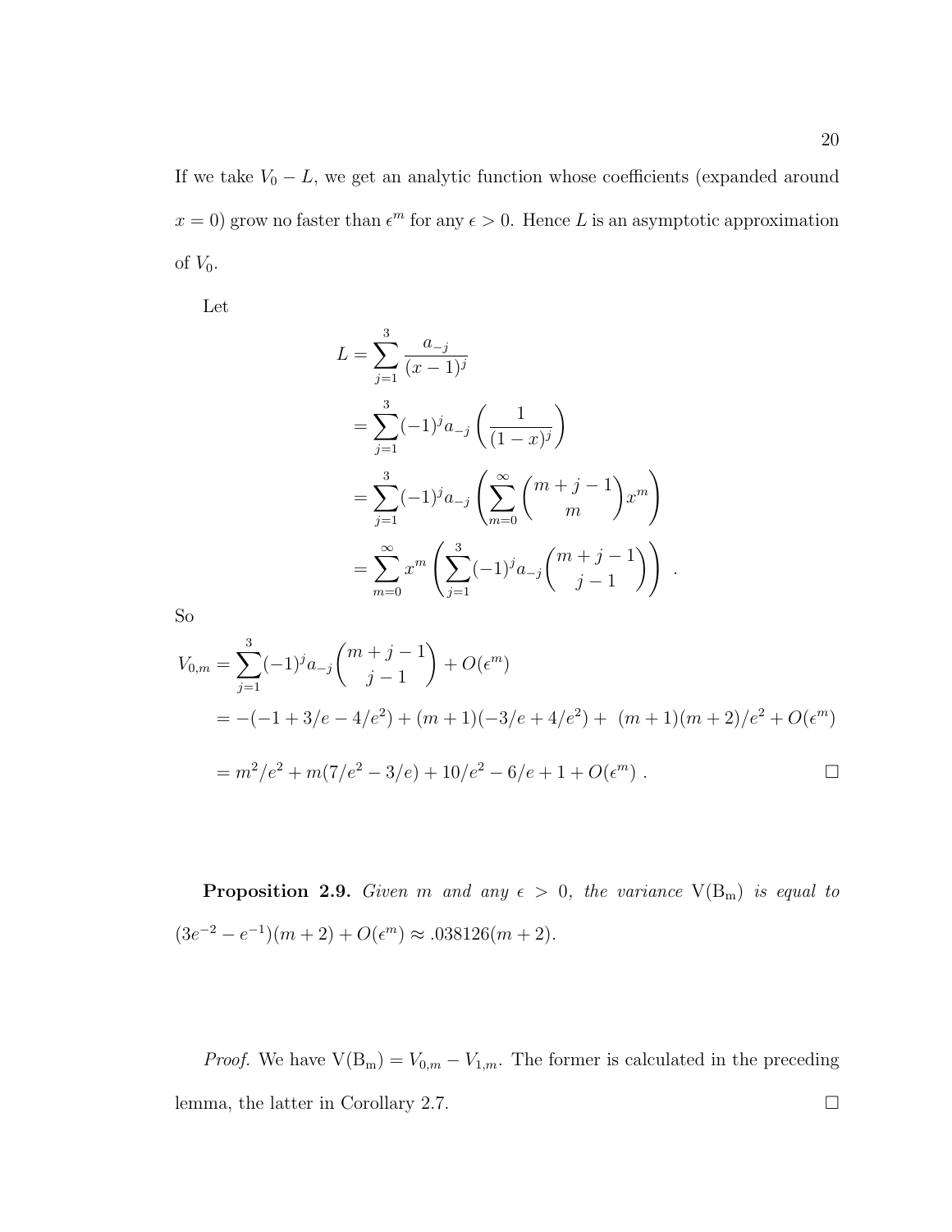If we take $V_0 - L$, we get an analytic function whose coefficients (expanded around $x = 0$) grow no faster than $\epsilon^m$ for any $\epsilon > 0$. Hence $L$ is an asymptotic approximation of $V_0$.

Let

$$
\begin{aligned}
L &= \sum_{j=1}^{3} \frac{a_{-j}}{(x-1)^j} \\
&= \sum_{j=1}^{3} (-1)^j a_{-j} \left( \frac{1}{(1-x)^j} \right) \\
&= \sum_{j=1}^{3} (-1)^j a_{-j} \left( \sum_{m=0}^{\infty} \binom{m+j-1}{m} x^m \right) \\
&= \sum_{m=0}^{\infty} x^m \left( \sum_{j=1}^{3} (-1)^j a_{-j} \binom{m+j-1}{j-1} \right) .
\end{aligned}
$$

So

$$
\begin{aligned}
V_{0,m} &= \sum_{j=1}^{3} (-1)^j a_{-j} \binom{m+j-1}{j-1} + O(\epsilon^m) \\
&= -(-1 + 3/e - 4/e^2) + (m+1)(-3/e + 4/e^2) + \ (m+1)(m+2)/e^2 + O(\epsilon^m) \\
&= m^2/e^2 + m(7/e^2 - 3/e) + 10/e^2 - 6/e + 1 + O(\epsilon^m) \ .
\end{aligned}
$$

□

**Proposition 2.9.** *Given $m$ and any $\epsilon > 0$, the variance* $\mathrm{V}(\mathrm{B_m})$ *is equal to* $(3e^{-2} - e^{-1})(m+2) + O(\epsilon^m) \approx .038126(m+2)$.

*Proof.* We have $\mathrm{V}(\mathrm{B_m}) = V_{0,m} - V_{1,m}$. The former is calculated in the preceding lemma, the latter in Corollary 2.7. □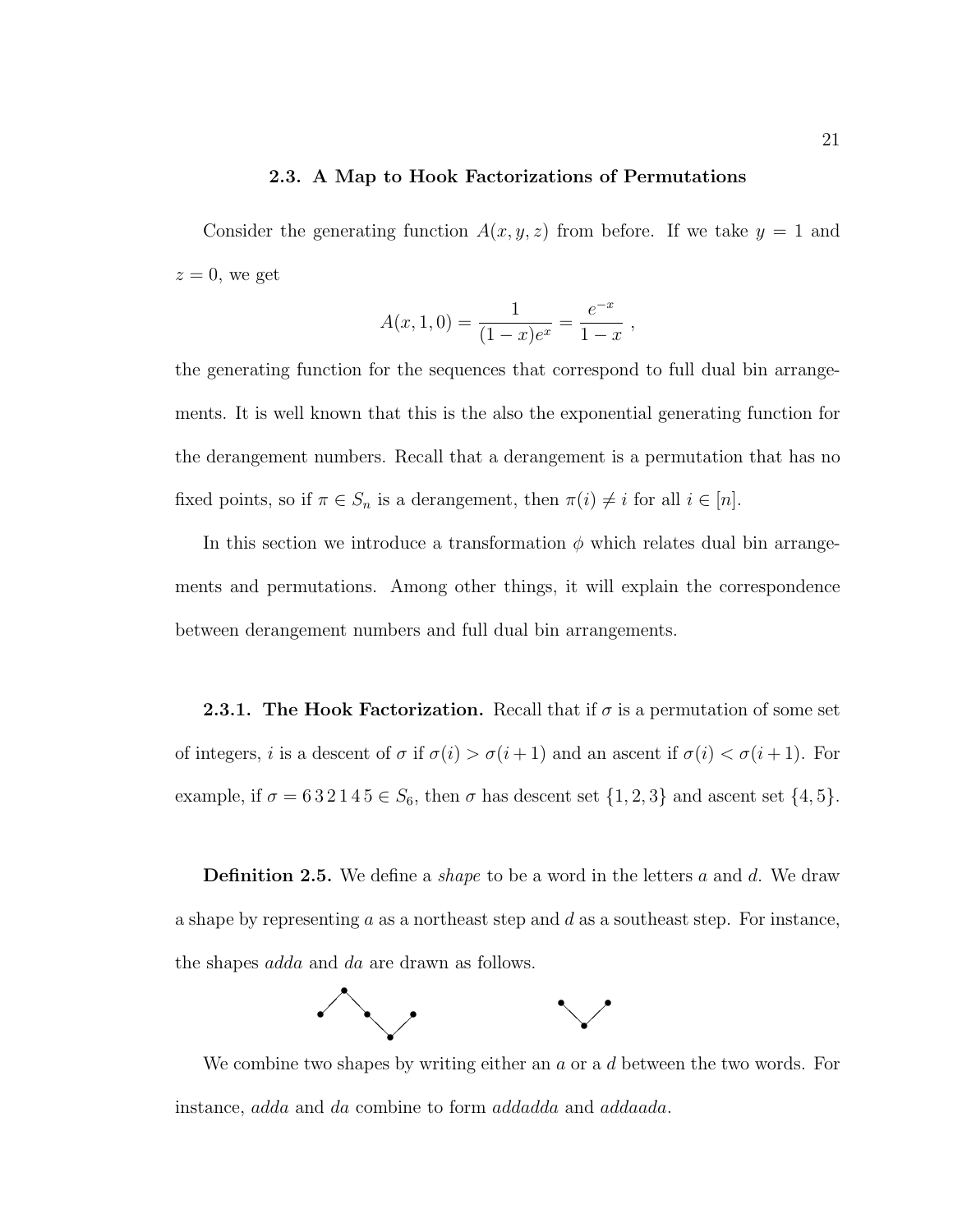### 2.3. A Map to Hook Factorizations of Permutations

Consider the generating function $A(x, y, z)$ from before. If we take $y = 1$ and $z = 0$, we get

$$A(x, 1, 0) = \frac{1}{(1-x)e^x} = \frac{e^{-x}}{1-x} \ ,$$

the generating function for the sequences that correspond to full dual bin arrangements. It is well known that this is the also the exponential generating function for the derangement numbers. Recall that a derangement is a permutation that has no fixed points, so if $\pi \in S_n$ is a derangement, then $\pi(i) \neq i$ for all $i \in [n]$.

In this section we introduce a transformation $\phi$ which relates dual bin arrangements and permutations. Among other things, it will explain the correspondence between derangement numbers and full dual bin arrangements.

**2.3.1. The Hook Factorization.** Recall that if $\sigma$ is a permutation of some set of integers, $i$ is a descent of $\sigma$ if $\sigma(i) > \sigma(i+1)$ and an ascent if $\sigma(i) < \sigma(i+1)$. For example, if $\sigma = 6\,3\,2\,1\,4\,5 \in S_6$, then $\sigma$ has descent set $\{1, 2, 3\}$ and ascent set $\{4, 5\}$.

**Definition 2.5.** We define a *shape* to be a word in the letters $a$ and $d$. We draw a shape by representing $a$ as a northeast step and $d$ as a southeast step. For instance, the shapes *adda* and *da* are drawn as follows.

We combine two shapes by writing either an $a$ or a $d$ between the two words. For instance, *adda* and *da* combine to form *addadda* and *addaada*.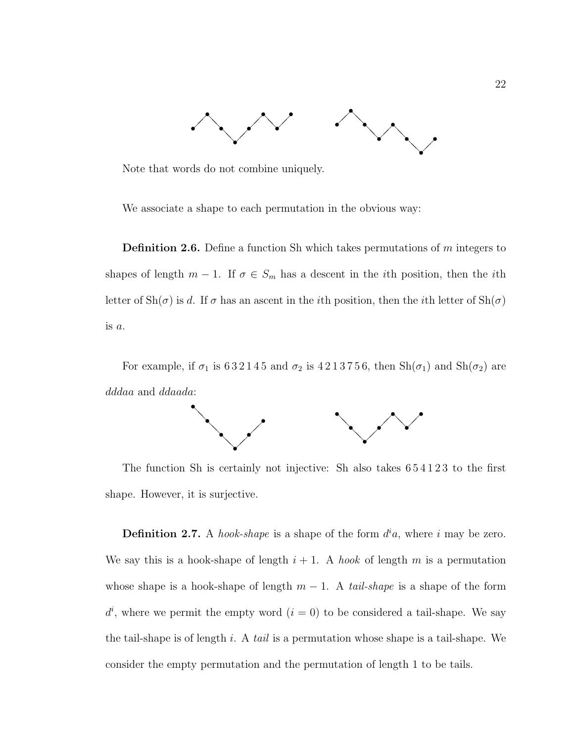Note that words do not combine uniquely.

We associate a shape to each permutation in the obvious way:

**Definition 2.6.** Define a function Sh which takes permutations of $m$ integers to shapes of length $m-1$. If $\sigma \in S_m$ has a descent in the $i$th position, then the $i$th letter of $\mathrm{Sh}(\sigma)$ is $d$. If $\sigma$ has an ascent in the $i$th position, then the $i$th letter of $\mathrm{Sh}(\sigma)$ is $a$.

For example, if $\sigma_1$ is 6 3 2 1 4 5 and $\sigma_2$ is 4 2 1 3 7 5 6, then $\mathrm{Sh}(\sigma_1)$ and $\mathrm{Sh}(\sigma_2)$ are *dddaa* and *ddaada*:

The function Sh is certainly not injective: Sh also takes 6 5 4 1 2 3 to the first shape. However, it is surjective.

**Definition 2.7.** A *hook-shape* is a shape of the form $d^i a$, where $i$ may be zero. We say this is a hook-shape of length $i+1$. A *hook* of length $m$ is a permutation whose shape is a hook-shape of length $m-1$. A *tail-shape* is a shape of the form $d^i$, where we permit the empty word ($i=0$) to be considered a tail-shape. We say the tail-shape is of length $i$. A *tail* is a permutation whose shape is a tail-shape. We consider the empty permutation and the permutation of length 1 to be tails.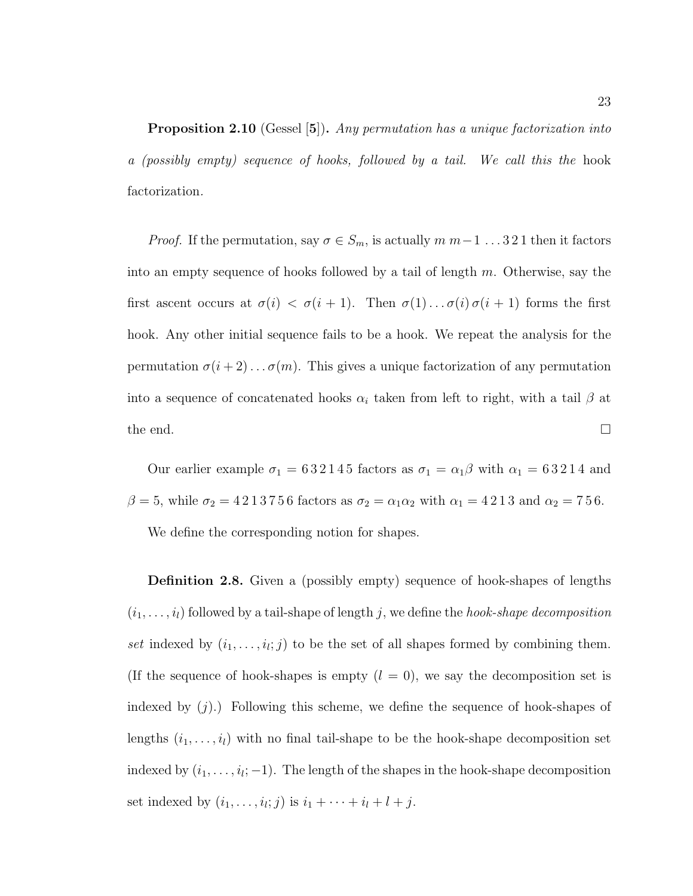**Proposition 2.10** (Gessel [**5**])**.** *Any permutation has a unique factorization into a (possibly empty) sequence of hooks, followed by a tail. We call this the* hook factorization*.*

*Proof.* If the permutation, say $\sigma \in S_m$, is actually $m\ m-1\ \ldots 3\,2\,1$ then it factors into an empty sequence of hooks followed by a tail of length $m$. Otherwise, say the first ascent occurs at $\sigma(i) < \sigma(i+1)$. Then $\sigma(1)\ldots\sigma(i)\,\sigma(i+1)$ forms the first hook. Any other initial sequence fails to be a hook. We repeat the analysis for the permutation $\sigma(i+2)\ldots\sigma(m)$. This gives a unique factorization of any permutation into a sequence of concatenated hooks $\alpha_i$ taken from left to right, with a tail $\beta$ at the end. $\square$

Our earlier example $\sigma_1 = 6\,3\,2\,1\,4\,5$ factors as $\sigma_1 = \alpha_1\beta$ with $\alpha_1 = 6\,3\,2\,1\,4$ and $\beta = 5$, while $\sigma_2 = 4\,2\,1\,3\,7\,5\,6$ factors as $\sigma_2 = \alpha_1\alpha_2$ with $\alpha_1 = 4\,2\,1\,3$ and $\alpha_2 = 7\,5\,6$.

We define the corresponding notion for shapes.

**Definition 2.8.** Given a (possibly empty) sequence of hook-shapes of lengths $(i_1, \ldots, i_l)$ followed by a tail-shape of length $j$, we define the *hook-shape decomposition set* indexed by $(i_1, \ldots, i_l; j)$ to be the set of all shapes formed by combining them. (If the sequence of hook-shapes is empty ($l = 0$), we say the decomposition set is indexed by $(j)$.) Following this scheme, we define the sequence of hook-shapes of lengths $(i_1, \ldots, i_l)$ with no final tail-shape to be the hook-shape decomposition set indexed by $(i_1, \ldots, i_l; -1)$. The length of the shapes in the hook-shape decomposition set indexed by $(i_1, \ldots, i_l; j)$ is $i_1 + \cdots + i_l + l + j$.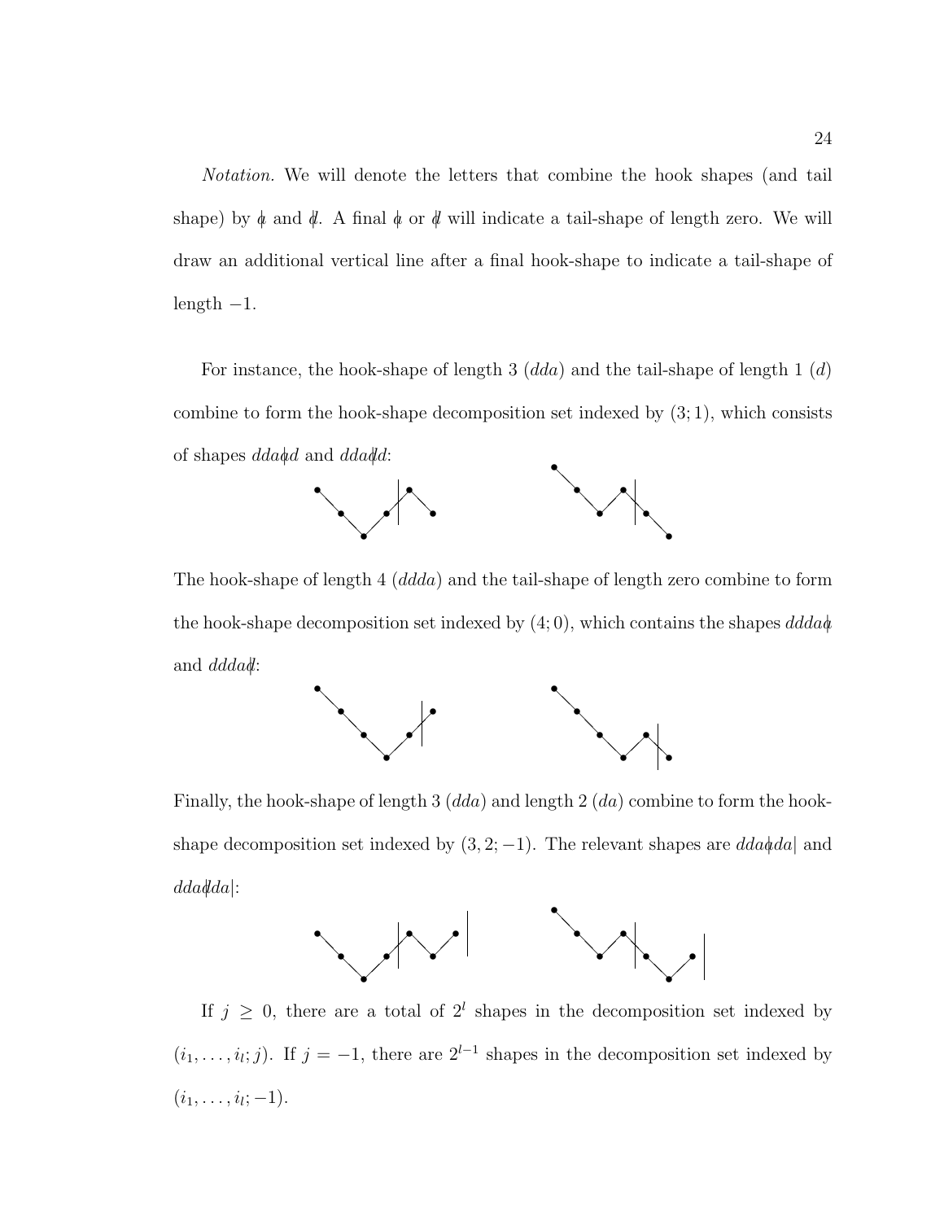*Notation.* We will denote the letters that combine the hook shapes (and tail shape) by a̸ and d̸. A final a̸ or d̸ will indicate a tail-shape of length zero. We will draw an additional vertical line after a final hook-shape to indicate a tail-shape of length $-1$.

For instance, the hook-shape of length 3 ($dda$) and the tail-shape of length 1 ($d$) combine to form the hook-shape decomposition set indexed by $(3;1)$, which consists of shapes $dda$a̸$d$ and $dda$d̸$d$:

The hook-shape of length 4 ($ddda$) and the tail-shape of length zero combine to form the hook-shape decomposition set indexed by $(4;0)$, which contains the shapes $ddda$a̸ and $ddda$d̸:

Finally, the hook-shape of length 3 ($dda$) and length 2 ($da$) combine to form the hook-shape decomposition set indexed by $(3,2;-1)$. The relevant shapes are $dda$a̸$da|$ and $dda$d̸$da|$:

If $j \geq 0$, there are a total of $2^l$ shapes in the decomposition set indexed by $(i_1, \ldots, i_l; j)$. If $j = -1$, there are $2^{l-1}$ shapes in the decomposition set indexed by $(i_1, \ldots, i_l; -1)$.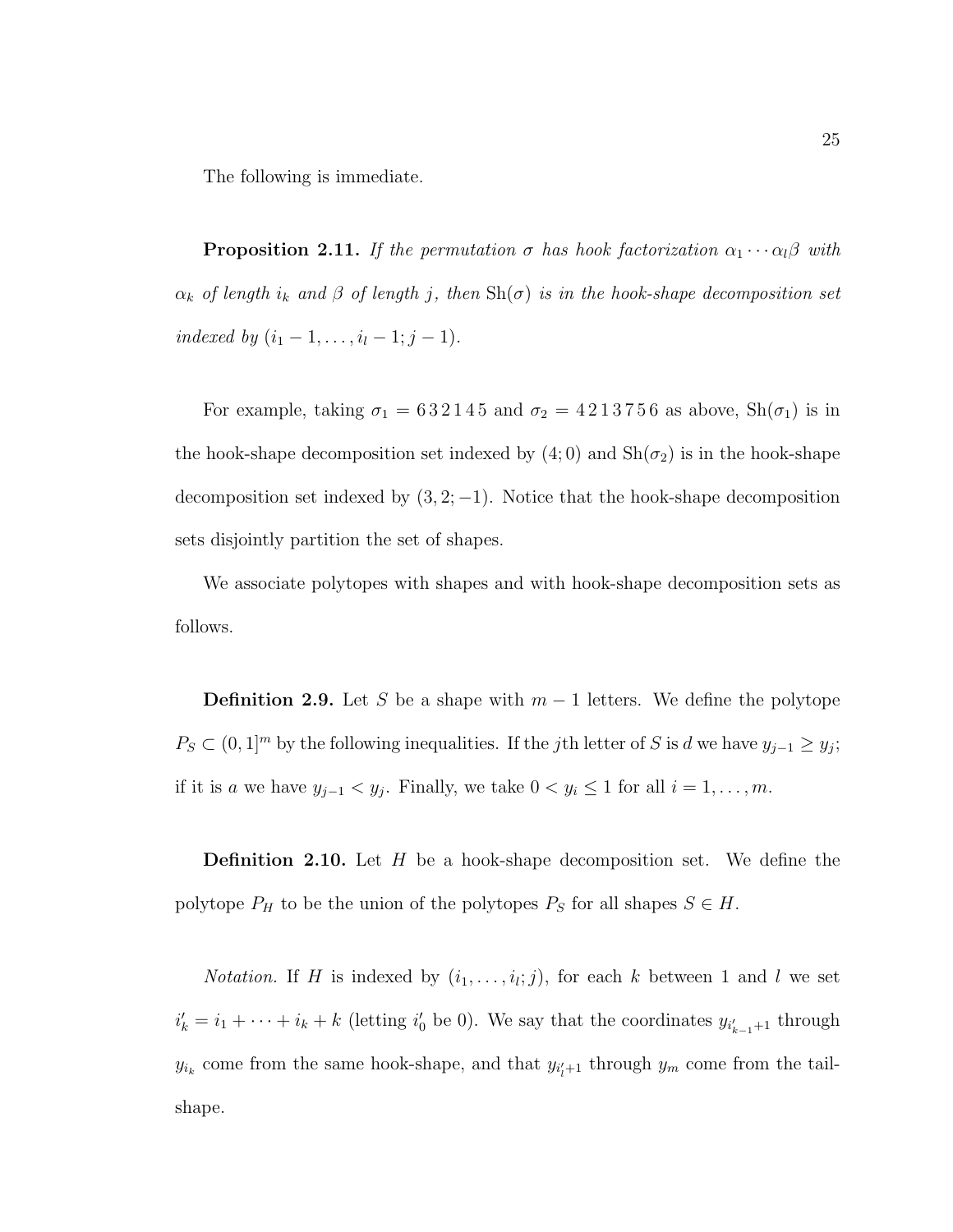The following is immediate.

**Proposition 2.11.** *If the permutation $\sigma$ has hook factorization $\alpha_1 \cdots \alpha_l \beta$ with $\alpha_k$ of length $i_k$ and $\beta$ of length $j$, then $\mathrm{Sh}(\sigma)$ is in the hook-shape decomposition set indexed by $(i_1 - 1, \ldots, i_l - 1; j - 1)$.*

For example, taking $\sigma_1 = 6\,3\,2\,1\,4\,5$ and $\sigma_2 = 4\,2\,1\,3\,7\,5\,6$ as above, $\mathrm{Sh}(\sigma_1)$ is in the hook-shape decomposition set indexed by $(4; 0)$ and $\mathrm{Sh}(\sigma_2)$ is in the hook-shape decomposition set indexed by $(3, 2; -1)$. Notice that the hook-shape decomposition sets disjointly partition the set of shapes.

We associate polytopes with shapes and with hook-shape decomposition sets as follows.

**Definition 2.9.** Let $S$ be a shape with $m - 1$ letters. We define the polytope $P_S \subset (0, 1]^m$ by the following inequalities. If the $j$th letter of $S$ is $d$ we have $y_{j-1} \geq y_j$; if it is $a$ we have $y_{j-1} < y_j$. Finally, we take $0 < y_i \leq 1$ for all $i = 1, \ldots, m$.

**Definition 2.10.** Let $H$ be a hook-shape decomposition set. We define the polytope $P_H$ to be the union of the polytopes $P_S$ for all shapes $S \in H$.

*Notation.* If $H$ is indexed by $(i_1, \ldots, i_l; j)$, for each $k$ between 1 and $l$ we set $i'_k = i_1 + \cdots + i_k + k$ (letting $i'_0$ be 0). We say that the coordinates $y_{i'_{k-1}+1}$ through $y_{i_k}$ come from the same hook-shape, and that $y_{i'_l+1}$ through $y_m$ come from the tail-shape.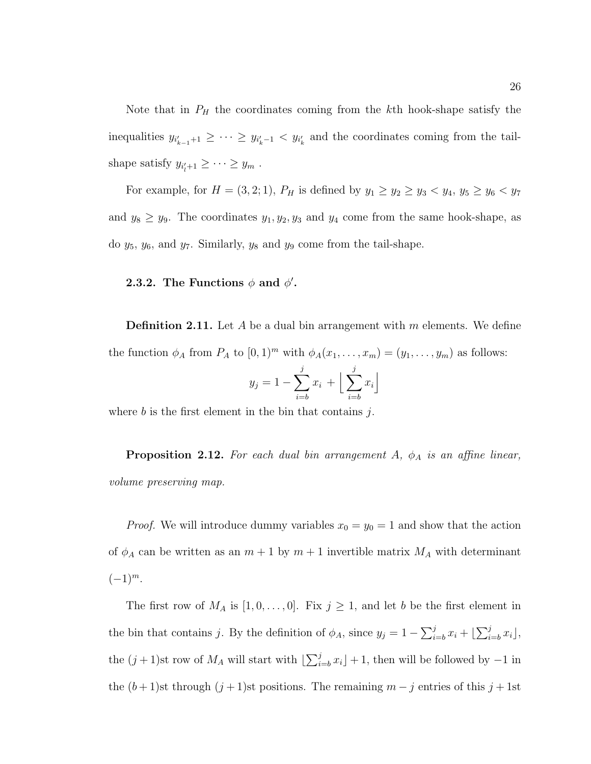Note that in $P_H$ the coordinates coming from the $k$th hook-shape satisfy the inequalities $y_{i'_{k-1}+1} \geq \cdots \geq y_{i'_k - 1} < y_{i'_k}$ and the coordinates coming from the tail-shape satisfy $y_{i'_l+1} \geq \cdots \geq y_m$ .

For example, for $H = (3, 2; 1)$, $P_H$ is defined by $y_1 \geq y_2 \geq y_3 < y_4$, $y_5 \geq y_6 < y_7$ and $y_8 \geq y_9$. The coordinates $y_1, y_2, y_3$ and $y_4$ come from the same hook-shape, as do $y_5$, $y_6$, and $y_7$. Similarly, $y_8$ and $y_9$ come from the tail-shape.

### 2.3.2. The Functions $\phi$ and $\phi'$.

**Definition 2.11.** Let $A$ be a dual bin arrangement with $m$ elements. We define the function $\phi_A$ from $P_A$ to $[0, 1)^m$ with $\phi_A(x_1, \ldots, x_m) = (y_1, \ldots, y_m)$ as follows:

$$y_j = 1 - \sum_{i=b}^{j} x_i + \Big\lfloor \sum_{i=b}^{j} x_i \Big\rfloor$$

where $b$ is the first element in the bin that contains $j$.

**Proposition 2.12.** *For each dual bin arrangement $A$, $\phi_A$ is an affine linear, volume preserving map.*

*Proof.* We will introduce dummy variables $x_0 = y_0 = 1$ and show that the action of $\phi_A$ can be written as an $m + 1$ by $m + 1$ invertible matrix $M_A$ with determinant $(-1)^m$.

The first row of $M_A$ is $[1, 0, \ldots, 0]$. Fix $j \geq 1$, and let $b$ be the first element in the bin that contains $j$. By the definition of $\phi_A$, since $y_j = 1 - \sum_{i=b}^{j} x_i + \lfloor \sum_{i=b}^{j} x_i \rfloor$, the $(j+1)$st row of $M_A$ will start with $\lfloor \sum_{i=b}^{j} x_i \rfloor + 1$, then will be followed by $-1$ in the $(b+1)$st through $(j+1)$st positions. The remaining $m - j$ entries of this $j + 1$st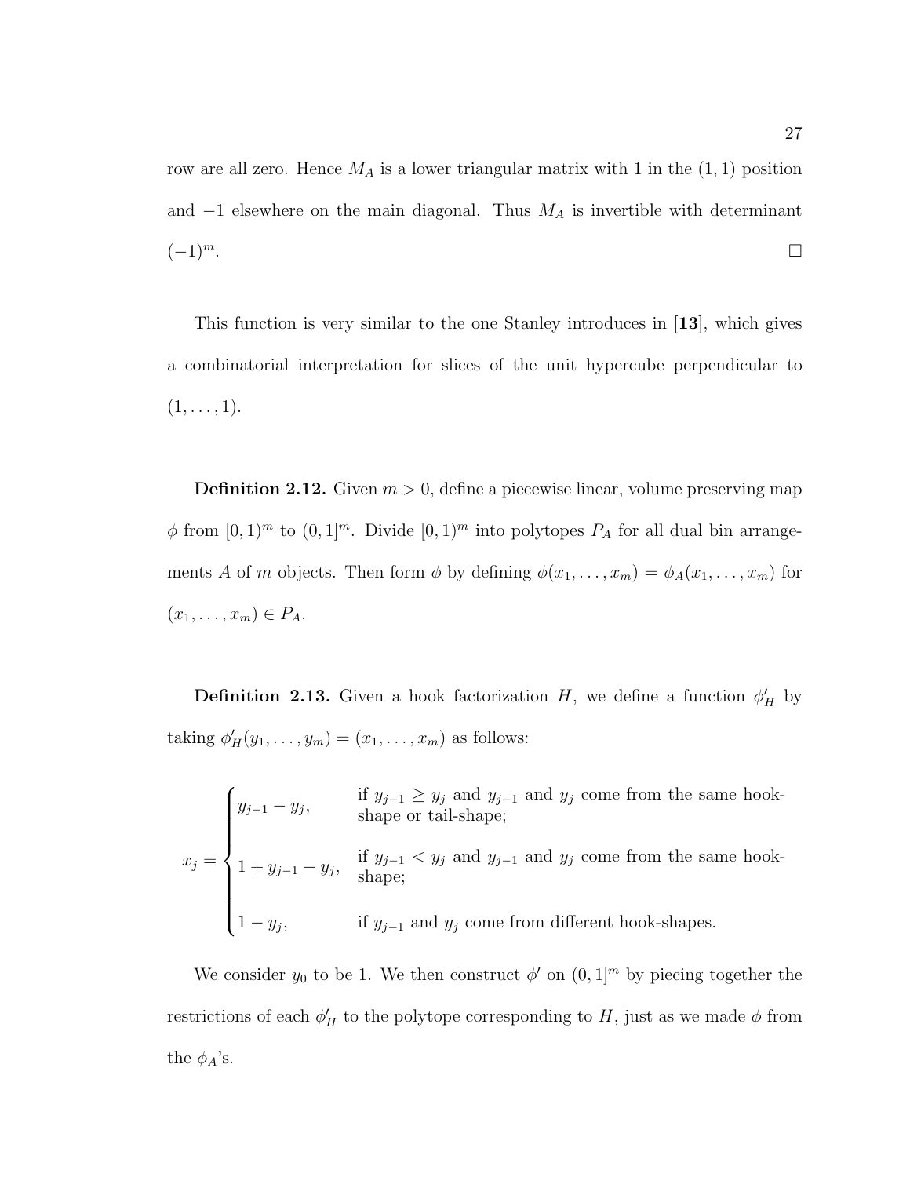row are all zero. Hence $M_A$ is a lower triangular matrix with 1 in the $(1,1)$ position and $-1$ elsewhere on the main diagonal. Thus $M_A$ is invertible with determinant $(-1)^m$. □

This function is very similar to the one Stanley introduces in [**13**], which gives a combinatorial interpretation for slices of the unit hypercube perpendicular to $(1, \ldots, 1)$.

**Definition 2.12.** Given $m > 0$, define a piecewise linear, volume preserving map $\phi$ from $[0,1)^m$ to $(0,1]^m$. Divide $[0,1)^m$ into polytopes $P_A$ for all dual bin arrangements $A$ of $m$ objects. Then form $\phi$ by defining $\phi(x_1, \ldots, x_m) = \phi_A(x_1, \ldots, x_m)$ for $(x_1, \ldots, x_m) \in P_A$.

**Definition 2.13.** Given a hook factorization $H$, we define a function $\phi'_H$ by taking $\phi'_H(y_1, \ldots, y_m) = (x_1, \ldots, x_m)$ as follows:

$$x_j = \begin{cases} y_{j-1} - y_j, & \text{if } y_{j-1} \geq y_j \text{ and } y_{j-1} \text{ and } y_j \text{ come from the same hook-shape or tail-shape;} \\ 1 + y_{j-1} - y_j, & \text{if } y_{j-1} < y_j \text{ and } y_{j-1} \text{ and } y_j \text{ come from the same hook-shape;} \\ 1 - y_j, & \text{if } y_{j-1} \text{ and } y_j \text{ come from different hook-shapes.} \end{cases}$$

We consider $y_0$ to be 1. We then construct $\phi'$ on $(0,1]^m$ by piecing together the restrictions of each $\phi'_H$ to the polytope corresponding to $H$, just as we made $\phi$ from the $\phi_A$'s.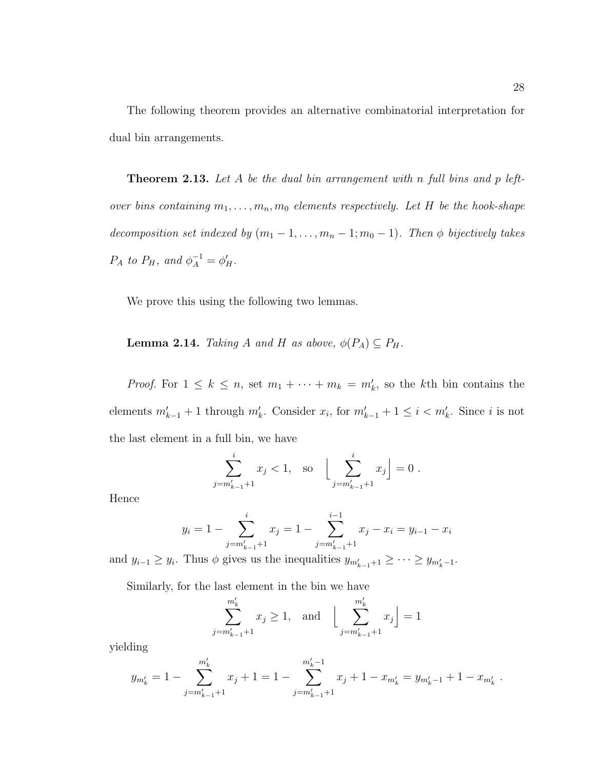The following theorem provides an alternative combinatorial interpretation for dual bin arrangements.

**Theorem 2.13.** *Let $A$ be the dual bin arrangement with $n$ full bins and $p$ left-over bins containing $m_1, \ldots, m_n, m_0$ elements respectively. Let $H$ be the hook-shape decomposition set indexed by $(m_1 - 1, \ldots, m_n - 1; m_0 - 1)$. Then $\phi$ bijectively takes $P_A$ to $P_H$, and $\phi_A^{-1} = \phi'_H$.*

We prove this using the following two lemmas.

**Lemma 2.14.** *Taking $A$ and $H$ as above, $\phi(P_A) \subseteq P_H$.*

*Proof.* For $1 \leq k \leq n$, set $m_1 + \cdots + m_k = m'_k$, so the $k$th bin contains the elements $m'_{k-1} + 1$ through $m'_k$. Consider $x_i$, for $m'_{k-1} + 1 \leq i < m'_k$. Since $i$ is not the last element in a full bin, we have

$$\sum_{j=m'_{k-1}+1}^{i} x_j < 1, \quad \text{so} \quad \Big\lfloor \sum_{j=m'_{k-1}+1}^{i} x_j \Big\rfloor = 0 \ .$$

Hence

$$y_i = 1 - \sum_{j=m'_{k-1}+1}^{i} x_j = 1 - \sum_{j=m'_{k-1}+1}^{i-1} x_j - x_i = y_{i-1} - x_i$$

and $y_{i-1} \geq y_i$. Thus $\phi$ gives us the inequalities $y_{m'_{k-1}+1} \geq \cdots \geq y_{m'_k - 1}$.

Similarly, for the last element in the bin we have

$$\sum_{j=m'_{k-1}+1}^{m'_k} x_j \geq 1, \quad \text{and} \quad \Big\lfloor \sum_{j=m'_{k-1}+1}^{m'_k} x_j \Big\rfloor = 1$$

yielding

$$y_{m'_k} = 1 - \sum_{j=m'_{k-1}+1}^{m'_k} x_j + 1 = 1 - \sum_{j=m'_{k-1}+1}^{m'_k - 1} x_j + 1 - x_{m'_k} = y_{m'_k - 1} + 1 - x_{m'_k} \ .$$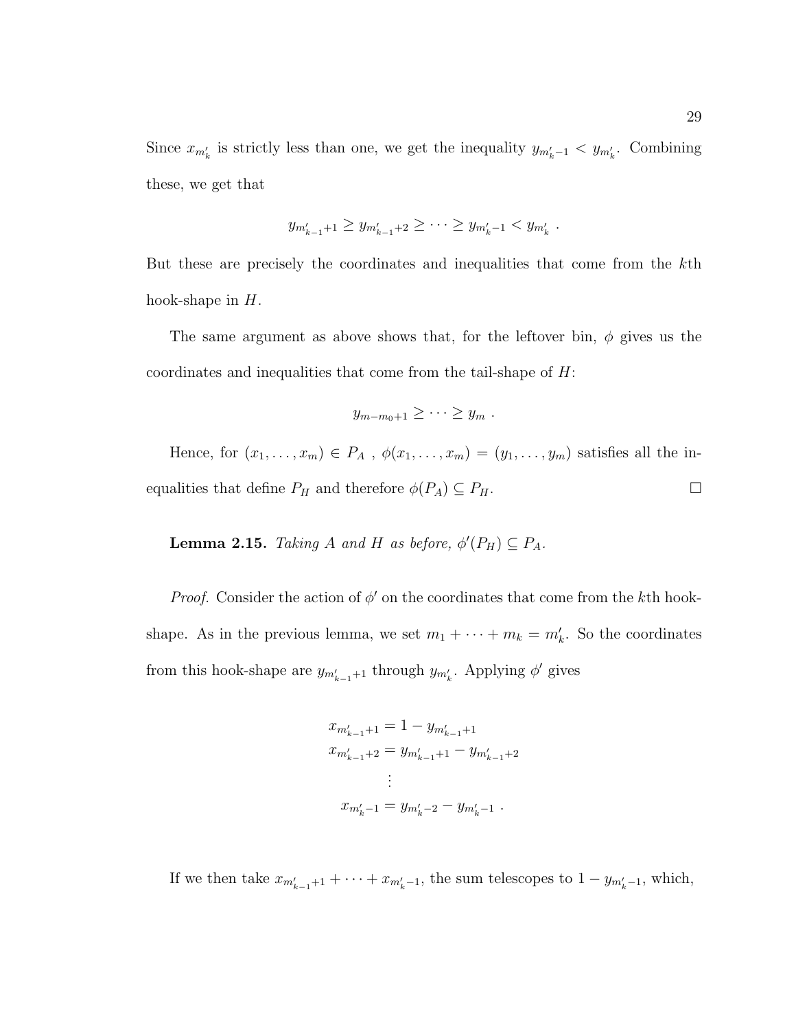Since $x_{m'_k}$ is strictly less than one, we get the inequality $y_{m'_k-1} < y_{m'_k}$. Combining these, we get that

$$y_{m'_{k-1}+1} \geq y_{m'_{k-1}+2} \geq \cdots \geq y_{m'_k-1} < y_{m'_k} \ .$$

But these are precisely the coordinates and inequalities that come from the $k$th hook-shape in $H$.

The same argument as above shows that, for the leftover bin, $\phi$ gives us the coordinates and inequalities that come from the tail-shape of $H$:

$$y_{m-m_0+1} \geq \cdots \geq y_m \ .$$

Hence, for $(x_1, \ldots, x_m) \in P_A$ , $\phi(x_1, \ldots, x_m) = (y_1, \ldots, y_m)$ satisfies all the inequalities that define $P_H$ and therefore $\phi(P_A) \subseteq P_H$. □

**Lemma 2.15.** *Taking $A$ and $H$ as before, $\phi'(P_H) \subseteq P_A$.*

*Proof.* Consider the action of $\phi'$ on the coordinates that come from the $k$th hook-shape. As in the previous lemma, we set $m_1 + \cdots + m_k = m'_k$. So the coordinates from this hook-shape are $y_{m'_{k-1}+1}$ through $y_{m'_k}$. Applying $\phi'$ gives

$$\begin{aligned}
x_{m'_{k-1}+1} &= 1 - y_{m'_{k-1}+1} \\
x_{m'_{k-1}+2} &= y_{m'_{k-1}+1} - y_{m'_{k-1}+2} \\
&\vdots \\
x_{m'_k-1} &= y_{m'_k-2} - y_{m'_k-1} \ .
\end{aligned}$$

If we then take $x_{m'_{k-1}+1} + \cdots + x_{m'_k-1}$, the sum telescopes to $1 - y_{m'_k-1}$, which,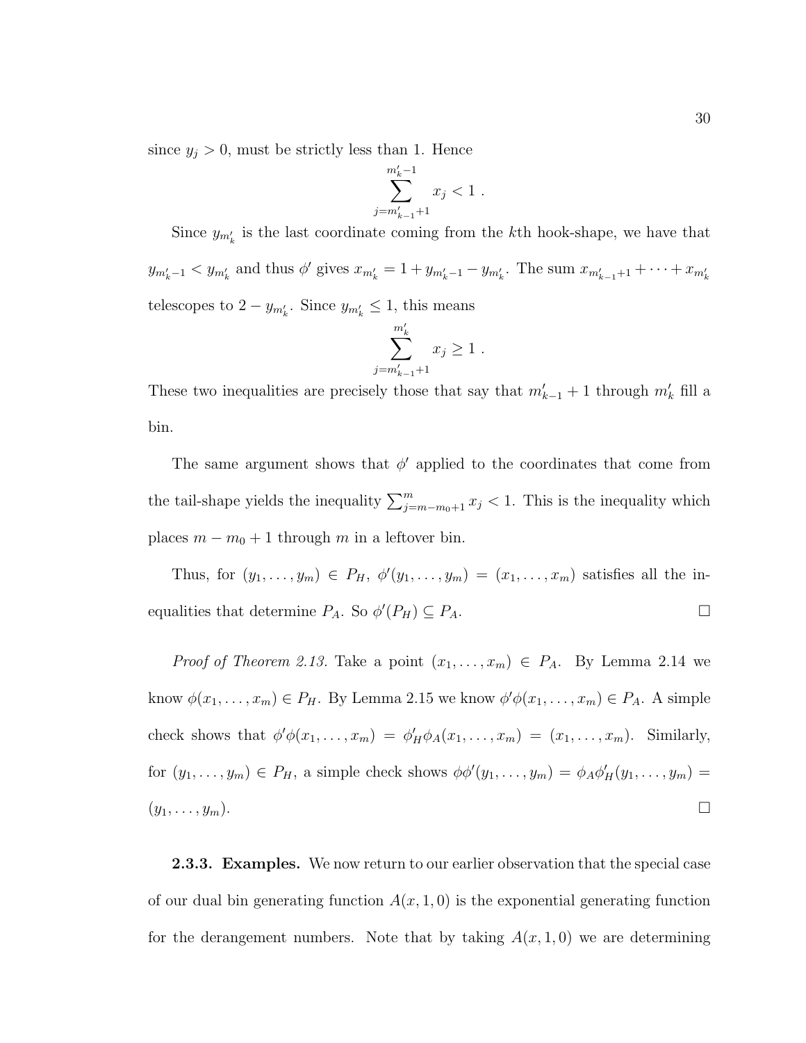since $y_j > 0$, must be strictly less than 1. Hence

$$\sum_{j=m'_{k-1}+1}^{m'_k-1} x_j < 1 \ .$$

Since $y_{m'_k}$ is the last coordinate coming from the $k$th hook-shape, we have that $y_{m'_k-1} < y_{m'_k}$ and thus $\phi'$ gives $x_{m'_k} = 1 + y_{m'_k-1} - y_{m'_k}$. The sum $x_{m'_{k-1}+1} + \cdots + x_{m'_k}$ telescopes to $2 - y_{m'_k}$. Since $y_{m'_k} \leq 1$, this means

$$\sum_{j=m'_{k-1}+1}^{m'_k} x_j \geq 1 \ .$$

These two inequalities are precisely those that say that $m'_{k-1}+1$ through $m'_k$ fill a bin.

The same argument shows that $\phi'$ applied to the coordinates that come from the tail-shape yields the inequality $\sum_{j=m-m_0+1}^{m} x_j < 1$. This is the inequality which places $m - m_0 + 1$ through $m$ in a leftover bin.

Thus, for $(y_1, \ldots, y_m) \in P_H$, $\phi'(y_1, \ldots, y_m) = (x_1, \ldots, x_m)$ satisfies all the inequalities that determine $P_A$. So $\phi'(P_H) \subseteq P_A$. $\square$

*Proof of Theorem 2.13.* Take a point $(x_1, \ldots, x_m) \in P_A$. By Lemma 2.14 we know $\phi(x_1, \ldots, x_m) \in P_H$. By Lemma 2.15 we know $\phi'\phi(x_1, \ldots, x_m) \in P_A$. A simple check shows that $\phi'\phi(x_1, \ldots, x_m) = \phi'_H \phi_A(x_1, \ldots, x_m) = (x_1, \ldots, x_m)$. Similarly, for $(y_1, \ldots, y_m) \in P_H$, a simple check shows $\phi\phi'(y_1, \ldots, y_m) = \phi_A \phi'_H(y_1, \ldots, y_m) = (y_1, \ldots, y_m)$. $\square$

**2.3.3. Examples.** We now return to our earlier observation that the special case of our dual bin generating function $A(x, 1, 0)$ is the exponential generating function for the derangement numbers. Note that by taking $A(x, 1, 0)$ we are determining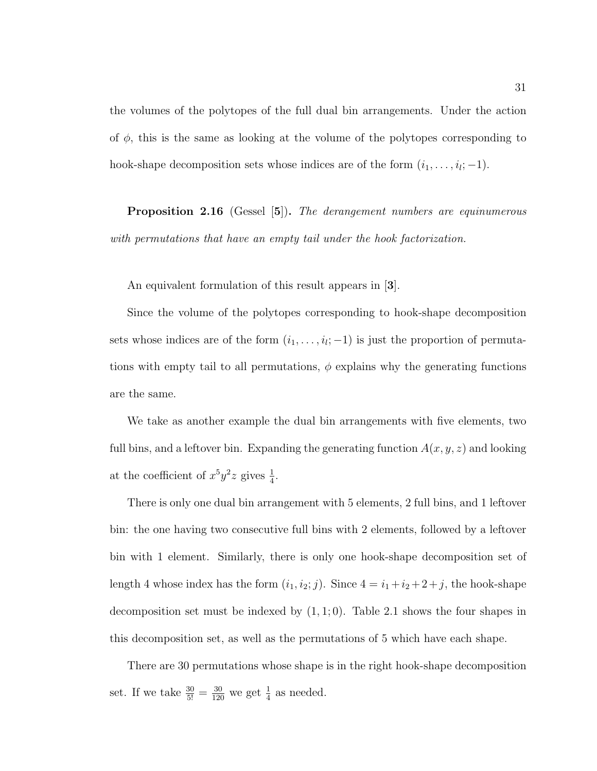the volumes of the polytopes of the full dual bin arrangements. Under the action of $\phi$, this is the same as looking at the volume of the polytopes corresponding to hook-shape decomposition sets whose indices are of the form $(i_1, \ldots, i_l; -1)$.

**Proposition 2.16** (Gessel [**5**])**.** *The derangement numbers are equinumerous with permutations that have an empty tail under the hook factorization.*

An equivalent formulation of this result appears in [**3**].

Since the volume of the polytopes corresponding to hook-shape decomposition sets whose indices are of the form $(i_1, \ldots, i_l; -1)$ is just the proportion of permutations with empty tail to all permutations, $\phi$ explains why the generating functions are the same.

We take as another example the dual bin arrangements with five elements, two full bins, and a leftover bin. Expanding the generating function $A(x, y, z)$ and looking at the coefficient of $x^5y^2z$ gives $\frac{1}{4}$.

There is only one dual bin arrangement with 5 elements, 2 full bins, and 1 leftover bin: the one having two consecutive full bins with 2 elements, followed by a leftover bin with 1 element. Similarly, there is only one hook-shape decomposition set of length 4 whose index has the form $(i_1, i_2; j)$. Since $4 = i_1 + i_2 + 2 + j$, the hook-shape decomposition set must be indexed by $(1, 1; 0)$. Table 2.1 shows the four shapes in this decomposition set, as well as the permutations of 5 which have each shape.

There are 30 permutations whose shape is in the right hook-shape decomposition set. If we take $\frac{30}{5!} = \frac{30}{120}$ we get $\frac{1}{4}$ as needed.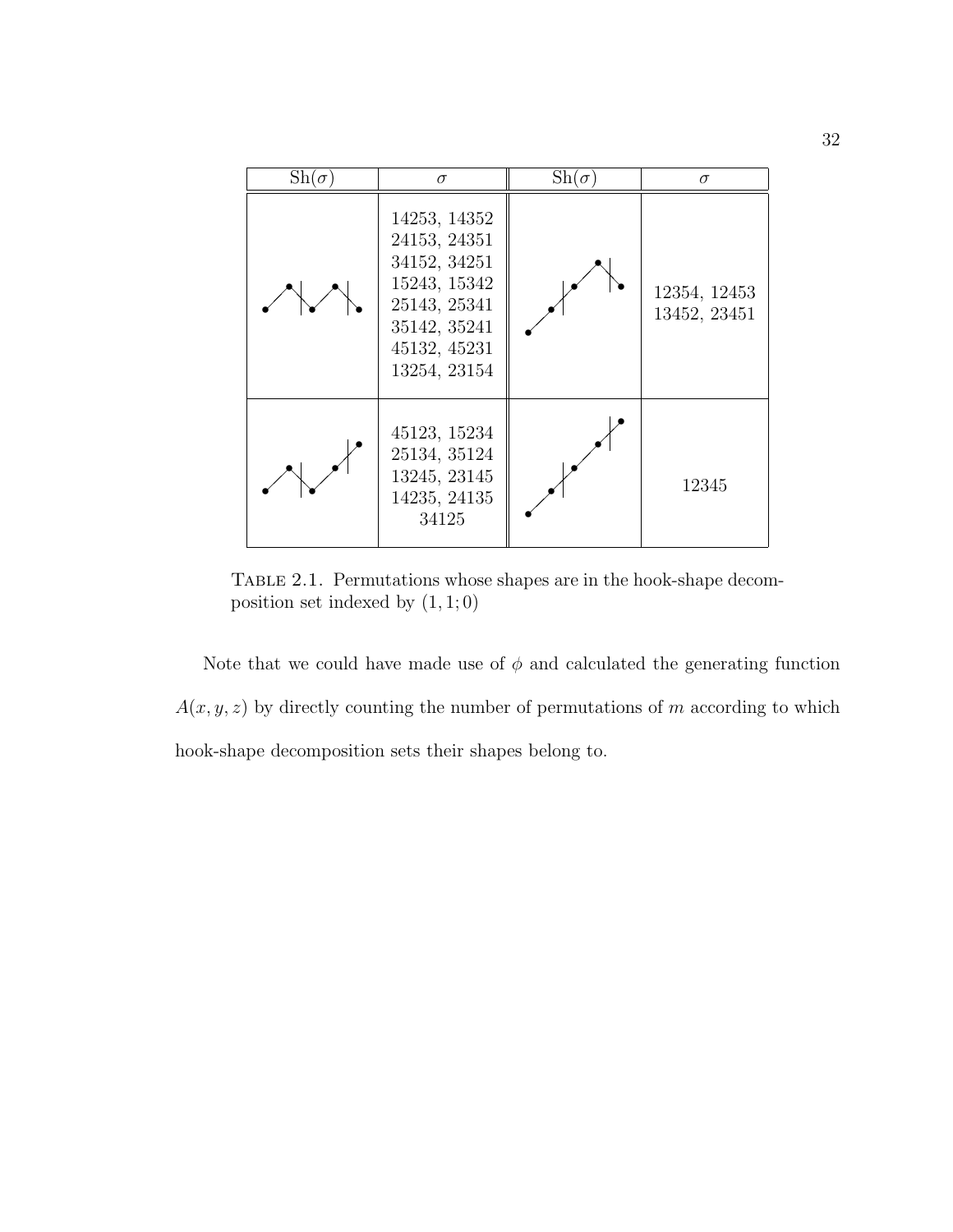| $\mathrm{Sh}(\sigma)$ | $\sigma$ | $\mathrm{Sh}(\sigma)$ | $\sigma$ |
|---|---|---|---|
| | 14253, 14352 24153, 24351 34152, 34251 15243, 15342 25143, 25341 35142, 35241 45132, 45231 13254, 23154 | | 12354, 12453 13452, 23451 |
| | 45123, 15234 25134, 35124 13245, 23145 14235, 24135 34125 | | 12345 |

TABLE 2.1. Permutations whose shapes are in the hook-shape decomposition set indexed by $(1, 1; 0)$

Note that we could have made use of $\phi$ and calculated the generating function $A(x, y, z)$ by directly counting the number of permutations of $m$ according to which hook-shape decomposition sets their shapes belong to.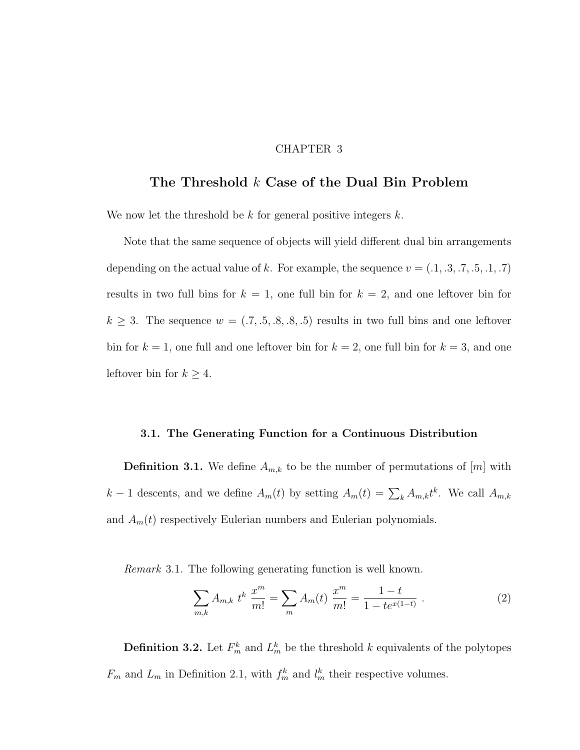CHAPTER 3

# The Threshold $k$ Case of the Dual Bin Problem

We now let the threshold be $k$ for general positive integers $k$.

Note that the same sequence of objects will yield different dual bin arrangements depending on the actual value of $k$. For example, the sequence $v = (.1, .3, .7, .5, .1, .7)$ results in two full bins for $k = 1$, one full bin for $k = 2$, and one leftover bin for $k \geq 3$. The sequence $w = (.7, .5, .8, .8, .5)$ results in two full bins and one leftover bin for $k = 1$, one full and one leftover bin for $k = 2$, one full bin for $k = 3$, and one leftover bin for $k \geq 4$.

## 3.1. The Generating Function for a Continuous Distribution

**Definition 3.1.** We define $A_{m,k}$ to be the number of permutations of $[m]$ with $k-1$ descents, and we define $A_m(t)$ by setting $A_m(t) = \sum_k A_{m,k} t^k$. We call $A_{m,k}$ and $A_m(t)$ respectively Eulerian numbers and Eulerian polynomials.

*Remark* 3.1. The following generating function is well known.

$$\sum_{m,k} A_{m,k} \; t^k \; \frac{x^m}{m!} = \sum_m A_m(t) \; \frac{x^m}{m!} = \frac{1-t}{1-te^{x(1-t)}} \; . \tag{2}$$

**Definition 3.2.** Let $F_m^k$ and $L_m^k$ be the threshold $k$ equivalents of the polytopes $F_m$ and $L_m$ in Definition 2.1, with $f_m^k$ and $l_m^k$ their respective volumes.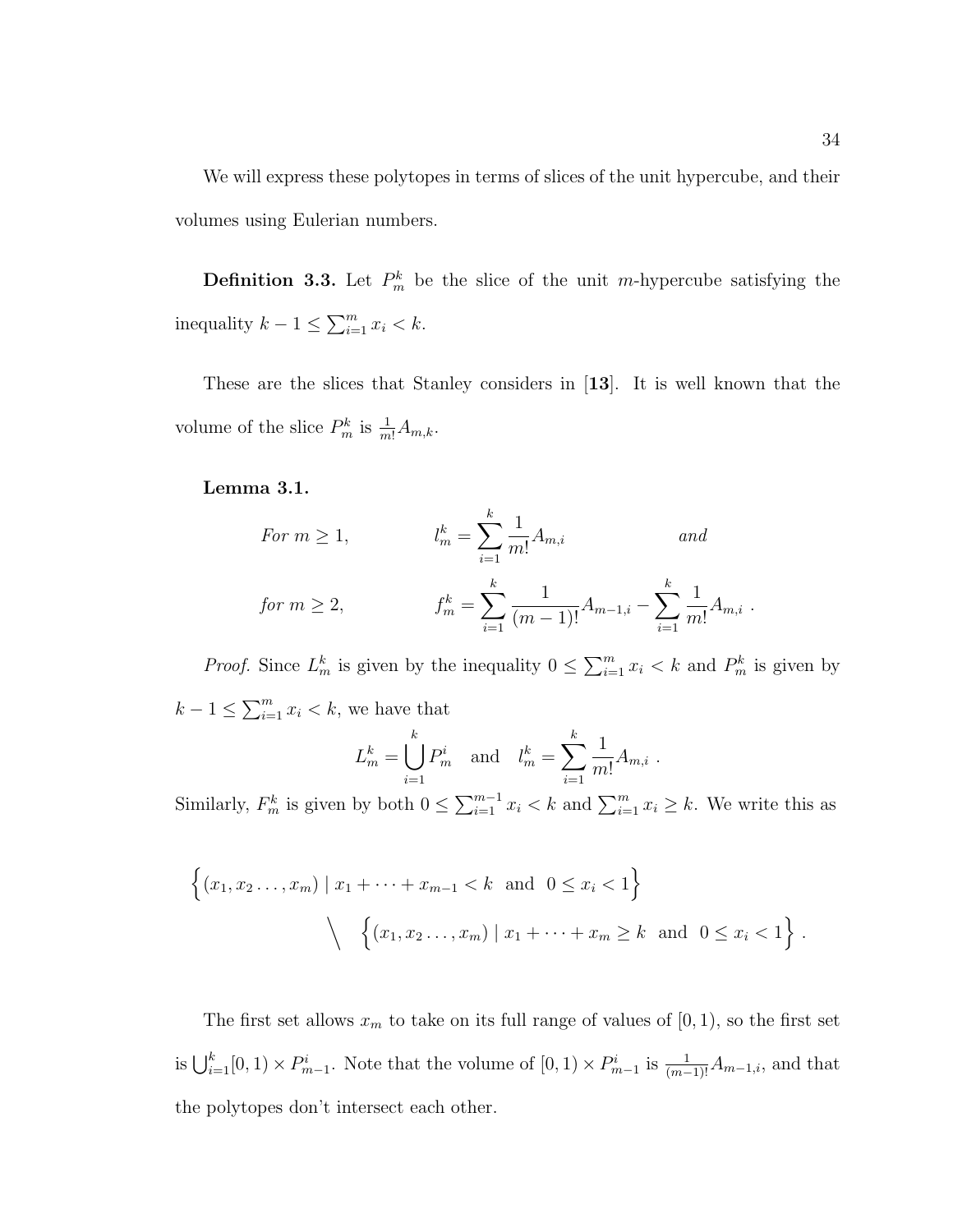We will express these polytopes in terms of slices of the unit hypercube, and their volumes using Eulerian numbers.

**Definition 3.3.** Let $P_m^k$ be the slice of the unit $m$-hypercube satisfying the inequality $k-1 \leq \sum_{i=1}^m x_i < k$.

These are the slices that Stanley considers in [**13**]. It is well known that the volume of the slice $P_m^k$ is $\frac{1}{m!}A_{m,k}$.

**Lemma 3.1.**

$$\textit{For } m \geq 1, \qquad l_m^k = \sum_{i=1}^k \frac{1}{m!} A_{m,i} \qquad \textit{and}$$

$$\textit{for } m \geq 2, \qquad f_m^k = \sum_{i=1}^k \frac{1}{(m-1)!} A_{m-1,i} - \sum_{i=1}^k \frac{1}{m!} A_{m,i} \; .$$

*Proof.* Since $L_m^k$ is given by the inequality $0 \leq \sum_{i=1}^m x_i < k$ and $P_m^k$ is given by $k-1 \leq \sum_{i=1}^m x_i < k$, we have that

$$L_m^k = \bigcup_{i=1}^k P_m^i \quad \text{and} \quad l_m^k = \sum_{i=1}^k \frac{1}{m!} A_{m,i} \; .$$

Similarly, $F_m^k$ is given by both $0 \leq \sum_{i=1}^{m-1} x_i < k$ and $\sum_{i=1}^m x_i \geq k$. We write this as

$$\Big\{(x_1, x_2 \ldots, x_m) \mid x_1 + \cdots + x_{m-1} < k \;\text{ and }\; 0 \leq x_i < 1\Big\}$$
$$\Big\backslash \quad \Big\{(x_1, x_2 \ldots, x_m) \mid x_1 + \cdots + x_m \geq k \;\text{ and }\; 0 \leq x_i < 1\Big\} \; .$$

The first set allows $x_m$ to take on its full range of values of $[0,1)$, so the first set is $\bigcup_{i=1}^k [0,1) \times P_{m-1}^i$. Note that the volume of $[0,1) \times P_{m-1}^i$ is $\frac{1}{(m-1)!}A_{m-1,i}$, and that the polytopes don't intersect each other.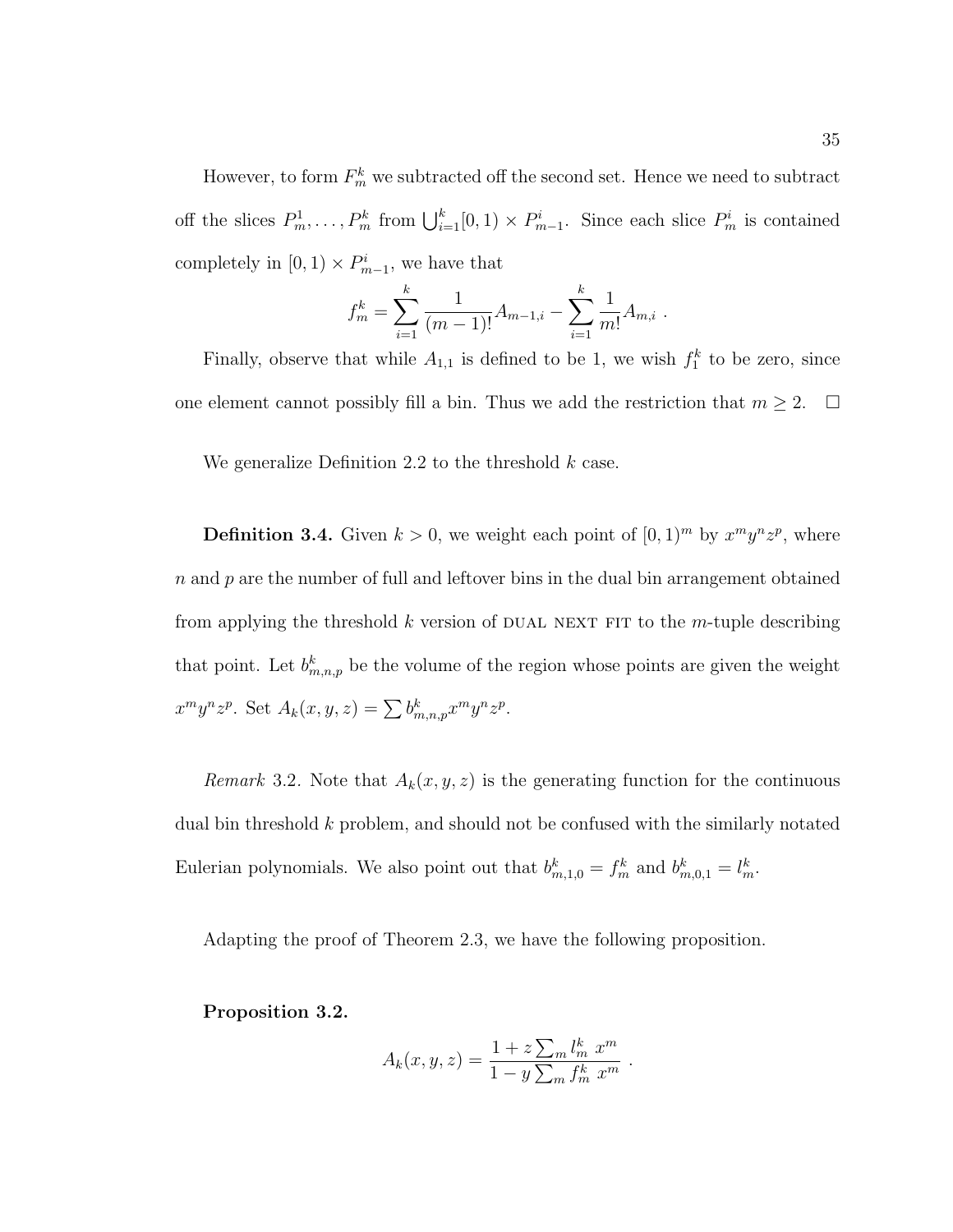However, to form $F_m^k$ we subtracted off the second set. Hence we need to subtract off the slices $P_m^1, \ldots, P_m^k$ from $\bigcup_{i=1}^{k} [0,1) \times P_{m-1}^i$. Since each slice $P_m^i$ is contained completely in $[0,1) \times P_{m-1}^i$, we have that

$$f_m^k = \sum_{i=1}^{k} \frac{1}{(m-1)!} A_{m-1,i} - \sum_{i=1}^{k} \frac{1}{m!} A_{m,i} \ .$$

Finally, observe that while $A_{1,1}$ is defined to be 1, we wish $f_1^k$ to be zero, since one element cannot possibly fill a bin. Thus we add the restriction that $m \geq 2$. $\square$

We generalize Definition 2.2 to the threshold $k$ case.

**Definition 3.4.** Given $k > 0$, we weight each point of $[0,1)^m$ by $x^m y^n z^p$, where $n$ and $p$ are the number of full and leftover bins in the dual bin arrangement obtained from applying the threshold $k$ version of DUAL NEXT FIT to the $m$-tuple describing that point. Let $b_{m,n,p}^k$ be the volume of the region whose points are given the weight $x^m y^n z^p$. Set $A_k(x,y,z) = \sum b_{m,n,p}^k x^m y^n z^p$.

*Remark* 3.2. Note that $A_k(x,y,z)$ is the generating function for the continuous dual bin threshold $k$ problem, and should not be confused with the similarly notated Eulerian polynomials. We also point out that $b_{m,1,0}^k = f_m^k$ and $b_{m,0,1}^k = l_m^k$.

Adapting the proof of Theorem 2.3, we have the following proposition.

**Proposition 3.2.**

$$A_k(x,y,z) = \frac{1 + z \sum_m l_m^k \ x^m}{1 - y \sum_m f_m^k \ x^m} \ .$$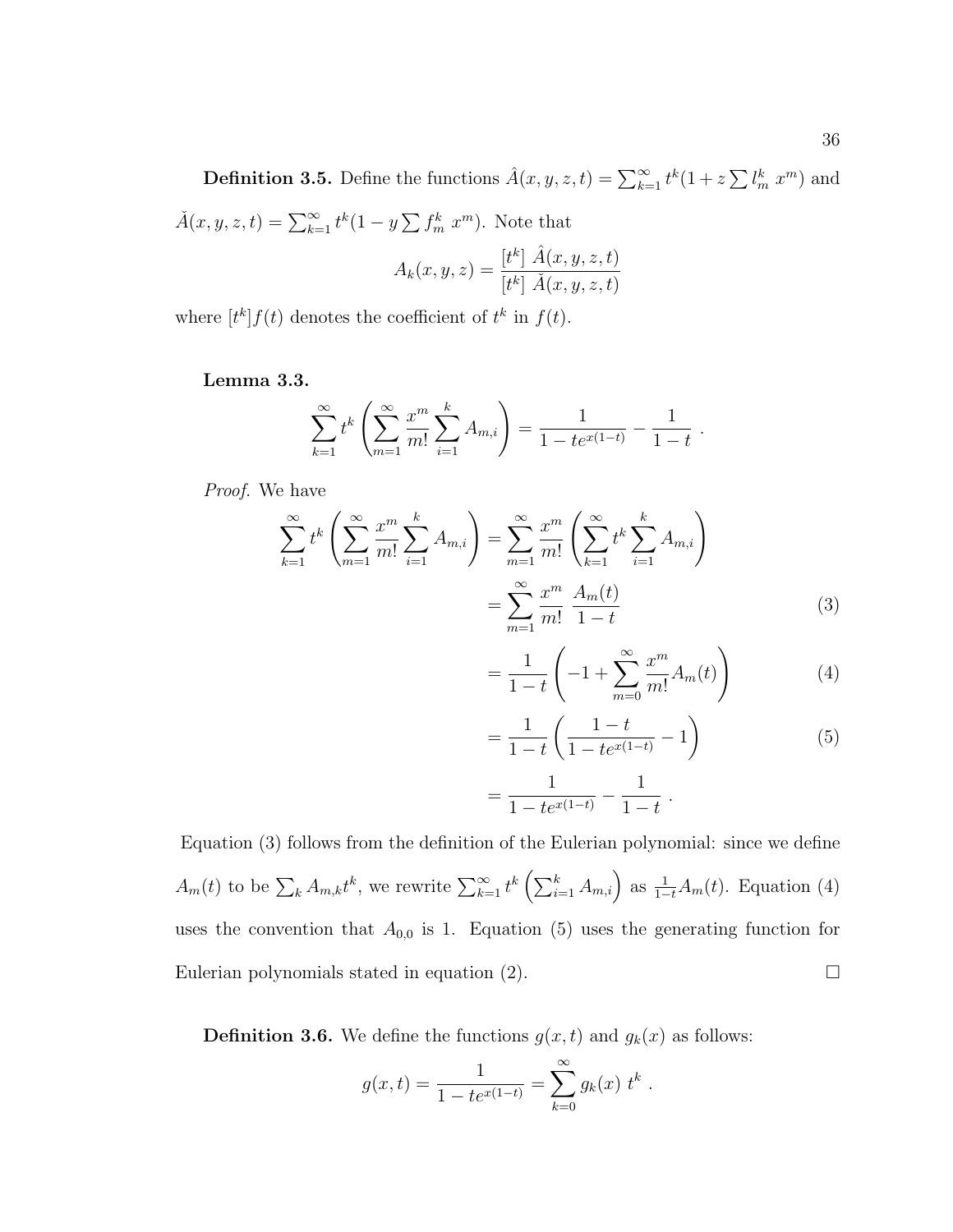**Definition 3.5.** Define the functions $\hat{A}(x, y, z, t) = \sum_{k=1}^{\infty} t^k (1 + z \sum l_m^k \; x^m)$ and $\check{A}(x, y, z, t) = \sum_{k=1}^{\infty} t^k (1 - y \sum f_m^k \; x^m)$. Note that

$$A_k(x, y, z) = \frac{[t^k] \; \hat{A}(x, y, z, t)}{[t^k] \; \check{A}(x, y, z, t)}$$

where $[t^k] f(t)$ denotes the coefficient of $t^k$ in $f(t)$.

**Lemma 3.3.**

$$\sum_{k=1}^{\infty} t^k \left( \sum_{m=1}^{\infty} \frac{x^m}{m!} \sum_{i=1}^{k} A_{m,i} \right) = \frac{1}{1 - te^{x(1-t)}} - \frac{1}{1-t} \; .$$

*Proof.* We have

$$\begin{aligned}
\sum_{k=1}^{\infty} t^k \left( \sum_{m=1}^{\infty} \frac{x^m}{m!} \sum_{i=1}^{k} A_{m,i} \right) &= \sum_{m=1}^{\infty} \frac{x^m}{m!} \left( \sum_{k=1}^{\infty} t^k \sum_{i=1}^{k} A_{m,i} \right) \\
&= \sum_{m=1}^{\infty} \frac{x^m}{m!} \; \frac{A_m(t)}{1-t} && (3) \\
&= \frac{1}{1-t} \left( -1 + \sum_{m=0}^{\infty} \frac{x^m}{m!} A_m(t) \right) && (4) \\
&= \frac{1}{1-t} \left( \frac{1-t}{1 - te^{x(1-t)}} - 1 \right) && (5) \\
&= \frac{1}{1 - te^{x(1-t)}} - \frac{1}{1-t} \; .
\end{aligned}$$

Equation (3) follows from the definition of the Eulerian polynomial: since we define $A_m(t)$ to be $\sum_k A_{m,k} t^k$, we rewrite $\sum_{k=1}^{\infty} t^k \left( \sum_{i=1}^{k} A_{m,i} \right)$ as $\frac{1}{1-t} A_m(t)$. Equation (4) uses the convention that $A_{0,0}$ is 1. Equation (5) uses the generating function for Eulerian polynomials stated in equation (2). □

**Definition 3.6.** We define the functions $g(x, t)$ and $g_k(x)$ as follows:

$$g(x, t) = \frac{1}{1 - te^{x(1-t)}} = \sum_{k=0}^{\infty} g_k(x) \; t^k \; .$$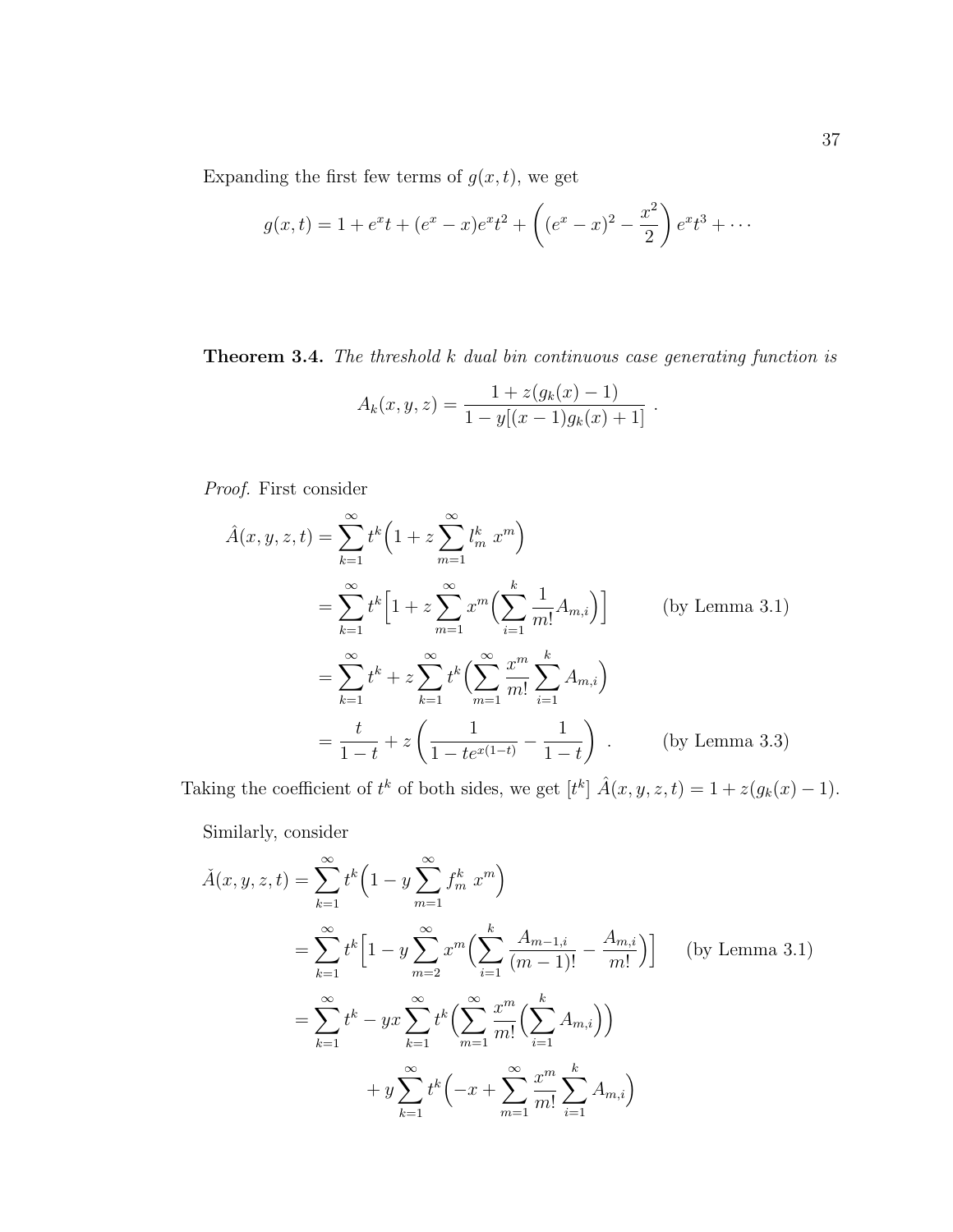Expanding the first few terms of $g(x,t)$, we get

$$g(x,t) = 1 + e^x t + (e^x - x)e^x t^2 + \left((e^x - x)^2 - \frac{x^2}{2}\right) e^x t^3 + \cdots$$

**Theorem 3.4.** *The threshold $k$ dual bin continuous case generating function is*

$$A_k(x,y,z) = \frac{1 + z(g_k(x) - 1)}{1 - y[(x-1)g_k(x) + 1]} \ .$$

*Proof.* First consider

$$\begin{aligned}
\hat{A}(x,y,z,t) &= \sum_{k=1}^{\infty} t^k \Big(1 + z \sum_{m=1}^{\infty} l_m^k \ x^m\Big) \\
&= \sum_{k=1}^{\infty} t^k \Big[1 + z \sum_{m=1}^{\infty} x^m \Big(\sum_{i=1}^{k} \frac{1}{m!} A_{m,i}\Big)\Big] \qquad \text{(by Lemma 3.1)} \\
&= \sum_{k=1}^{\infty} t^k + z \sum_{k=1}^{\infty} t^k \Big(\sum_{m=1}^{\infty} \frac{x^m}{m!} \sum_{i=1}^{k} A_{m,i}\Big) \\
&= \frac{t}{1-t} + z\left(\frac{1}{1 - te^{x(1-t)}} - \frac{1}{1-t}\right) \ . \qquad \text{(by Lemma 3.3)}
\end{aligned}$$

Taking the coefficient of $t^k$ of both sides, we get $[t^k] \ \hat{A}(x,y,z,t) = 1 + z(g_k(x) - 1)$.

Similarly, consider

$$\begin{aligned}
\check{A}(x,y,z,t) &= \sum_{k=1}^{\infty} t^k \Big(1 - y \sum_{m=1}^{\infty} f_m^k \ x^m\Big) \\
&= \sum_{k=1}^{\infty} t^k \Big[1 - y \sum_{m=2}^{\infty} x^m \Big(\sum_{i=1}^{k} \frac{A_{m-1,i}}{(m-1)!} - \frac{A_{m,i}}{m!}\Big)\Big] \qquad \text{(by Lemma 3.1)} \\
&= \sum_{k=1}^{\infty} t^k - yx \sum_{k=1}^{\infty} t^k \Big(\sum_{m=1}^{\infty} \frac{x^m}{m!} \Big(\sum_{i=1}^{k} A_{m,i}\Big)\Big) \\
&\qquad + y \sum_{k=1}^{\infty} t^k \Big(-x + \sum_{m=1}^{\infty} \frac{x^m}{m!} \sum_{i=1}^{k} A_{m,i}\Big)
\end{aligned}$$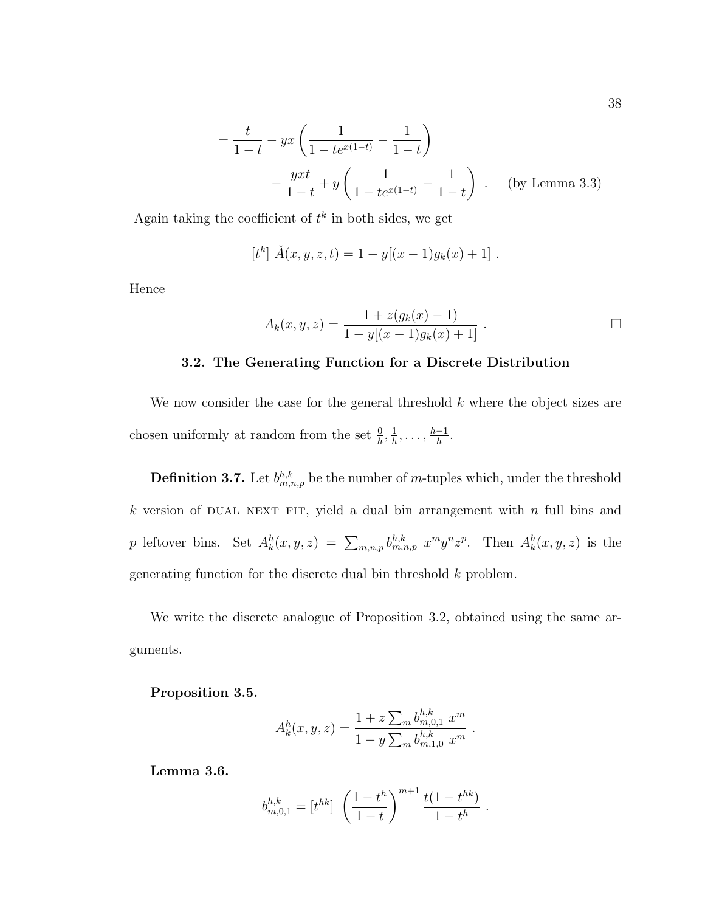$$= \frac{t}{1-t} - yx\left(\frac{1}{1-te^{x(1-t)}} - \frac{1}{1-t}\right)$$

$$- \frac{yxt}{1-t} + y\left(\frac{1}{1-te^{x(1-t)}} - \frac{1}{1-t}\right) \ . \qquad \text{(by Lemma 3.3)}$$

Again taking the coefficient of $t^k$ in both sides, we get

$$[t^k]\ \check{A}(x,y,z,t) = 1 - y[(x-1)g_k(x) + 1]\ .$$

Hence

$$A_k(x,y,z) = \frac{1 + z(g_k(x) - 1)}{1 - y[(x-1)g_k(x) + 1]}\ . \qquad \square$$

### 3.2. The Generating Function for a Discrete Distribution

We now consider the case for the general threshold $k$ where the object sizes are chosen uniformly at random from the set $\frac{0}{h}, \frac{1}{h}, \ldots, \frac{h-1}{h}$.

**Definition 3.7.** Let $b^{h,k}_{m,n,p}$ be the number of $m$-tuples which, under the threshold $k$ version of DUAL NEXT FIT, yield a dual bin arrangement with $n$ full bins and $p$ leftover bins. Set $A^h_k(x,y,z) = \sum_{m,n,p} b^{h,k}_{m,n,p}\ x^m y^n z^p$. Then $A^h_k(x,y,z)$ is the generating function for the discrete dual bin threshold $k$ problem.

We write the discrete analogue of Proposition 3.2, obtained using the same arguments.

**Proposition 3.5.**

$$A^h_k(x,y,z) = \frac{1 + z\sum_m b^{h,k}_{m,0,1}\ x^m}{1 - y\sum_m b^{h,k}_{m,1,0}\ x^m}\ .$$

**Lemma 3.6.**

$$b^{h,k}_{m,0,1} = [t^{hk}]\ \left(\frac{1-t^h}{1-t}\right)^{m+1} \frac{t(1-t^{hk})}{1-t^h}\ .$$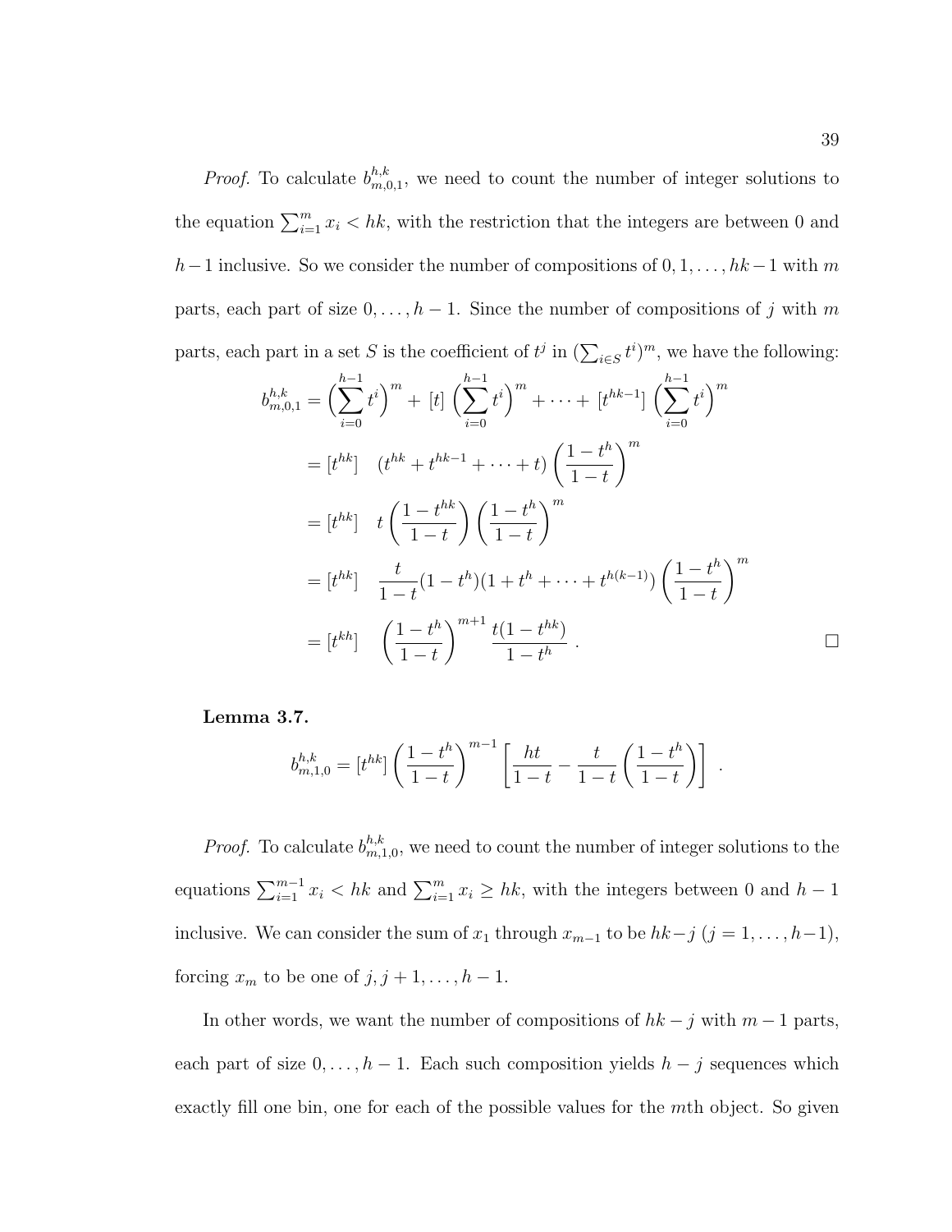*Proof.* To calculate $b^{h,k}_{m,0,1}$, we need to count the number of integer solutions to the equation $\sum_{i=1}^{m} x_i < hk$, with the restriction that the integers are between 0 and $h-1$ inclusive. So we consider the number of compositions of $0, 1, \ldots, hk-1$ with $m$ parts, each part of size $0, \ldots, h-1$. Since the number of compositions of $j$ with $m$ parts, each part in a set $S$ is the coefficient of $t^j$ in $(\sum_{i \in S} t^i)^m$, we have the following:

$$
\begin{aligned}
b^{h,k}_{m,0,1} &= \left(\sum_{i=0}^{h-1} t^i\right)^m + [t] \left(\sum_{i=0}^{h-1} t^i\right)^m + \cdots + [t^{hk-1}] \left(\sum_{i=0}^{h-1} t^i\right)^m \\
&= [t^{hk}] \quad (t^{hk} + t^{hk-1} + \cdots + t) \left(\frac{1-t^h}{1-t}\right)^m \\
&= [t^{hk}] \quad t \left(\frac{1-t^{hk}}{1-t}\right) \left(\frac{1-t^h}{1-t}\right)^m \\
&= [t^{hk}] \quad \frac{t}{1-t}(1-t^h)(1+t^h+\cdots+t^{h(k-1)}) \left(\frac{1-t^h}{1-t}\right)^m \\
&= [t^{kh}] \quad \left(\frac{1-t^h}{1-t}\right)^{m+1} \frac{t(1-t^{hk})}{1-t^h} \, .
\end{aligned}
$$

□

**Lemma 3.7.**

$$
b^{h,k}_{m,1,0} = [t^{hk}] \left(\frac{1-t^h}{1-t}\right)^{m-1} \left[\frac{ht}{1-t} - \frac{t}{1-t}\left(\frac{1-t^h}{1-t}\right)\right] \, .
$$

*Proof.* To calculate $b^{h,k}_{m,1,0}$, we need to count the number of integer solutions to the equations $\sum_{i=1}^{m-1} x_i < hk$ and $\sum_{i=1}^{m} x_i \geq hk$, with the integers between 0 and $h-1$ inclusive. We can consider the sum of $x_1$ through $x_{m-1}$ to be $hk-j$ ($j = 1, \ldots, h-1$), forcing $x_m$ to be one of $j, j+1, \ldots, h-1$.

In other words, we want the number of compositions of $hk-j$ with $m-1$ parts, each part of size $0, \ldots, h-1$. Each such composition yields $h-j$ sequences which exactly fill one bin, one for each of the possible values for the $m$th object. So given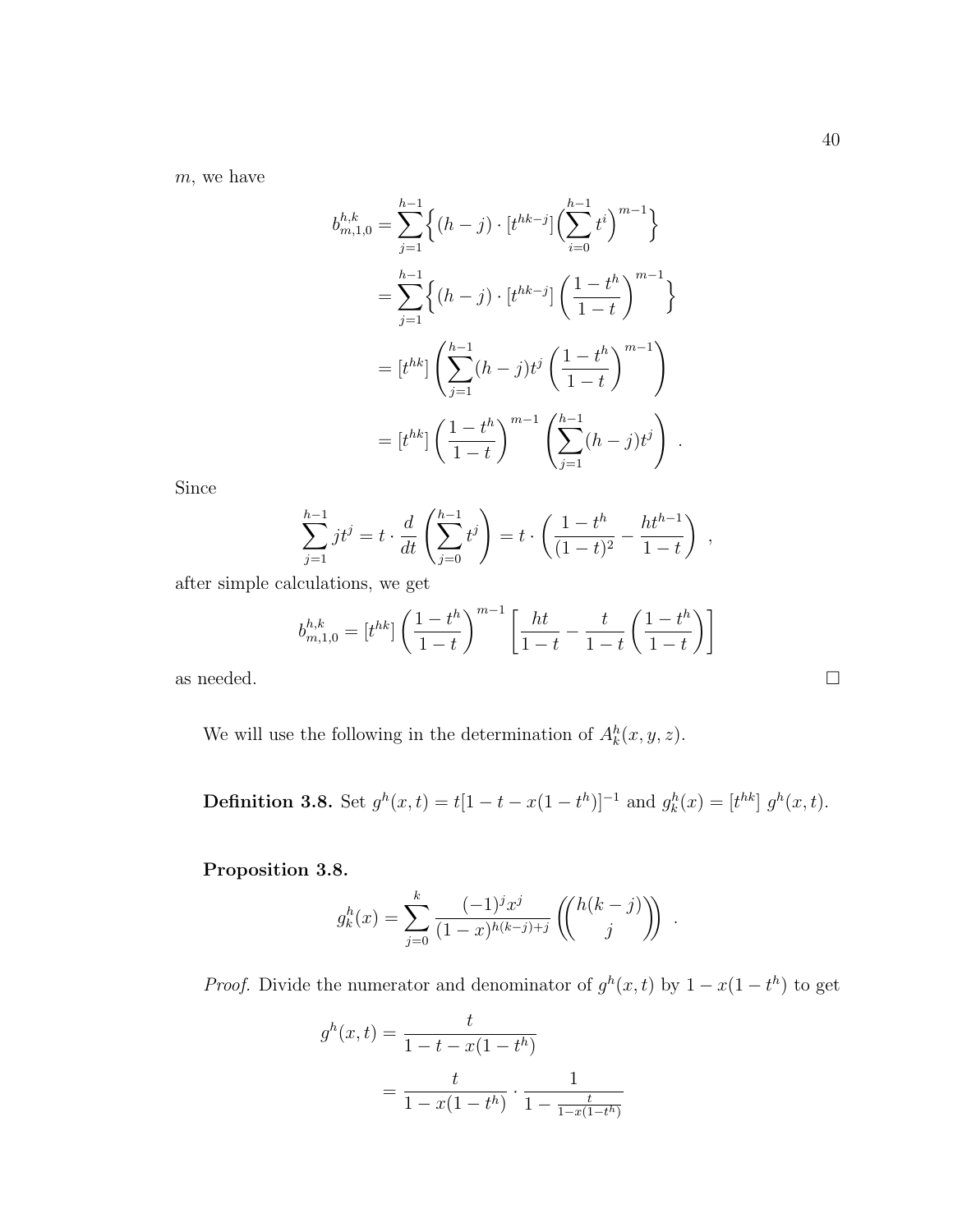$m$, we have

$$
\begin{aligned}
b^{h,k}_{m,1,0} &= \sum_{j=1}^{h-1} \Big\{ (h-j) \cdot [t^{hk-j}] \Big( \sum_{i=0}^{h-1} t^i \Big)^{m-1} \Big\} \\
&= \sum_{j=1}^{h-1} \Big\{ (h-j) \cdot [t^{hk-j}] \left( \frac{1-t^h}{1-t} \right)^{m-1} \Big\} \\
&= [t^{hk}] \left( \sum_{j=1}^{h-1} (h-j) t^j \left( \frac{1-t^h}{1-t} \right)^{m-1} \right) \\
&= [t^{hk}] \left( \frac{1-t^h}{1-t} \right)^{m-1} \left( \sum_{j=1}^{h-1} (h-j) t^j \right) \ .
\end{aligned}
$$

Since

$$
\sum_{j=1}^{h-1} j t^j = t \cdot \frac{d}{dt} \left( \sum_{j=0}^{h-1} t^j \right) = t \cdot \left( \frac{1-t^h}{(1-t)^2} - \frac{h t^{h-1}}{1-t} \right) \ ,
$$

after simple calculations, we get

$$
b^{h,k}_{m,1,0} = [t^{hk}] \left( \frac{1-t^h}{1-t} \right)^{m-1} \left[ \frac{ht}{1-t} - \frac{t}{1-t} \left( \frac{1-t^h}{1-t} \right) \right]
$$

as needed. □

We will use the following in the determination of $A^h_k(x, y, z)$.

**Definition 3.8.** Set $g^h(x,t) = t[1 - t - x(1-t^h)]^{-1}$ and $g^h_k(x) = [t^{hk}]\ g^h(x,t)$.

**Proposition 3.8.**

$$
g^h_k(x) = \sum_{j=0}^{k} \frac{(-1)^j x^j}{(1-x)^{h(k-j)+j}} \left( \binom{h(k-j)}{j} \right) \ .
$$

*Proof.* Divide the numerator and denominator of $g^h(x,t)$ by $1 - x(1-t^h)$ to get

$$
\begin{aligned}
g^h(x,t) &= \frac{t}{1 - t - x(1-t^h)} \\
&= \frac{t}{1 - x(1-t^h)} \cdot \frac{1}{1 - \frac{t}{1-x(1-t^h)}}
\end{aligned}
$$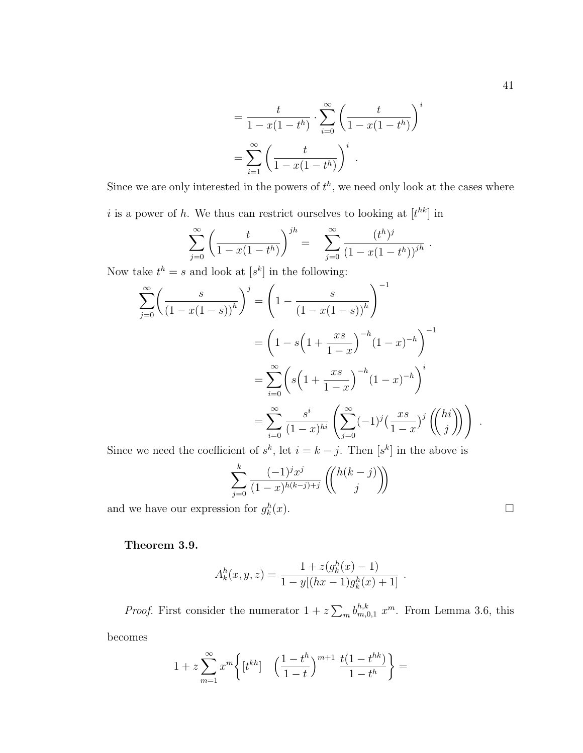$$= \frac{t}{1 - x(1-t^h)} \cdot \sum_{i=0}^{\infty} \left( \frac{t}{1 - x(1-t^h)} \right)^i$$

$$= \sum_{i=1}^{\infty} \left( \frac{t}{1 - x(1-t^h)} \right)^i .$$

Since we are only interested in the powers of $t^h$, we need only look at the cases where $i$ is a power of $h$. We thus can restrict ourselves to looking at $[t^{hk}]$ in

$$\sum_{j=0}^{\infty} \left( \frac{t}{1 - x(1-t^h)} \right)^{jh} = \sum_{j=0}^{\infty} \frac{(t^h)^j}{(1 - x(1-t^h))^{jh}} .$$

Now take $t^h = s$ and look at $[s^k]$ in the following:

$$\sum_{j=0}^{\infty} \left( \frac{s}{(1 - x(1-s))^h} \right)^j = \left( 1 - \frac{s}{(1 - x(1-s))^h} \right)^{-1}$$

$$= \left( 1 - s\Big(1 + \frac{xs}{1-x}\Big)^{-h} (1-x)^{-h} \right)^{-1}$$

$$= \sum_{i=0}^{\infty} \left( s\Big(1 + \frac{xs}{1-x}\Big)^{-h} (1-x)^{-h} \right)^i$$

$$= \sum_{i=0}^{\infty} \frac{s^i}{(1-x)^{hi}} \left( \sum_{j=0}^{\infty} (-1)^j \Big(\frac{xs}{1-x}\Big)^j \left(\!\binom{hi}{j}\!\right) \right) .$$

Since we need the coefficient of $s^k$, let $i = k - j$. Then $[s^k]$ in the above is

$$\sum_{j=0}^{k} \frac{(-1)^j x^j}{(1-x)^{h(k-j)+j}} \left(\!\binom{h(k-j)}{j}\!\right)$$

and we have our expression for $g_k^h(x)$. $\square$

**Theorem 3.9.**

$$A_k^h(x,y,z) = \frac{1 + z(g_k^h(x) - 1)}{1 - y[(hx-1)g_k^h(x) + 1]} .$$

*Proof.* First consider the numerator $1 + z \sum_m b_{m,0,1}^{h,k} \ x^m$. From Lemma 3.6, this becomes

$$1 + z \sum_{m=1}^{\infty} x^m \left\{ [t^{kh}] \quad \Big(\frac{1-t^h}{1-t}\Big)^{m+1} \ \frac{t(1-t^{hk})}{1-t^h} \right\} =$$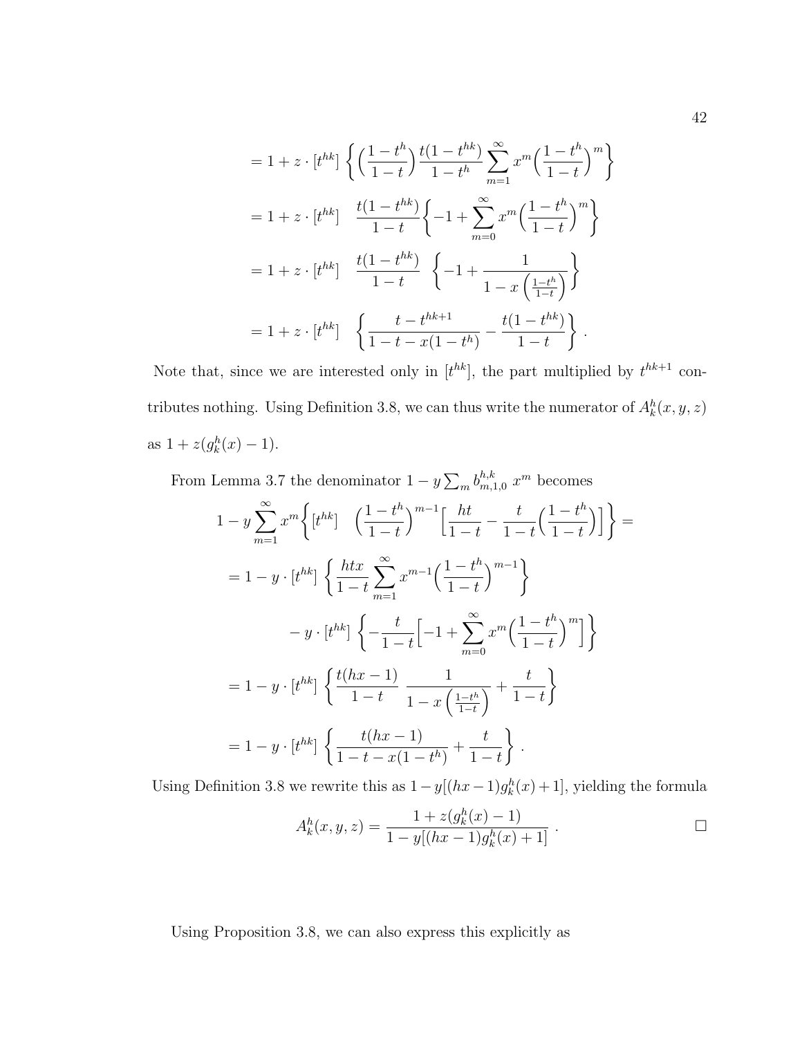$$
\begin{aligned}
&= 1 + z \cdot [t^{hk}] \left\{ \Big(\frac{1-t^h}{1-t}\Big) \frac{t(1-t^{hk})}{1-t^h} \sum_{m=1}^{\infty} x^m \Big(\frac{1-t^h}{1-t}\Big)^m \right\} \\
&= 1 + z \cdot [t^{hk}] \quad \frac{t(1-t^{hk})}{1-t} \Big\{ -1 + \sum_{m=0}^{\infty} x^m \Big(\frac{1-t^h}{1-t}\Big)^m \Big\} \\
&= 1 + z \cdot [t^{hk}] \quad \frac{t(1-t^{hk})}{1-t} \quad \left\{ -1 + \frac{1}{1 - x\left(\frac{1-t^h}{1-t}\right)} \right\} \\
&= 1 + z \cdot [t^{hk}] \quad \left\{ \frac{t - t^{hk+1}}{1-t-x(1-t^h)} - \frac{t(1-t^{hk})}{1-t} \right\} .
\end{aligned}
$$

Note that, since we are interested only in $[t^{hk}]$, the part multiplied by $t^{hk+1}$ contributes nothing. Using Definition 3.8, we can thus write the numerator of $A_k^h(x,y,z)$ as $1 + z(g_k^h(x) - 1)$.

From Lemma 3.7 the denominator $1 - y\sum_m b_{m,1,0}^{h,k}\ x^m$ becomes

$$
\begin{aligned}
1 - y \sum_{m=1}^{\infty} x^m &\left\{ [t^{hk}] \quad \Big(\frac{1-t^h}{1-t}\Big)^{m-1} \Big[ \frac{ht}{1-t} - \frac{t}{1-t}\Big(\frac{1-t^h}{1-t}\Big) \Big] \right\} = \\
&= 1 - y \cdot [t^{hk}] \left\{ \frac{htx}{1-t} \sum_{m=1}^{\infty} x^{m-1} \Big(\frac{1-t^h}{1-t}\Big)^{m-1} \right\} \\
&\qquad - y \cdot [t^{hk}] \left\{ -\frac{t}{1-t} \Big[ -1 + \sum_{m=0}^{\infty} x^m \Big(\frac{1-t^h}{1-t}\Big)^m \Big] \right\} \\
&= 1 - y \cdot [t^{hk}] \left\{ \frac{t(hx-1)}{1-t} \ \frac{1}{1 - x\left(\frac{1-t^h}{1-t}\right)} + \frac{t}{1-t} \right\} \\
&= 1 - y \cdot [t^{hk}] \left\{ \frac{t(hx-1)}{1-t-x(1-t^h)} + \frac{t}{1-t} \right\} .
\end{aligned}
$$

Using Definition 3.8 we rewrite this as $1 - y[(hx-1)g_k^h(x) + 1]$, yielding the formula

$$
A_k^h(x,y,z) = \frac{1 + z(g_k^h(x) - 1)}{1 - y[(hx-1)g_k^h(x) + 1]} . \qquad \square
$$

Using Proposition 3.8, we can also express this explicitly as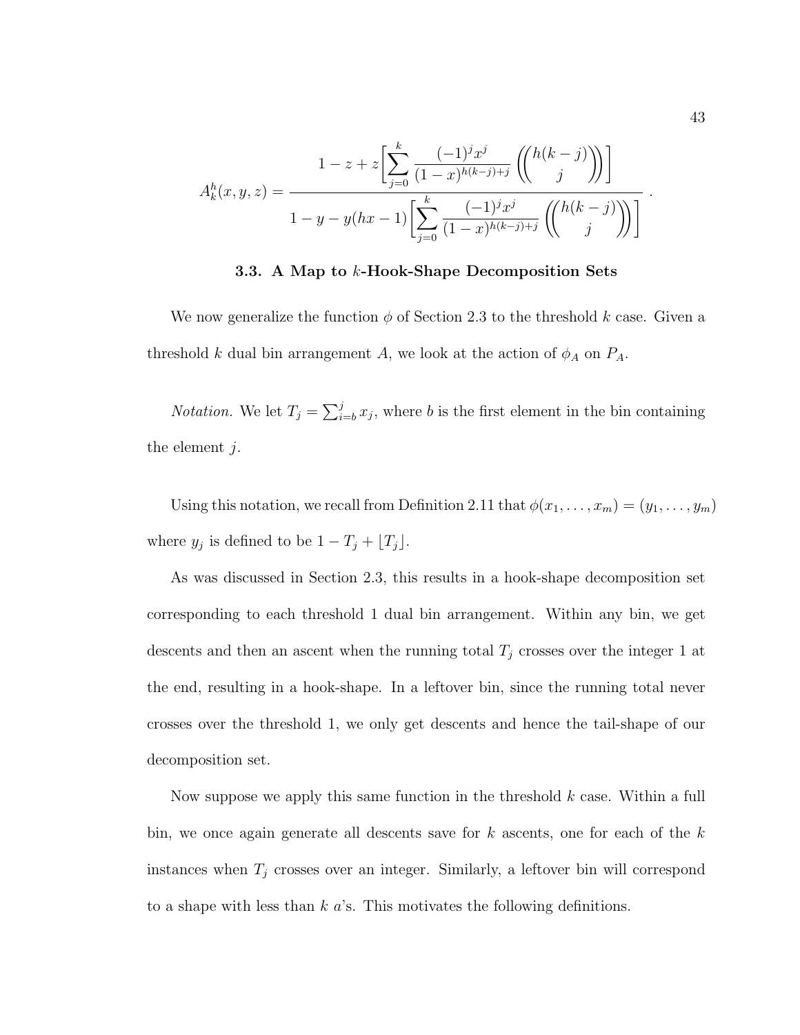$$A_k^h(x,y,z) = \frac{1 - z + z\left[\displaystyle\sum_{j=0}^{k} \frac{(-1)^j x^j}{(1-x)^{h(k-j)+j}} \left(\!\!\binom{h(k-j)}{j}\!\!\right)\right]}{1 - y - y(hx-1)\left[\displaystyle\sum_{j=0}^{k} \frac{(-1)^j x^j}{(1-x)^{h(k-j)+j}} \left(\!\!\binom{h(k-j)}{j}\!\!\right)\right]} .$$

### 3.3. A Map to $k$-Hook-Shape Decomposition Sets

We now generalize the function $\phi$ of Section 2.3 to the threshold $k$ case. Given a threshold $k$ dual bin arrangement $A$, we look at the action of $\phi_A$ on $P_A$.

*Notation.* We let $T_j = \sum_{i=b}^{j} x_j$, where $b$ is the first element in the bin containing the element $j$.

Using this notation, we recall from Definition 2.11 that $\phi(x_1, \ldots, x_m) = (y_1, \ldots, y_m)$ where $y_j$ is defined to be $1 - T_j + \lfloor T_j \rfloor$.

As was discussed in Section 2.3, this results in a hook-shape decomposition set corresponding to each threshold 1 dual bin arrangement. Within any bin, we get descents and then an ascent when the running total $T_j$ crosses over the integer 1 at the end, resulting in a hook-shape. In a leftover bin, since the running total never crosses over the threshold 1, we only get descents and hence the tail-shape of our decomposition set.

Now suppose we apply this same function in the threshold $k$ case. Within a full bin, we once again generate all descents save for $k$ ascents, one for each of the $k$ instances when $T_j$ crosses over an integer. Similarly, a leftover bin will correspond to a shape with less than $k$ $a$'s. This motivates the following definitions.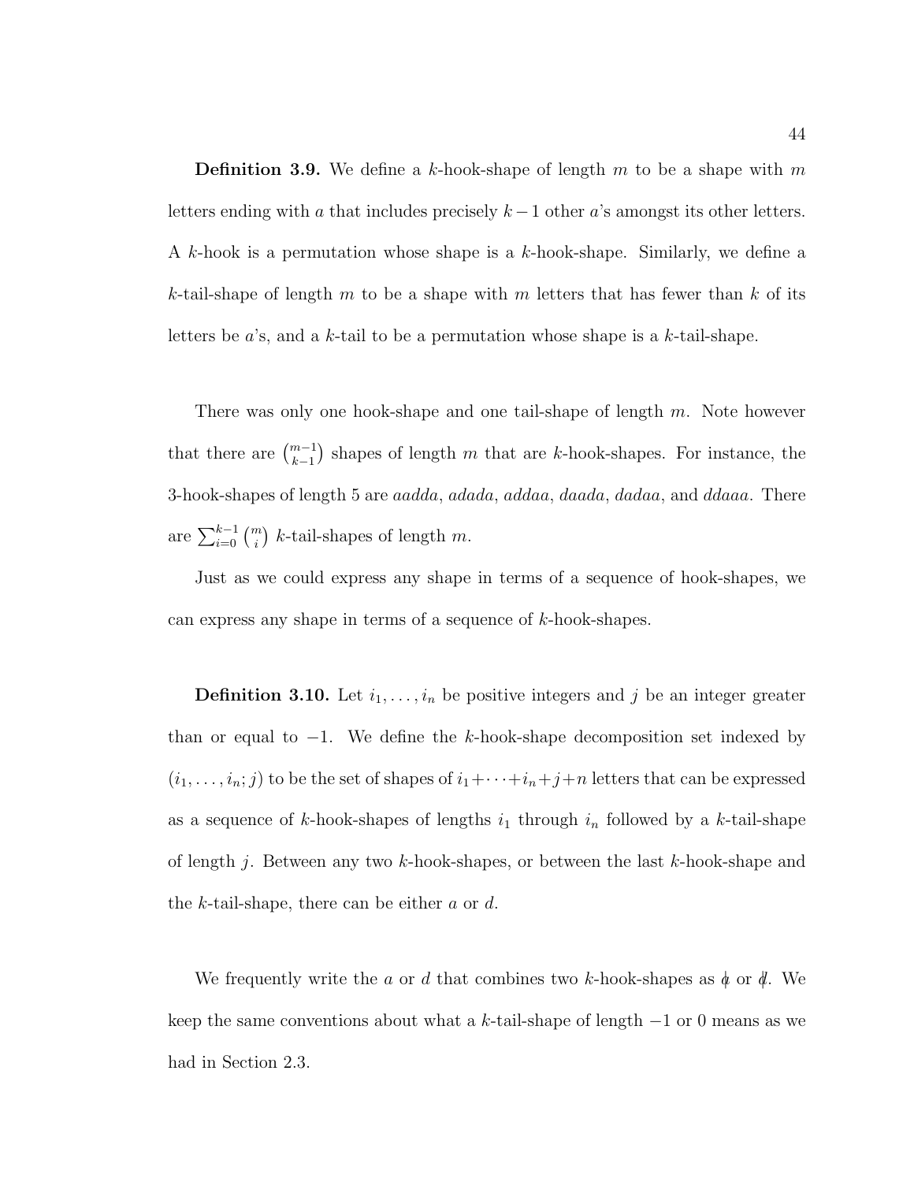**Definition 3.9.** We define a $k$-hook-shape of length $m$ to be a shape with $m$ letters ending with $a$ that includes precisely $k-1$ other $a$'s amongst its other letters. A $k$-hook is a permutation whose shape is a $k$-hook-shape. Similarly, we define a $k$-tail-shape of length $m$ to be a shape with $m$ letters that has fewer than $k$ of its letters be $a$'s, and a $k$-tail to be a permutation whose shape is a $k$-tail-shape.

There was only one hook-shape and one tail-shape of length $m$. Note however that there are $\binom{m-1}{k-1}$ shapes of length $m$ that are $k$-hook-shapes. For instance, the 3-hook-shapes of length 5 are *aadda*, *adada*, *addaa*, *daada*, *dadaa*, and *ddaaa*. There are $\sum_{i=0}^{k-1} \binom{m}{i}$ $k$-tail-shapes of length $m$.

Just as we could express any shape in terms of a sequence of hook-shapes, we can express any shape in terms of a sequence of $k$-hook-shapes.

**Definition 3.10.** Let $i_1, \ldots, i_n$ be positive integers and $j$ be an integer greater than or equal to $-1$. We define the $k$-hook-shape decomposition set indexed by $(i_1, \ldots, i_n; j)$ to be the set of shapes of $i_1 + \cdots + i_n + j + n$ letters that can be expressed as a sequence of $k$-hook-shapes of lengths $i_1$ through $i_n$ followed by a $k$-tail-shape of length $j$. Between any two $k$-hook-shapes, or between the last $k$-hook-shape and the $k$-tail-shape, there can be either $a$ or $d$.

We frequently write the $a$ or $d$ that combines two $k$-hook-shapes as $\not a$ or $\not d$. We keep the same conventions about what a $k$-tail-shape of length $-1$ or $0$ means as we had in Section 2.3.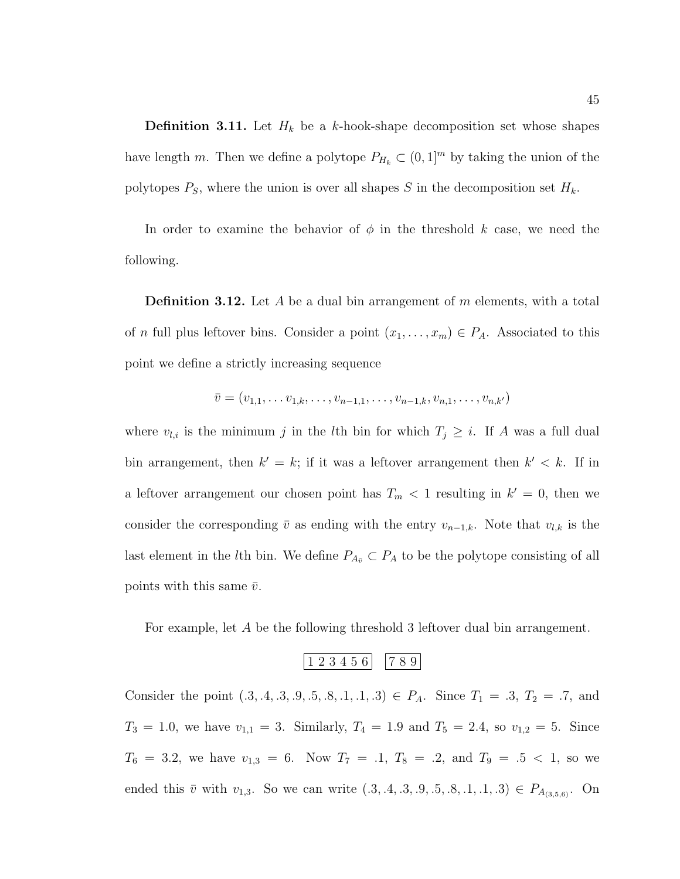**Definition 3.11.** Let $H_k$ be a $k$-hook-shape decomposition set whose shapes have length $m$. Then we define a polytope $P_{H_k} \subset (0,1]^m$ by taking the union of the polytopes $P_S$, where the union is over all shapes $S$ in the decomposition set $H_k$.

In order to examine the behavior of $\phi$ in the threshold $k$ case, we need the following.

**Definition 3.12.** Let $A$ be a dual bin arrangement of $m$ elements, with a total of $n$ full plus leftover bins. Consider a point $(x_1, \ldots, x_m) \in P_A$. Associated to this point we define a strictly increasing sequence

$$\bar{v} = (v_{1,1}, \ldots v_{1,k}, \ldots, v_{n-1,1}, \ldots, v_{n-1,k}, v_{n,1}, \ldots, v_{n,k'})$$

where $v_{l,i}$ is the minimum $j$ in the $l$th bin for which $T_j \geq i$. If $A$ was a full dual bin arrangement, then $k' = k$; if it was a leftover arrangement then $k' < k$. If in a leftover arrangement our chosen point has $T_m < 1$ resulting in $k' = 0$, then we consider the corresponding $\bar{v}$ as ending with the entry $v_{n-1,k}$. Note that $v_{l,k}$ is the last element in the $l$th bin. We define $P_{A_{\bar{v}}} \subset P_A$ to be the polytope consisting of all points with this same $\bar{v}$.

For example, let $A$ be the following threshold 3 leftover dual bin arrangement.

| 1 2 3 4 5 6 | | 7 8 9 |
|---|---|---|

Consider the point $(.3, .4, .3, .9, .5, .8, .1, .1, .3) \in P_A$. Since $T_1 = .3$, $T_2 = .7$, and $T_3 = 1.0$, we have $v_{1,1} = 3$. Similarly, $T_4 = 1.9$ and $T_5 = 2.4$, so $v_{1,2} = 5$. Since $T_6 = 3.2$, we have $v_{1,3} = 6$. Now $T_7 = .1$, $T_8 = .2$, and $T_9 = .5 < 1$, so we ended this $\bar{v}$ with $v_{1,3}$. So we can write $(.3, .4, .3, .9, .5, .8, .1, .1, .3) \in P_{A_{(3,5,6)}}$. On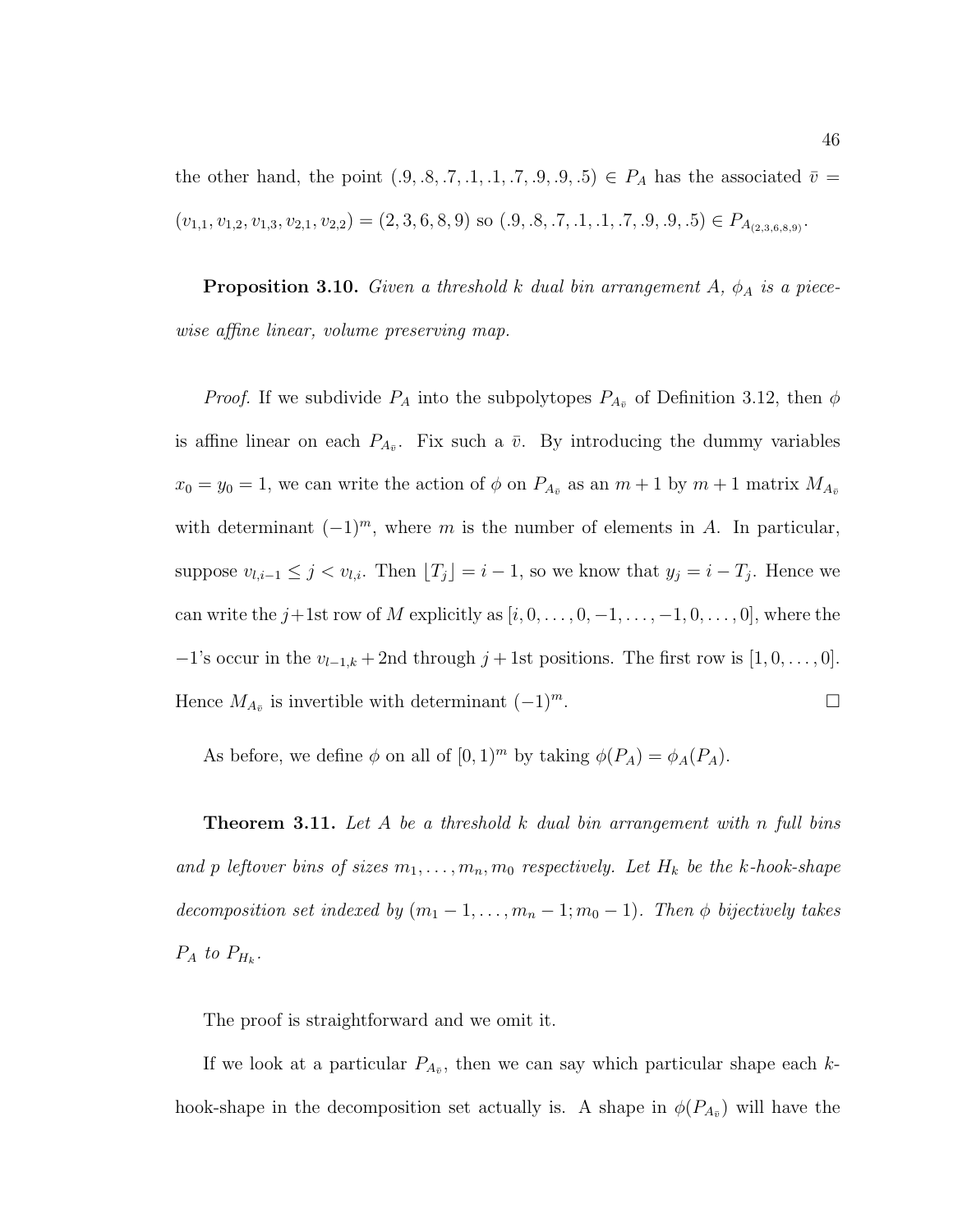the other hand, the point $(.9, .8, .7, .1, .1, .7, .9, .9, .5) \in P_A$ has the associated $\bar{v} = (v_{1,1}, v_{1,2}, v_{1,3}, v_{2,1}, v_{2,2}) = (2, 3, 6, 8, 9)$ so $(.9, .8, .7, .1, .1, .7, .9, .9, .5) \in P_{A_{(2,3,6,8,9)}}$.

**Proposition 3.10.** *Given a threshold $k$ dual bin arrangement $A$, $\phi_A$ is a piecewise affine linear, volume preserving map.*

*Proof.* If we subdivide $P_A$ into the subpolytopes $P_{A_{\bar{v}}}$ of Definition 3.12, then $\phi$ is affine linear on each $P_{A_{\bar{v}}}$. Fix such a $\bar{v}$. By introducing the dummy variables $x_0 = y_0 = 1$, we can write the action of $\phi$ on $P_{A_{\bar{v}}}$ as an $m+1$ by $m+1$ matrix $M_{A_{\bar{v}}}$ with determinant $(-1)^m$, where $m$ is the number of elements in $A$. In particular, suppose $v_{l,i-1} \leq j < v_{l,i}$. Then $\lfloor T_j \rfloor = i - 1$, so we know that $y_j = i - T_j$. Hence we can write the $j+1$st row of $M$ explicitly as $[i, 0, \ldots, 0, -1, \ldots, -1, 0, \ldots, 0]$, where the $-1$'s occur in the $v_{l-1,k}+2$nd through $j+1$st positions. The first row is $[1, 0, \ldots, 0]$. Hence $M_{A_{\bar{v}}}$ is invertible with determinant $(-1)^m$. $\square$

As before, we define $\phi$ on all of $[0, 1)^m$ by taking $\phi(P_A) = \phi_A(P_A)$.

**Theorem 3.11.** *Let $A$ be a threshold $k$ dual bin arrangement with $n$ full bins and $p$ leftover bins of sizes $m_1, \ldots, m_n, m_0$ respectively. Let $H_k$ be the $k$-hook-shape decomposition set indexed by $(m_1 - 1, \ldots, m_n - 1; m_0 - 1)$. Then $\phi$ bijectively takes $P_A$ to $P_{H_k}$.*

The proof is straightforward and we omit it.

If we look at a particular $P_{A_{\bar{v}}}$, then we can say which particular shape each $k$-hook-shape in the decomposition set actually is. A shape in $\phi(P_{A_{\bar{v}}})$ will have the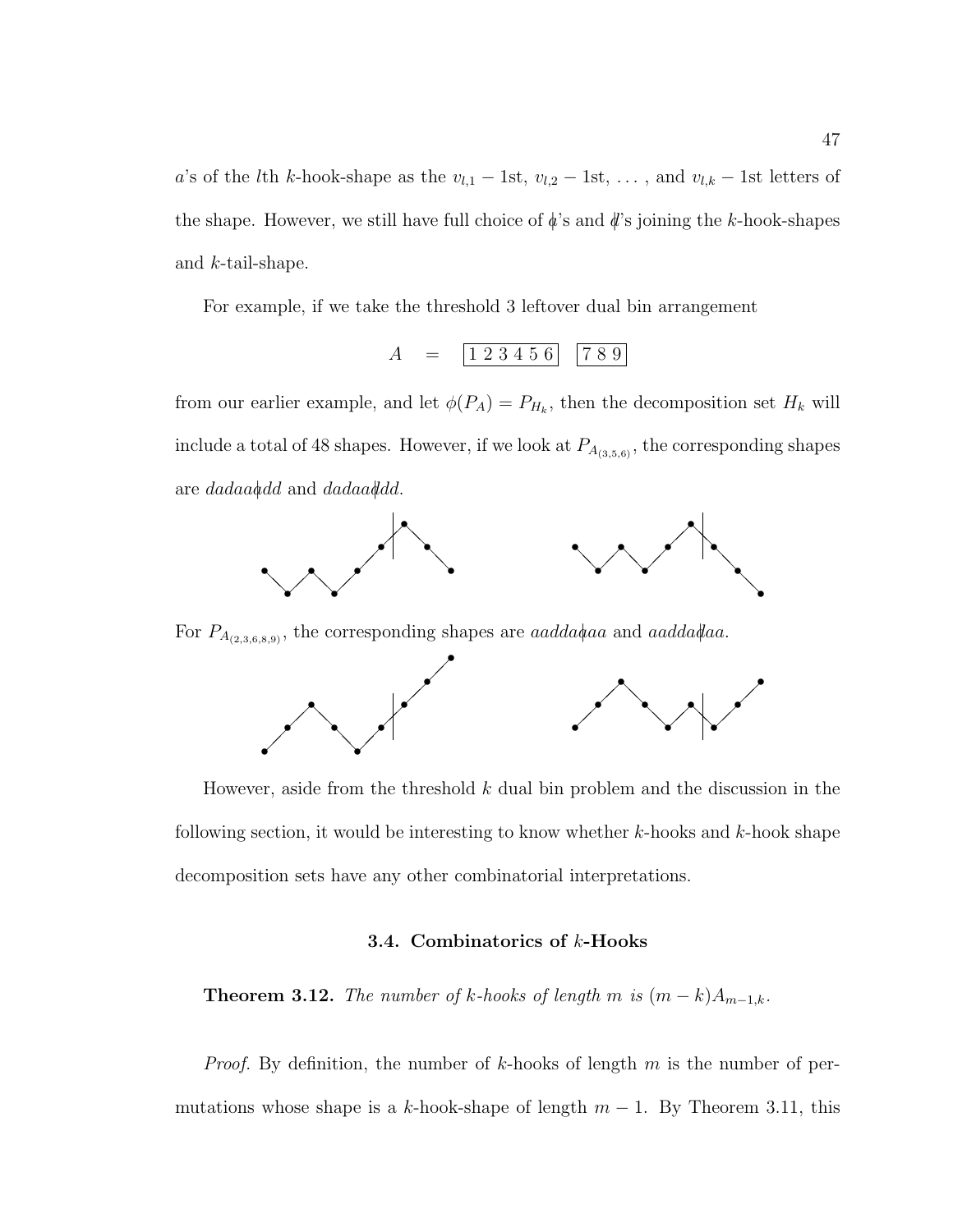$a$'s of the $l$th $k$-hook-shape as the $v_{l,1} - 1$st, $v_{l,2} - 1$st, ..., and $v_{l,k} - 1$st letters of the shape. However, we still have full choice of $\not{a}$'s and $\not{d}$'s joining the $k$-hook-shapes and $k$-tail-shape.

For example, if we take the threshold 3 leftover dual bin arrangement

$$A \quad = \quad \boxed{1\ 2\ 3\ 4\ 5\ 6} \quad \boxed{7\ 8\ 9}$$

from our earlier example, and let $\phi(P_A) = P_{H_k}$, then the decomposition set $H_k$ will include a total of 48 shapes. However, if we look at $P_{A_{(3,5,6)}}$, the corresponding shapes are $dadaa\not{a}dd$ and $dadaa\not{d}dd$.

For $P_{A_{(2,3,6,8,9)}}$, the corresponding shapes are $aadda\not{a}aa$ and $aadda\not{d}aa$.

However, aside from the threshold $k$ dual bin problem and the discussion in the following section, it would be interesting to know whether $k$-hooks and $k$-hook shape decomposition sets have any other combinatorial interpretations.

### 3.4. Combinatorics of $k$-Hooks

**Theorem 3.12.** *The number of $k$-hooks of length $m$ is $(m-k)A_{m-1,k}$.*

*Proof.* By definition, the number of $k$-hooks of length $m$ is the number of permutations whose shape is a $k$-hook-shape of length $m-1$. By Theorem 3.11, this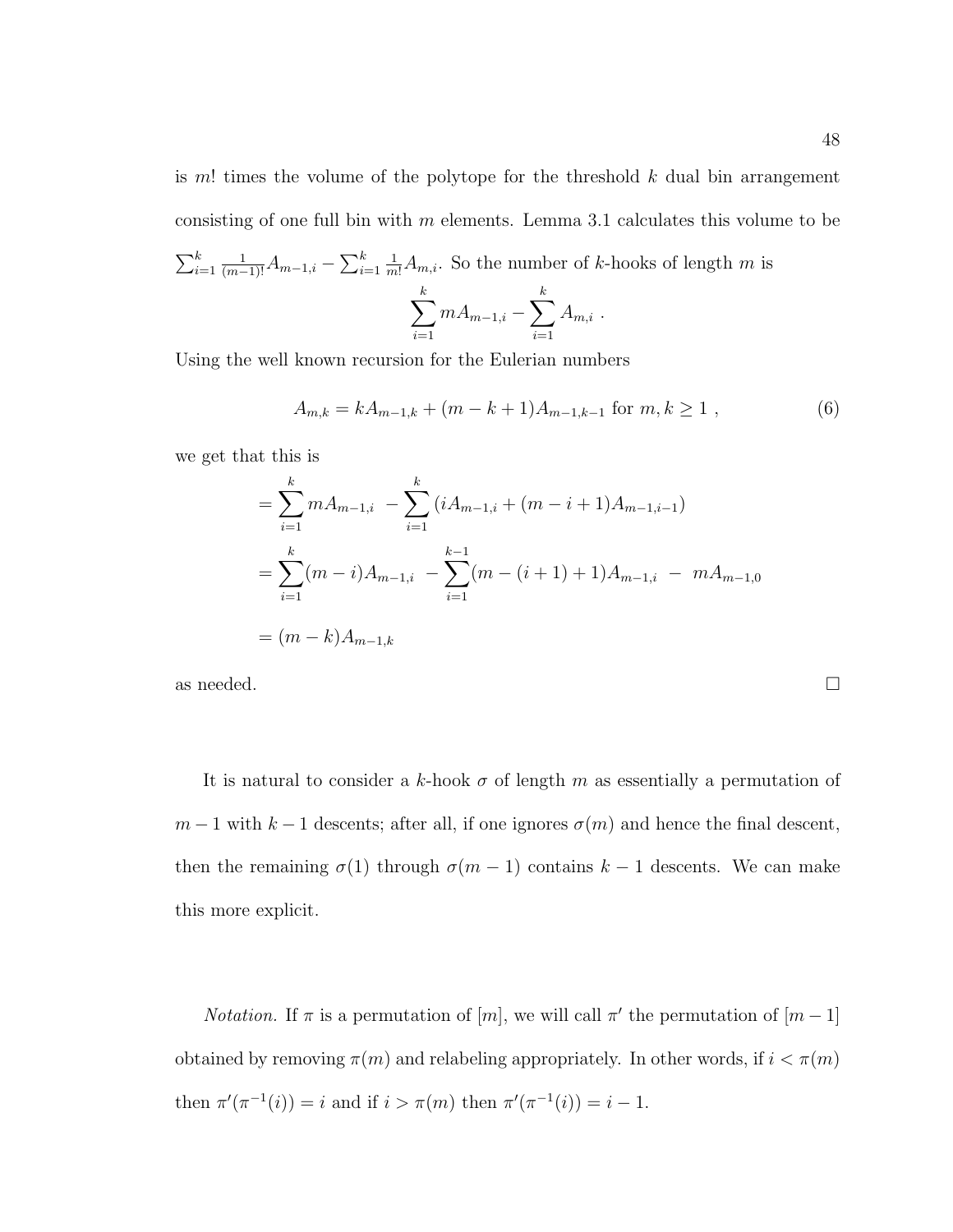is $m!$ times the volume of the polytope for the threshold $k$ dual bin arrangement consisting of one full bin with $m$ elements. Lemma 3.1 calculates this volume to be $\sum_{i=1}^{k} \frac{1}{(m-1)!} A_{m-1,i} - \sum_{i=1}^{k} \frac{1}{m!} A_{m,i}$. So the number of $k$-hooks of length $m$ is

$$\sum_{i=1}^{k} m A_{m-1,i} - \sum_{i=1}^{k} A_{m,i} \ .$$

Using the well known recursion for the Eulerian numbers

$$A_{m,k} = k A_{m-1,k} + (m-k+1) A_{m-1,k-1} \text{ for } m, k \geq 1 \ , \tag{6}$$

we get that this is

$$\begin{aligned}
&= \sum_{i=1}^{k} m A_{m-1,i} \ - \sum_{i=1}^{k} \left( i A_{m-1,i} + (m-i+1) A_{m-1,i-1} \right) \\
&= \sum_{i=1}^{k} (m-i) A_{m-1,i} \ - \sum_{i=1}^{k-1} (m-(i+1)+1) A_{m-1,i} \ - \ m A_{m-1,0} \\
&= (m-k) A_{m-1,k}
\end{aligned}$$

as needed. □

It is natural to consider a $k$-hook $\sigma$ of length $m$ as essentially a permutation of $m-1$ with $k-1$ descents; after all, if one ignores $\sigma(m)$ and hence the final descent, then the remaining $\sigma(1)$ through $\sigma(m-1)$ contains $k-1$ descents. We can make this more explicit.

*Notation.* If $\pi$ is a permutation of $[m]$, we will call $\pi'$ the permutation of $[m-1]$ obtained by removing $\pi(m)$ and relabeling appropriately. In other words, if $i < \pi(m)$ then $\pi'(\pi^{-1}(i)) = i$ and if $i > \pi(m)$ then $\pi'(\pi^{-1}(i)) = i - 1$.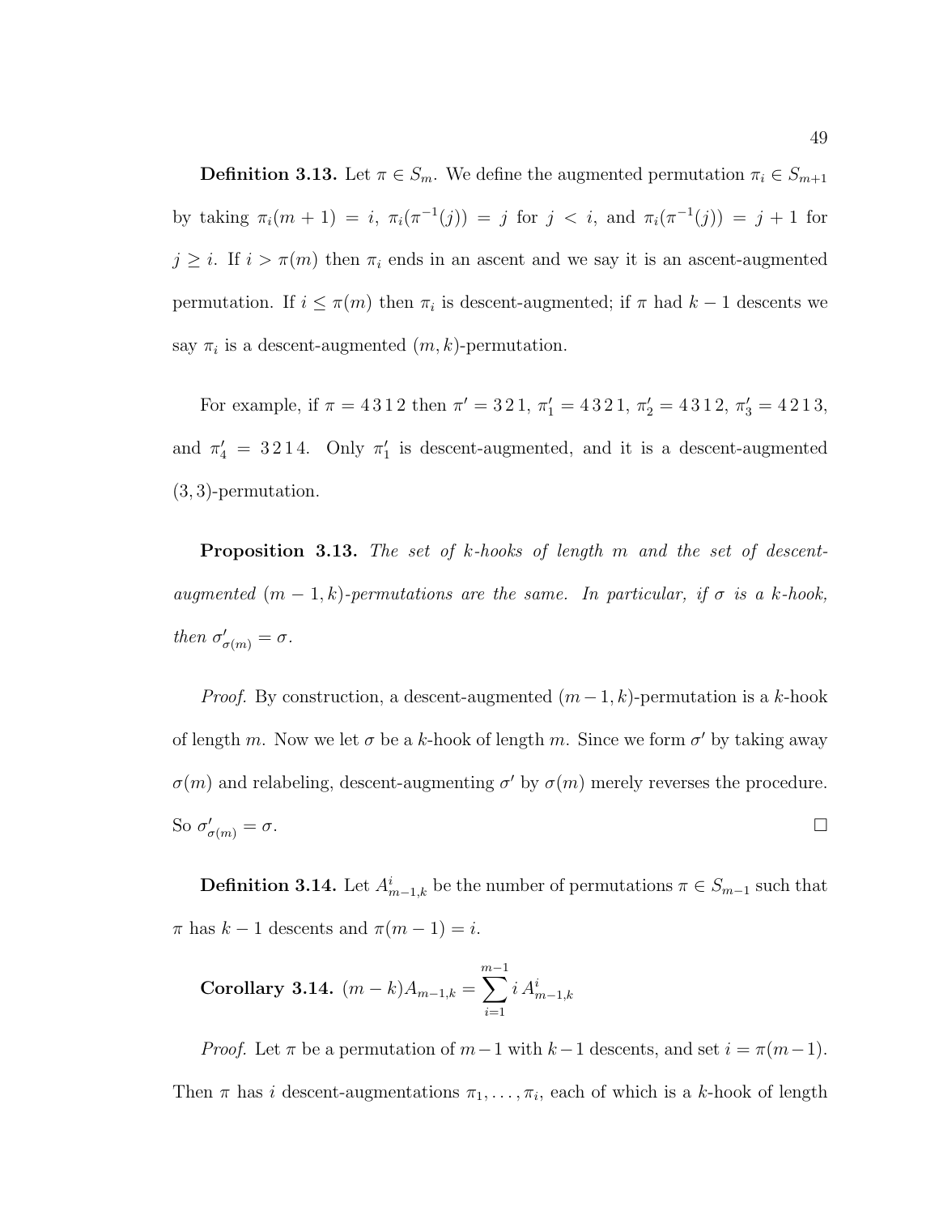**Definition 3.13.** Let $\pi \in S_m$. We define the augmented permutation $\pi_i \in S_{m+1}$ by taking $\pi_i(m+1) = i$, $\pi_i(\pi^{-1}(j)) = j$ for $j < i$, and $\pi_i(\pi^{-1}(j)) = j+1$ for $j \geq i$. If $i > \pi(m)$ then $\pi_i$ ends in an ascent and we say it is an ascent-augmented permutation. If $i \leq \pi(m)$ then $\pi_i$ is descent-augmented; if $\pi$ had $k-1$ descents we say $\pi_i$ is a descent-augmented $(m,k)$-permutation.

For example, if $\pi = 4\,3\,1\,2$ then $\pi' = 3\,2\,1$, $\pi'_1 = 4\,3\,2\,1$, $\pi'_2 = 4\,3\,1\,2$, $\pi'_3 = 4\,2\,1\,3$, and $\pi'_4 = 3\,2\,1\,4$. Only $\pi'_1$ is descent-augmented, and it is a descent-augmented $(3,3)$-permutation.

**Proposition 3.13.** *The set of $k$-hooks of length $m$ and the set of descent-augmented $(m-1,k)$-permutations are the same. In particular, if $\sigma$ is a $k$-hook, then $\sigma'_{\sigma(m)} = \sigma$.*

*Proof.* By construction, a descent-augmented $(m-1,k)$-permutation is a $k$-hook of length $m$. Now we let $\sigma$ be a $k$-hook of length $m$. Since we form $\sigma'$ by taking away $\sigma(m)$ and relabeling, descent-augmenting $\sigma'$ by $\sigma(m)$ merely reverses the procedure. So $\sigma'_{\sigma(m)} = \sigma$. □

**Definition 3.14.** Let $A^i_{m-1,k}$ be the number of permutations $\pi \in S_{m-1}$ such that $\pi$ has $k-1$ descents and $\pi(m-1) = i$.

**Corollary 3.14.** $(m-k)A_{m-1,k} = \displaystyle\sum_{i=1}^{m-1} i\, A^i_{m-1,k}$

*Proof.* Let $\pi$ be a permutation of $m-1$ with $k-1$ descents, and set $i = \pi(m-1)$. Then $\pi$ has $i$ descent-augmentations $\pi_1, \ldots, \pi_i$, each of which is a $k$-hook of length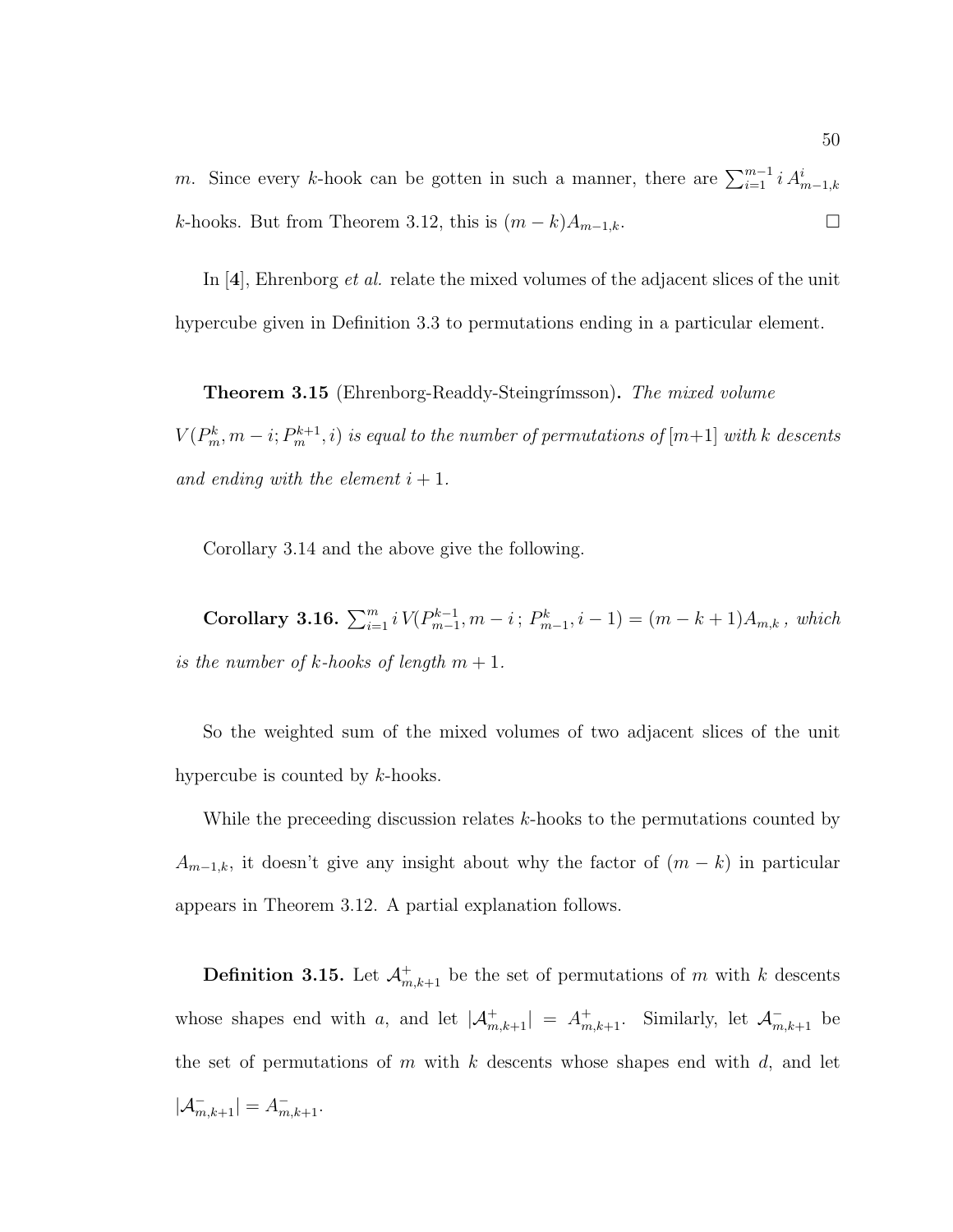$m$. Since every $k$-hook can be gotten in such a manner, there are $\sum_{i=1}^{m-1} i\, A^{i}_{m-1,k}$ $k$-hooks. But from Theorem 3.12, this is $(m-k)A_{m-1,k}$. $\square$

In [**4**], Ehrenborg *et al.* relate the mixed volumes of the adjacent slices of the unit hypercube given in Definition 3.3 to permutations ending in a particular element.

**Theorem 3.15** (Ehrenborg-Readdy-Steingrímsson)**.** *The mixed volume $V(P^k_m, m-i; P^{k+1}_m, i)$ is equal to the number of permutations of $[m+1]$ with $k$ descents and ending with the element $i+1$.*

Corollary 3.14 and the above give the following.

**Corollary 3.16.** $\sum_{i=1}^{m} i\, V(P^{k-1}_{m-1}, m-i\,;\, P^{k}_{m-1}, i-1) = (m-k+1)A_{m,k}$ *, which is the number of $k$-hooks of length $m+1$.*

So the weighted sum of the mixed volumes of two adjacent slices of the unit hypercube is counted by $k$-hooks.

While the preceeding discussion relates $k$-hooks to the permutations counted by $A_{m-1,k}$, it doesn't give any insight about why the factor of $(m-k)$ in particular appears in Theorem 3.12. A partial explanation follows.

**Definition 3.15.** Let $\mathcal{A}^{+}_{m,k+1}$ be the set of permutations of $m$ with $k$ descents whose shapes end with $a$, and let $|\mathcal{A}^{+}_{m,k+1}| = A^{+}_{m,k+1}$. Similarly, let $\mathcal{A}^{-}_{m,k+1}$ be the set of permutations of $m$ with $k$ descents whose shapes end with $d$, and let $|\mathcal{A}^{-}_{m,k+1}| = A^{-}_{m,k+1}$.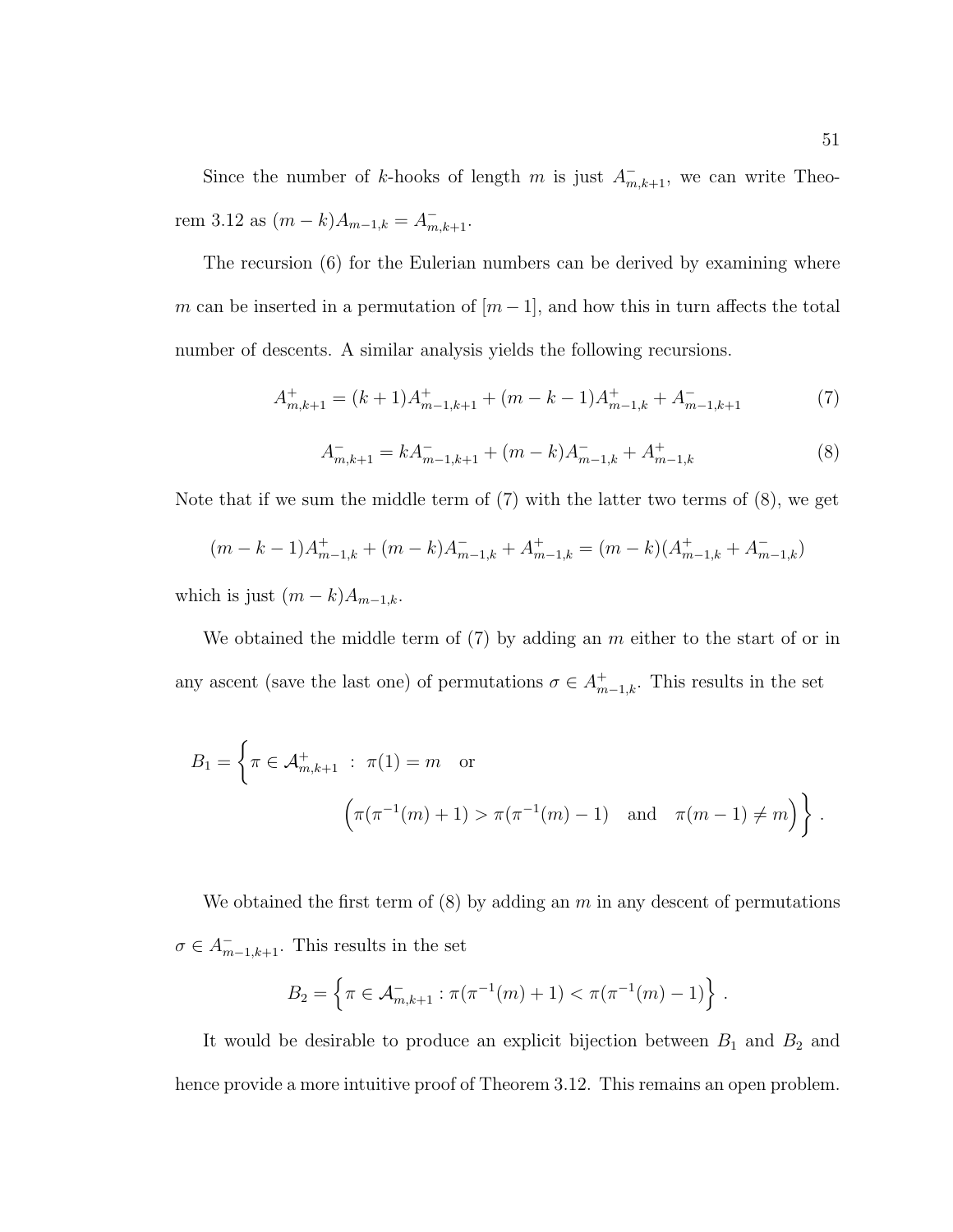Since the number of $k$-hooks of length $m$ is just $A^-_{m,k+1}$, we can write Theorem 3.12 as $(m-k)A_{m-1,k} = A^-_{m,k+1}$.

The recursion (6) for the Eulerian numbers can be derived by examining where $m$ can be inserted in a permutation of $[m-1]$, and how this in turn affects the total number of descents. A similar analysis yields the following recursions.

$$A^+_{m,k+1} = (k+1)A^+_{m-1,k+1} + (m-k-1)A^+_{m-1,k} + A^-_{m-1,k+1} \tag{7}$$

$$A^-_{m,k+1} = kA^-_{m-1,k+1} + (m-k)A^-_{m-1,k} + A^+_{m-1,k} \tag{8}$$

Note that if we sum the middle term of (7) with the latter two terms of (8), we get

$$(m-k-1)A^+_{m-1,k} + (m-k)A^-_{m-1,k} + A^+_{m-1,k} = (m-k)(A^+_{m-1,k} + A^-_{m-1,k})$$

which is just $(m-k)A_{m-1,k}$.

We obtained the middle term of (7) by adding an $m$ either to the start of or in any ascent (save the last one) of permutations $\sigma \in A^+_{m-1,k}$. This results in the set

$$B_1 = \Big\{ \pi \in \mathcal{A}^+_{m,k+1} \ : \ \pi(1) = m \quad \text{or} \quad \Big(\pi(\pi^{-1}(m)+1) > \pi(\pi^{-1}(m)-1) \quad \text{and} \quad \pi(m-1) \neq m\Big) \Big\} .$$

We obtained the first term of (8) by adding an $m$ in any descent of permutations $\sigma \in A^-_{m-1,k+1}$. This results in the set

$$B_2 = \left\{ \pi \in \mathcal{A}^-_{m,k+1} : \pi(\pi^{-1}(m)+1) < \pi(\pi^{-1}(m)-1) \right\} .$$

It would be desirable to produce an explicit bijection between $B_1$ and $B_2$ and hence provide a more intuitive proof of Theorem 3.12. This remains an open problem.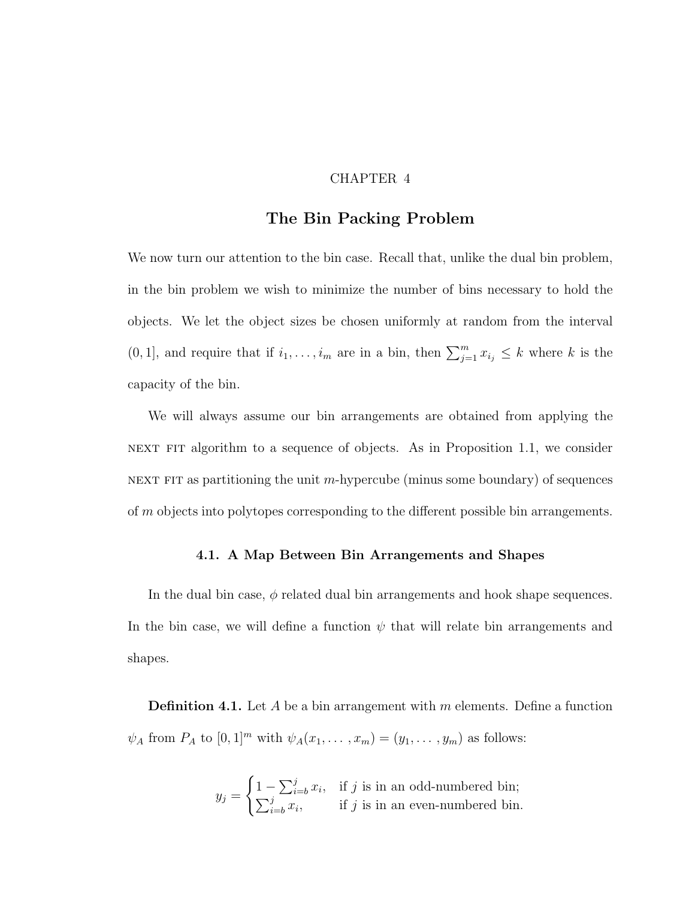# CHAPTER 4

# The Bin Packing Problem

We now turn our attention to the bin case. Recall that, unlike the dual bin problem, in the bin problem we wish to minimize the number of bins necessary to hold the objects. We let the object sizes be chosen uniformly at random from the interval $(0, 1]$, and require that if $i_1, \ldots, i_m$ are in a bin, then $\sum_{j=1}^{m} x_{i_j} \leq k$ where $k$ is the capacity of the bin.

We will always assume our bin arrangements are obtained from applying the NEXT FIT algorithm to a sequence of objects. As in Proposition 1.1, we consider NEXT FIT as partitioning the unit $m$-hypercube (minus some boundary) of sequences of $m$ objects into polytopes corresponding to the different possible bin arrangements.

## 4.1. A Map Between Bin Arrangements and Shapes

In the dual bin case, $\phi$ related dual bin arrangements and hook shape sequences. In the bin case, we will define a function $\psi$ that will relate bin arrangements and shapes.

**Definition 4.1.** Let $A$ be a bin arrangement with $m$ elements. Define a function $\psi_A$ from $P_A$ to $[0, 1]^m$ with $\psi_A(x_1, \ldots, x_m) = (y_1, \ldots, y_m)$ as follows:

$$y_j = \begin{cases} 1 - \sum_{i=b}^{j} x_i, & \text{if } j \text{ is in an odd-numbered bin;} \\ \sum_{i=b}^{j} x_i, & \text{if } j \text{ is in an even-numbered bin.} \end{cases}$$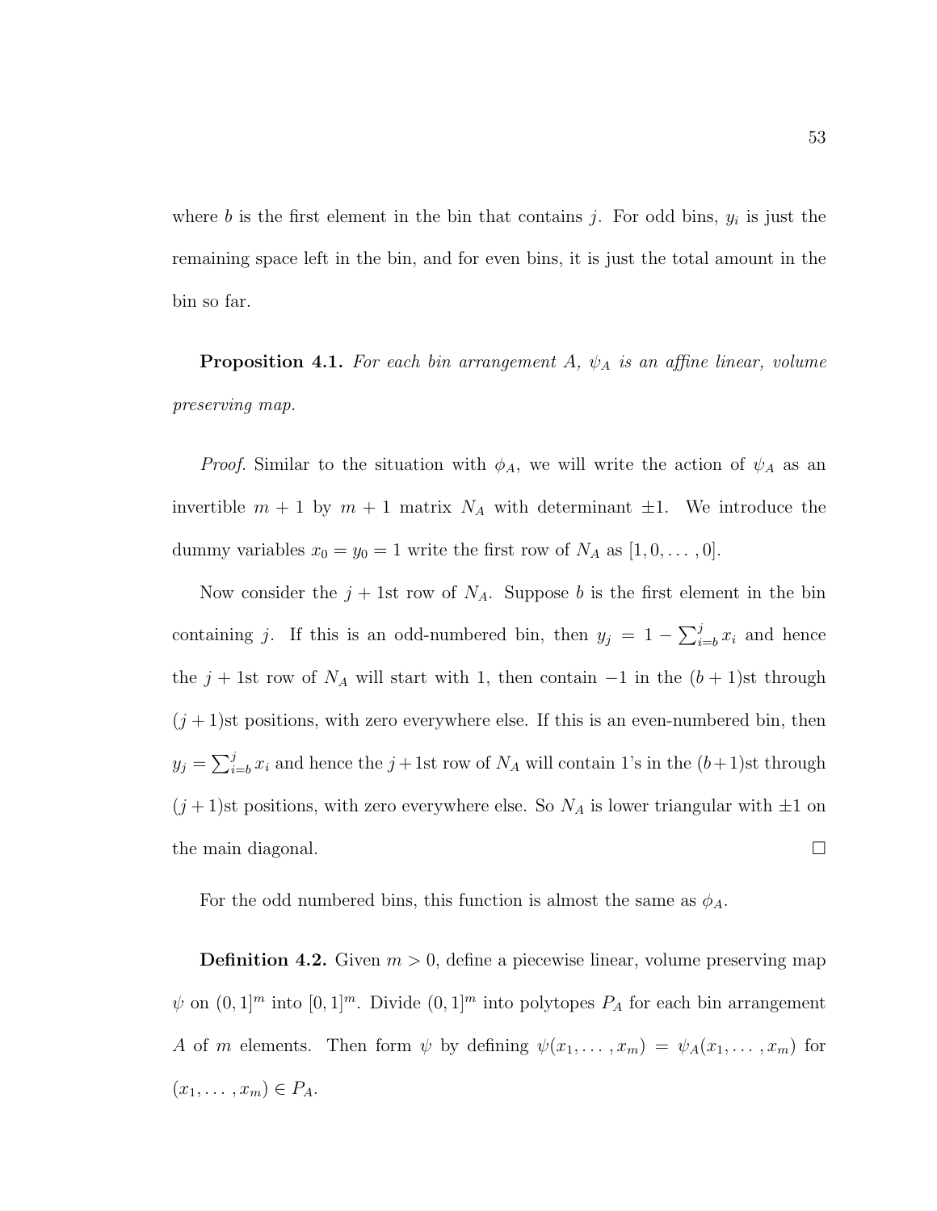where $b$ is the first element in the bin that contains $j$. For odd bins, $y_i$ is just the remaining space left in the bin, and for even bins, it is just the total amount in the bin so far.

**Proposition 4.1.** *For each bin arrangement $A$, $\psi_A$ is an affine linear, volume preserving map.*

*Proof.* Similar to the situation with $\phi_A$, we will write the action of $\psi_A$ as an invertible $m+1$ by $m+1$ matrix $N_A$ with determinant $\pm 1$. We introduce the dummy variables $x_0 = y_0 = 1$ write the first row of $N_A$ as $[1, 0, \dots, 0]$.

Now consider the $j+1$st row of $N_A$. Suppose $b$ is the first element in the bin containing $j$. If this is an odd-numbered bin, then $y_j = 1 - \sum_{i=b}^{j} x_i$ and hence the $j+1$st row of $N_A$ will start with 1, then contain $-1$ in the $(b+1)$st through $(j+1)$st positions, with zero everywhere else. If this is an even-numbered bin, then $y_j = \sum_{i=b}^{j} x_i$ and hence the $j+1$st row of $N_A$ will contain 1's in the $(b+1)$st through $(j+1)$st positions, with zero everywhere else. So $N_A$ is lower triangular with $\pm 1$ on the main diagonal. $\square$

For the odd numbered bins, this function is almost the same as $\phi_A$.

**Definition 4.2.** Given $m > 0$, define a piecewise linear, volume preserving map $\psi$ on $(0, 1]^m$ into $[0, 1]^m$. Divide $(0, 1]^m$ into polytopes $P_A$ for each bin arrangement $A$ of $m$ elements. Then form $\psi$ by defining $\psi(x_1, \dots, x_m) = \psi_A(x_1, \dots, x_m)$ for $(x_1, \dots, x_m) \in P_A$.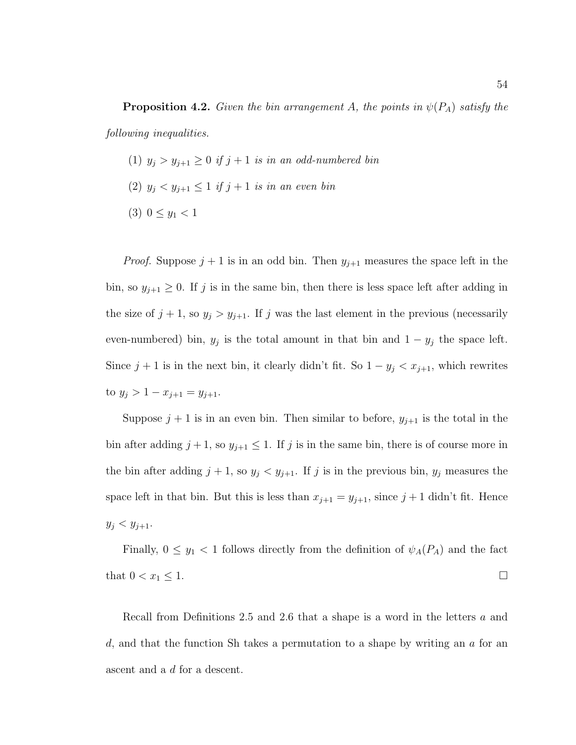**Proposition 4.2.** *Given the bin arrangement A, the points in $\psi(P_A)$ satisfy the following inequalities.*

(1) $y_j > y_{j+1} \geq 0$ *if $j+1$ is in an odd-numbered bin*

(2) $y_j < y_{j+1} \leq 1$ *if $j+1$ is in an even bin*

(3) $0 \leq y_1 < 1$

*Proof.* Suppose $j+1$ is in an odd bin. Then $y_{j+1}$ measures the space left in the bin, so $y_{j+1} \geq 0$. If $j$ is in the same bin, then there is less space left after adding in the size of $j+1$, so $y_j > y_{j+1}$. If $j$ was the last element in the previous (necessarily even-numbered) bin, $y_j$ is the total amount in that bin and $1 - y_j$ the space left. Since $j+1$ is in the next bin, it clearly didn't fit. So $1 - y_j < x_{j+1}$, which rewrites to $y_j > 1 - x_{j+1} = y_{j+1}$.

Suppose $j+1$ is in an even bin. Then similar to before, $y_{j+1}$ is the total in the bin after adding $j+1$, so $y_{j+1} \leq 1$. If $j$ is in the same bin, there is of course more in the bin after adding $j+1$, so $y_j < y_{j+1}$. If $j$ is in the previous bin, $y_j$ measures the space left in that bin. But this is less than $x_{j+1} = y_{j+1}$, since $j+1$ didn't fit. Hence $y_j < y_{j+1}$.

Finally, $0 \leq y_1 < 1$ follows directly from the definition of $\psi_A(P_A)$ and the fact that $0 < x_1 \leq 1$. □

Recall from Definitions 2.5 and 2.6 that a shape is a word in the letters $a$ and $d$, and that the function Sh takes a permutation to a shape by writing an $a$ for an ascent and a $d$ for a descent.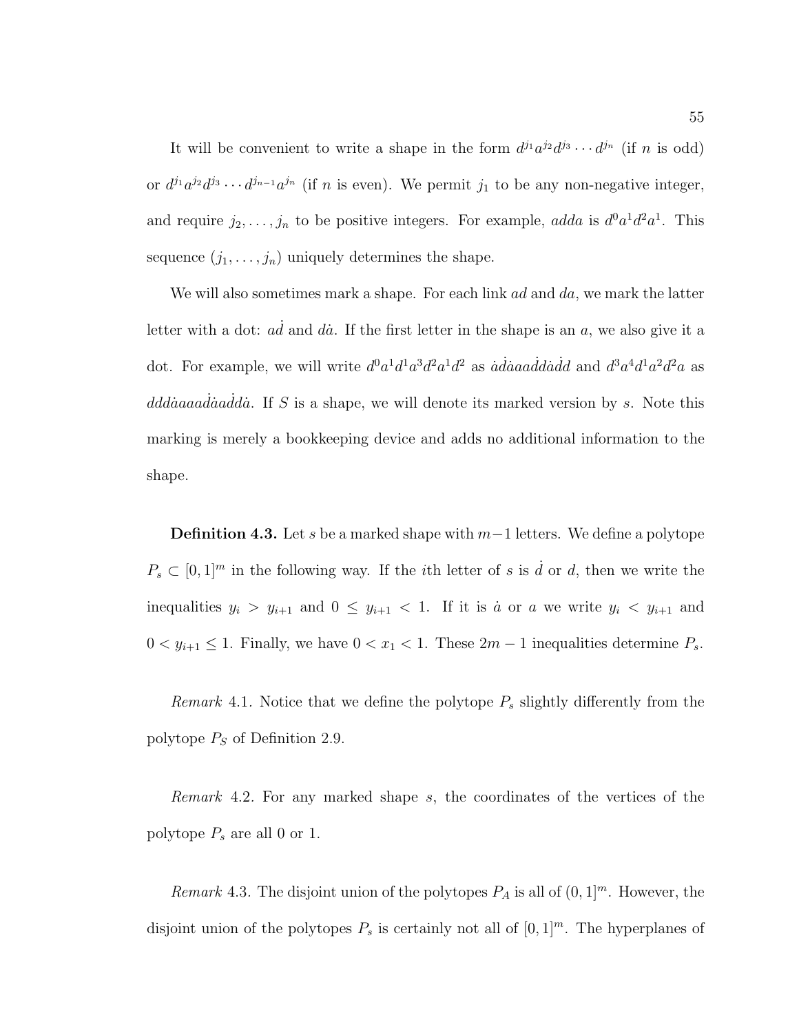It will be convenient to write a shape in the form $d^{j_1}a^{j_2}d^{j_3}\cdots d^{j_n}$ (if $n$ is odd) or $d^{j_1}a^{j_2}d^{j_3}\cdots d^{j_{n-1}}a^{j_n}$ (if $n$ is even). We permit $j_1$ to be any non-negative integer, and require $j_2, \ldots, j_n$ to be positive integers. For example, $adda$ is $d^0a^1d^2a^1$. This sequence $(j_1, \ldots, j_n)$ uniquely determines the shape.

We will also sometimes mark a shape. For each link $ad$ and $da$, we mark the latter letter with a dot: $a\dot{d}$ and $d\dot{a}$. If the first letter in the shape is an $a$, we also give it a dot. For example, we will write $d^0a^1d^1a^3d^2a^1d^2$ as $\dot{a}\dot{d}\dot{a}aa\dot{d}d\dot{a}\dot{d}d$ and $d^3a^4d^1a^2d^2a$ as $ddd\dot{a}aaa\dot{d}\dot{a}a\dot{d}d\dot{a}$. If $S$ is a shape, we will denote its marked version by $s$. Note this marking is merely a bookkeeping device and adds no additional information to the shape.

**Definition 4.3.** Let $s$ be a marked shape with $m-1$ letters. We define a polytope $P_s \subset [0,1]^m$ in the following way. If the $i$th letter of $s$ is $\dot{d}$ or $d$, then we write the inequalities $y_i > y_{i+1}$ and $0 \leq y_{i+1} < 1$. If it is $\dot{a}$ or $a$ we write $y_i < y_{i+1}$ and $0 < y_{i+1} \leq 1$. Finally, we have $0 < x_1 < 1$. These $2m-1$ inequalities determine $P_s$.

*Remark* 4.1. Notice that we define the polytope $P_s$ slightly differently from the polytope $P_S$ of Definition 2.9.

*Remark* 4.2. For any marked shape $s$, the coordinates of the vertices of the polytope $P_s$ are all 0 or 1.

*Remark* 4.3. The disjoint union of the polytopes $P_A$ is all of $(0,1]^m$. However, the disjoint union of the polytopes $P_s$ is certainly not all of $[0,1]^m$. The hyperplanes of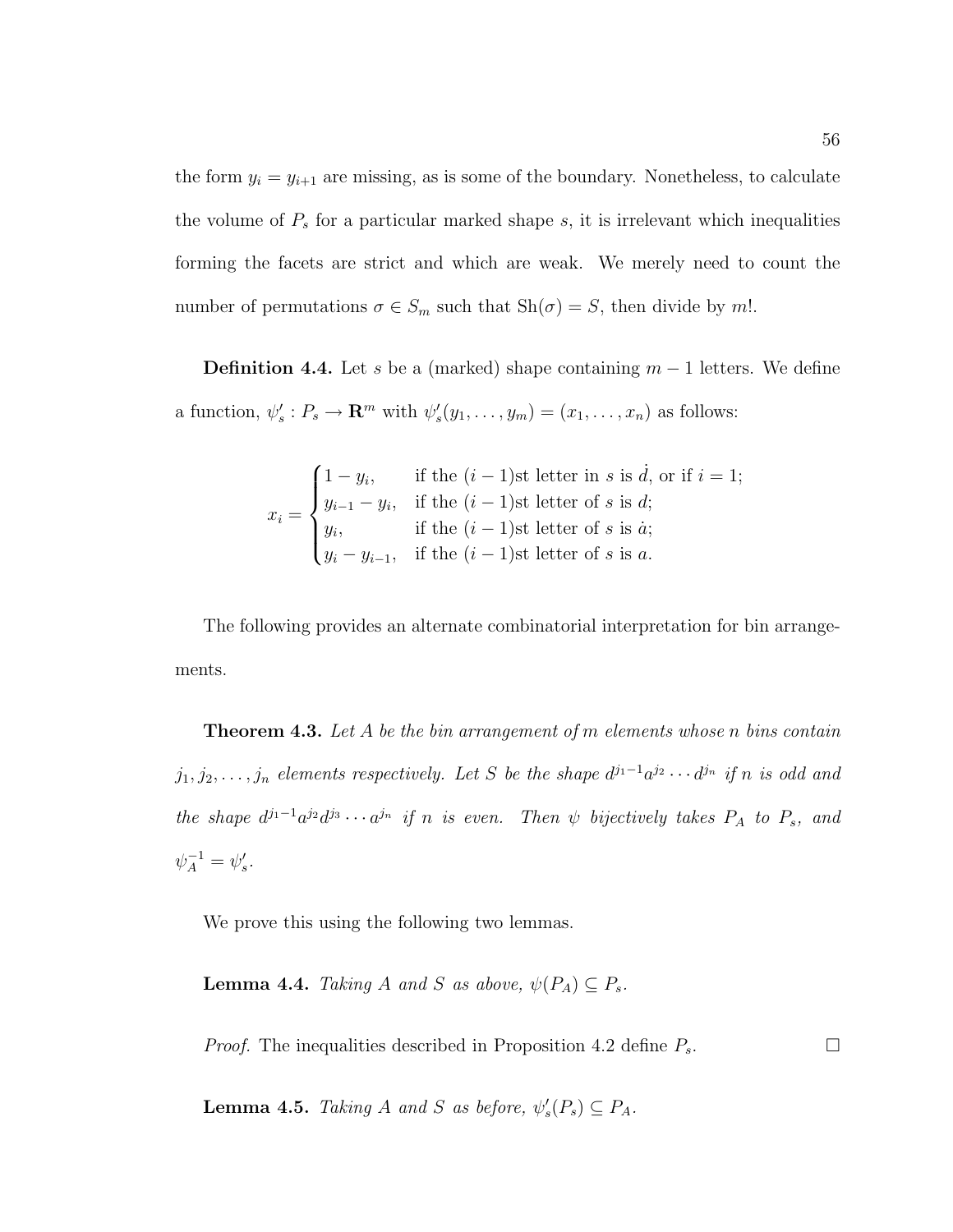the form $y_i = y_{i+1}$ are missing, as is some of the boundary. Nonetheless, to calculate the volume of $P_s$ for a particular marked shape $s$, it is irrelevant which inequalities forming the facets are strict and which are weak. We merely need to count the number of permutations $\sigma \in S_m$ such that $\mathrm{Sh}(\sigma) = S$, then divide by $m!$.

**Definition 4.4.** Let $s$ be a (marked) shape containing $m-1$ letters. We define a function, $\psi'_s : P_s \to \mathbf{R}^m$ with $\psi'_s(y_1, \ldots, y_m) = (x_1, \ldots, x_n)$ as follows:

$$x_i = \begin{cases} 1 - y_i, & \text{if the } (i-1)\text{st letter in } s \text{ is } \dot{d}, \text{ or if } i = 1; \\ y_{i-1} - y_i, & \text{if the } (i-1)\text{st letter of } s \text{ is } d; \\ y_i, & \text{if the } (i-1)\text{st letter of } s \text{ is } \dot{a}; \\ y_i - y_{i-1}, & \text{if the } (i-1)\text{st letter of } s \text{ is } a. \end{cases}$$

The following provides an alternate combinatorial interpretation for bin arrangements.

**Theorem 4.3.** *Let $A$ be the bin arrangement of $m$ elements whose $n$ bins contain $j_1, j_2, \ldots, j_n$ elements respectively. Let $S$ be the shape $d^{j_1-1}a^{j_2} \cdots d^{j_n}$ if $n$ is odd and the shape $d^{j_1-1}a^{j_2}d^{j_3} \cdots a^{j_n}$ if $n$ is even. Then $\psi$ bijectively takes $P_A$ to $P_s$, and $\psi_A^{-1} = \psi'_s$.*

We prove this using the following two lemmas.

**Lemma 4.4.** *Taking $A$ and $S$ as above, $\psi(P_A) \subseteq P_s$.*

*Proof.* The inequalities described in Proposition 4.2 define $P_s$. □

**Lemma 4.5.** *Taking $A$ and $S$ as before, $\psi'_s(P_s) \subseteq P_A$.*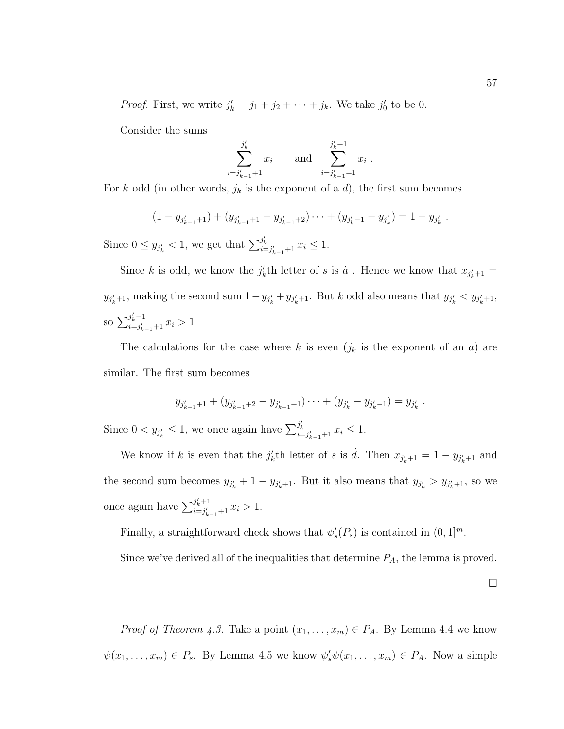*Proof.* First, we write $j'_k = j_1 + j_2 + \cdots + j_k$. We take $j'_0$ to be 0.

Consider the sums

$$\sum_{i=j'_{k-1}+1}^{j'_k} x_i \qquad \text{and} \qquad \sum_{i=j'_{k-1}+1}^{j'_k+1} x_i \ .$$

For $k$ odd (in other words, $j_k$ is the exponent of a $d$), the first sum becomes

$$(1 - y_{j'_{k-1}+1}) + (y_{j'_{k-1}+1} - y_{j'_{k-1}+2}) \cdots + (y_{j'_k-1} - y_{j'_k}) = 1 - y_{j'_k} \ .$$

Since $0 \le y_{j'_k} < 1$, we get that $\sum_{i=j'_{k-1}+1}^{j'_k} x_i \le 1$.

Since $k$ is odd, we know the $j'_k$th letter of $s$ is $\dot{a}$ . Hence we know that $x_{j'_k+1} = y_{j'_k+1}$, making the second sum $1 - y_{j'_k} + y_{j'_k+1}$. But $k$ odd also means that $y_{j'_k} < y_{j'_k+1}$, so $\sum_{i=j'_{k-1}+1}^{j'_k+1} x_i > 1$

The calculations for the case where $k$ is even ($j_k$ is the exponent of an $a$) are similar. The first sum becomes

$$y_{j'_{k-1}+1} + (y_{j'_{k-1}+2} - y_{j'_{k-1}+1}) \cdots + (y_{j'_k} - y_{j'_k-1}) = y_{j'_k} \ .$$

Since $0 < y_{j'_k} \le 1$, we once again have $\sum_{i=j'_{k-1}+1}^{j'_k} x_i \le 1$.

We know if $k$ is even that the $j'_k$th letter of $s$ is $\dot{d}$. Then $x_{j'_k+1} = 1 - y_{j'_k+1}$ and the second sum becomes $y_{j'_k} + 1 - y_{j'_k+1}$. But it also means that $y_{j'_k} > y_{j'_k+1}$, so we once again have $\sum_{i=j'_{k-1}+1}^{j'_k+1} x_i > 1$.

Finally, a straightforward check shows that $\psi'_s(P_s)$ is contained in $(0, 1]^m$.

Since we've derived all of the inequalities that determine $P_A$, the lemma is proved. □

*Proof of Theorem 4.3.* Take a point $(x_1, \ldots, x_m) \in P_A$. By Lemma 4.4 we know $\psi(x_1, \ldots, x_m) \in P_s$. By Lemma 4.5 we know $\psi'_s \psi(x_1, \ldots, x_m) \in P_A$. Now a simple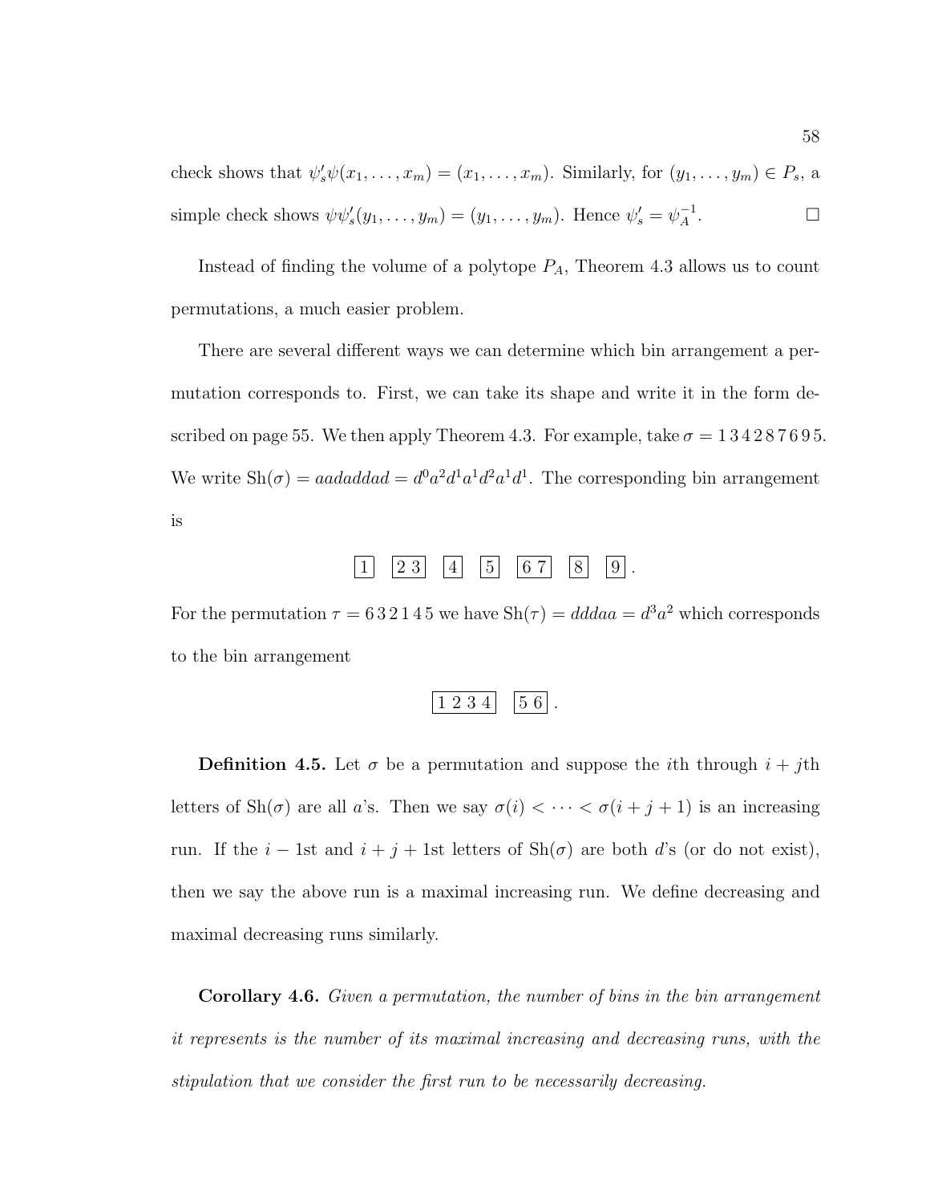check shows that $\psi_s'\psi(x_1, \ldots, x_m) = (x_1, \ldots, x_m)$. Similarly, for $(y_1, \ldots, y_m) \in P_s$, a simple check shows $\psi\psi_s'(y_1, \ldots, y_m) = (y_1, \ldots, y_m)$. Hence $\psi_s' = \psi_A^{-1}$. $\square$

Instead of finding the volume of a polytope $P_A$, Theorem 4.3 allows us to count permutations, a much easier problem.

There are several different ways we can determine which bin arrangement a permutation corresponds to. First, we can take its shape and write it in the form described on page 55. We then apply Theorem 4.3. For example, take $\sigma = 1\,3\,4\,2\,8\,7\,6\,9\,5$. We write $\text{Sh}(\sigma) = aadaddad = d^0a^2d^1a^1d^2a^1d^1$. The corresponding bin arrangement is

$$\boxed{1} \quad \boxed{2\;3} \quad \boxed{4} \quad \boxed{5} \quad \boxed{6\;7} \quad \boxed{8} \quad \boxed{9}\,.$$

For the permutation $\tau = 6\,3\,2\,1\,4\,5$ we have $\text{Sh}(\tau) = dddaa = d^3a^2$ which corresponds to the bin arrangement

$$\boxed{1\;2\;3\;4} \quad \boxed{5\;6}\,.$$

**Definition 4.5.** Let $\sigma$ be a permutation and suppose the $i$th through $i+j$th letters of $\text{Sh}(\sigma)$ are all $a$'s. Then we say $\sigma(i) < \cdots < \sigma(i+j+1)$ is an increasing run. If the $i-1$st and $i+j+1$st letters of $\text{Sh}(\sigma)$ are both $d$'s (or do not exist), then we say the above run is a maximal increasing run. We define decreasing and maximal decreasing runs similarly.

**Corollary 4.6.** *Given a permutation, the number of bins in the bin arrangement it represents is the number of its maximal increasing and decreasing runs, with the stipulation that we consider the first run to be necessarily decreasing.*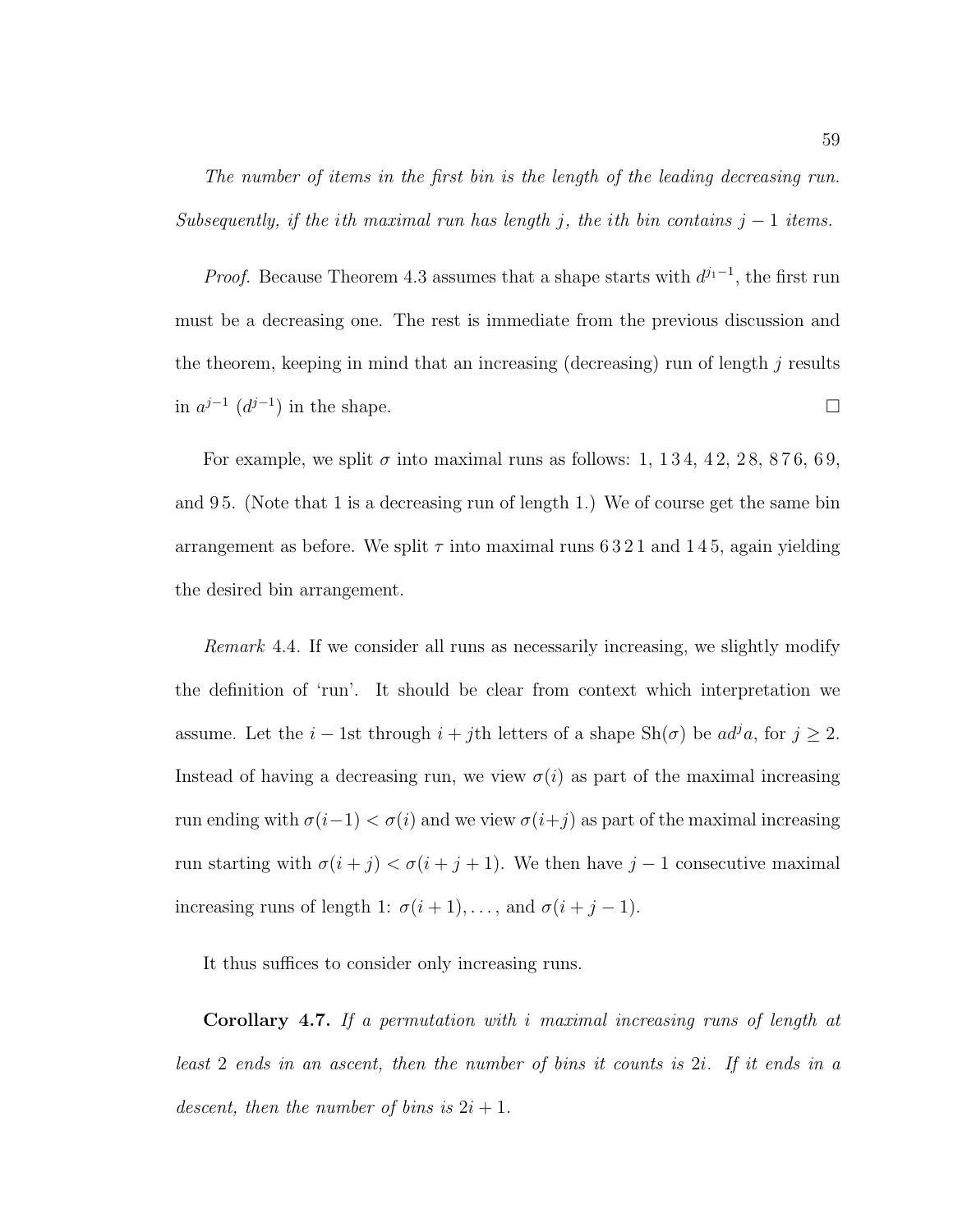*The number of items in the first bin is the length of the leading decreasing run. Subsequently, if the $i$th maximal run has length $j$, the $i$th bin contains $j-1$ items.*

*Proof.* Because Theorem 4.3 assumes that a shape starts with $d^{j_1-1}$, the first run must be a decreasing one. The rest is immediate from the previous discussion and the theorem, keeping in mind that an increasing (decreasing) run of length $j$ results in $a^{j-1}$ ($d^{j-1}$) in the shape. □

For example, we split $\sigma$ into maximal runs as follows: 1, 1 3 4, 4 2, 2 8, 8 7 6, 6 9, and 9 5. (Note that 1 is a decreasing run of length 1.) We of course get the same bin arrangement as before. We split $\tau$ into maximal runs 6 3 2 1 and 1 4 5, again yielding the desired bin arrangement.

*Remark* 4.4. If we consider all runs as necessarily increasing, we slightly modify the definition of 'run'. It should be clear from context which interpretation we assume. Let the $i-1$st through $i+j$th letters of a shape $\mathrm{Sh}(\sigma)$ be $ad^ja$, for $j \geq 2$. Instead of having a decreasing run, we view $\sigma(i)$ as part of the maximal increasing run ending with $\sigma(i-1) < \sigma(i)$ and we view $\sigma(i+j)$ as part of the maximal increasing run starting with $\sigma(i+j) < \sigma(i+j+1)$. We then have $j-1$ consecutive maximal increasing runs of length 1: $\sigma(i+1), \ldots,$ and $\sigma(i+j-1)$.

It thus suffices to consider only increasing runs.

**Corollary 4.7.** *If a permutation with $i$ maximal increasing runs of length at least 2 ends in an ascent, then the number of bins it counts is $2i$. If it ends in a descent, then the number of bins is $2i+1$.*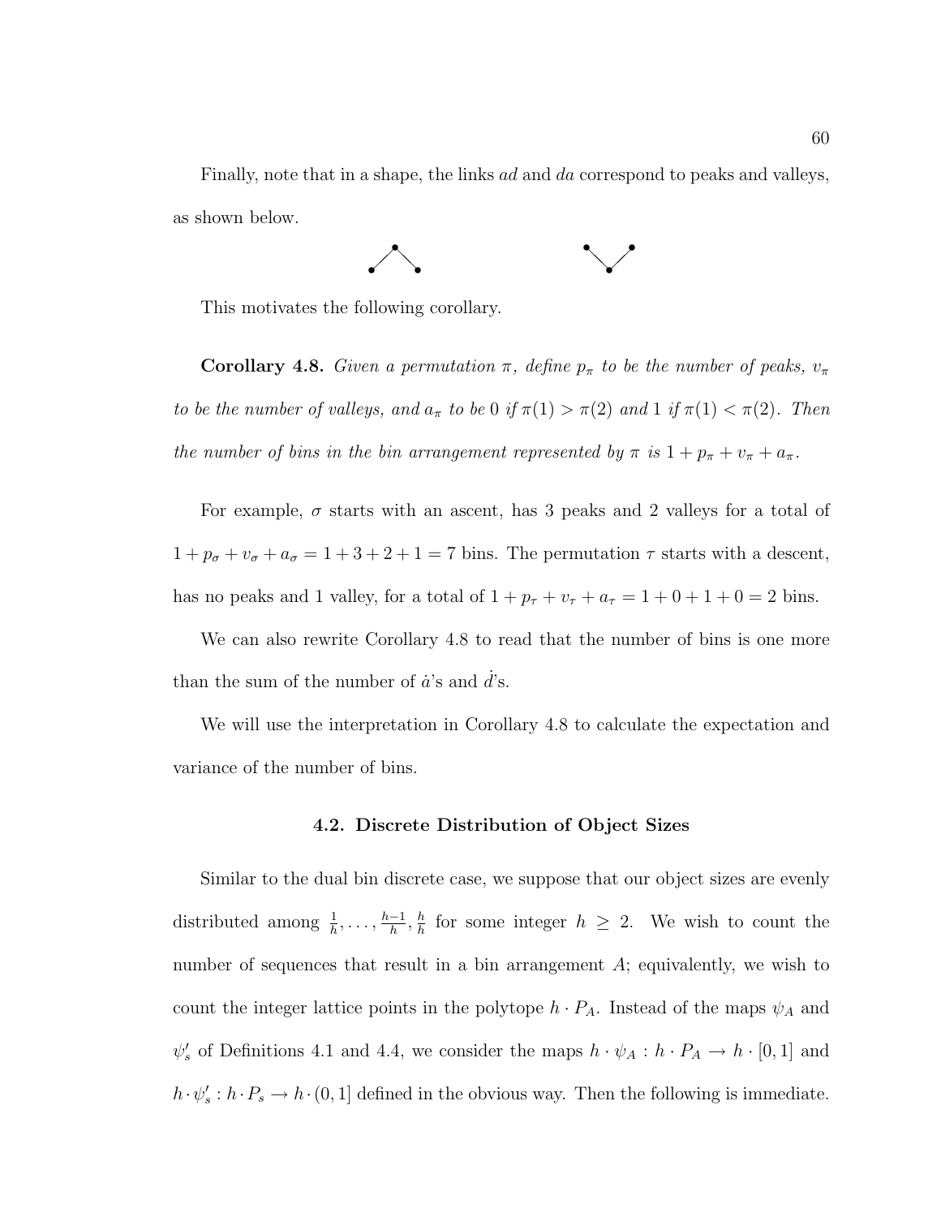Finally, note that in a shape, the links $ad$ and $da$ correspond to peaks and valleys, as shown below.

This motivates the following corollary.

**Corollary 4.8.** *Given a permutation $\pi$, define $p_\pi$ to be the number of peaks, $v_\pi$ to be the number of valleys, and $a_\pi$ to be 0 if $\pi(1) > \pi(2)$ and 1 if $\pi(1) < \pi(2)$. Then the number of bins in the bin arrangement represented by $\pi$ is $1 + p_\pi + v_\pi + a_\pi$.*

For example, $\sigma$ starts with an ascent, has 3 peaks and 2 valleys for a total of $1 + p_\sigma + v_\sigma + a_\sigma = 1 + 3 + 2 + 1 = 7$ bins. The permutation $\tau$ starts with a descent, has no peaks and 1 valley, for a total of $1 + p_\tau + v_\tau + a_\tau = 1 + 0 + 1 + 0 = 2$ bins.

We can also rewrite Corollary 4.8 to read that the number of bins is one more than the sum of the number of $\dot{a}$'s and $\dot{d}$'s.

We will use the interpretation in Corollary 4.8 to calculate the expectation and variance of the number of bins.

### 4.2. Discrete Distribution of Object Sizes

Similar to the dual bin discrete case, we suppose that our object sizes are evenly distributed among $\frac{1}{h}, \ldots, \frac{h-1}{h}, \frac{h}{h}$ for some integer $h \geq 2$. We wish to count the number of sequences that result in a bin arrangement $A$; equivalently, we wish to count the integer lattice points in the polytope $h \cdot P_A$. Instead of the maps $\psi_A$ and $\psi'_s$ of Definitions 4.1 and 4.4, we consider the maps $h \cdot \psi_A : h \cdot P_A \to h \cdot [0, 1]$ and $h \cdot \psi'_s : h \cdot P_s \to h \cdot (0, 1]$ defined in the obvious way. Then the following is immediate.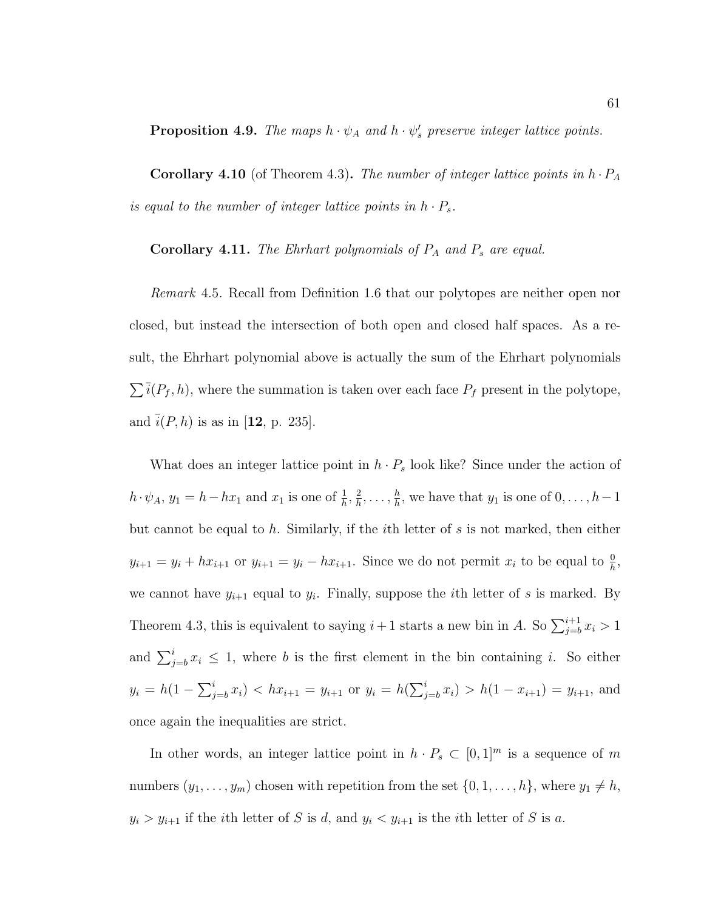**Proposition 4.9.** *The maps $h \cdot \psi_A$ and $h \cdot \psi'_s$ preserve integer lattice points.*

**Corollary 4.10** (of Theorem 4.3)**.** *The number of integer lattice points in $h \cdot P_A$ is equal to the number of integer lattice points in $h \cdot P_s$.*

**Corollary 4.11.** *The Ehrhart polynomials of $P_A$ and $P_s$ are equal.*

*Remark* 4.5. Recall from Definition 1.6 that our polytopes are neither open nor closed, but instead the intersection of both open and closed half spaces. As a result, the Ehrhart polynomial above is actually the sum of the Ehrhart polynomials $\sum \bar{i}(P_f, h)$, where the summation is taken over each face $P_f$ present in the polytope, and $\bar{i}(P, h)$ is as in [**12**, p. 235].

What does an integer lattice point in $h \cdot P_s$ look like? Since under the action of $h \cdot \psi_A$, $y_1 = h - hx_1$ and $x_1$ is one of $\frac{1}{h}, \frac{2}{h}, \ldots, \frac{h}{h}$, we have that $y_1$ is one of $0, \ldots, h-1$ but cannot be equal to $h$. Similarly, if the $i$th letter of $s$ is not marked, then either $y_{i+1} = y_i + hx_{i+1}$ or $y_{i+1} = y_i - hx_{i+1}$. Since we do not permit $x_i$ to be equal to $\frac{0}{h}$, we cannot have $y_{i+1}$ equal to $y_i$. Finally, suppose the $i$th letter of $s$ is marked. By Theorem 4.3, this is equivalent to saying $i+1$ starts a new bin in $A$. So $\sum_{j=b}^{i+1} x_i > 1$ and $\sum_{j=b}^{i} x_i \leq 1$, where $b$ is the first element in the bin containing $i$. So either $y_i = h(1 - \sum_{j=b}^{i} x_i) < hx_{i+1} = y_{i+1}$ or $y_i = h(\sum_{j=b}^{i} x_i) > h(1 - x_{i+1}) = y_{i+1}$, and once again the inequalities are strict.

In other words, an integer lattice point in $h \cdot P_s \subset [0,1]^m$ is a sequence of $m$ numbers $(y_1, \ldots, y_m)$ chosen with repetition from the set $\{0, 1, \ldots, h\}$, where $y_1 \neq h$, $y_i > y_{i+1}$ if the $i$th letter of $S$ is $d$, and $y_i < y_{i+1}$ is the $i$th letter of $S$ is $a$.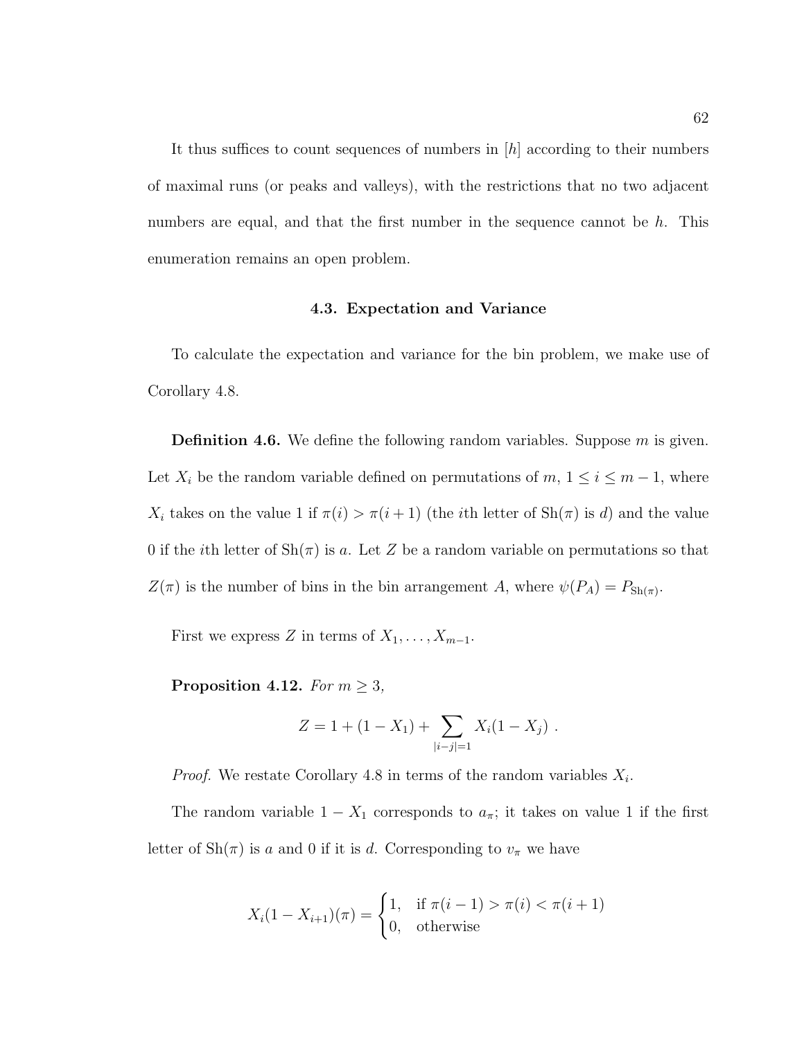It thus suffices to count sequences of numbers in $[h]$ according to their numbers of maximal runs (or peaks and valleys), with the restrictions that no two adjacent numbers are equal, and that the first number in the sequence cannot be $h$. This enumeration remains an open problem.

### 4.3. Expectation and Variance

To calculate the expectation and variance for the bin problem, we make use of Corollary 4.8.

**Definition 4.6.** We define the following random variables. Suppose $m$ is given. Let $X_i$ be the random variable defined on permutations of $m$, $1 \leq i \leq m-1$, where $X_i$ takes on the value 1 if $\pi(i) > \pi(i+1)$ (the $i$th letter of $\mathrm{Sh}(\pi)$ is $d$) and the value 0 if the $i$th letter of $\mathrm{Sh}(\pi)$ is $a$. Let $Z$ be a random variable on permutations so that $Z(\pi)$ is the number of bins in the bin arrangement $A$, where $\psi(P_A) = P_{\mathrm{Sh}(\pi)}$.

First we express $Z$ in terms of $X_1, \ldots, X_{m-1}$.

**Proposition 4.12.** *For $m \geq 3$,*

$$Z = 1 + (1 - X_1) + \sum_{|i-j|=1} X_i(1 - X_j) \ .$$

*Proof.* We restate Corollary 4.8 in terms of the random variables $X_i$.

The random variable $1 - X_1$ corresponds to $a_\pi$; it takes on value 1 if the first letter of $\mathrm{Sh}(\pi)$ is $a$ and 0 if it is $d$. Corresponding to $v_\pi$ we have

$$X_i(1 - X_{i+1})(\pi) = \begin{cases} 1, & \text{if } \pi(i-1) > \pi(i) < \pi(i+1) \\ 0, & \text{otherwise} \end{cases}$$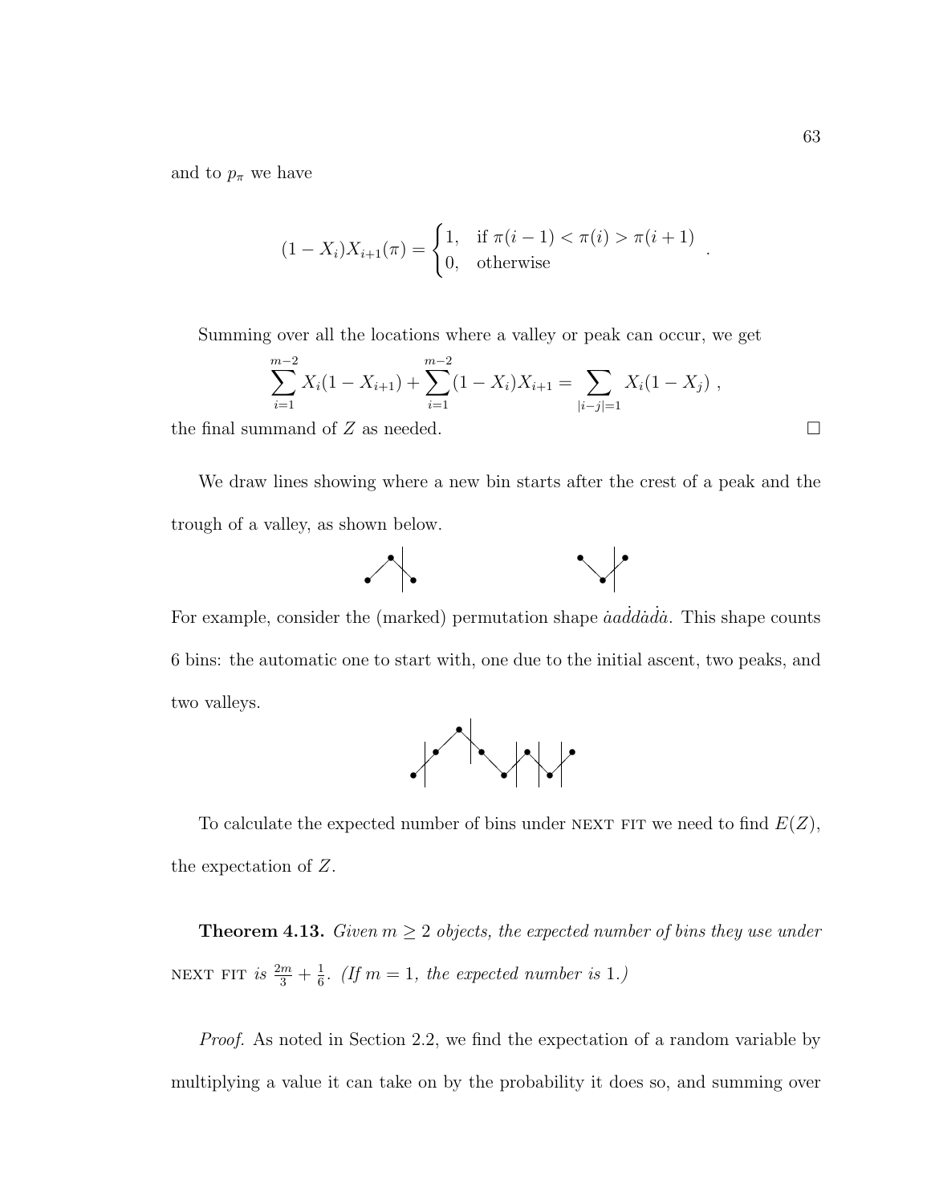and to $p_\pi$ we have

$$(1 - X_i)X_{i+1}(\pi) = \begin{cases} 1, & \text{if } \pi(i-1) < \pi(i) > \pi(i+1) \\ 0, & \text{otherwise} \end{cases} .$$

Summing over all the locations where a valley or peak can occur, we get

$$\sum_{i=1}^{m-2} X_i(1 - X_{i+1}) + \sum_{i=1}^{m-2} (1 - X_i)X_{i+1} = \sum_{|i-j|=1} X_i(1 - X_j) ,$$

the final summand of $Z$ as needed. □

We draw lines showing where a new bin starts after the crest of a peak and the trough of a valley, as shown below.

For example, consider the (marked) permutation shape $\dot{a}a\dot{d}d\dot{a}\dot{d}\dot{a}$. This shape counts 6 bins: the automatic one to start with, one due to the initial ascent, two peaks, and two valleys.

To calculate the expected number of bins under NEXT FIT we need to find $E(Z)$, the expectation of $Z$.

**Theorem 4.13.** *Given $m \geq 2$ objects, the expected number of bins they use under* NEXT FIT *is $\frac{2m}{3} + \frac{1}{6}$. (If $m = 1$, the expected number is 1.)*

*Proof.* As noted in Section 2.2, we find the expectation of a random variable by multiplying a value it can take on by the probability it does so, and summing over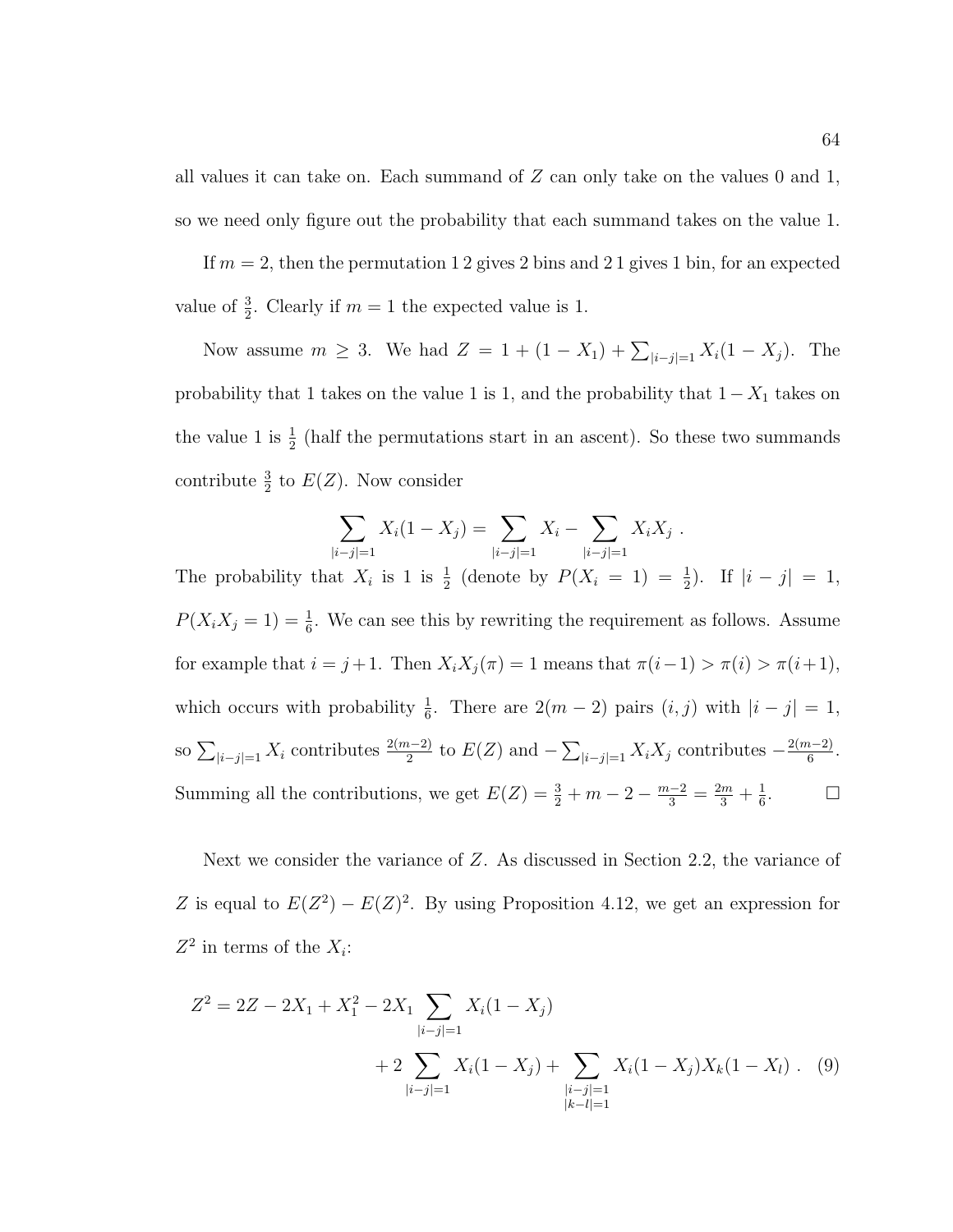all values it can take on. Each summand of $Z$ can only take on the values 0 and 1, so we need only figure out the probability that each summand takes on the value 1.

If $m = 2$, then the permutation 1 2 gives 2 bins and 2 1 gives 1 bin, for an expected value of $\frac{3}{2}$. Clearly if $m = 1$ the expected value is 1.

Now assume $m \geq 3$. We had $Z = 1 + (1 - X_1) + \sum_{|i-j|=1} X_i(1 - X_j)$. The probability that 1 takes on the value 1 is 1, and the probability that $1 - X_1$ takes on the value 1 is $\frac{1}{2}$ (half the permutations start in an ascent). So these two summands contribute $\frac{3}{2}$ to $E(Z)$. Now consider

$$\sum_{|i-j|=1} X_i(1 - X_j) = \sum_{|i-j|=1} X_i - \sum_{|i-j|=1} X_i X_j \ .$$

The probability that $X_i$ is 1 is $\frac{1}{2}$ (denote by $P(X_i = 1) = \frac{1}{2}$). If $|i - j| = 1$, $P(X_i X_j = 1) = \frac{1}{6}$. We can see this by rewriting the requirement as follows. Assume for example that $i = j + 1$. Then $X_i X_j(\pi) = 1$ means that $\pi(i-1) > \pi(i) > \pi(i+1)$, which occurs with probability $\frac{1}{6}$. There are $2(m - 2)$ pairs $(i, j)$ with $|i - j| = 1$, so $\sum_{|i-j|=1} X_i$ contributes $\frac{2(m-2)}{2}$ to $E(Z)$ and $-\sum_{|i-j|=1} X_i X_j$ contributes $-\frac{2(m-2)}{6}$. Summing all the contributions, we get $E(Z) = \frac{3}{2} + m - 2 - \frac{m-2}{3} = \frac{2m}{3} + \frac{1}{6}$. □

Next we consider the variance of $Z$. As discussed in Section 2.2, the variance of $Z$ is equal to $E(Z^2) - E(Z)^2$. By using Proposition 4.12, we get an expression for $Z^2$ in terms of the $X_i$:

$$Z^2 = 2Z - 2X_1 + X_1^2 - 2X_1 \sum_{|i-j|=1} X_i(1 - X_j) + 2 \sum_{|i-j|=1} X_i(1 - X_j) + \sum_{\substack{|i-j|=1 \\ |k-l|=1}} X_i(1 - X_j)X_k(1 - X_l) \ . \quad (9)$$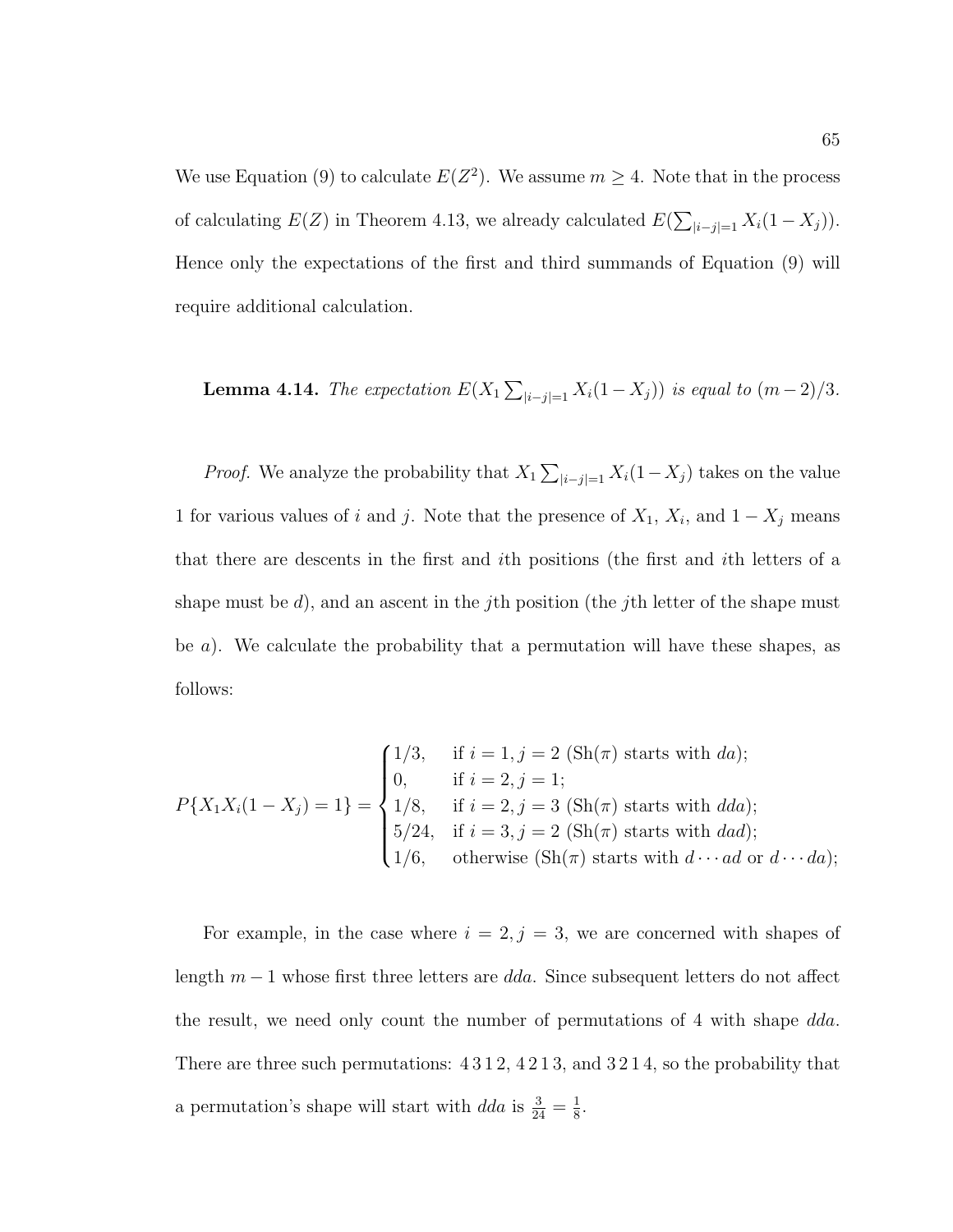We use Equation (9) to calculate $E(Z^2)$. We assume $m \geq 4$. Note that in the process of calculating $E(Z)$ in Theorem 4.13, we already calculated $E(\sum_{|i-j|=1} X_i(1-X_j))$. Hence only the expectations of the first and third summands of Equation (9) will require additional calculation.

**Lemma 4.14.** *The expectation $E(X_1 \sum_{|i-j|=1} X_i(1-X_j))$ is equal to $(m-2)/3$.*

*Proof.* We analyze the probability that $X_1 \sum_{|i-j|=1} X_i(1-X_j)$ takes on the value 1 for various values of $i$ and $j$. Note that the presence of $X_1$, $X_i$, and $1 - X_j$ means that there are descents in the first and $i$th positions (the first and $i$th letters of a shape must be $d$), and an ascent in the $j$th position (the $j$th letter of the shape must be $a$). We calculate the probability that a permutation will have these shapes, as follows:

$$P\{X_1 X_i(1-X_j) = 1\} = \begin{cases} 1/3, & \text{if } i = 1, j = 2 \text{ (Sh}(\pi) \text{ starts with } da\text{);} \\ 0, & \text{if } i = 2, j = 1; \\ 1/8, & \text{if } i = 2, j = 3 \text{ (Sh}(\pi) \text{ starts with } dda\text{);} \\ 5/24, & \text{if } i = 3, j = 2 \text{ (Sh}(\pi) \text{ starts with } dad\text{);} \\ 1/6, & \text{otherwise (Sh}(\pi) \text{ starts with } d \cdots ad \text{ or } d \cdots da\text{);} \end{cases}$$

For example, in the case where $i = 2, j = 3$, we are concerned with shapes of length $m - 1$ whose first three letters are $dda$. Since subsequent letters do not affect the result, we need only count the number of permutations of 4 with shape $dda$. There are three such permutations: 4 3 1 2, 4 2 1 3, and 3 2 1 4, so the probability that a permutation's shape will start with $dda$ is $\frac{3}{24} = \frac{1}{8}$.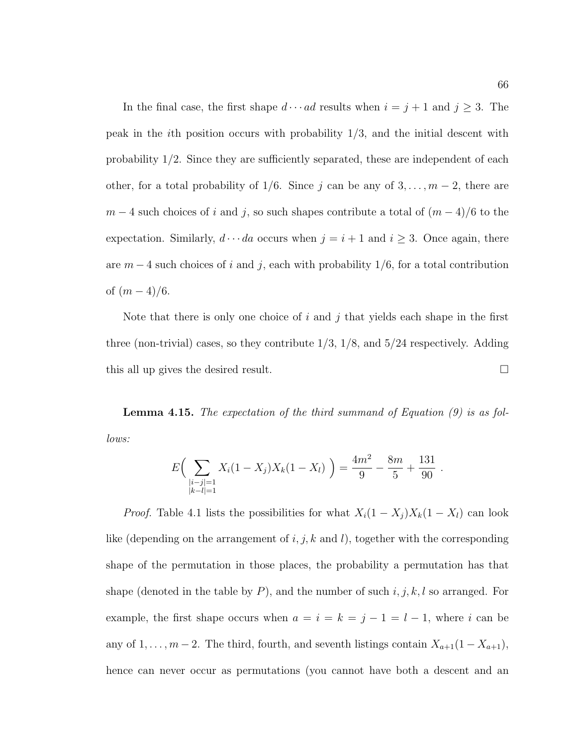In the final case, the first shape $d \cdots ad$ results when $i = j + 1$ and $j \geq 3$. The peak in the $i$th position occurs with probability $1/3$, and the initial descent with probability $1/2$. Since they are sufficiently separated, these are independent of each other, for a total probability of $1/6$. Since $j$ can be any of $3, \ldots, m-2$, there are $m-4$ such choices of $i$ and $j$, so such shapes contribute a total of $(m-4)/6$ to the expectation. Similarly, $d \cdots da$ occurs when $j = i+1$ and $i \geq 3$. Once again, there are $m-4$ such choices of $i$ and $j$, each with probability $1/6$, for a total contribution of $(m-4)/6$.

Note that there is only one choice of $i$ and $j$ that yields each shape in the first three (non-trivial) cases, so they contribute $1/3$, $1/8$, and $5/24$ respectively. Adding this all up gives the desired result. □

**Lemma 4.15.** *The expectation of the third summand of Equation (9) is as follows:*

$$E\Big( \sum_{\substack{|i-j|=1 \\ |k-l|=1}} X_i(1-X_j)X_k(1-X_l) \Big) = \frac{4m^2}{9} - \frac{8m}{5} + \frac{131}{90} \; .$$

*Proof.* Table 4.1 lists the possibilities for what $X_i(1-X_j)X_k(1-X_l)$ can look like (depending on the arrangement of $i, j, k$ and $l$), together with the corresponding shape of the permutation in those places, the probability a permutation has that shape (denoted in the table by $P$), and the number of such $i, j, k, l$ so arranged. For example, the first shape occurs when $a = i = k = j-1 = l-1$, where $i$ can be any of $1, \ldots, m-2$. The third, fourth, and seventh listings contain $X_{a+1}(1-X_{a+1})$, hence can never occur as permutations (you cannot have both a descent and an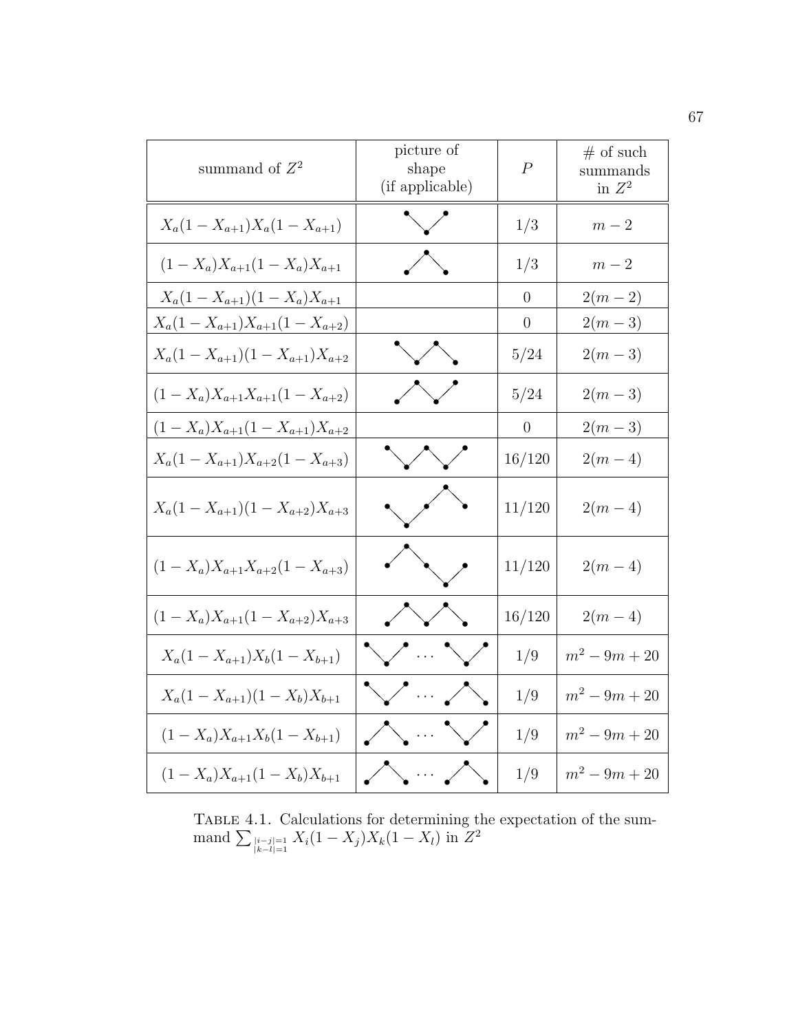| summand of $Z^2$ | picture of shape (if applicable) | $P$ | # of such summands in $Z^2$ |
|---|---|---|---|
| $X_a(1-X_{a+1})X_a(1-X_{a+1})$ | | $1/3$ | $m-2$ |
| $(1-X_a)X_{a+1}(1-X_a)X_{a+1}$ | | $1/3$ | $m-2$ |
| $X_a(1-X_{a+1})(1-X_a)X_{a+1}$ | | $0$ | $2(m-2)$ |
| $X_a(1-X_{a+1})X_{a+1}(1-X_{a+2})$ | | $0$ | $2(m-3)$ |
| $X_a(1-X_{a+1})(1-X_{a+1})X_{a+2}$ | | $5/24$ | $2(m-3)$ |
| $(1-X_a)X_{a+1}X_{a+1}(1-X_{a+2})$ | | $5/24$ | $2(m-3)$ |
| $(1-X_a)X_{a+1}(1-X_{a+1})X_{a+2}$ | | $0$ | $2(m-3)$ |
| $X_a(1-X_{a+1})X_{a+2}(1-X_{a+3})$ | | $16/120$ | $2(m-4)$ |
| $X_a(1-X_{a+1})(1-X_{a+2})X_{a+3}$ | | $11/120$ | $2(m-4)$ |
| $(1-X_a)X_{a+1}X_{a+2}(1-X_{a+3})$ | | $11/120$ | $2(m-4)$ |
| $(1-X_a)X_{a+1}(1-X_{a+2})X_{a+3}$ | | $16/120$ | $2(m-4)$ |
| $X_a(1-X_{a+1})X_b(1-X_{b+1})$ | $\cdots$ | $1/9$ | $m^2-9m+20$ |
| $X_a(1-X_{a+1})(1-X_b)X_{b+1}$ | $\cdots$ | $1/9$ | $m^2-9m+20$ |
| $(1-X_a)X_{a+1}X_b(1-X_{b+1})$ | $\cdots$ | $1/9$ | $m^2-9m+20$ |
| $(1-X_a)X_{a+1}(1-X_b)X_{b+1}$ | $\cdots$ | $1/9$ | $m^2-9m+20$ |

Table 4.1. Calculations for determining the expectation of the summand $\sum_{\substack{|i-j|=1 \\ |k-l|=1}} X_i(1-X_j)X_k(1-X_l)$ in $Z^2$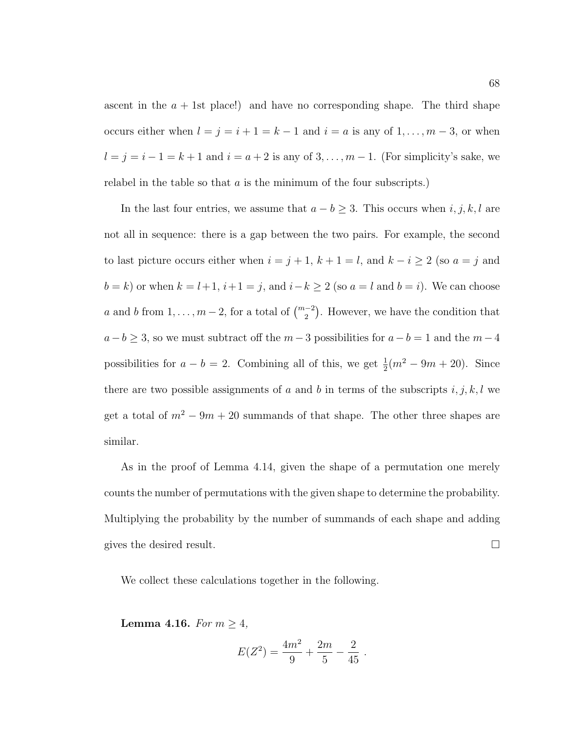ascent in the $a+1$st place!) and have no corresponding shape. The third shape occurs either when $l = j = i + 1 = k - 1$ and $i = a$ is any of $1, \ldots, m-3$, or when $l = j = i - 1 = k + 1$ and $i = a + 2$ is any of $3, \ldots, m-1$. (For simplicity's sake, we relabel in the table so that $a$ is the minimum of the four subscripts.)

In the last four entries, we assume that $a - b \geq 3$. This occurs when $i, j, k, l$ are not all in sequence: there is a gap between the two pairs. For example, the second to last picture occurs either when $i = j + 1$, $k + 1 = l$, and $k - i \geq 2$ (so $a = j$ and $b = k$) or when $k = l + 1$, $i + 1 = j$, and $i - k \geq 2$ (so $a = l$ and $b = i$). We can choose $a$ and $b$ from $1, \ldots, m-2$, for a total of $\binom{m-2}{2}$. However, we have the condition that $a - b \geq 3$, so we must subtract off the $m-3$ possibilities for $a - b = 1$ and the $m - 4$ possibilities for $a - b = 2$. Combining all of this, we get $\frac{1}{2}(m^2 - 9m + 20)$. Since there are two possible assignments of $a$ and $b$ in terms of the subscripts $i, j, k, l$ we get a total of $m^2 - 9m + 20$ summands of that shape. The other three shapes are similar.

As in the proof of Lemma 4.14, given the shape of a permutation one merely counts the number of permutations with the given shape to determine the probability. Multiplying the probability by the number of summands of each shape and adding gives the desired result. □

We collect these calculations together in the following.

**Lemma 4.16.** *For $m \geq 4$,*

$$E(Z^2) = \frac{4m^2}{9} + \frac{2m}{5} - \frac{2}{45} .$$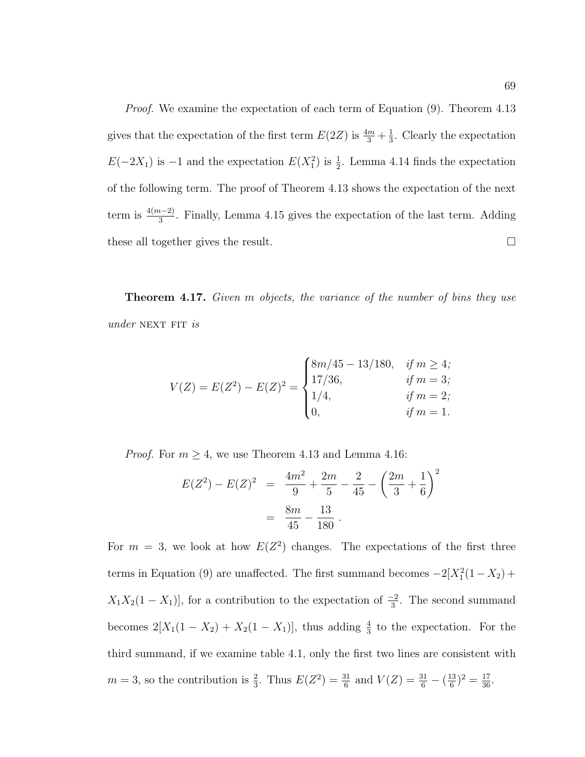*Proof.* We examine the expectation of each term of Equation (9). Theorem 4.13 gives that the expectation of the first term $E(2Z)$ is $\frac{4m}{3} + \frac{1}{3}$. Clearly the expectation $E(-2X_1)$ is $-1$ and the expectation $E(X_1^2)$ is $\frac{1}{2}$. Lemma 4.14 finds the expectation of the following term. The proof of Theorem 4.13 shows the expectation of the next term is $\frac{4(m-2)}{3}$. Finally, Lemma 4.15 gives the expectation of the last term. Adding these all together gives the result. □

**Theorem 4.17.** *Given $m$ objects, the variance of the number of bins they use under* NEXT FIT *is*

$$V(Z) = E(Z^2) - E(Z)^2 = \begin{cases} 8m/45 - 13/180, & \text{if } m \geq 4; \\ 17/36, & \text{if } m = 3; \\ 1/4, & \text{if } m = 2; \\ 0, & \text{if } m = 1. \end{cases}$$

*Proof.* For $m \geq 4$, we use Theorem 4.13 and Lemma 4.16:

$$\begin{aligned} E(Z^2) - E(Z)^2 &= \frac{4m^2}{9} + \frac{2m}{5} - \frac{2}{45} - \left(\frac{2m}{3} + \frac{1}{6}\right)^2 \\ &= \frac{8m}{45} - \frac{13}{180} \, . \end{aligned}$$

For $m = 3$, we look at how $E(Z^2)$ changes. The expectations of the first three terms in Equation (9) are unaffected. The first summand becomes $-2[X_1^2(1 - X_2) + X_1X_2(1 - X_1)]$, for a contribution to the expectation of $\frac{-2}{3}$. The second summand becomes $2[X_1(1 - X_2) + X_2(1 - X_1)]$, thus adding $\frac{4}{3}$ to the expectation. For the third summand, if we examine table 4.1, only the first two lines are consistent with $m = 3$, so the contribution is $\frac{2}{3}$. Thus $E(Z^2) = \frac{31}{6}$ and $V(Z) = \frac{31}{6} - (\frac{13}{6})^2 = \frac{17}{36}$.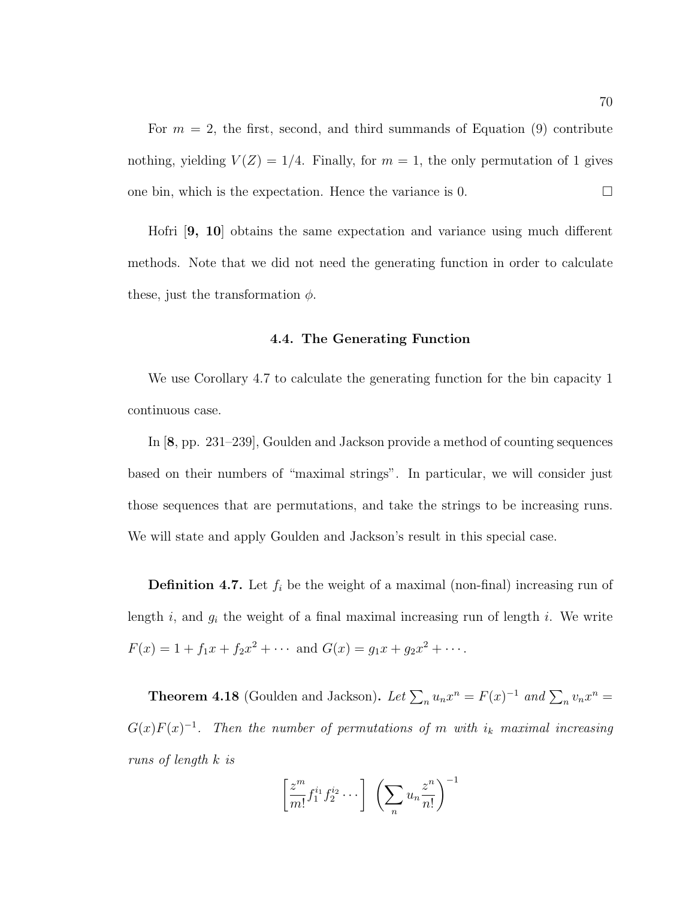For $m = 2$, the first, second, and third summands of Equation (9) contribute nothing, yielding $V(Z) = 1/4$. Finally, for $m = 1$, the only permutation of 1 gives one bin, which is the expectation. Hence the variance is 0. $\square$

Hofri [**9, 10**] obtains the same expectation and variance using much different methods. Note that we did not need the generating function in order to calculate these, just the transformation $\phi$.

### 4.4. The Generating Function

We use Corollary 4.7 to calculate the generating function for the bin capacity 1 continuous case.

In [**8**, pp. 231–239], Goulden and Jackson provide a method of counting sequences based on their numbers of "maximal strings". In particular, we will consider just those sequences that are permutations, and take the strings to be increasing runs. We will state and apply Goulden and Jackson's result in this special case.

**Definition 4.7.** Let $f_i$ be the weight of a maximal (non-final) increasing run of length $i$, and $g_i$ the weight of a final maximal increasing run of length $i$. We write $F(x) = 1 + f_1 x + f_2 x^2 + \cdots$ and $G(x) = g_1 x + g_2 x^2 + \cdots$.

**Theorem 4.18** (Goulden and Jackson)**.** *Let $\sum_n u_n x^n = F(x)^{-1}$ and $\sum_n v_n x^n = G(x)F(x)^{-1}$. Then the number of permutations of $m$ with $i_k$ maximal increasing runs of length $k$ is*

$$\left[\frac{z^m}{m!} f_1^{i_1} f_2^{i_2} \cdots \right] \left( \sum_n u_n \frac{z^n}{n!} \right)^{-1}$$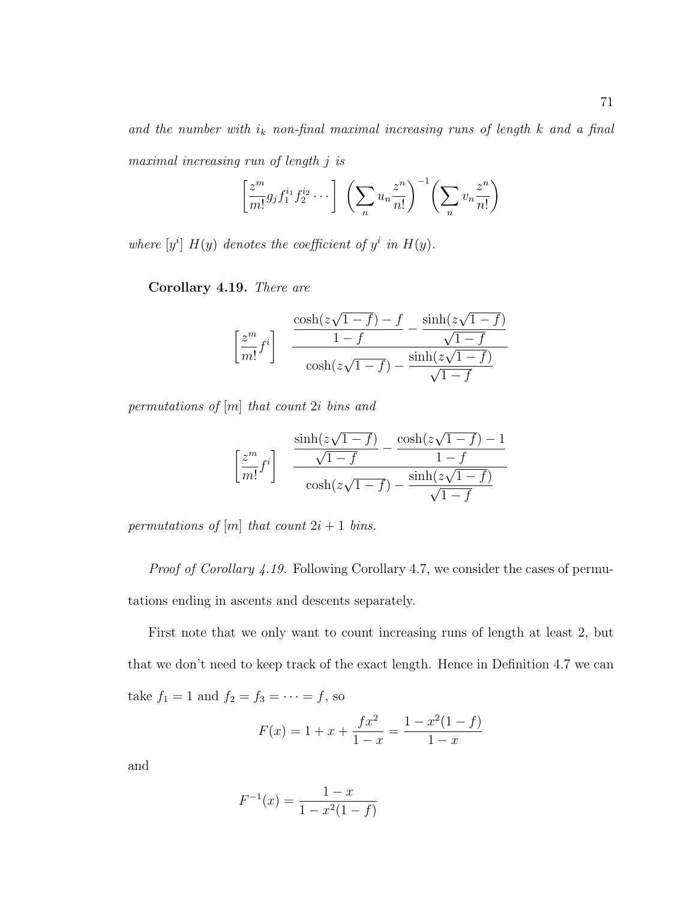*and the number with $i_k$ non-final maximal increasing runs of length $k$ and a final maximal increasing run of length $j$ is*

$$\left[\frac{z^m}{m!} g_j f_1^{i_1} f_2^{i_2} \cdots\right] \left(\sum_n u_n \frac{z^n}{n!}\right)^{-1} \left(\sum_n v_n \frac{z^n}{n!}\right)$$

*where $[y^i]\ H(y)$ denotes the coefficient of $y^i$ in $H(y)$.*

**Corollary 4.19.** *There are*

$$\left[\frac{z^m}{m!} f^i\right] \quad \frac{\dfrac{\cosh(z\sqrt{1-f}) - f}{1-f} - \dfrac{\sinh(z\sqrt{1-f})}{\sqrt{1-f}}}{\cosh(z\sqrt{1-f}) - \dfrac{\sinh(z\sqrt{1-f})}{\sqrt{1-f}}}$$

*permutations of $[m]$ that count $2i$ bins and*

$$\left[\frac{z^m}{m!} f^i\right] \quad \frac{\dfrac{\sinh(z\sqrt{1-f})}{\sqrt{1-f}} - \dfrac{\cosh(z\sqrt{1-f}) - 1}{1-f}}{\cosh(z\sqrt{1-f}) - \dfrac{\sinh(z\sqrt{1-f})}{\sqrt{1-f}}}$$

*permutations of $[m]$ that count $2i+1$ bins.*

*Proof of Corollary 4.19.* Following Corollary 4.7, we consider the cases of permutations ending in ascents and descents separately.

First note that we only want to count increasing runs of length at least 2, but that we don't need to keep track of the exact length. Hence in Definition 4.7 we can take $f_1 = 1$ and $f_2 = f_3 = \cdots = f$, so

$$F(x) = 1 + x + \frac{fx^2}{1-x} = \frac{1 - x^2(1-f)}{1-x}$$

and

$$F^{-1}(x) = \frac{1-x}{1-x^2(1-f)}$$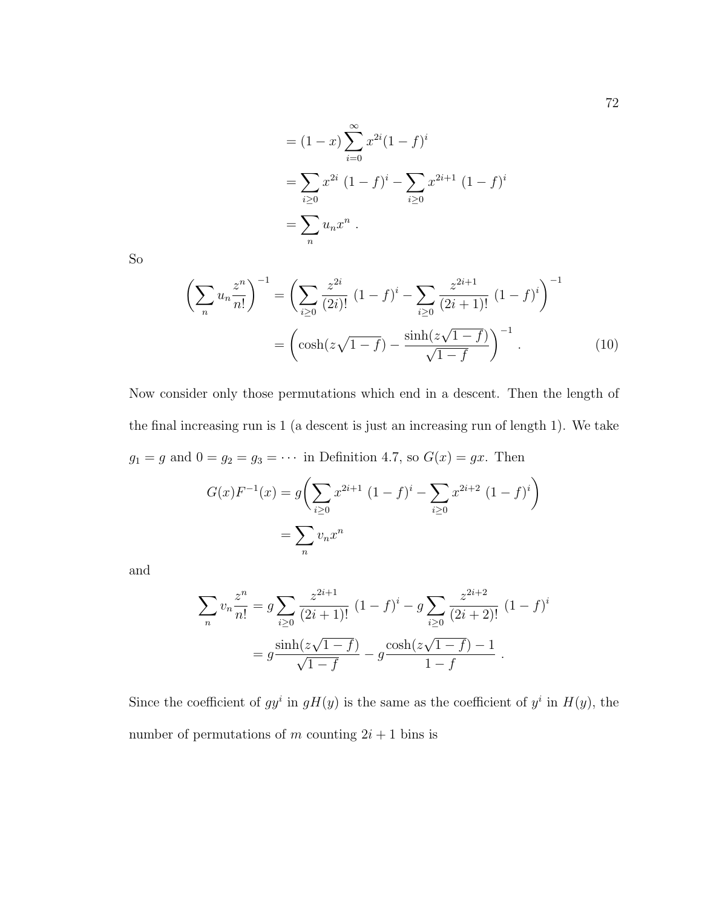$$
\begin{aligned}
&= (1-x)\sum_{i=0}^{\infty} x^{2i}(1-f)^i \\
&= \sum_{i\geq 0} x^{2i}\ (1-f)^i - \sum_{i\geq 0} x^{2i+1}\ (1-f)^i \\
&= \sum_n u_n x^n\ .
\end{aligned}
$$

So

$$
\begin{aligned}
\left(\sum_n u_n \frac{z^n}{n!}\right)^{-1} &= \left(\sum_{i\geq 0} \frac{z^{2i}}{(2i)!}\ (1-f)^i - \sum_{i\geq 0} \frac{z^{2i+1}}{(2i+1)!}\ (1-f)^i\right)^{-1} \\
&= \left(\cosh(z\sqrt{1-f}) - \frac{\sinh(z\sqrt{1-f})}{\sqrt{1-f}}\right)^{-1}\ . \qquad (10)
\end{aligned}
$$

Now consider only those permutations which end in a descent. Then the length of the final increasing run is 1 (a descent is just an increasing run of length 1). We take $g_1 = g$ and $0 = g_2 = g_3 = \cdots$ in Definition 4.7, so $G(x) = gx$. Then

$$
\begin{aligned}
G(x)F^{-1}(x) &= g\left(\sum_{i\geq 0} x^{2i+1}\ (1-f)^i - \sum_{i\geq 0} x^{2i+2}\ (1-f)^i\right) \\
&= \sum_n v_n x^n
\end{aligned}
$$

and

$$
\begin{aligned}
\sum_n v_n \frac{z^n}{n!} &= g\sum_{i\geq 0} \frac{z^{2i+1}}{(2i+1)!}\ (1-f)^i - g\sum_{i\geq 0} \frac{z^{2i+2}}{(2i+2)!}\ (1-f)^i \\
&= g\frac{\sinh(z\sqrt{1-f})}{\sqrt{1-f}} - g\frac{\cosh(z\sqrt{1-f}) - 1}{1-f}\ .
\end{aligned}
$$

Since the coefficient of $gy^i$ in $gH(y)$ is the same as the coefficient of $y^i$ in $H(y)$, the number of permutations of $m$ counting $2i+1$ bins is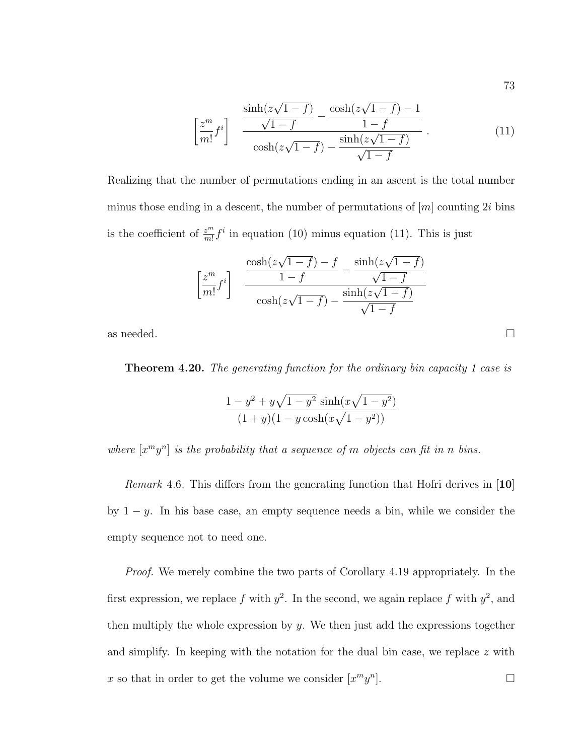$$\left[\frac{z^m}{m!}f^i\right] \quad \frac{\dfrac{\sinh(z\sqrt{1-f})}{\sqrt{1-f}} - \dfrac{\cosh(z\sqrt{1-f})-1}{1-f}}{\cosh(z\sqrt{1-f}) - \dfrac{\sinh(z\sqrt{1-f})}{\sqrt{1-f}}}\,. \tag{11}$$

Realizing that the number of permutations ending in an ascent is the total number minus those ending in a descent, the number of permutations of $[m]$ counting $2i$ bins is the coefficient of $\frac{z^m}{m!}f^i$ in equation (10) minus equation (11). This is just

$$\left[\frac{z^m}{m!}f^i\right] \quad \frac{\dfrac{\cosh(z\sqrt{1-f})-f}{1-f} - \dfrac{\sinh(z\sqrt{1-f})}{\sqrt{1-f}}}{\cosh(z\sqrt{1-f}) - \dfrac{\sinh(z\sqrt{1-f})}{\sqrt{1-f}}}$$

as needed. □

**Theorem 4.20.** *The generating function for the ordinary bin capacity 1 case is*

$$\frac{1-y^2+y\sqrt{1-y^2}\,\sinh(x\sqrt{1-y^2})}{(1+y)(1-y\cosh(x\sqrt{1-y^2}))}$$

*where $[x^my^n]$ is the probability that a sequence of $m$ objects can fit in $n$ bins.*

*Remark* 4.6. This differs from the generating function that Hofri derives in [**10**] by $1-y$. In his base case, an empty sequence needs a bin, while we consider the empty sequence not to need one.

*Proof.* We merely combine the two parts of Corollary 4.19 appropriately. In the first expression, we replace $f$ with $y^2$. In the second, we again replace $f$ with $y^2$, and then multiply the whole expression by $y$. We then just add the expressions together and simplify. In keeping with the notation for the dual bin case, we replace $z$ with $x$ so that in order to get the volume we consider $[x^my^n]$. □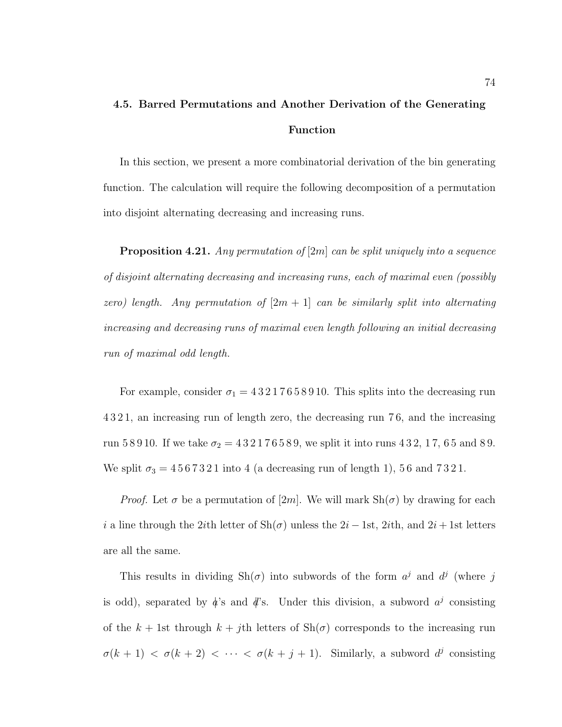## 4.5. Barred Permutations and Another Derivation of the Generating Function

In this section, we present a more combinatorial derivation of the bin generating function. The calculation will require the following decomposition of a permutation into disjoint alternating decreasing and increasing runs.

**Proposition 4.21.** *Any permutation of $[2m]$ can be split uniquely into a sequence of disjoint alternating decreasing and increasing runs, each of maximal even (possibly zero) length. Any permutation of $[2m+1]$ can be similarly split into alternating increasing and decreasing runs of maximal even length following an initial decreasing run of maximal odd length.*

For example, consider $\sigma_1 = 4\,3\,2\,1\,7\,6\,5\,8\,9\,10$. This splits into the decreasing run $4\,3\,2\,1$, an increasing run of length zero, the decreasing run $7\,6$, and the increasing run $5\,8\,9\,10$. If we take $\sigma_2 = 4\,3\,2\,1\,7\,6\,5\,8\,9$, we split it into runs $4\,3\,2$, $1\,7$, $6\,5$ and $8\,9$. We split $\sigma_3 = 4\,5\,6\,7\,3\,2\,1$ into $4$ (a decreasing run of length 1), $5\,6$ and $7\,3\,2\,1$.

*Proof.* Let $\sigma$ be a permutation of $[2m]$. We will mark $\text{Sh}(\sigma)$ by drawing for each $i$ a line through the $2i$th letter of $\text{Sh}(\sigma)$ unless the $2i-1$st, $2i$th, and $2i+1$st letters are all the same.

This results in dividing $\text{Sh}(\sigma)$ into subwords of the form $a^j$ and $d^j$ (where $j$ is odd), separated by $a\!\!\!/$'s and $d\!\!\!/$'s. Under this division, a subword $a^j$ consisting of the $k+1$st through $k+j$th letters of $\text{Sh}(\sigma)$ corresponds to the increasing run $\sigma(k+1) < \sigma(k+2) < \cdots < \sigma(k+j+1)$. Similarly, a subword $d^j$ consisting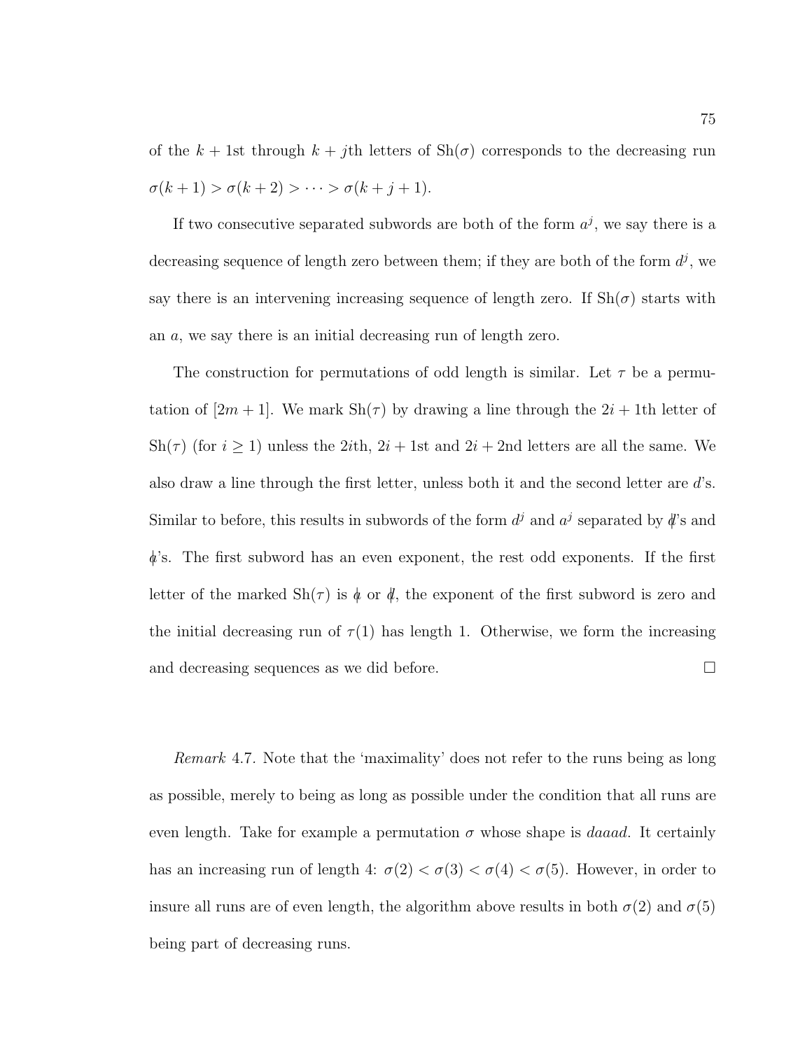of the $k+1$st through $k+j$th letters of $\mathrm{Sh}(\sigma)$ corresponds to the decreasing run $\sigma(k+1) > \sigma(k+2) > \cdots > \sigma(k+j+1)$.

If two consecutive separated subwords are both of the form $a^j$, we say there is a decreasing sequence of length zero between them; if they are both of the form $d^j$, we say there is an intervening increasing sequence of length zero. If $\mathrm{Sh}(\sigma)$ starts with an $a$, we say there is an initial decreasing run of length zero.

The construction for permutations of odd length is similar. Let $\tau$ be a permutation of $[2m+1]$. We mark $\mathrm{Sh}(\tau)$ by drawing a line through the $2i+1$th letter of $\mathrm{Sh}(\tau)$ (for $i \geq 1$) unless the $2i$th, $2i+1$st and $2i+2$nd letters are all the same. We also draw a line through the first letter, unless both it and the second letter are $d$'s. Similar to before, this results in subwords of the form $d^j$ and $a^j$ separated by $\not{d}$'s and $\not{a}$'s. The first subword has an even exponent, the rest odd exponents. If the first letter of the marked $\mathrm{Sh}(\tau)$ is $\not{a}$ or $\not{d}$, the exponent of the first subword is zero and the initial decreasing run of $\tau(1)$ has length 1. Otherwise, we form the increasing and decreasing sequences as we did before. □

*Remark* 4.7. Note that the 'maximality' does not refer to the runs being as long as possible, merely to being as long as possible under the condition that all runs are even length. Take for example a permutation $\sigma$ whose shape is *daaad*. It certainly has an increasing run of length 4: $\sigma(2) < \sigma(3) < \sigma(4) < \sigma(5)$. However, in order to insure all runs are of even length, the algorithm above results in both $\sigma(2)$ and $\sigma(5)$ being part of decreasing runs.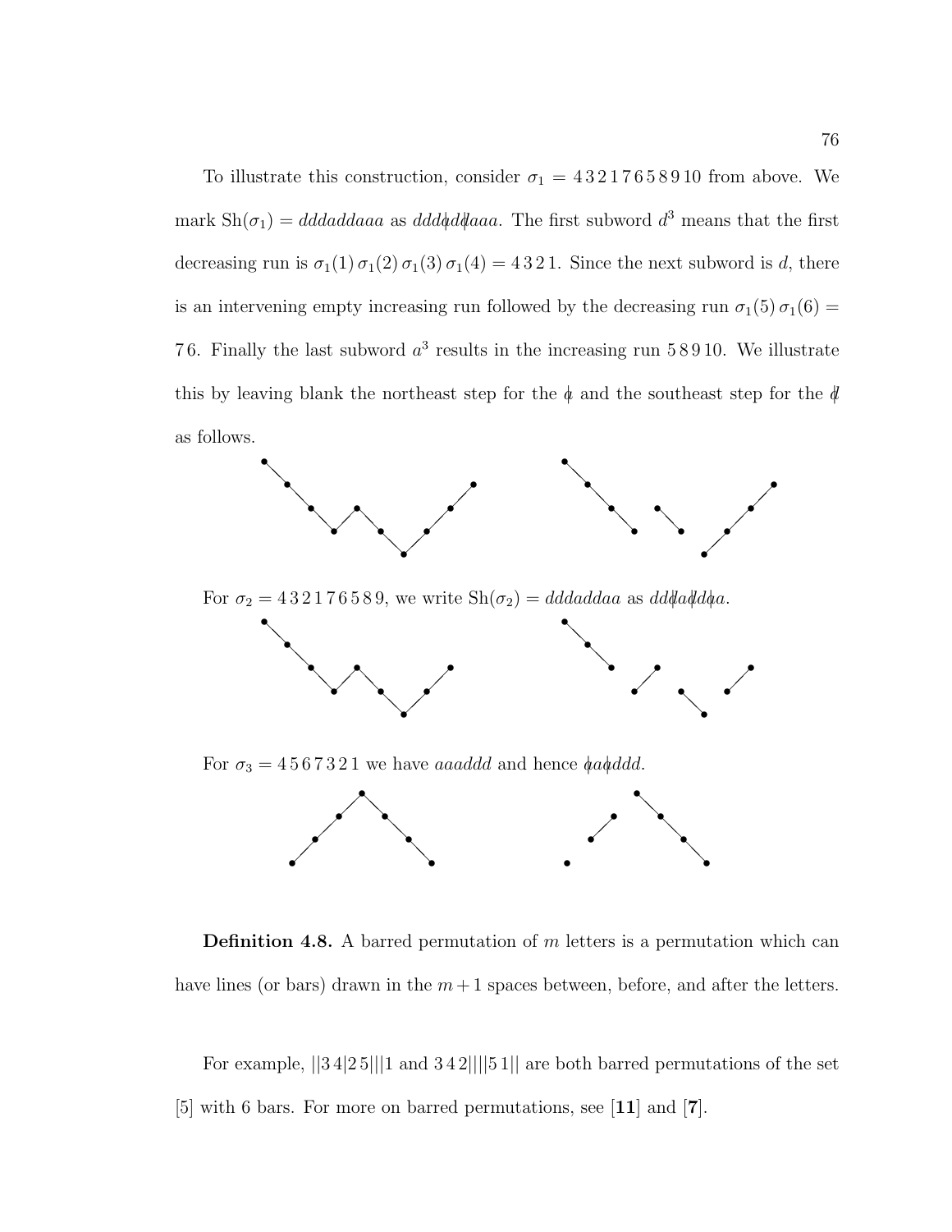To illustrate this construction, consider $\sigma_1 = 4\,3\,2\,1\,7\,6\,5\,8\,9\,10$ from above. We mark $\mathrm{Sh}(\sigma_1) = dddaddaaa$ as $ddd\not{a}dd\not{d}aaa$. The first subword $d^3$ means that the first decreasing run is $\sigma_1(1)\,\sigma_1(2)\,\sigma_1(3)\,\sigma_1(4) = 4\,3\,2\,1$. Since the next subword is $d$, there is an intervening empty increasing run followed by the decreasing run $\sigma_1(5)\,\sigma_1(6) = 7\,6$. Finally the last subword $a^3$ results in the increasing run $5\,8\,9\,10$. We illustrate this by leaving blank the northeast step for the $\not{a}$ and the southeast step for the $\not{d}$ as follows.

For $\sigma_2 = 4\,3\,2\,1\,7\,6\,5\,8\,9$, we write $\mathrm{Sh}(\sigma_2) = dddaddaa$ as $dd\not{d}a\not{d}d\not{a}a$.

For $\sigma_3 = 4\,5\,6\,7\,3\,2\,1$ we have $aaaddd$ and hence $\not{a}aa\not{d}dd$.

**Definition 4.8.** A barred permutation of $m$ letters is a permutation which can have lines (or bars) drawn in the $m+1$ spaces between, before, and after the letters.

For example, $||3\,4|2\,5|||1$ and $3\,4\,2||||5\,1||$ are both barred permutations of the set $[5]$ with 6 bars. For more on barred permutations, see [**11**] and [**7**].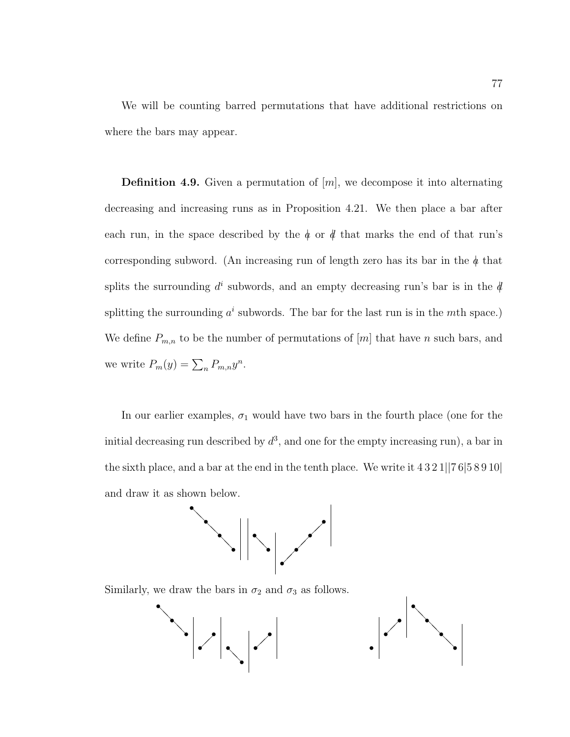We will be counting barred permutations that have additional restrictions on where the bars may appear.

**Definition 4.9.** Given a permutation of $[m]$, we decompose it into alternating decreasing and increasing runs as in Proposition 4.21. We then place a bar after each run, in the space described by the $\phi$ or $\not{d}$ that marks the end of that run's corresponding subword. (An increasing run of length zero has its bar in the $\phi$ that splits the surrounding $d^i$ subwords, and an empty decreasing run's bar is in the $\not{d}$ splitting the surrounding $a^i$ subwords. The bar for the last run is in the $m$th space.) We define $P_{m,n}$ to be the number of permutations of $[m]$ that have $n$ such bars, and we write $P_m(y) = \sum_n P_{m,n} y^n$.

In our earlier examples, $\sigma_1$ would have two bars in the fourth place (one for the initial decreasing run described by $d^3$, and one for the empty increasing run), a bar in the sixth place, and a bar at the end in the tenth place. We write it 4 3 2 1||7 6|5 8 9 10| and draw it as shown below.

Similarly, we draw the bars in $\sigma_2$ and $\sigma_3$ as follows.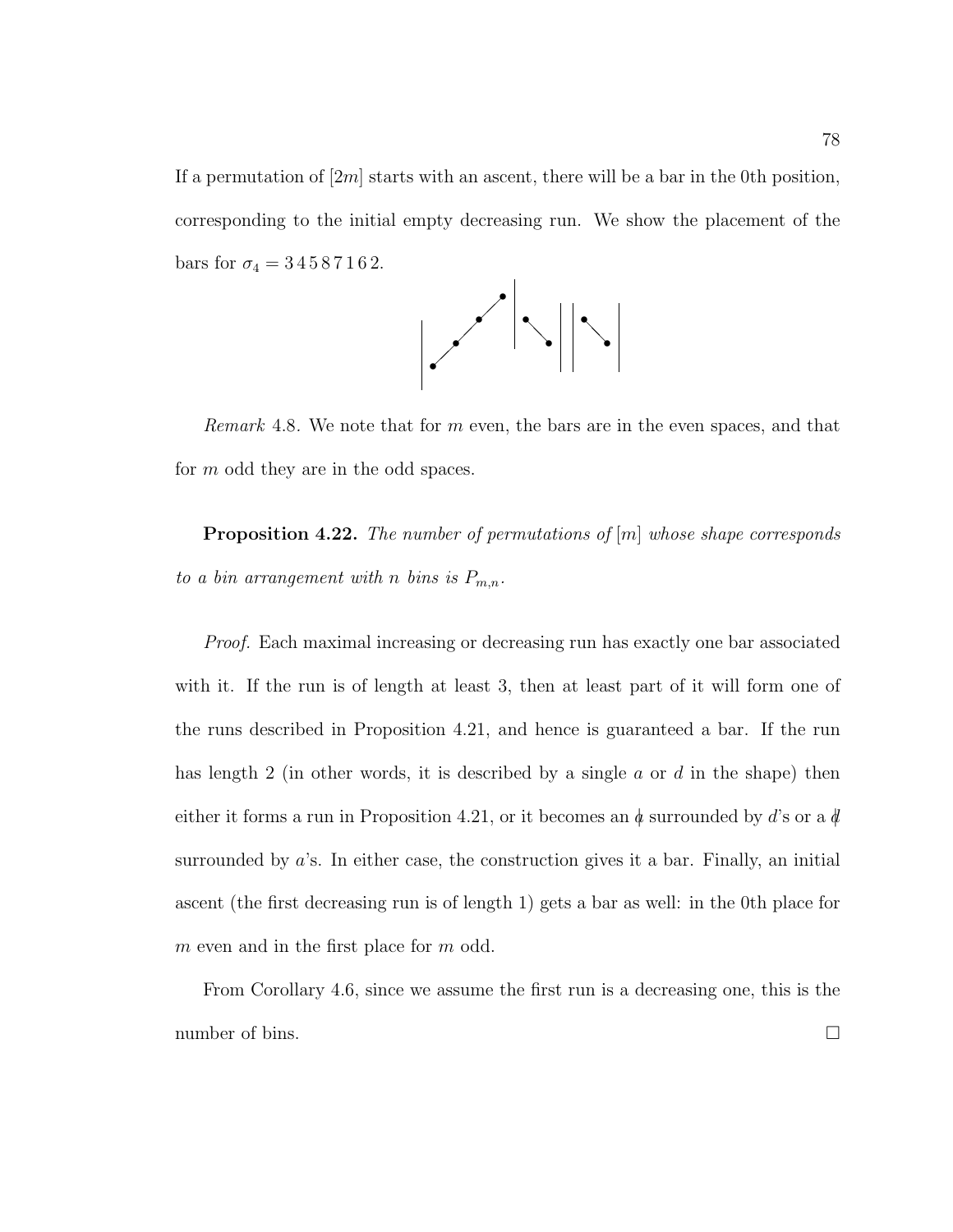If a permutation of $[2m]$ starts with an ascent, there will be a bar in the 0th position, corresponding to the initial empty decreasing run. We show the placement of the bars for $\sigma_4 = 3\,4\,5\,8\,7\,1\,6\,2$.

*Remark* 4.8. We note that for $m$ even, the bars are in the even spaces, and that for $m$ odd they are in the odd spaces.

**Proposition 4.22.** *The number of permutations of* $[m]$ *whose shape corresponds to a bin arrangement with* $n$ *bins is* $P_{m,n}$.

*Proof.* Each maximal increasing or decreasing run has exactly one bar associated with it. If the run is of length at least 3, then at least part of it will form one of the runs described in Proposition 4.21, and hence is guaranteed a bar. If the run has length 2 (in other words, it is described by a single $a$ or $d$ in the shape) then either it forms a run in Proposition 4.21, or it becomes an $\not{a}$ surrounded by $d$'s or a $\not{d}$ surrounded by $a$'s. In either case, the construction gives it a bar. Finally, an initial ascent (the first decreasing run is of length 1) gets a bar as well: in the 0th place for $m$ even and in the first place for $m$ odd.

From Corollary 4.6, since we assume the first run is a decreasing one, this is the number of bins. □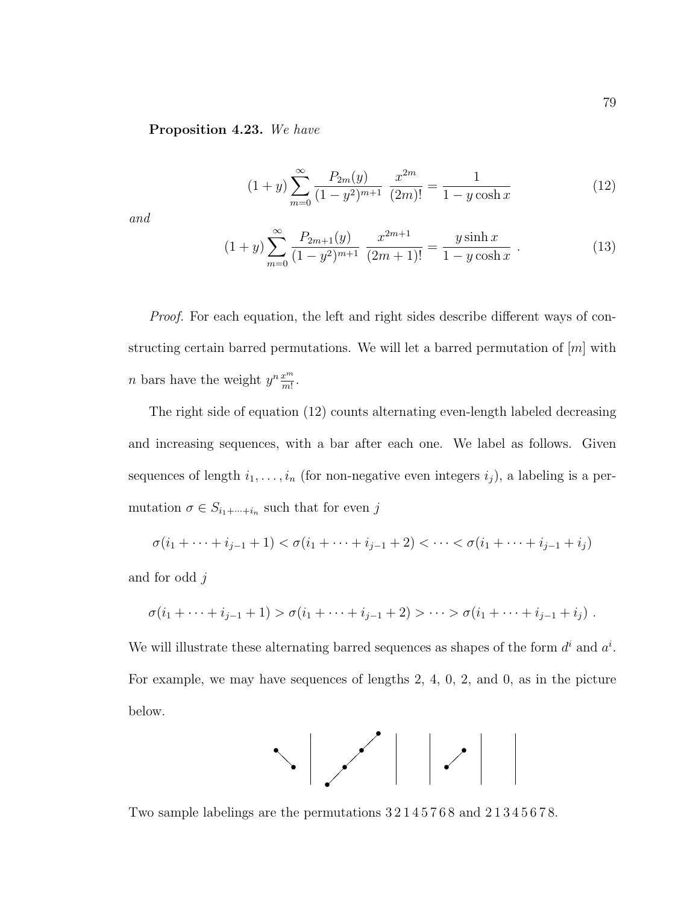**Proposition 4.23.** *We have*

$$(1+y)\sum_{m=0}^{\infty} \frac{P_{2m}(y)}{(1-y^2)^{m+1}} \; \frac{x^{2m}}{(2m)!} = \frac{1}{1-y\cosh x} \tag{12}$$

*and*

$$(1+y)\sum_{m=0}^{\infty} \frac{P_{2m+1}(y)}{(1-y^2)^{m+1}} \; \frac{x^{2m+1}}{(2m+1)!} = \frac{y\sinh x}{1-y\cosh x}\ . \tag{13}$$

*Proof.* For each equation, the left and right sides describe different ways of constructing certain barred permutations. We will let a barred permutation of $[m]$ with $n$ bars have the weight $y^n \frac{x^m}{m!}$.

The right side of equation (12) counts alternating even-length labeled decreasing and increasing sequences, with a bar after each one. We label as follows. Given sequences of length $i_1, \ldots, i_n$ (for non-negative even integers $i_j$), a labeling is a permutation $\sigma \in S_{i_1+\cdots+i_n}$ such that for even $j$

$$\sigma(i_1+\cdots+i_{j-1}+1) < \sigma(i_1+\cdots+i_{j-1}+2) < \cdots < \sigma(i_1+\cdots+i_{j-1}+i_j)$$

and for odd $j$

$$\sigma(i_1+\cdots+i_{j-1}+1) > \sigma(i_1+\cdots+i_{j-1}+2) > \cdots > \sigma(i_1+\cdots+i_{j-1}+i_j)\ .$$

We will illustrate these alternating barred sequences as shapes of the form $d^i$ and $a^i$. For example, we may have sequences of lengths 2, 4, 0, 2, and 0, as in the picture below.

Two sample labelings are the permutations 3 2 1 4 5 7 6 8 and 2 1 3 4 5 6 7 8.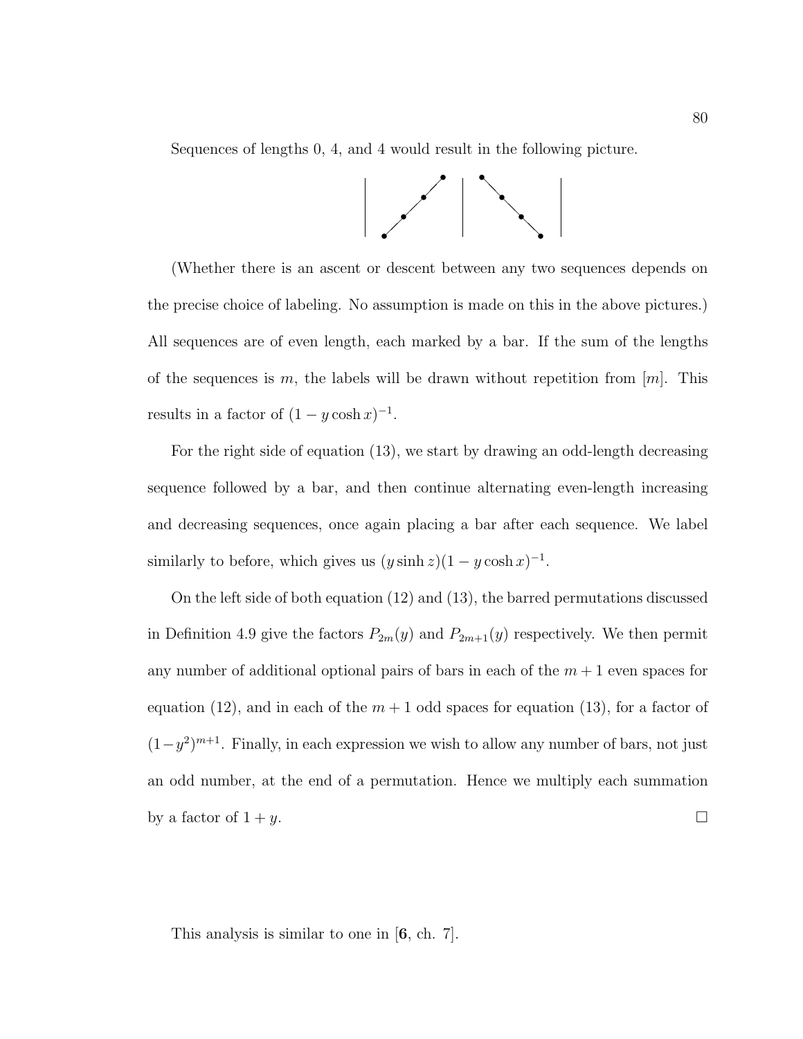Sequences of lengths 0, 4, and 4 would result in the following picture.

(Whether there is an ascent or descent between any two sequences depends on the precise choice of labeling. No assumption is made on this in the above pictures.) All sequences are of even length, each marked by a bar. If the sum of the lengths of the sequences is $m$, the labels will be drawn without repetition from $[m]$. This results in a factor of $(1 - y \cosh x)^{-1}$.

For the right side of equation (13), we start by drawing an odd-length decreasing sequence followed by a bar, and then continue alternating even-length increasing and decreasing sequences, once again placing a bar after each sequence. We label similarly to before, which gives us $(y \sinh z)(1 - y \cosh x)^{-1}$.

On the left side of both equation (12) and (13), the barred permutations discussed in Definition 4.9 give the factors $P_{2m}(y)$ and $P_{2m+1}(y)$ respectively. We then permit any number of additional optional pairs of bars in each of the $m+1$ even spaces for equation (12), and in each of the $m+1$ odd spaces for equation (13), for a factor of $(1-y^2)^{m+1}$. Finally, in each expression we wish to allow any number of bars, not just an odd number, at the end of a permutation. Hence we multiply each summation by a factor of $1 + y$. □

This analysis is similar to one in [**6**, ch. 7].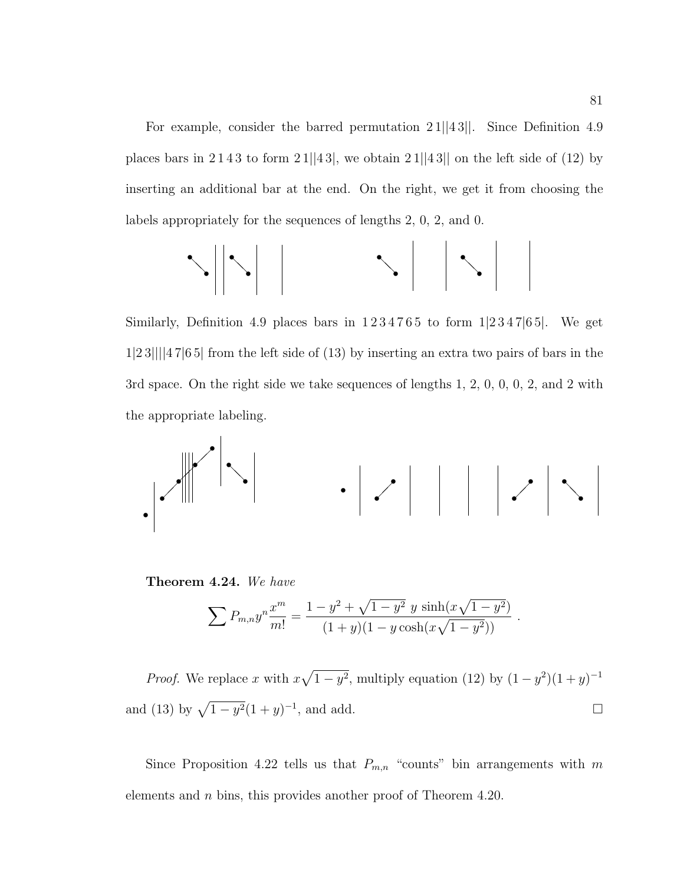For example, consider the barred permutation $2\,1||4\,3||$. Since Definition 4.9 places bars in $2\,1\,4\,3$ to form $2\,1||4\,3|$, we obtain $2\,1||4\,3||$ on the left side of (12) by inserting an additional bar at the end. On the right, we get it from choosing the labels appropriately for the sequences of lengths 2, 0, 2, and 0.

Similarly, Definition 4.9 places bars in $1\,2\,3\,4\,7\,6\,5$ to form $1|2\,3\,4\,7|6\,5|$. We get $1|2\,3||||4\,7|6\,5|$ from the left side of (13) by inserting an extra two pairs of bars in the 3rd space. On the right side we take sequences of lengths 1, 2, 0, 0, 0, 2, and 2 with the appropriate labeling.

**Theorem 4.24.** *We have*

$$\sum P_{m,n} y^n \frac{x^m}{m!} = \frac{1 - y^2 + \sqrt{1-y^2}\; y \sinh(x\sqrt{1-y^2})}{(1+y)(1 - y\cosh(x\sqrt{1-y^2}))} \; .$$

*Proof.* We replace $x$ with $x\sqrt{1-y^2}$, multiply equation (12) by $(1-y^2)(1+y)^{-1}$ and (13) by $\sqrt{1-y^2}(1+y)^{-1}$, and add. $\square$

Since Proposition 4.22 tells us that $P_{m,n}$ "counts" bin arrangements with $m$ elements and $n$ bins, this provides another proof of Theorem 4.20.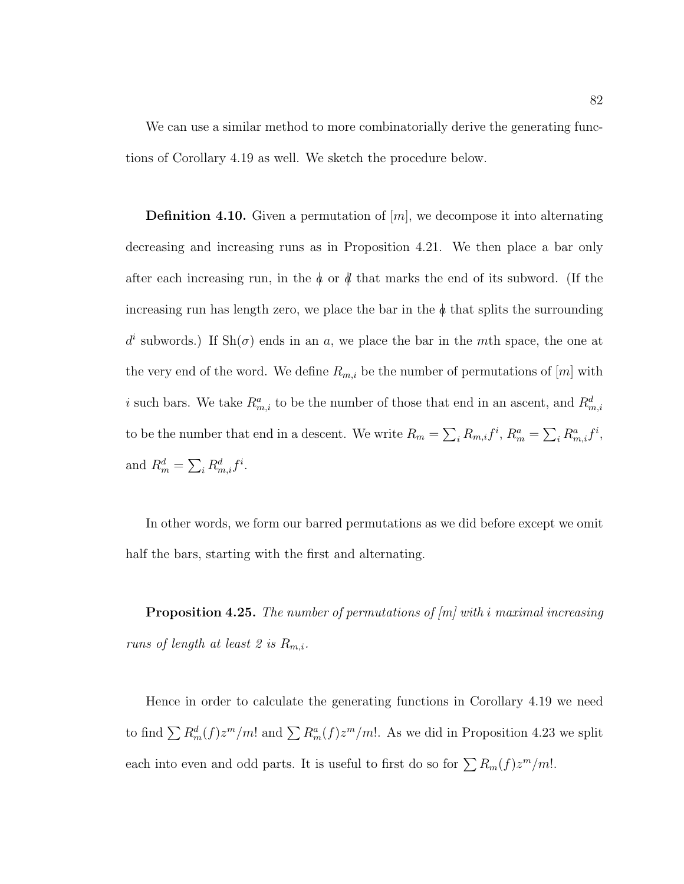We can use a similar method to more combinatorially derive the generating functions of Corollary 4.19 as well. We sketch the procedure below.

**Definition 4.10.** Given a permutation of $[m]$, we decompose it into alternating decreasing and increasing runs as in Proposition 4.21. We then place a bar only after each increasing run, in the $\not a$ or $\not d$ that marks the end of its subword. (If the increasing run has length zero, we place the bar in the $\not a$ that splits the surrounding $d^i$ subwords.) If $\mathrm{Sh}(\sigma)$ ends in an $a$, we place the bar in the $m$th space, the one at the very end of the word. We define $R_{m,i}$ be the number of permutations of $[m]$ with $i$ such bars. We take $R^a_{m,i}$ to be the number of those that end in an ascent, and $R^d_{m,i}$ to be the number that end in a descent. We write $R_m = \sum_i R_{m,i} f^i$, $R^a_m = \sum_i R^a_{m,i} f^i$, and $R^d_m = \sum_i R^d_{m,i} f^i$.

In other words, we form our barred permutations as we did before except we omit half the bars, starting with the first and alternating.

**Proposition 4.25.** *The number of permutations of $[m]$ with $i$ maximal increasing runs of length at least 2 is $R_{m,i}$.*

Hence in order to calculate the generating functions in Corollary 4.19 we need to find $\sum R^d_m(f) z^m/m!$ and $\sum R^a_m(f) z^m/m!$. As we did in Proposition 4.23 we split each into even and odd parts. It is useful to first do so for $\sum R_m(f) z^m/m!$.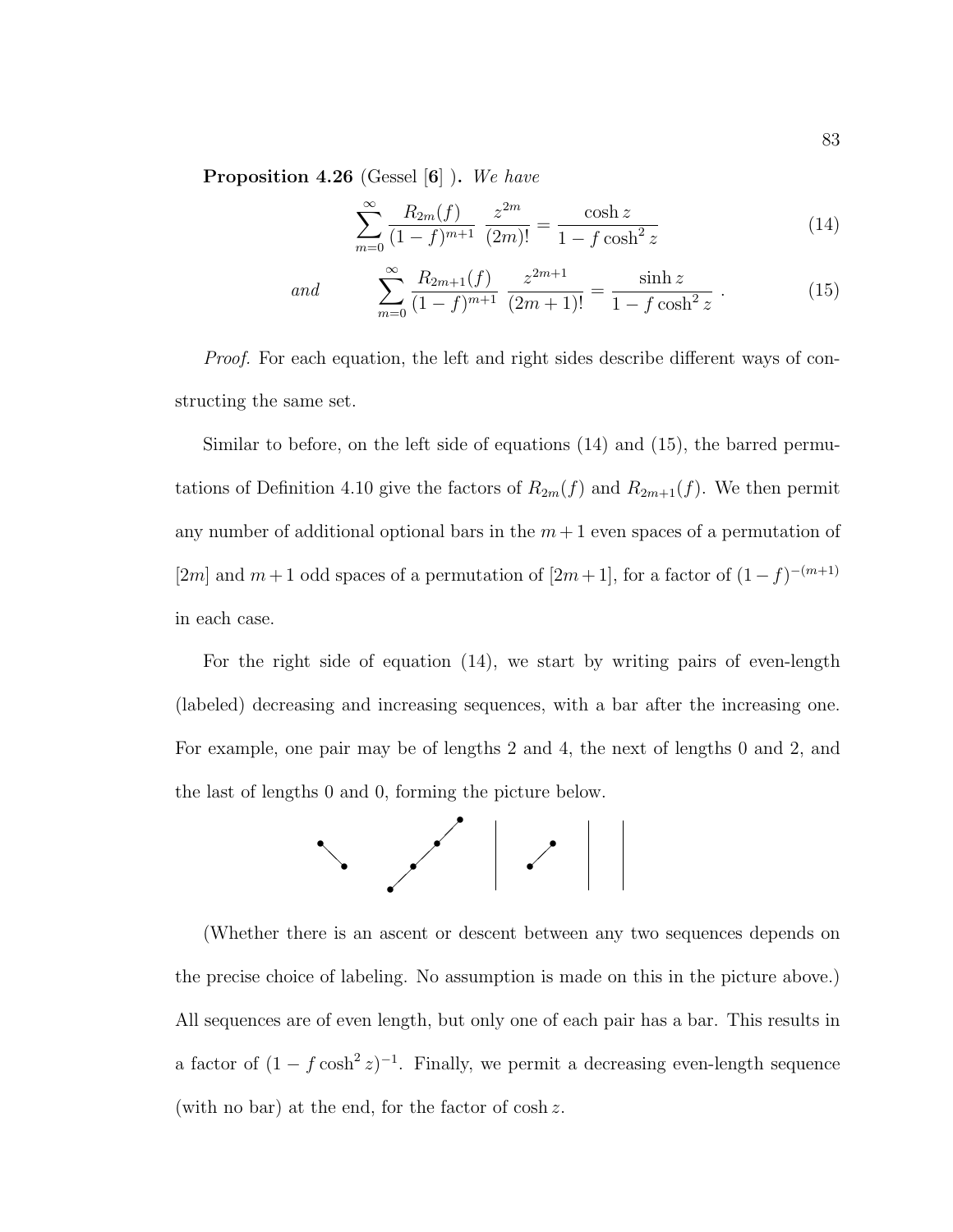**Proposition 4.26** (Gessel [**6**] )**.** *We have*

$$\sum_{m=0}^{\infty} \frac{R_{2m}(f)}{(1-f)^{m+1}} \; \frac{z^{2m}}{(2m)!} = \frac{\cosh z}{1 - f\cosh^2 z} \tag{14}$$

*and*

$$\sum_{m=0}^{\infty} \frac{R_{2m+1}(f)}{(1-f)^{m+1}} \; \frac{z^{2m+1}}{(2m+1)!} = \frac{\sinh z}{1 - f\cosh^2 z} \; . \tag{15}$$

*Proof.* For each equation, the left and right sides describe different ways of constructing the same set.

Similar to before, on the left side of equations (14) and (15), the barred permutations of Definition 4.10 give the factors of $R_{2m}(f)$ and $R_{2m+1}(f)$. We then permit any number of additional optional bars in the $m+1$ even spaces of a permutation of $[2m]$ and $m+1$ odd spaces of a permutation of $[2m+1]$, for a factor of $(1-f)^{-(m+1)}$ in each case.

For the right side of equation (14), we start by writing pairs of even-length (labeled) decreasing and increasing sequences, with a bar after the increasing one. For example, one pair may be of lengths 2 and 4, the next of lengths 0 and 2, and the last of lengths 0 and 0, forming the picture below.

(Whether there is an ascent or descent between any two sequences depends on the precise choice of labeling. No assumption is made on this in the picture above.) All sequences are of even length, but only one of each pair has a bar. This results in a factor of $(1 - f\cosh^2 z)^{-1}$. Finally, we permit a decreasing even-length sequence (with no bar) at the end, for the factor of $\cosh z$.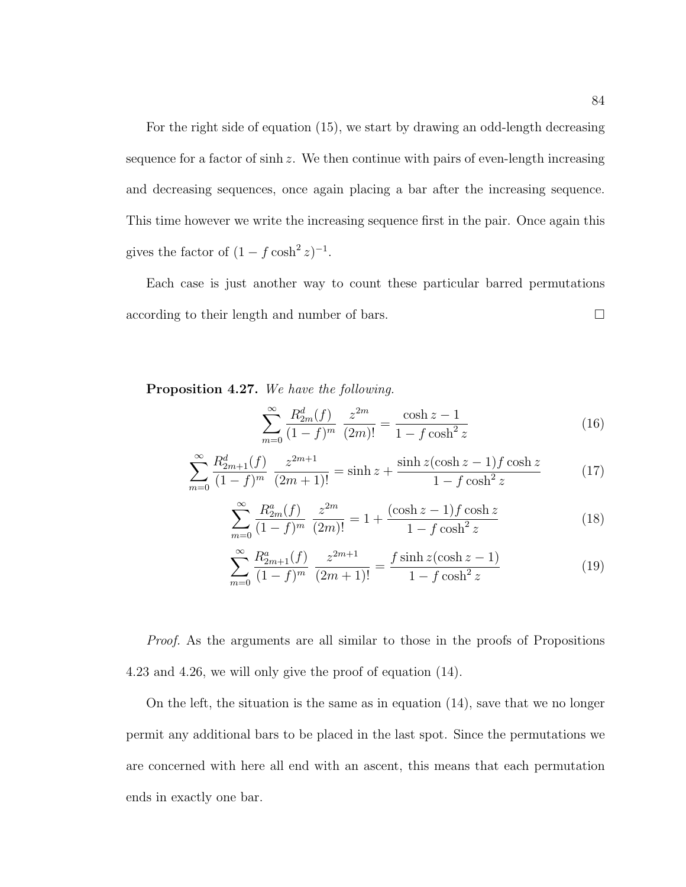For the right side of equation (15), we start by drawing an odd-length decreasing sequence for a factor of $\sinh z$. We then continue with pairs of even-length increasing and decreasing sequences, once again placing a bar after the increasing sequence. This time however we write the increasing sequence first in the pair. Once again this gives the factor of $(1 - f \cosh^2 z)^{-1}$.

Each case is just another way to count these particular barred permutations according to their length and number of bars. $\square$

**Proposition 4.27.** *We have the following.*

$$\sum_{m=0}^{\infty} \frac{R_{2m}^d(f)}{(1-f)^m} \frac{z^{2m}}{(2m)!} = \frac{\cosh z - 1}{1 - f \cosh^2 z} \tag{16}$$

$$\sum_{m=0}^{\infty} \frac{R_{2m+1}^d(f)}{(1-f)^m} \frac{z^{2m+1}}{(2m+1)!} = \sinh z + \frac{\sinh z(\cosh z - 1) f \cosh z}{1 - f \cosh^2 z} \tag{17}$$

$$\sum_{m=0}^{\infty} \frac{R_{2m}^a(f)}{(1-f)^m} \frac{z^{2m}}{(2m)!} = 1 + \frac{(\cosh z - 1) f \cosh z}{1 - f \cosh^2 z} \tag{18}$$

$$\sum_{m=0}^{\infty} \frac{R_{2m+1}^a(f)}{(1-f)^m} \frac{z^{2m+1}}{(2m+1)!} = \frac{f \sinh z(\cosh z - 1)}{1 - f \cosh^2 z} \tag{19}$$

*Proof.* As the arguments are all similar to those in the proofs of Propositions 4.23 and 4.26, we will only give the proof of equation (14).

On the left, the situation is the same as in equation (14), save that we no longer permit any additional bars to be placed in the last spot. Since the permutations we are concerned with here all end with an ascent, this means that each permutation ends in exactly one bar.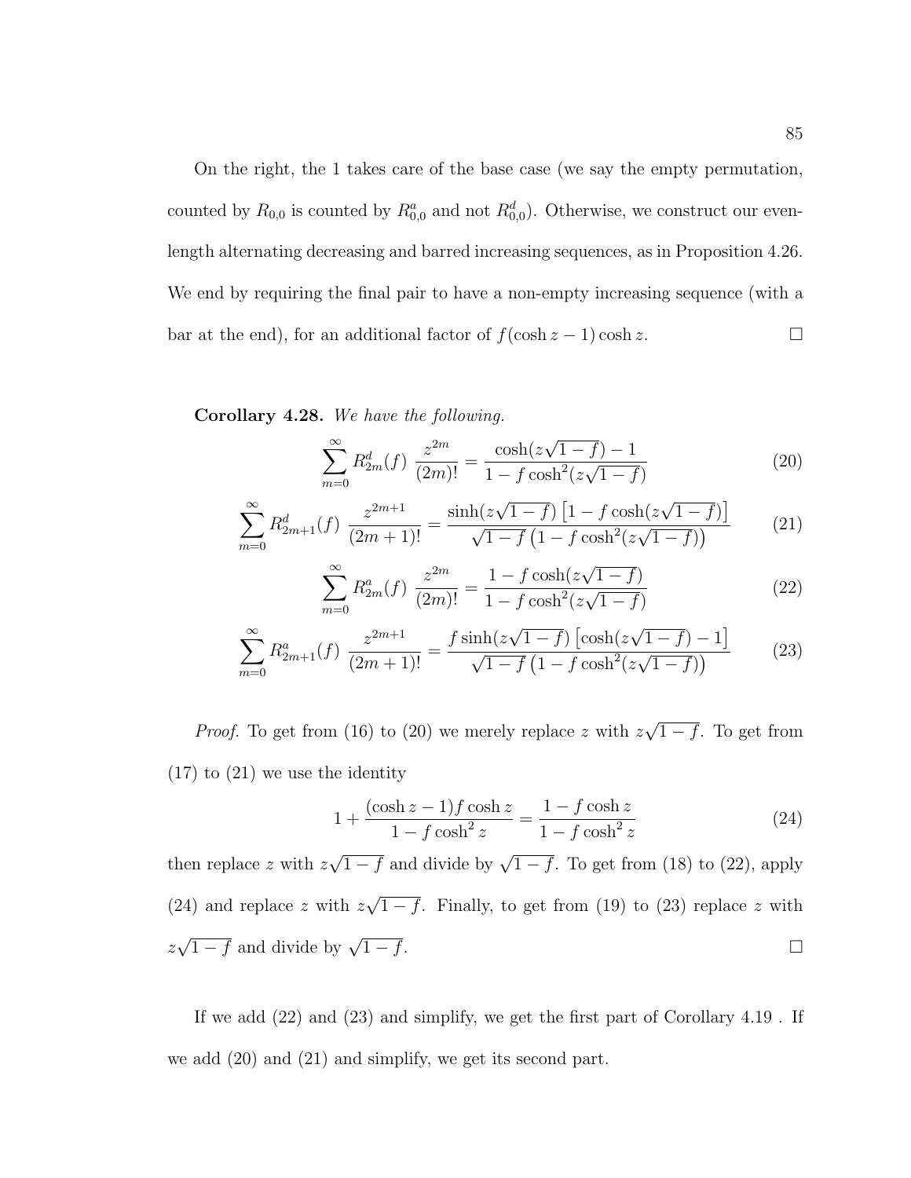On the right, the 1 takes care of the base case (we say the empty permutation, counted by $R_{0,0}$ is counted by $R^a_{0,0}$ and not $R^d_{0,0}$). Otherwise, we construct our even-length alternating decreasing and barred increasing sequences, as in Proposition 4.26. We end by requiring the final pair to have a non-empty increasing sequence (with a bar at the end), for an additional factor of $f(\cosh z - 1)\cosh z$. □

**Corollary 4.28.** *We have the following.*

$$\sum_{m=0}^{\infty} R^d_{2m}(f)\ \frac{z^{2m}}{(2m)!} = \frac{\cosh(z\sqrt{1-f}) - 1}{1 - f\cosh^2(z\sqrt{1-f})} \tag{20}$$

$$\sum_{m=0}^{\infty} R^d_{2m+1}(f)\ \frac{z^{2m+1}}{(2m+1)!} = \frac{\sinh(z\sqrt{1-f})\left[1 - f\cosh(z\sqrt{1-f})\right]}{\sqrt{1-f}\left(1 - f\cosh^2(z\sqrt{1-f})\right)} \tag{21}$$

$$\sum_{m=0}^{\infty} R^a_{2m}(f)\ \frac{z^{2m}}{(2m)!} = \frac{1 - f\cosh(z\sqrt{1-f})}{1 - f\cosh^2(z\sqrt{1-f})} \tag{22}$$

$$\sum_{m=0}^{\infty} R^a_{2m+1}(f)\ \frac{z^{2m+1}}{(2m+1)!} = \frac{f\sinh(z\sqrt{1-f})\left[\cosh(z\sqrt{1-f}) - 1\right]}{\sqrt{1-f}\left(1 - f\cosh^2(z\sqrt{1-f})\right)} \tag{23}$$

*Proof.* To get from (16) to (20) we merely replace $z$ with $z\sqrt{1-f}$. To get from (17) to (21) we use the identity

$$1 + \frac{(\cosh z - 1)f\cosh z}{1 - f\cosh^2 z} = \frac{1 - f\cosh z}{1 - f\cosh^2 z} \tag{24}$$

then replace $z$ with $z\sqrt{1-f}$ and divide by $\sqrt{1-f}$. To get from (18) to (22), apply (24) and replace $z$ with $z\sqrt{1-f}$. Finally, to get from (19) to (23) replace $z$ with $z\sqrt{1-f}$ and divide by $\sqrt{1-f}$. □

If we add (22) and (23) and simplify, we get the first part of Corollary 4.19 . If we add (20) and (21) and simplify, we get its second part.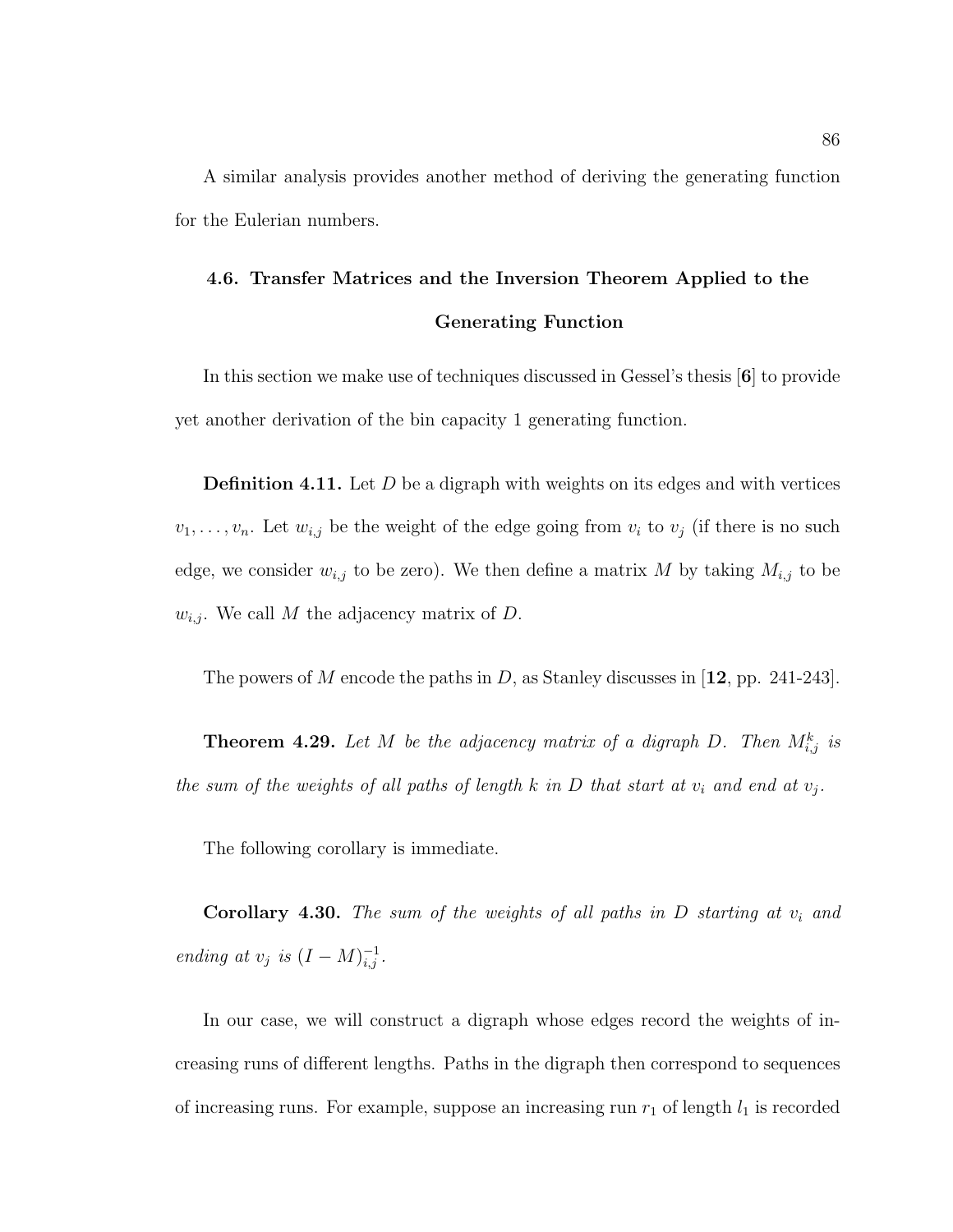A similar analysis provides another method of deriving the generating function for the Eulerian numbers.

## 4.6. Transfer Matrices and the Inversion Theorem Applied to the Generating Function

In this section we make use of techniques discussed in Gessel's thesis [**6**] to provide yet another derivation of the bin capacity 1 generating function.

**Definition 4.11.** Let $D$ be a digraph with weights on its edges and with vertices $v_1, \ldots, v_n$. Let $w_{i,j}$ be the weight of the edge going from $v_i$ to $v_j$ (if there is no such edge, we consider $w_{i,j}$ to be zero). We then define a matrix $M$ by taking $M_{i,j}$ to be $w_{i,j}$. We call $M$ the adjacency matrix of $D$.

The powers of $M$ encode the paths in $D$, as Stanley discusses in [**12**, pp. 241-243].

**Theorem 4.29.** *Let $M$ be the adjacency matrix of a digraph $D$. Then $M^k_{i,j}$ is the sum of the weights of all paths of length $k$ in $D$ that start at $v_i$ and end at $v_j$.*

The following corollary is immediate.

**Corollary 4.30.** *The sum of the weights of all paths in $D$ starting at $v_i$ and ending at $v_j$ is $(I - M)^{-1}_{i,j}$.*

In our case, we will construct a digraph whose edges record the weights of increasing runs of different lengths. Paths in the digraph then correspond to sequences of increasing runs. For example, suppose an increasing run $r_1$ of length $l_1$ is recorded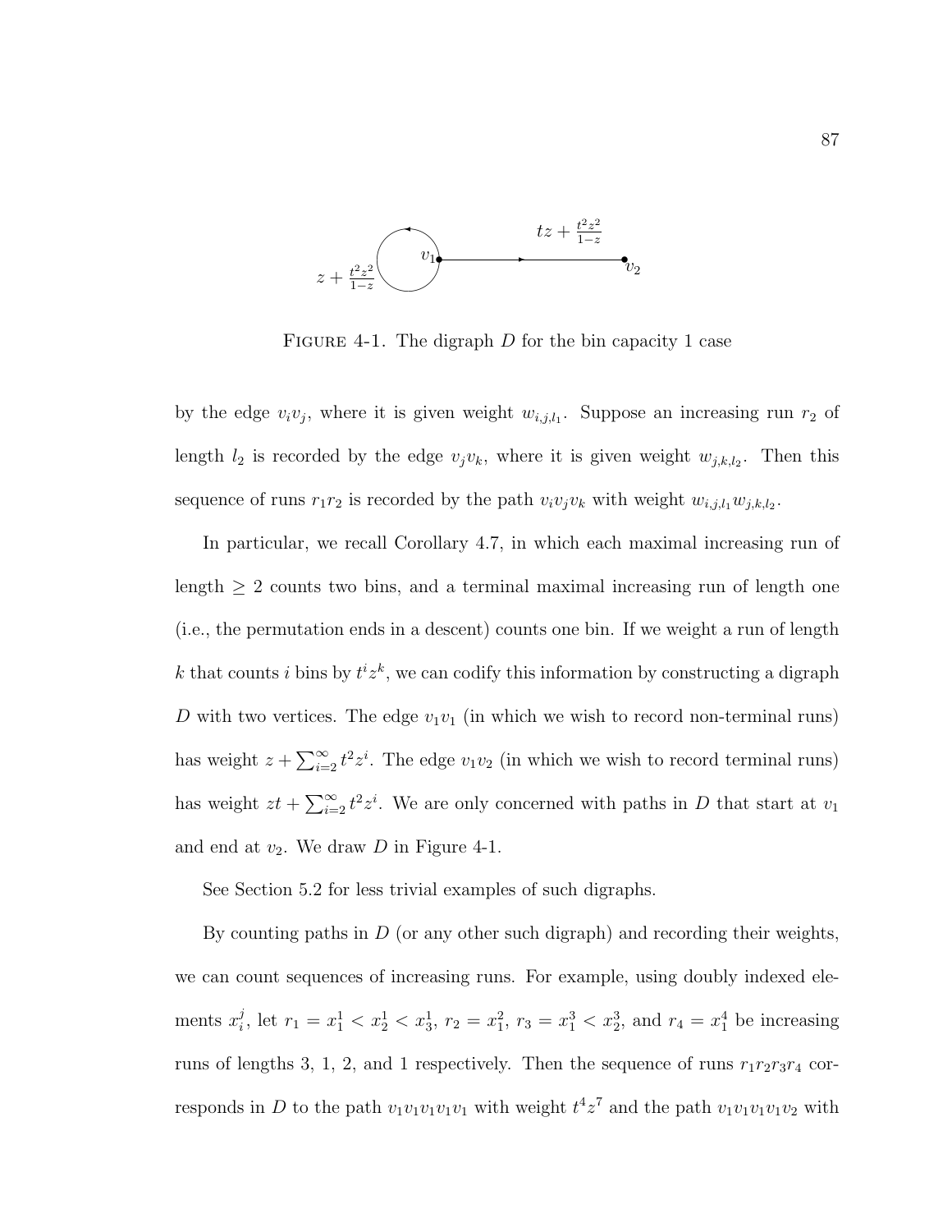FIGURE 4-1. The digraph $D$ for the bin capacity 1 case

by the edge $v_i v_j$, where it is given weight $w_{i,j,l_1}$. Suppose an increasing run $r_2$ of length $l_2$ is recorded by the edge $v_j v_k$, where it is given weight $w_{j,k,l_2}$. Then this sequence of runs $r_1 r_2$ is recorded by the path $v_i v_j v_k$ with weight $w_{i,j,l_1} w_{j,k,l_2}$.

In particular, we recall Corollary 4.7, in which each maximal increasing run of length $\geq 2$ counts two bins, and a terminal maximal increasing run of length one (i.e., the permutation ends in a descent) counts one bin. If we weight a run of length $k$ that counts $i$ bins by $t^i z^k$, we can codify this information by constructing a digraph $D$ with two vertices. The edge $v_1 v_1$ (in which we wish to record non-terminal runs) has weight $z + \sum_{i=2}^{\infty} t^2 z^i$. The edge $v_1 v_2$ (in which we wish to record terminal runs) has weight $zt + \sum_{i=2}^{\infty} t^2 z^i$. We are only concerned with paths in $D$ that start at $v_1$ and end at $v_2$. We draw $D$ in Figure 4-1.

See Section 5.2 for less trivial examples of such digraphs.

By counting paths in $D$ (or any other such digraph) and recording their weights, we can count sequences of increasing runs. For example, using doubly indexed elements $x_i^j$, let $r_1 = x_1^1 < x_2^1 < x_3^1$, $r_2 = x_1^2$, $r_3 = x_1^3 < x_2^3$, and $r_4 = x_1^4$ be increasing runs of lengths 3, 1, 2, and 1 respectively. Then the sequence of runs $r_1 r_2 r_3 r_4$ corresponds in $D$ to the path $v_1 v_1 v_1 v_1 v_1$ with weight $t^4 z^7$ and the path $v_1 v_1 v_1 v_1 v_2$ with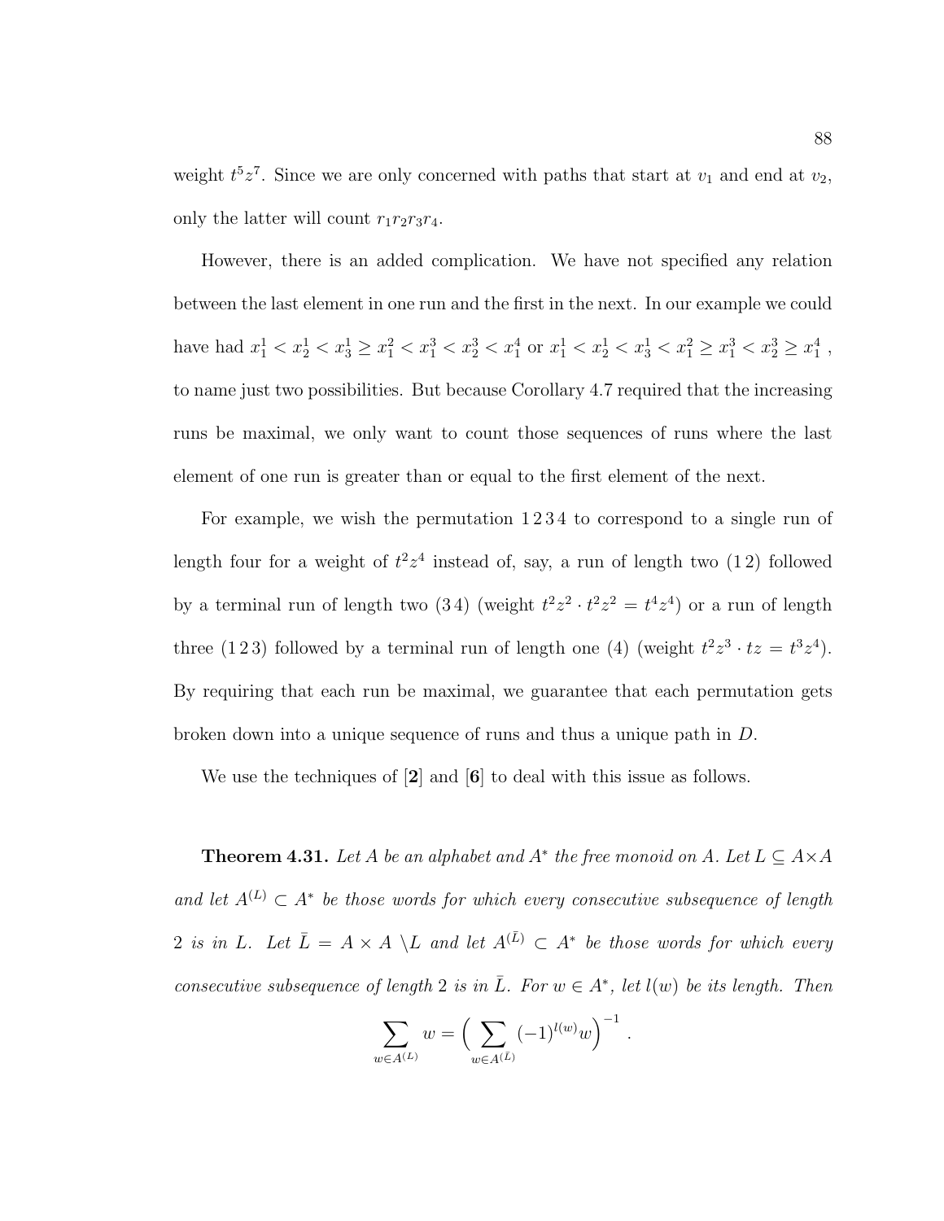weight $t^5z^7$. Since we are only concerned with paths that start at $v_1$ and end at $v_2$, only the latter will count $r_1r_2r_3r_4$.

However, there is an added complication. We have not specified any relation between the last element in one run and the first in the next. In our example we could have had $x_1^1 < x_2^1 < x_3^1 \geq x_1^2 < x_1^3 < x_2^3 < x_1^4$ or $x_1^1 < x_2^1 < x_3^1 < x_1^2 \geq x_1^3 < x_2^3 \geq x_1^4$ , to name just two possibilities. But because Corollary 4.7 required that the increasing runs be maximal, we only want to count those sequences of runs where the last element of one run is greater than or equal to the first element of the next.

For example, we wish the permutation 1 2 3 4 to correspond to a single run of length four for a weight of $t^2z^4$ instead of, say, a run of length two (1 2) followed by a terminal run of length two (3 4) (weight $t^2z^2 \cdot t^2z^2 = t^4z^4$) or a run of length three (1 2 3) followed by a terminal run of length one (4) (weight $t^2z^3 \cdot tz = t^3z^4$). By requiring that each run be maximal, we guarantee that each permutation gets broken down into a unique sequence of runs and thus a unique path in $D$.

We use the techniques of [**2**] and [**6**] to deal with this issue as follows.

**Theorem 4.31.** *Let $A$ be an alphabet and $A^*$ the free monoid on $A$. Let $L \subseteq A \times A$ and let $A^{(L)} \subset A^*$ be those words for which every consecutive subsequence of length 2 is in $L$. Let $\bar{L} = A \times A \setminus L$ and let $A^{(\bar{L})} \subset A^*$ be those words for which every consecutive subsequence of length 2 is in $\bar{L}$. For $w \in A^*$, let $l(w)$ be its length. Then*

$$\sum_{w \in A^{(L)}} w = \Big( \sum_{w \in A^{(\bar{L})}} (-1)^{l(w)} w \Big)^{-1}.$$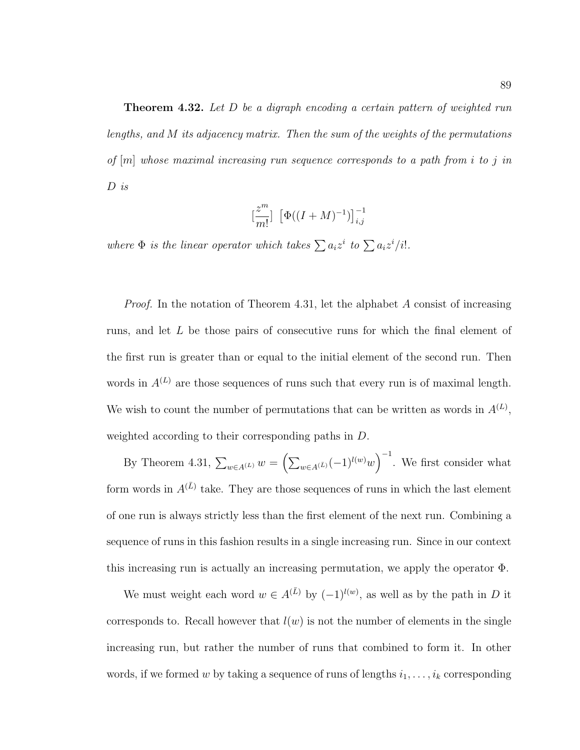**Theorem 4.32.** *Let $D$ be a digraph encoding a certain pattern of weighted run lengths, and $M$ its adjacency matrix. Then the sum of the weights of the permutations of $[m]$ whose maximal increasing run sequence corresponds to a path from $i$ to $j$ in $D$ is*

$$[\frac{z^m}{m!}] \ \left[\Phi((I+M)^{-1})\right]^{-1}_{i,j}$$

*where $\Phi$ is the linear operator which takes $\sum a_i z^i$ to $\sum a_i z^i / i!$.*

*Proof.* In the notation of Theorem 4.31, let the alphabet $A$ consist of increasing runs, and let $L$ be those pairs of consecutive runs for which the final element of the first run is greater than or equal to the initial element of the second run. Then words in $A^{(L)}$ are those sequences of runs such that every run is of maximal length. We wish to count the number of permutations that can be written as words in $A^{(L)}$, weighted according to their corresponding paths in $D$.

By Theorem 4.31, $\sum_{w \in A^{(L)}} w = \left(\sum_{w \in A^{(\bar{L})}} (-1)^{l(w)} w\right)^{-1}$. We first consider what form words in $A^{(\bar{L})}$ take. They are those sequences of runs in which the last element of one run is always strictly less than the first element of the next run. Combining a sequence of runs in this fashion results in a single increasing run. Since in our context this increasing run is actually an increasing permutation, we apply the operator $\Phi$.

We must weight each word $w \in A^{(\bar{L})}$ by $(-1)^{l(w)}$, as well as by the path in $D$ it corresponds to. Recall however that $l(w)$ is not the number of elements in the single increasing run, but rather the number of runs that combined to form it. In other words, if we formed $w$ by taking a sequence of runs of lengths $i_1, \ldots, i_k$ corresponding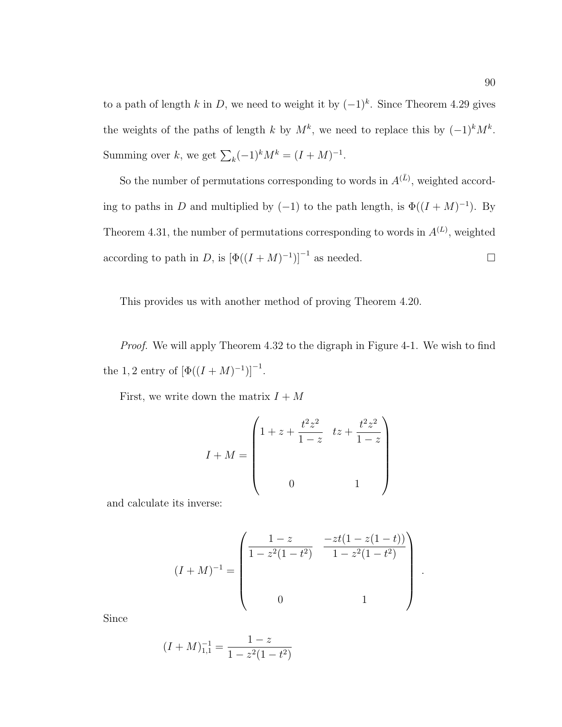to a path of length $k$ in $D$, we need to weight it by $(-1)^k$. Since Theorem 4.29 gives the weights of the paths of length $k$ by $M^k$, we need to replace this by $(-1)^k M^k$. Summing over $k$, we get $\sum_k (-1)^k M^k = (I + M)^{-1}$.

So the number of permutations corresponding to words in $A^{(\bar{L})}$, weighted according to paths in $D$ and multiplied by $(-1)$ to the path length, is $\Phi((I+M)^{-1})$. By Theorem 4.31, the number of permutations corresponding to words in $A^{(L)}$, weighted according to path in $D$, is $\left[\Phi((I+M)^{-1})\right]^{-1}$ as needed. □

This provides us with another method of proving Theorem 4.20.

*Proof.* We will apply Theorem 4.32 to the digraph in Figure 4-1. We wish to find the $1,2$ entry of $\left[\Phi((I+M)^{-1})\right]^{-1}$.

First, we write down the matrix $I + M$

$$I + M = \begin{pmatrix} 1 + z + \dfrac{t^2 z^2}{1-z} & tz + \dfrac{t^2 z^2}{1-z} \\ \\ 0 & 1 \end{pmatrix}$$

and calculate its inverse:

$$(I+M)^{-1} = \begin{pmatrix} \dfrac{1-z}{1 - z^2(1-t^2)} & \dfrac{-zt(1 - z(1-t))}{1 - z^2(1-t^2)} \\ \\ 0 & 1 \end{pmatrix}.$$

Since

$$(I+M)^{-1}_{1,1} = \frac{1-z}{1 - z^2(1-t^2)}$$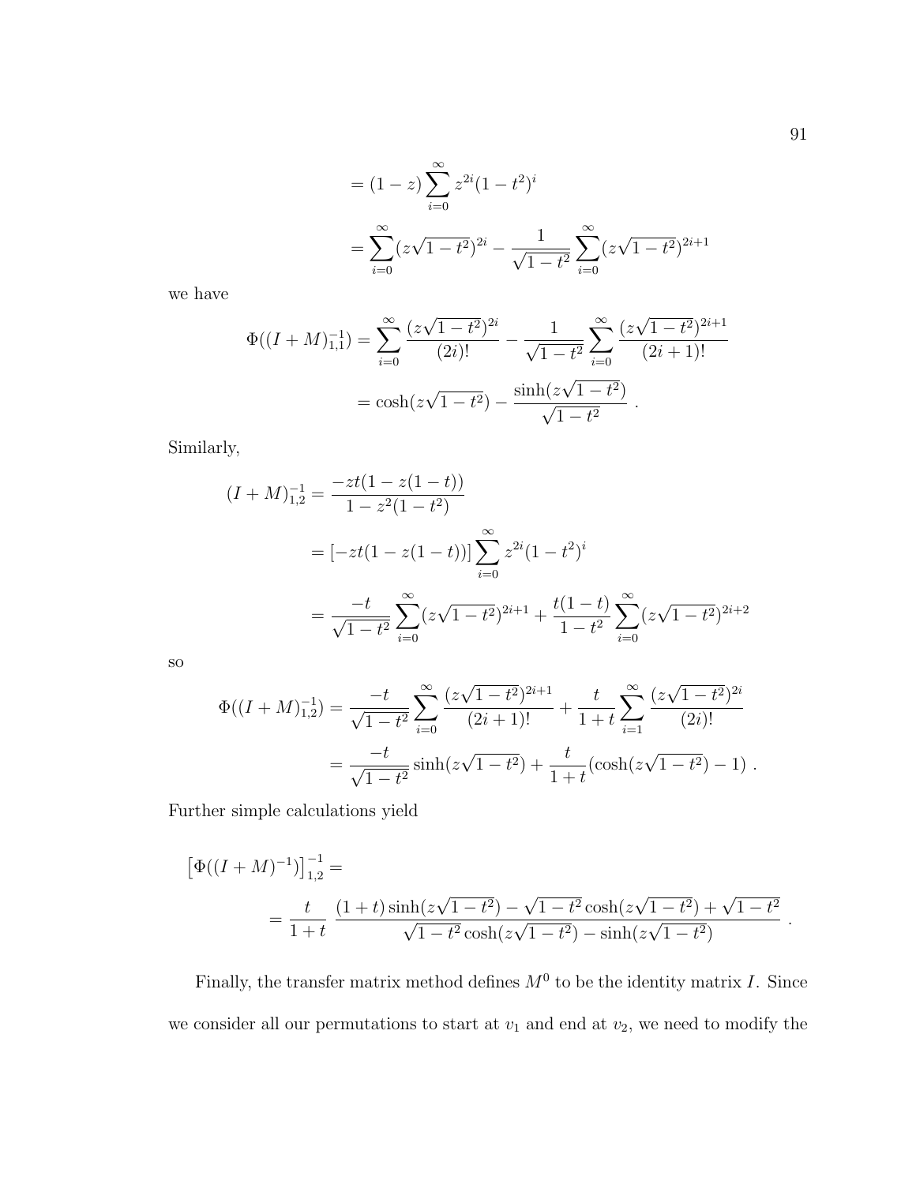$$
\begin{aligned}
&= (1-z)\sum_{i=0}^{\infty} z^{2i}(1-t^2)^i \\
&= \sum_{i=0}^{\infty}(z\sqrt{1-t^2})^{2i} - \frac{1}{\sqrt{1-t^2}}\sum_{i=0}^{\infty}(z\sqrt{1-t^2})^{2i+1}
\end{aligned}
$$

we have

$$
\begin{aligned}
\Phi((I+M)^{-1}_{1,1}) &= \sum_{i=0}^{\infty}\frac{(z\sqrt{1-t^2})^{2i}}{(2i)!} - \frac{1}{\sqrt{1-t^2}}\sum_{i=0}^{\infty}\frac{(z\sqrt{1-t^2})^{2i+1}}{(2i+1)!} \\
&= \cosh(z\sqrt{1-t^2}) - \frac{\sinh(z\sqrt{1-t^2})}{\sqrt{1-t^2}} \ .
\end{aligned}
$$

Similarly,

$$
\begin{aligned}
(I+M)^{-1}_{1,2} &= \frac{-zt(1-z(1-t))}{1-z^2(1-t^2)} \\
&= [-zt(1-z(1-t))]\sum_{i=0}^{\infty} z^{2i}(1-t^2)^i \\
&= \frac{-t}{\sqrt{1-t^2}}\sum_{i=0}^{\infty}(z\sqrt{1-t^2})^{2i+1} + \frac{t(1-t)}{1-t^2}\sum_{i=0}^{\infty}(z\sqrt{1-t^2})^{2i+2}
\end{aligned}
$$

so

$$
\begin{aligned}
\Phi((I+M)^{-1}_{1,2}) &= \frac{-t}{\sqrt{1-t^2}}\sum_{i=0}^{\infty}\frac{(z\sqrt{1-t^2})^{2i+1}}{(2i+1)!} + \frac{t}{1+t}\sum_{i=1}^{\infty}\frac{(z\sqrt{1-t^2})^{2i}}{(2i)!} \\
&= \frac{-t}{\sqrt{1-t^2}}\sinh(z\sqrt{1-t^2}) + \frac{t}{1+t}(\cosh(z\sqrt{1-t^2})-1) \ .
\end{aligned}
$$

Further simple calculations yield

$$
\begin{aligned}
&\left[\Phi((I+M)^{-1})\right]^{-1}_{1,2} = \\
&\qquad = \frac{t}{1+t}\ \frac{(1+t)\sinh(z\sqrt{1-t^2}) - \sqrt{1-t^2}\cosh(z\sqrt{1-t^2}) + \sqrt{1-t^2}}{\sqrt{1-t^2}\cosh(z\sqrt{1-t^2}) - \sinh(z\sqrt{1-t^2})} \ .
\end{aligned}
$$

Finally, the transfer matrix method defines $M^0$ to be the identity matrix $I$. Since we consider all our permutations to start at $v_1$ and end at $v_2$, we need to modify the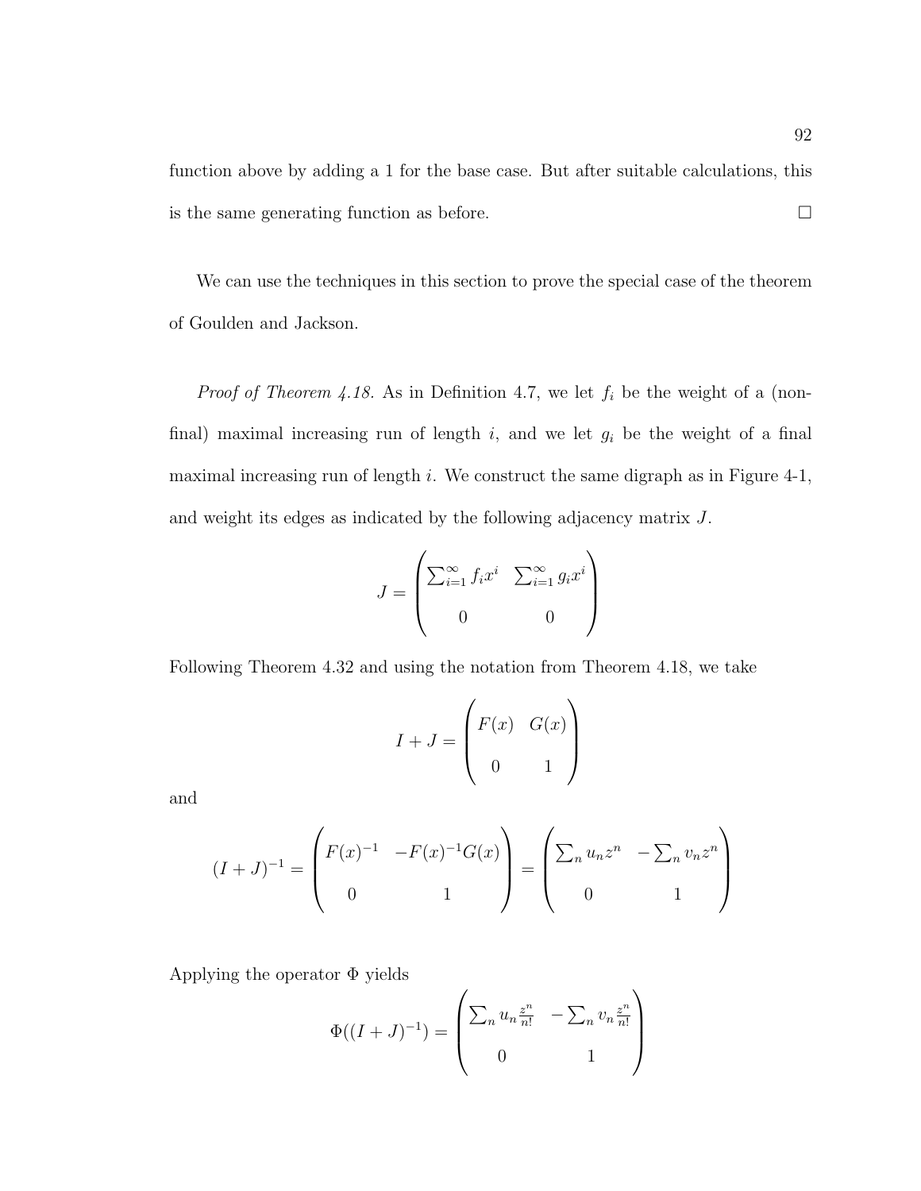function above by adding a 1 for the base case. But after suitable calculations, this is the same generating function as before. □

We can use the techniques in this section to prove the special case of the theorem of Goulden and Jackson.

*Proof of Theorem 4.18.* As in Definition 4.7, we let $f_i$ be the weight of a (non-final) maximal increasing run of length $i$, and we let $g_i$ be the weight of a final maximal increasing run of length $i$. We construct the same digraph as in Figure 4-1, and weight its edges as indicated by the following adjacency matrix $J$.

$$J = \begin{pmatrix} \sum_{i=1}^{\infty} f_i x^i & \sum_{i=1}^{\infty} g_i x^i \\ 0 & 0 \end{pmatrix}$$

Following Theorem 4.32 and using the notation from Theorem 4.18, we take

$$I + J = \begin{pmatrix} F(x) & G(x) \\ 0 & 1 \end{pmatrix}$$

and

$$(I+J)^{-1} = \begin{pmatrix} F(x)^{-1} & -F(x)^{-1}G(x) \\ 0 & 1 \end{pmatrix} = \begin{pmatrix} \sum_n u_n z^n & -\sum_n v_n z^n \\ 0 & 1 \end{pmatrix}$$

Applying the operator $\Phi$ yields

$$\Phi((I+J)^{-1}) = \begin{pmatrix} \sum_n u_n \frac{z^n}{n!} & -\sum_n v_n \frac{z^n}{n!} \\ 0 & 1 \end{pmatrix}$$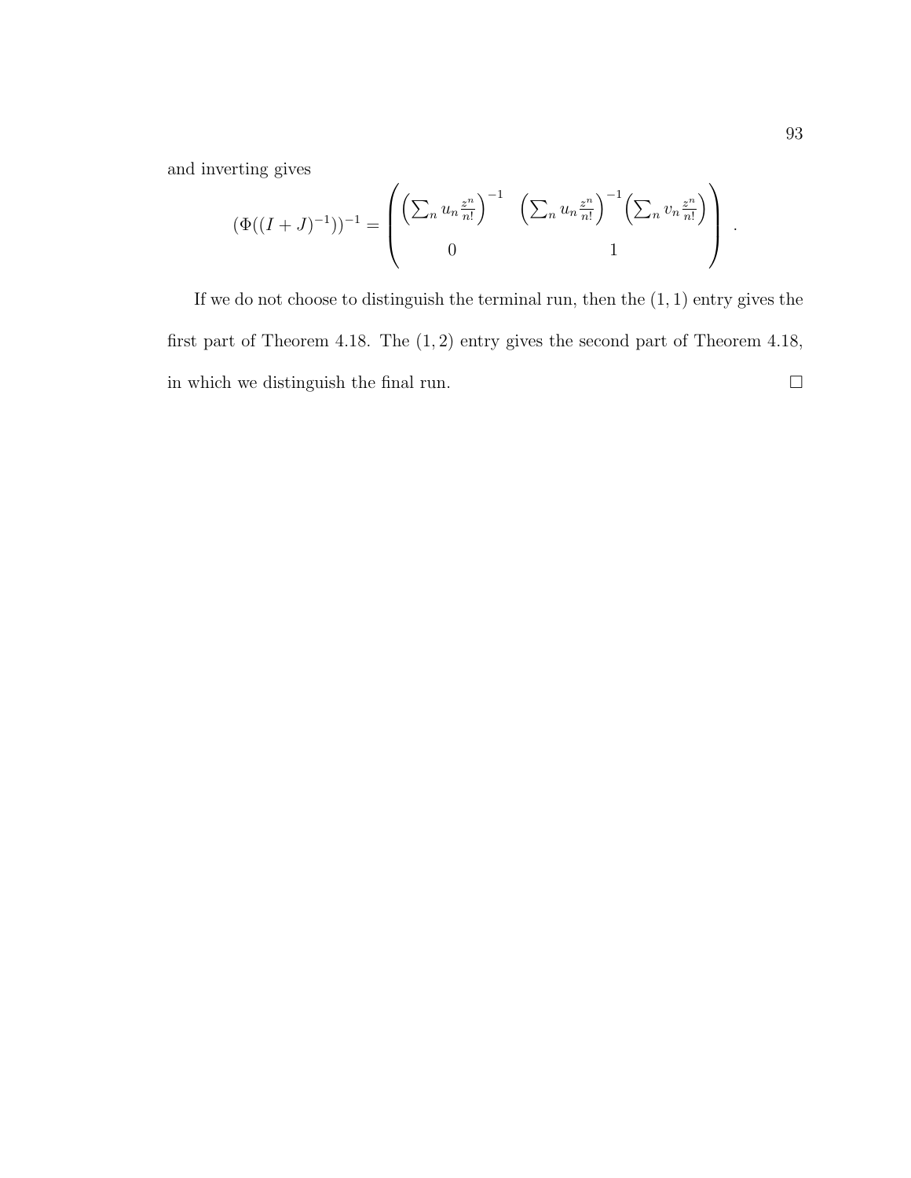and inverting gives

$$(\Phi((I+J)^{-1}))^{-1} = \begin{pmatrix} \left(\sum_n u_n \frac{z^n}{n!}\right)^{-1} & \left(\sum_n u_n \frac{z^n}{n!}\right)^{-1}\left(\sum_n v_n \frac{z^n}{n!}\right) \\ 0 & 1 \end{pmatrix} .$$

If we do not choose to distinguish the terminal run, then the $(1,1)$ entry gives the first part of Theorem 4.18. The $(1,2)$ entry gives the second part of Theorem 4.18, in which we distinguish the final run. $\square$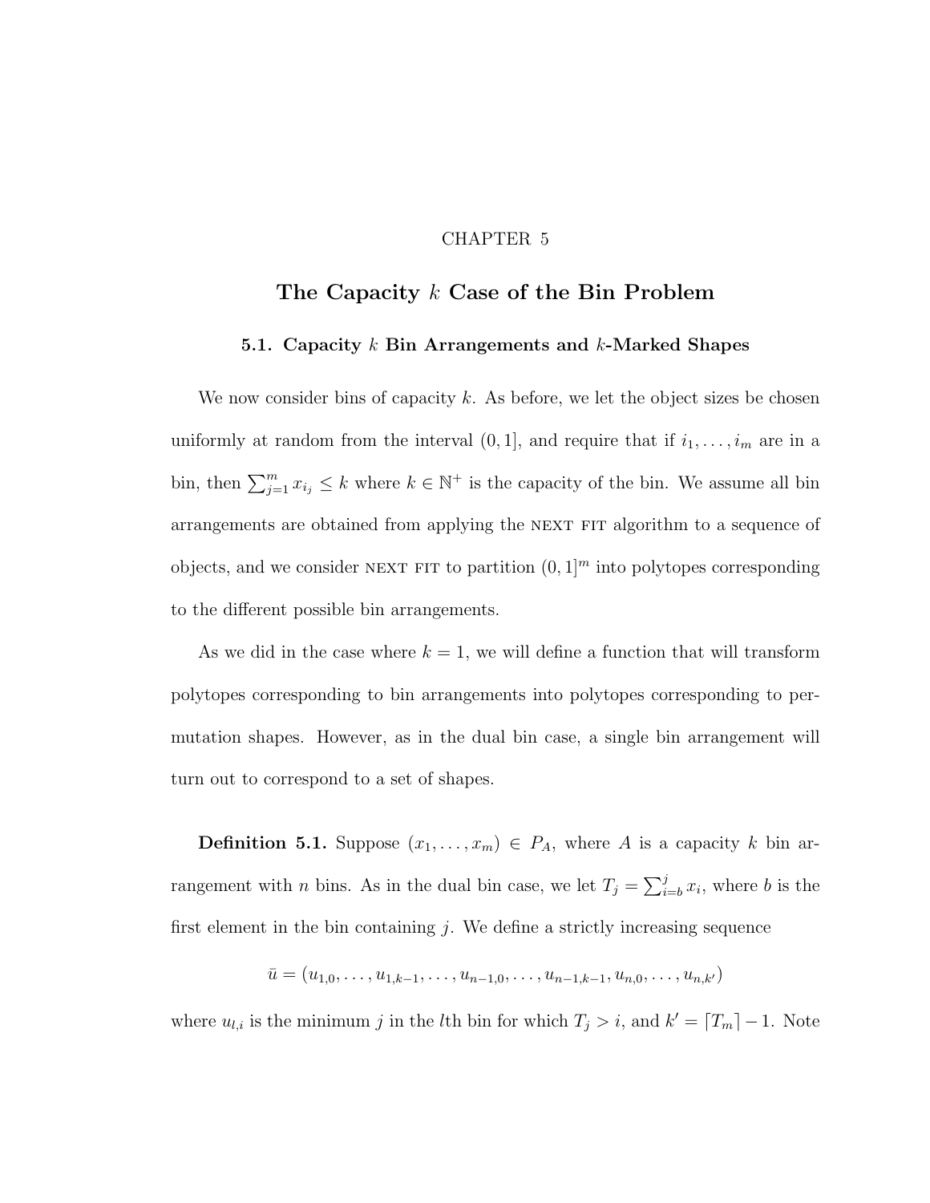# CHAPTER 5

# The Capacity $k$ Case of the Bin Problem

## 5.1. Capacity $k$ Bin Arrangements and $k$-Marked Shapes

We now consider bins of capacity $k$. As before, we let the object sizes be chosen uniformly at random from the interval $(0, 1]$, and require that if $i_1, \ldots, i_m$ are in a bin, then $\sum_{j=1}^{m} x_{i_j} \leq k$ where $k \in \mathbb{N}^+$ is the capacity of the bin. We assume all bin arrangements are obtained from applying the NEXT FIT algorithm to a sequence of objects, and we consider NEXT FIT to partition $(0, 1]^m$ into polytopes corresponding to the different possible bin arrangements.

As we did in the case where $k = 1$, we will define a function that will transform polytopes corresponding to bin arrangements into polytopes corresponding to permutation shapes. However, as in the dual bin case, a single bin arrangement will turn out to correspond to a set of shapes.

**Definition 5.1.** Suppose $(x_1, \ldots, x_m) \in P_A$, where $A$ is a capacity $k$ bin arrangement with $n$ bins. As in the dual bin case, we let $T_j = \sum_{i=b}^{j} x_i$, where $b$ is the first element in the bin containing $j$. We define a strictly increasing sequence

$$\bar{u} = (u_{1,0}, \ldots, u_{1,k-1}, \ldots, u_{n-1,0}, \ldots, u_{n-1,k-1}, u_{n,0}, \ldots, u_{n,k'})$$

where $u_{l,i}$ is the minimum $j$ in the $l$th bin for which $T_j > i$, and $k' = \lceil T_m \rceil - 1$. Note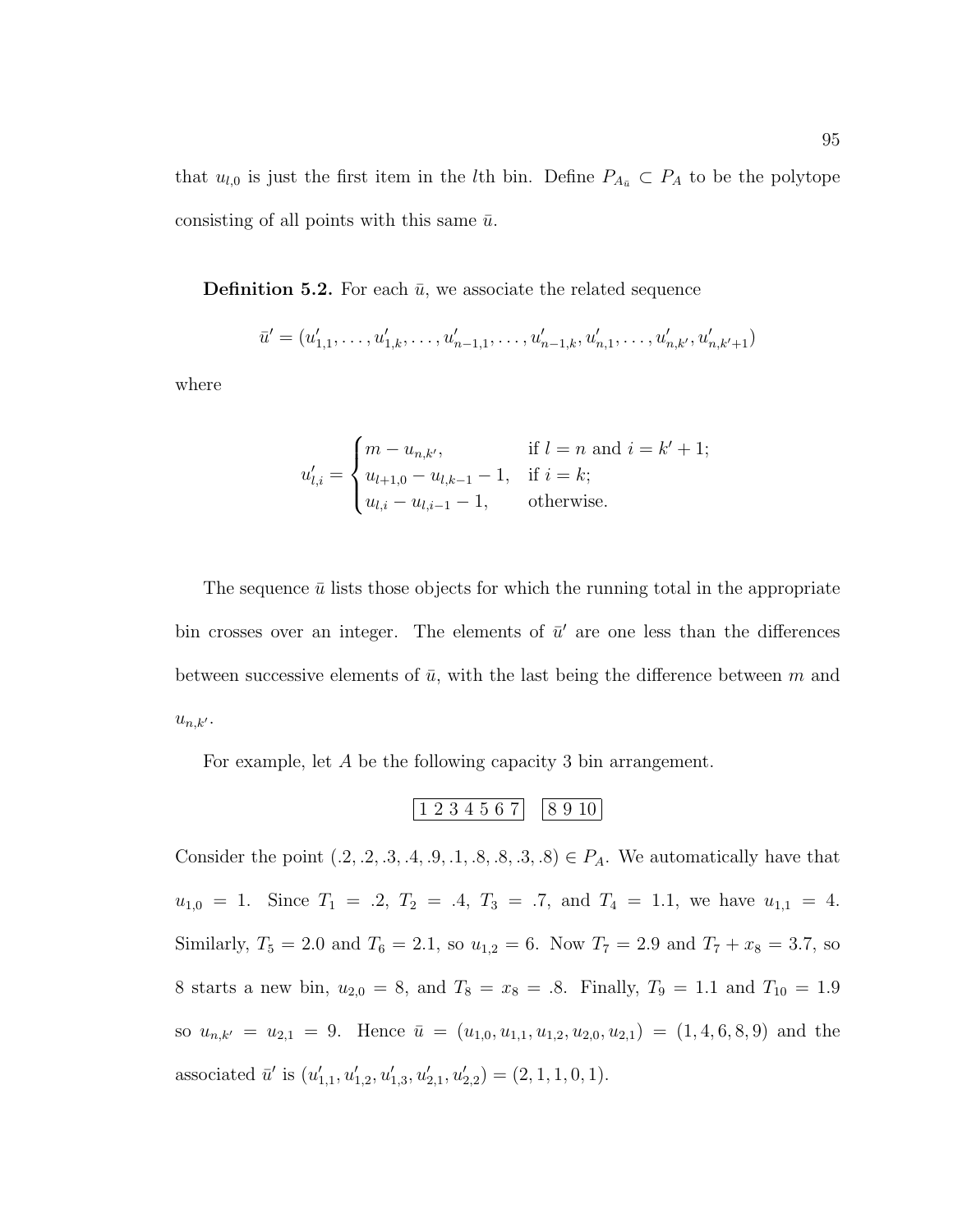that $u_{l,0}$ is just the first item in the $l$th bin. Define $P_{A_{\bar{u}}} \subset P_A$ to be the polytope consisting of all points with this same $\bar{u}$.

**Definition 5.2.** For each $\bar{u}$, we associate the related sequence

$$\bar{u}' = (u'_{1,1}, \ldots, u'_{1,k}, \ldots, u'_{n-1,1}, \ldots, u'_{n-1,k}, u'_{n,1}, \ldots, u'_{n,k'}, u'_{n,k'+1})$$

where

$$u'_{l,i} = \begin{cases} m - u_{n,k'}, & \text{if } l = n \text{ and } i = k' + 1; \\ u_{l+1,0} - u_{l,k-1} - 1, & \text{if } i = k; \\ u_{l,i} - u_{l,i-1} - 1, & \text{otherwise.} \end{cases}$$

The sequence $\bar{u}$ lists those objects for which the running total in the appropriate bin crosses over an integer. The elements of $\bar{u}'$ are one less than the differences between successive elements of $\bar{u}$, with the last being the difference between $m$ and $u_{n,k'}$.

For example, let $A$ be the following capacity 3 bin arrangement.

| 1 2 3 4 5 6 7 |  | 8 9 10 |
|---|---|---|

Consider the point $(.2, .2, .3, .4, .9, .1, .8, .8, .3, .8) \in P_A$. We automatically have that $u_{1,0} = 1$. Since $T_1 = .2$, $T_2 = .4$, $T_3 = .7$, and $T_4 = 1.1$, we have $u_{1,1} = 4$. Similarly, $T_5 = 2.0$ and $T_6 = 2.1$, so $u_{1,2} = 6$. Now $T_7 = 2.9$ and $T_7 + x_8 = 3.7$, so 8 starts a new bin, $u_{2,0} = 8$, and $T_8 = x_8 = .8$. Finally, $T_9 = 1.1$ and $T_{10} = 1.9$ so $u_{n,k'} = u_{2,1} = 9$. Hence $\bar{u} = (u_{1,0}, u_{1,1}, u_{1,2}, u_{2,0}, u_{2,1}) = (1, 4, 6, 8, 9)$ and the associated $\bar{u}'$ is $(u'_{1,1}, u'_{1,2}, u'_{1,3}, u'_{2,1}, u'_{2,2}) = (2, 1, 1, 0, 1)$.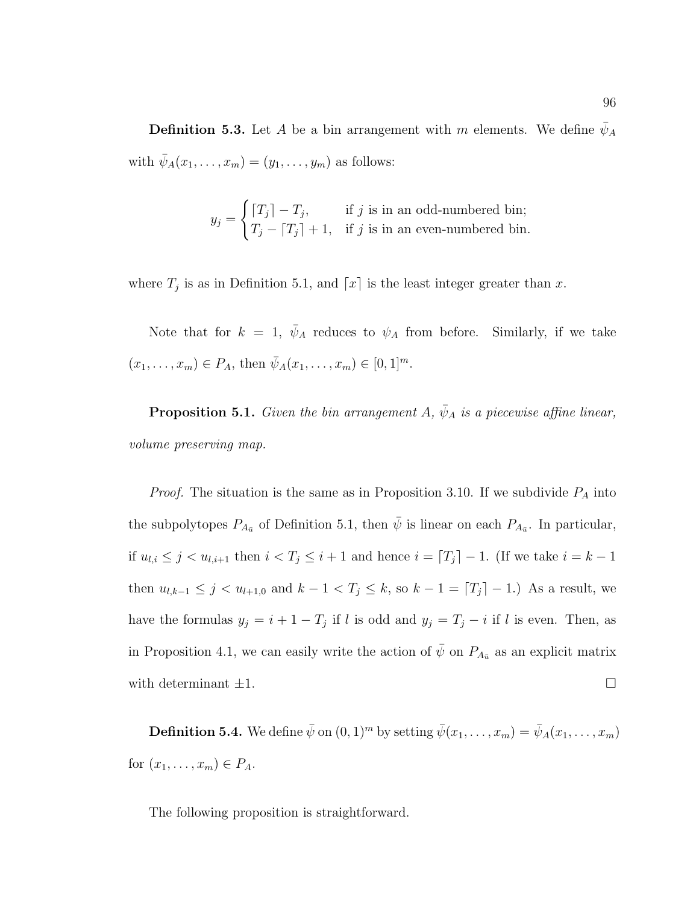**Definition 5.3.** Let $A$ be a bin arrangement with $m$ elements. We define $\bar{\psi}_A$ with $\bar{\psi}_A(x_1, \ldots, x_m) = (y_1, \ldots, y_m)$ as follows:

$$y_j = \begin{cases} \lceil T_j \rceil - T_j, & \text{if } j \text{ is in an odd-numbered bin;} \\ T_j - \lceil T_j \rceil + 1, & \text{if } j \text{ is in an even-numbered bin.} \end{cases}$$

where $T_j$ is as in Definition 5.1, and $\lceil x \rceil$ is the least integer greater than $x$.

Note that for $k = 1$, $\bar{\psi}_A$ reduces to $\psi_A$ from before. Similarly, if we take $(x_1, \ldots, x_m) \in P_A$, then $\bar{\psi}_A(x_1, \ldots, x_m) \in [0, 1]^m$.

**Proposition 5.1.** *Given the bin arrangement $A$, $\bar{\psi}_A$ is a piecewise affine linear, volume preserving map.*

*Proof.* The situation is the same as in Proposition 3.10. If we subdivide $P_A$ into the subpolytopes $P_{A_{\bar{u}}}$ of Definition 5.1, then $\bar{\psi}$ is linear on each $P_{A_{\bar{u}}}$. In particular, if $u_{l,i} \leq j < u_{l,i+1}$ then $i < T_j \leq i + 1$ and hence $i = \lceil T_j \rceil - 1$. (If we take $i = k - 1$ then $u_{l,k-1} \leq j < u_{l+1,0}$ and $k - 1 < T_j \leq k$, so $k - 1 = \lceil T_j \rceil - 1$.) As a result, we have the formulas $y_j = i + 1 - T_j$ if $l$ is odd and $y_j = T_j - i$ if $l$ is even. Then, as in Proposition 4.1, we can easily write the action of $\bar{\psi}$ on $P_{A_{\bar{u}}}$ as an explicit matrix with determinant $\pm 1$. $\square$

**Definition 5.4.** We define $\bar{\psi}$ on $(0, 1)^m$ by setting $\bar{\psi}(x_1, \ldots, x_m) = \bar{\psi}_A(x_1, \ldots, x_m)$ for $(x_1, \ldots, x_m) \in P_A$.

The following proposition is straightforward.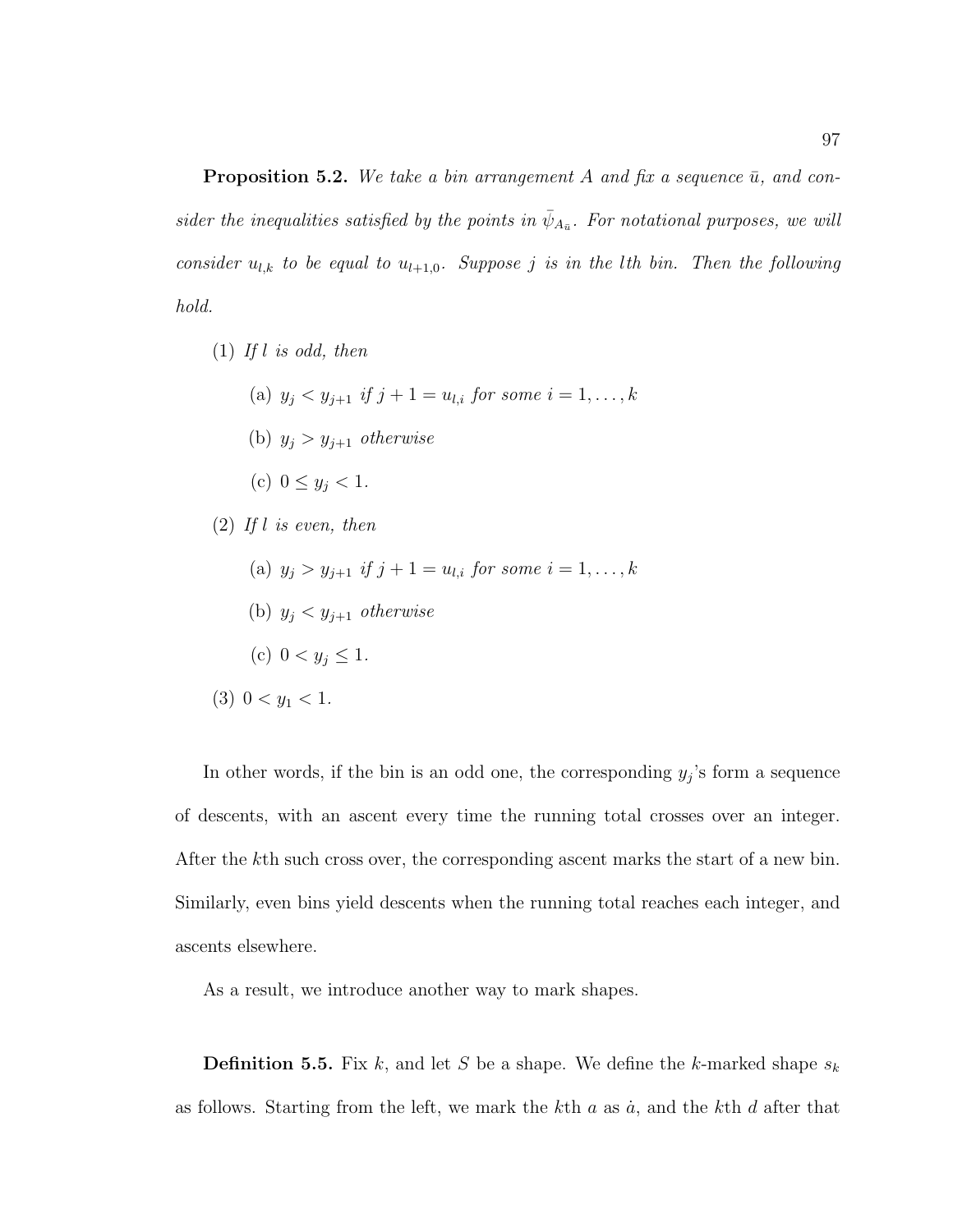**Proposition 5.2.** *We take a bin arrangement $A$ and fix a sequence $\bar{u}$, and consider the inequalities satisfied by the points in $\bar{\psi}_{A_{\bar{u}}}$. For notational purposes, we will consider $u_{l,k}$ to be equal to $u_{l+1,0}$. Suppose $j$ is in the $l$th bin. Then the following hold.*

(1) *If $l$ is odd, then*

  (a) $y_j < y_{j+1}$ *if* $j+1 = u_{l,i}$ *for some* $i = 1, \ldots, k$

  (b) $y_j > y_{j+1}$ *otherwise*

  (c) $0 \leq y_j < 1$.

(2) *If $l$ is even, then*

  (a) $y_j > y_{j+1}$ *if* $j+1 = u_{l,i}$ *for some* $i = 1, \ldots, k$

  (b) $y_j < y_{j+1}$ *otherwise*

  (c) $0 < y_j \leq 1$.

(3) $0 < y_1 < 1$.

In other words, if the bin is an odd one, the corresponding $y_j$'s form a sequence of descents, with an ascent every time the running total crosses over an integer. After the $k$th such cross over, the corresponding ascent marks the start of a new bin. Similarly, even bins yield descents when the running total reaches each integer, and ascents elsewhere.

As a result, we introduce another way to mark shapes.

**Definition 5.5.** Fix $k$, and let $S$ be a shape. We define the $k$-marked shape $s_k$ as follows. Starting from the left, we mark the $k$th $a$ as $\dot{a}$, and the $k$th $d$ after that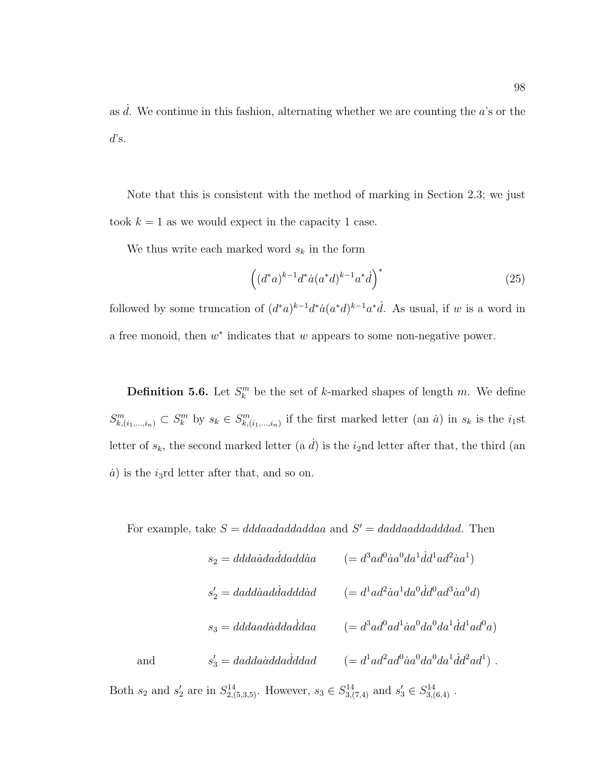as $\dot{d}$. We continue in this fashion, alternating whether we are counting the $a$'s or the $d$'s.

Note that this is consistent with the method of marking in Section 2.3; we just took $k = 1$ as we would expect in the capacity 1 case.

We thus write each marked word $s_k$ in the form

$$\left((d^*a)^{k-1}d^*\dot{a}(a^*d)^{k-1}a^*\dot{d}\right)^* \tag{25}$$

followed by some truncation of $(d^*a)^{k-1}d^*\dot{a}(a^*d)^{k-1}a^*\dot{d}$. As usual, if $w$ is a word in a free monoid, then $w^*$ indicates that $w$ appears to some non-negative power.

**Definition 5.6.** Let $S_k^m$ be the set of $k$-marked shapes of length $m$. We define $S^m_{k,(i_1,\ldots,i_n)} \subset S_k^m$ by $s_k \in S^m_{k,(i_1,\ldots,i_n)}$ if the first marked letter (an $\dot{a}$) in $s_k$ is the $i_1$st letter of $s_k$, the second marked letter (a $\dot{d}$) is the $i_2$nd letter after that, the third (an $\dot{a}$) is the $i_3$rd letter after that, and so on.

For example, take $S = dddaadaddaddaa$ and $S' = daddaaddadddad$. Then

$$s_2 = ddda\dot{a}da\dot{d}dadd\dot{a}a \qquad (= d^3ad^0\dot{a}a^0da^1\dot{d}d^1ad^2\dot{a}a^1)$$

$$s_2' = dadd\dot{a}add\dot{a}ddd\dot{a}d \qquad (= d^1ad^2\dot{a}a^1da^0\dot{d}d^0ad^3\dot{a}a^0d)$$

$$s_3 = dddaad\dot{a}dda\dot{d}daa \qquad (= d^3ad^0ad^1\dot{a}a^0da^0da^1\dot{d}d^1ad^0a)$$

$$\text{and} \qquad s_3' = dadda\dot{a}dda\dot{d}ddad \qquad (= d^1ad^2ad^0\dot{a}a^0da^0da^1\dot{d}d^2ad^1)\ .$$

Both $s_2$ and $s_2'$ are in $S^{14}_{2,(5,3,5)}$. However, $s_3 \in S^{14}_{3,(7,4)}$ and $s_3' \in S^{14}_{3,(6,4)}$ .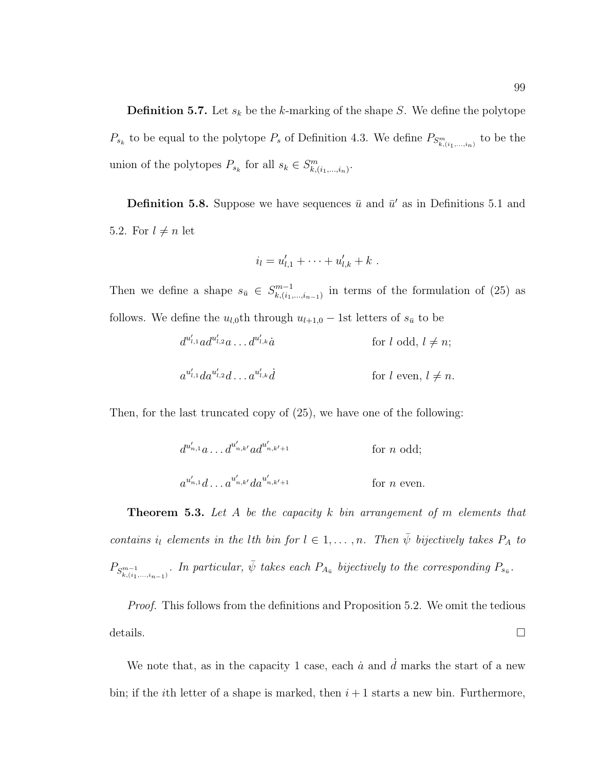**Definition 5.7.** Let $s_k$ be the $k$-marking of the shape $S$. We define the polytope $P_{s_k}$ to be equal to the polytope $P_s$ of Definition 4.3. We define $P_{S^m_{k,(i_1,\ldots,i_n)}}$ to be the union of the polytopes $P_{s_k}$ for all $s_k \in S^m_{k,(i_1,\ldots,i_n)}$.

**Definition 5.8.** Suppose we have sequences $\bar{u}$ and $\bar{u}'$ as in Definitions 5.1 and 5.2. For $l \neq n$ let

$$i_l = u'_{l,1} + \cdots + u'_{l,k} + k \ .$$

Then we define a shape $s_{\bar{u}} \in S^{m-1}_{k,(i_1,\ldots,i_{n-1})}$ in terms of the formulation of (25) as follows. We define the $u_{l,0}$th through $u_{l+1,0} - 1$st letters of $s_{\bar{u}}$ to be

$$d^{u'_{l,1}} a d^{u'_{l,2}} a \ldots d^{u'_{l,k}} \dot{a} \qquad \text{for } l \text{ odd, } l \neq n;$$

$$a^{u'_{l,1}} d a^{u'_{l,2}} d \ldots a^{u'_{l,k}} \dot{d} \qquad \text{for } l \text{ even, } l \neq n.$$

Then, for the last truncated copy of (25), we have one of the following:

$$d^{u'_{n,1}} a \ldots d^{u'_{n,k'}} a d^{u'_{n,k'+1}} \qquad \text{for } n \text{ odd;}$$

$$a^{u'_{n,1}} d \ldots a^{u'_{n,k'}} d a^{u'_{n,k'+1}} \qquad \text{for } n \text{ even.}$$

**Theorem 5.3.** *Let $A$ be the capacity $k$ bin arrangement of $m$ elements that contains $i_l$ elements in the $l$th bin for $l \in 1, \ldots, n$. Then $\bar{\psi}$ bijectively takes $P_A$ to $P_{S^{m-1}_{k,(i_1,\ldots,i_{n-1})}}$. In particular, $\bar{\psi}$ takes each $P_{A_{\bar{u}}}$ bijectively to the corresponding $P_{s_{\bar{u}}}$.*

*Proof.* This follows from the definitions and Proposition 5.2. We omit the tedious details. □

We note that, as in the capacity 1 case, each $\dot{a}$ and $\dot{d}$ marks the start of a new bin; if the $i$th letter of a shape is marked, then $i+1$ starts a new bin. Furthermore,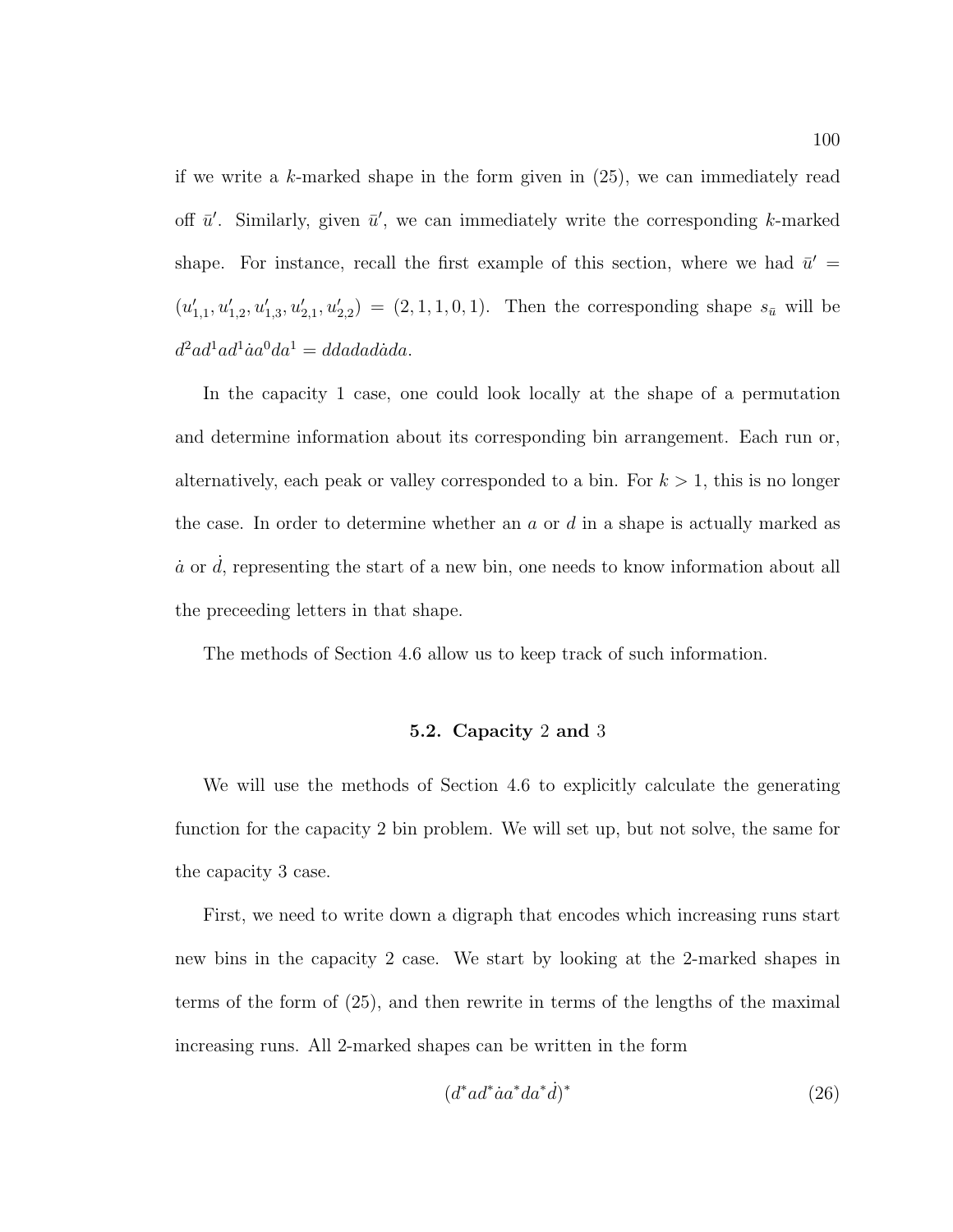if we write a $k$-marked shape in the form given in (25), we can immediately read off $\bar{u}'$. Similarly, given $\bar{u}'$, we can immediately write the corresponding $k$-marked shape. For instance, recall the first example of this section, where we had $\bar{u}' = (u'_{1,1}, u'_{1,2}, u'_{1,3}, u'_{2,1}, u'_{2,2}) = (2, 1, 1, 0, 1)$. Then the corresponding shape $s_{\bar{u}}$ will be $d^2ad^1ad^1\dot{a}a^0da^1 = ddadad\dot{a}da$.

In the capacity 1 case, one could look locally at the shape of a permutation and determine information about its corresponding bin arrangement. Each run or, alternatively, each peak or valley corresponded to a bin. For $k > 1$, this is no longer the case. In order to determine whether an $a$ or $d$ in a shape is actually marked as $\dot{a}$ or $\dot{d}$, representing the start of a new bin, one needs to know information about all the preceeding letters in that shape.

The methods of Section 4.6 allow us to keep track of such information.

## 5.2. Capacity 2 and 3

We will use the methods of Section 4.6 to explicitly calculate the generating function for the capacity 2 bin problem. We will set up, but not solve, the same for the capacity 3 case.

First, we need to write down a digraph that encodes which increasing runs start new bins in the capacity 2 case. We start by looking at the 2-marked shapes in terms of the form of (25), and then rewrite in terms of the lengths of the maximal increasing runs. All 2-marked shapes can be written in the form

$$(d^*ad^*\dot{a}a^*da^*\dot{d})^* \tag{26}$$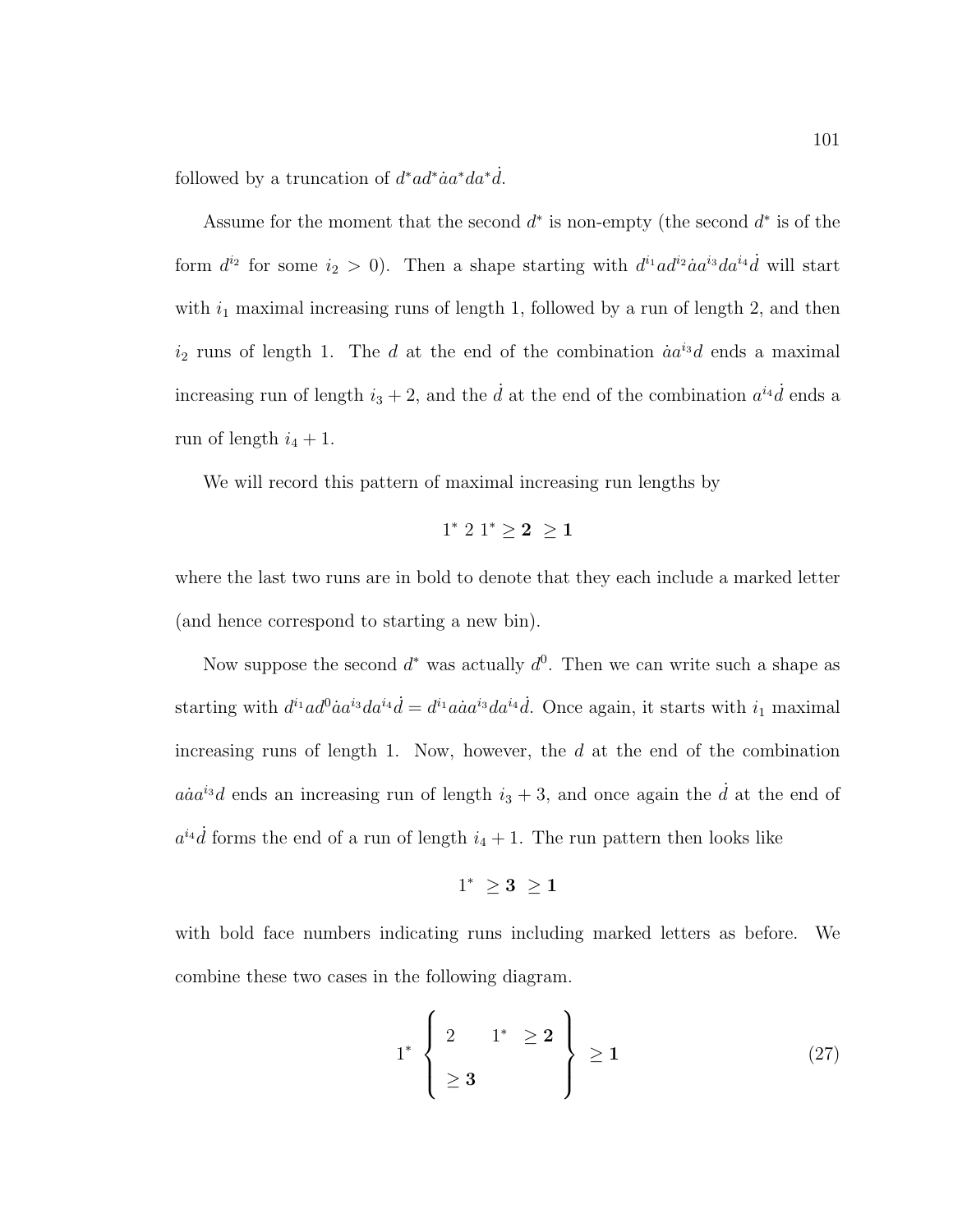followed by a truncation of $d^*ad^*\dot{a}a^*da^*\dot{d}$.

Assume for the moment that the second $d^*$ is non-empty (the second $d^*$ is of the form $d^{i_2}$ for some $i_2 > 0$). Then a shape starting with $d^{i_1}ad^{i_2}\dot{a}a^{i_3}da^{i_4}\dot{d}$ will start with $i_1$ maximal increasing runs of length 1, followed by a run of length 2, and then $i_2$ runs of length 1. The $d$ at the end of the combination $\dot{a}a^{i_3}d$ ends a maximal increasing run of length $i_3 + 2$, and the $\dot{d}$ at the end of the combination $a^{i_4}\dot{d}$ ends a run of length $i_4 + 1$.

We will record this pattern of maximal increasing run lengths by

$$1^* \; 2 \; 1^* \geq \mathbf{2} \;\; \geq \mathbf{1}$$

where the last two runs are in bold to denote that they each include a marked letter (and hence correspond to starting a new bin).

Now suppose the second $d^*$ was actually $d^0$. Then we can write such a shape as starting with $d^{i_1}ad^0\dot{a}a^{i_3}da^{i_4}\dot{d} = d^{i_1}a\dot{a}a^{i_3}da^{i_4}\dot{d}$. Once again, it starts with $i_1$ maximal increasing runs of length 1. Now, however, the $d$ at the end of the combination $a\dot{a}a^{i_3}d$ ends an increasing run of length $i_3 + 3$, and once again the $\dot{d}$ at the end of $a^{i_4}\dot{d}$ forms the end of a run of length $i_4 + 1$. The run pattern then looks like

$$1^* \;\; \geq \mathbf{3} \;\; \geq \mathbf{1}$$

with bold face numbers indicating runs including marked letters as before. We combine these two cases in the following diagram.

$$1^* \left\{ \begin{array}{lll} 2 & 1^* & \geq \mathbf{2} \\ \geq \mathbf{3} & & \end{array} \right\} \geq \mathbf{1} \tag{27}$$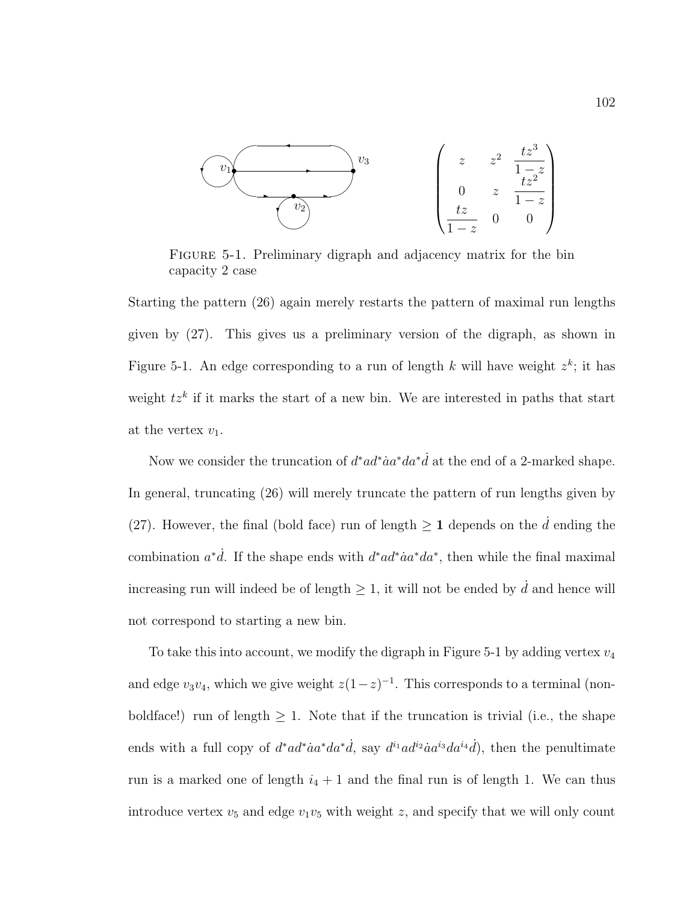$$\begin{pmatrix} z & z^2 & \dfrac{tz^3}{1-z} \\ 0 & z & \dfrac{tz^2}{1-z} \\ \dfrac{tz}{1-z} & 0 & 0 \end{pmatrix}$$

FIGURE 5-1. Preliminary digraph and adjacency matrix for the bin capacity 2 case

Starting the pattern (26) again merely restarts the pattern of maximal run lengths given by (27). This gives us a preliminary version of the digraph, as shown in Figure 5-1. An edge corresponding to a run of length $k$ will have weight $z^k$; it has weight $tz^k$ if it marks the start of a new bin. We are interested in paths that start at the vertex $v_1$.

Now we consider the truncation of $d^*ad^*\dot{a}a^*da^*\dot{d}$ at the end of a 2-marked shape. In general, truncating (26) will merely truncate the pattern of run lengths given by (27). However, the final (bold face) run of length $\geq \mathbf{1}$ depends on the $\dot{d}$ ending the combination $a^*\dot{d}$. If the shape ends with $d^*ad^*\dot{a}a^*da^*$, then while the final maximal increasing run will indeed be of length $\geq 1$, it will not be ended by $\dot{d}$ and hence will not correspond to starting a new bin.

To take this into account, we modify the digraph in Figure 5-1 by adding vertex $v_4$ and edge $v_3v_4$, which we give weight $z(1-z)^{-1}$. This corresponds to a terminal (non-boldface!) run of length $\geq 1$. Note that if the truncation is trivial (i.e., the shape ends with a full copy of $d^*ad^*\dot{a}a^*da^*\dot{d}$, say $d^{i_1}ad^{i_2}\dot{a}a^{i_3}da^{i_4}\dot{d}$), then the penultimate run is a marked one of length $i_4 + 1$ and the final run is of length 1. We can thus introduce vertex $v_5$ and edge $v_1v_5$ with weight $z$, and specify that we will only count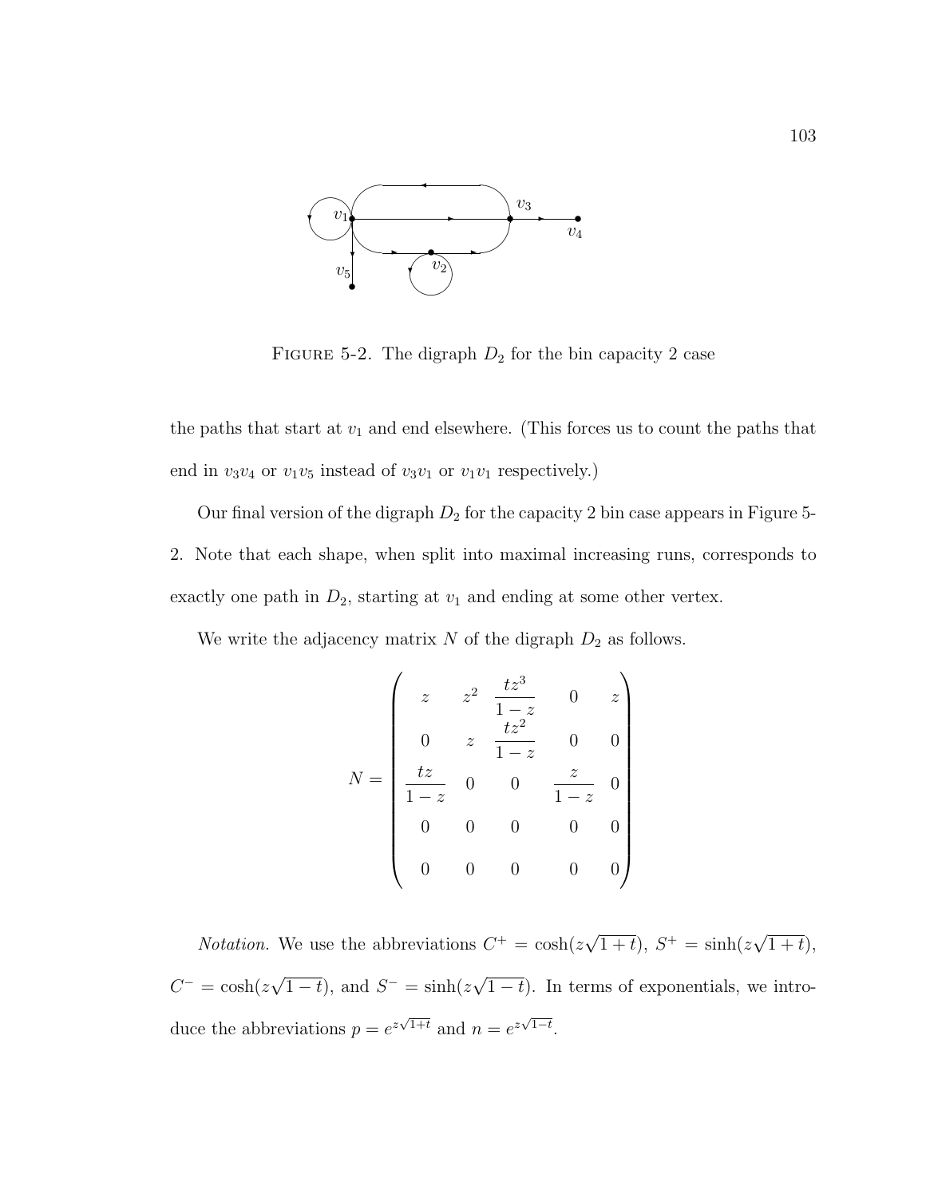FIGURE 5-2. The digraph $D_2$ for the bin capacity 2 case

the paths that start at $v_1$ and end elsewhere. (This forces us to count the paths that end in $v_3v_4$ or $v_1v_5$ instead of $v_3v_1$ or $v_1v_1$ respectively.)

Our final version of the digraph $D_2$ for the capacity 2 bin case appears in Figure 5-2. Note that each shape, when split into maximal increasing runs, corresponds to exactly one path in $D_2$, starting at $v_1$ and ending at some other vertex.

We write the adjacency matrix $N$ of the digraph $D_2$ as follows.

$$N = \begin{pmatrix} z & z^2 & \dfrac{tz^3}{1-z} & 0 & z \\ 0 & z & \dfrac{tz^2}{1-z} & 0 & 0 \\ \dfrac{tz}{1-z} & 0 & 0 & \dfrac{z}{1-z} & 0 \\ 0 & 0 & 0 & 0 & 0 \\ 0 & 0 & 0 & 0 & 0 \end{pmatrix}$$

*Notation.* We use the abbreviations $C^+ = \cosh(z\sqrt{1+t})$, $S^+ = \sinh(z\sqrt{1+t})$, $C^- = \cosh(z\sqrt{1-t})$, and $S^- = \sinh(z\sqrt{1-t})$. In terms of exponentials, we introduce the abbreviations $p = e^{z\sqrt{1+t}}$ and $n = e^{z\sqrt{1-t}}$.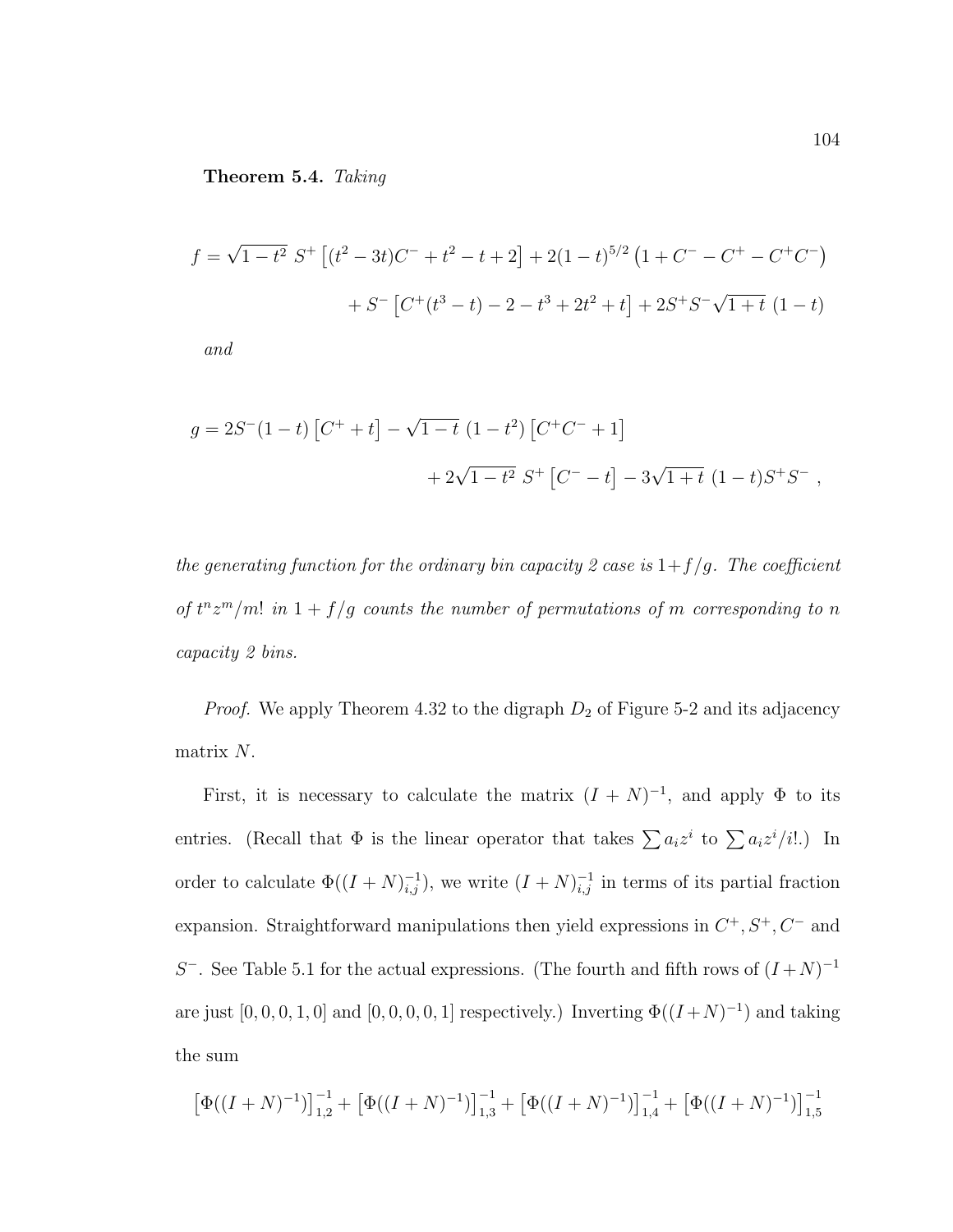**Theorem 5.4.** *Taking*

$$
\begin{aligned}
f = \sqrt{1-t^2}\ S^+ \left[(t^2-3t)C^- + t^2 - t + 2\right] + 2(1-t)^{5/2}\left(1 + C^- - C^+ - C^+C^-\right) \\
+ S^- \left[C^+(t^3-t) - 2 - t^3 + 2t^2 + t\right] + 2S^+S^-\sqrt{1+t}\ (1-t)
\end{aligned}
$$

*and*

$$
\begin{aligned}
g = 2S^-(1-t)\left[C^+ + t\right] - \sqrt{1-t}\ (1-t^2)\left[C^+C^- + 1\right] \\
+ 2\sqrt{1-t^2}\ S^+\left[C^- - t\right] - 3\sqrt{1+t}\ (1-t)S^+S^-\ ,
\end{aligned}
$$

*the generating function for the ordinary bin capacity 2 case is* $1+f/g$. *The coefficient of* $t^n z^m/m!$ *in* $1+f/g$ *counts the number of permutations of* $m$ *corresponding to* $n$ *capacity 2 bins.*

*Proof.* We apply Theorem 4.32 to the digraph $D_2$ of Figure 5-2 and its adjacency matrix $N$.

First, it is necessary to calculate the matrix $(I+N)^{-1}$, and apply $\Phi$ to its entries. (Recall that $\Phi$ is the linear operator that takes $\sum a_i z^i$ to $\sum a_i z^i/i!$.) In order to calculate $\Phi((I+N)^{-1}_{i,j})$, we write $(I+N)^{-1}_{i,j}$ in terms of its partial fraction expansion. Straightforward manipulations then yield expressions in $C^+, S^+, C^-$ and $S^-$. See Table 5.1 for the actual expressions. (The fourth and fifth rows of $(I+N)^{-1}$ are just $[0,0,0,1,0]$ and $[0,0,0,0,1]$ respectively.) Inverting $\Phi((I+N)^{-1})$ and taking the sum

$$
\left[\Phi((I+N)^{-1})\right]^{-1}_{1,2} + \left[\Phi((I+N)^{-1})\right]^{-1}_{1,3} + \left[\Phi((I+N)^{-1})\right]^{-1}_{1,4} + \left[\Phi((I+N)^{-1})\right]^{-1}_{1,5}
$$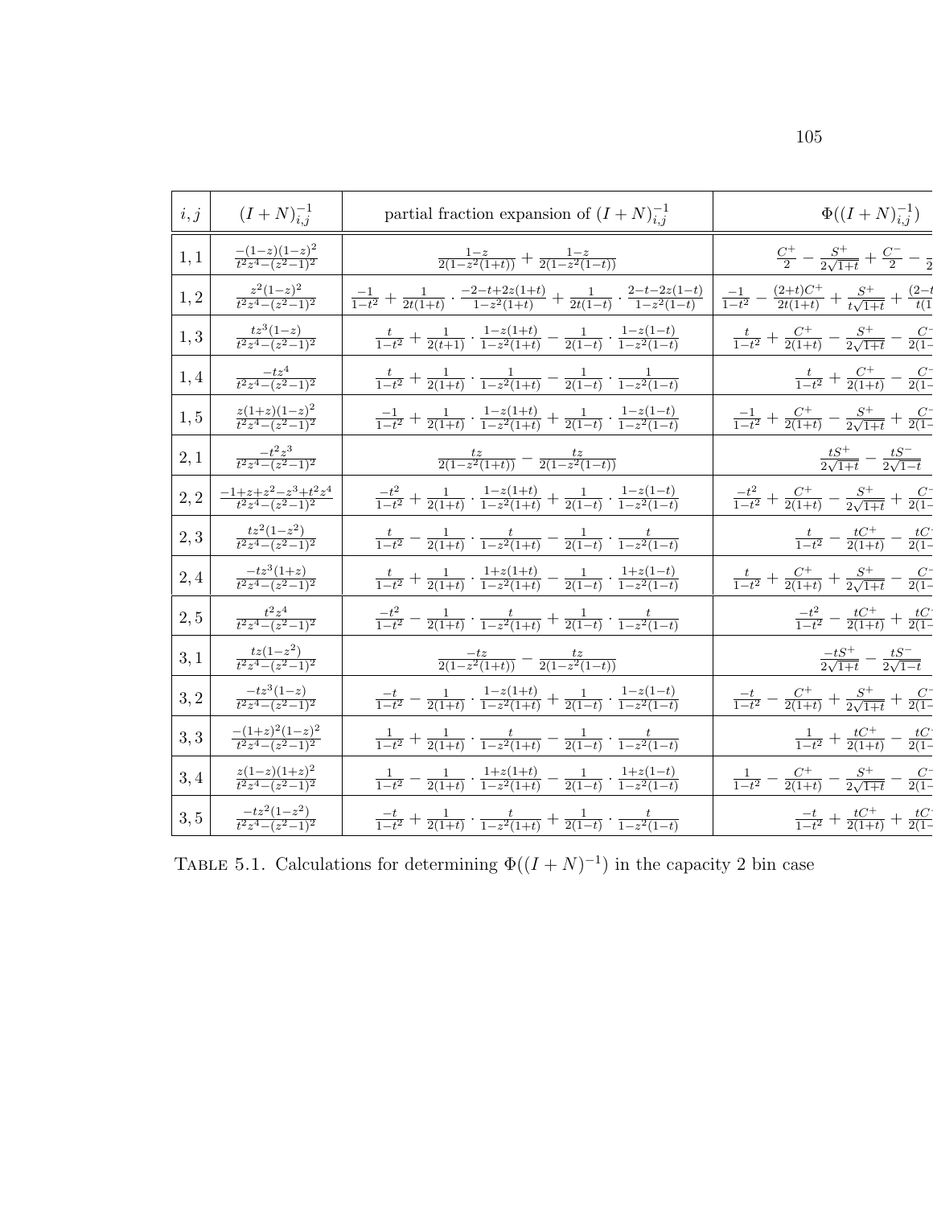| $i,j$ | $(I+N)^{-1}_{i,j}$ | partial fraction expansion of $(I+N)^{-1}_{i,j}$ | $\Phi((I+N)^{-1}_{i,j})$ |
|---|---|---|---|
| $1,1$ | $\frac{-(1-z)(1-z)^2}{t^2z^4-(z^2-1)^2}$ | $\frac{1-z}{2(1-z^2(1+t))} + \frac{1-z}{2(1-z^2(1-t))}$ | $\frac{C^+}{2} - \frac{S^+}{2\sqrt{1+t}} + \frac{C^-}{2} - \frac{}{2}$ |
| $1,2$ | $\frac{z^2(1-z)^2}{t^2z^4-(z^2-1)^2}$ | $\frac{-1}{1-t^2} + \frac{1}{2t(1+t)} \cdot \frac{-2-t+2z(1+t)}{1-z^2(1+t)} + \frac{1}{2t(1-t)} \cdot \frac{2-t-2z(1-t)}{1-z^2(1-t)}$ | $\frac{-1}{1-t^2} - \frac{(2+t)C^+}{2t(1+t)} + \frac{S^+}{t\sqrt{1+t}} + \frac{(2-t}{t(1}$ |
| $1,3$ | $\frac{tz^3(1-z)}{t^2z^4-(z^2-1)^2}$ | $\frac{t}{1-t^2} + \frac{1}{2(t+1)} \cdot \frac{1-z(1+t)}{1-z^2(1+t)} - \frac{1}{2(1-t)} \cdot \frac{1-z(1-t)}{1-z^2(1-t)}$ | $\frac{t}{1-t^2} + \frac{C^+}{2(1+t)} - \frac{S^+}{2\sqrt{1+t}} - \frac{C^-}{2(1-}$ |
| $1,4$ | $\frac{-tz^4}{t^2z^4-(z^2-1)^2}$ | $\frac{t}{1-t^2} + \frac{1}{2(1+t)} \cdot \frac{1}{1-z^2(1+t)} - \frac{1}{2(1-t)} \cdot \frac{1}{1-z^2(1-t)}$ | $\frac{t}{1-t^2} + \frac{C^+}{2(1+t)} - \frac{C^-}{2(1-}$ |
| $1,5$ | $\frac{z(1+z)(1-z)^2}{t^2z^4-(z^2-1)^2}$ | $\frac{-1}{1-t^2} + \frac{1}{2(1+t)} \cdot \frac{1-z(1+t)}{1-z^2(1+t)} + \frac{1}{2(1-t)} \cdot \frac{1-z(1-t)}{1-z^2(1-t)}$ | $\frac{-1}{1-t^2} + \frac{C^+}{2(1+t)} - \frac{S^+}{2\sqrt{1+t}} + \frac{C^-}{2(1-}$ |
| $2,1$ | $\frac{-t^2z^3}{t^2z^4-(z^2-1)^2}$ | $\frac{tz}{2(1-z^2(1+t))} - \frac{tz}{2(1-z^2(1-t))}$ | $\frac{tS^+}{2\sqrt{1+t}} - \frac{tS^-}{2\sqrt{1-t}}$ |
| $2,2$ | $\frac{-1+z+z^2-z^3+t^2z^4}{t^2z^4-(z^2-1)^2}$ | $\frac{-t^2}{1-t^2} + \frac{1}{2(1+t)} \cdot \frac{1-z(1+t)}{1-z^2(1+t)} + \frac{1}{2(1-t)} \cdot \frac{1-z(1-t)}{1-z^2(1-t)}$ | $\frac{-t^2}{1-t^2} + \frac{C^+}{2(1+t)} - \frac{S^+}{2\sqrt{1+t}} + \frac{C^-}{2(1-}$ |
| $2,3$ | $\frac{tz^2(1-z^2)}{t^2z^4-(z^2-1)^2}$ | $\frac{t}{1-t^2} - \frac{1}{2(1+t)} \cdot \frac{t}{1-z^2(1+t)} - \frac{1}{2(1-t)} \cdot \frac{t}{1-z^2(1-t)}$ | $\frac{t}{1-t^2} - \frac{tC^+}{2(1+t)} - \frac{tC^-}{2(1-}$ |
| $2,4$ | $\frac{-tz^3(1+z)}{t^2z^4-(z^2-1)^2}$ | $\frac{t}{1-t^2} + \frac{1}{2(1+t)} \cdot \frac{1+z(1+t)}{1-z^2(1+t)} - \frac{1}{2(1-t)} \cdot \frac{1+z(1-t)}{1-z^2(1-t)}$ | $\frac{t}{1-t^2} + \frac{C^+}{2(1+t)} + \frac{S^+}{2\sqrt{1+t}} - \frac{C^-}{2(1-}$ |
| $2,5$ | $\frac{t^2z^4}{t^2z^4-(z^2-1)^2}$ | $\frac{-t^2}{1-t^2} - \frac{1}{2(1+t)} \cdot \frac{t}{1-z^2(1+t)} + \frac{1}{2(1-t)} \cdot \frac{t}{1-z^2(1-t)}$ | $\frac{-t^2}{1-t^2} - \frac{tC^+}{2(1+t)} + \frac{tC^-}{2(1-}$ |
| $3,1$ | $\frac{tz(1-z^2)}{t^2z^4-(z^2-1)^2}$ | $\frac{-tz}{2(1-z^2(1+t))} - \frac{tz}{2(1-z^2(1-t))}$ | $\frac{-tS^+}{2\sqrt{1+t}} - \frac{tS^-}{2\sqrt{1-t}}$ |
| $3,2$ | $\frac{-tz^3(1-z)}{t^2z^4-(z^2-1)^2}$ | $\frac{-t}{1-t^2} - \frac{1}{2(1+t)} \cdot \frac{1-z(1+t)}{1-z^2(1+t)} + \frac{1}{2(1-t)} \cdot \frac{1-z(1-t)}{1-z^2(1-t)}$ | $\frac{-t}{1-t^2} - \frac{C^+}{2(1+t)} + \frac{S^+}{2\sqrt{1+t}} + \frac{C^-}{2(1-}$ |
| $3,3$ | $\frac{-(1+z)^2(1-z)^2}{t^2z^4-(z^2-1)^2}$ | $\frac{1}{1-t^2} + \frac{1}{2(1+t)} \cdot \frac{t}{1-z^2(1+t)} - \frac{1}{2(1-t)} \cdot \frac{t}{1-z^2(1-t)}$ | $\frac{1}{1-t^2} + \frac{tC^+}{2(1+t)} - \frac{tC^-}{2(1-}$ |
| $3,4$ | $\frac{z(1-z)(1+z)^2}{t^2z^4-(z^2-1)^2}$ | $\frac{1}{1-t^2} - \frac{1}{2(1+t)} \cdot \frac{1+z(1+t)}{1-z^2(1+t)} - \frac{1}{2(1-t)} \cdot \frac{1+z(1-t)}{1-z^2(1-t)}$ | $\frac{1}{1-t^2} - \frac{C^+}{2(1+t)} - \frac{S^+}{2\sqrt{1+t}} - \frac{C^-}{2(1-}$ |
| $3,5$ | $\frac{-tz^2(1-z^2)}{t^2z^4-(z^2-1)^2}$ | $\frac{-t}{1-t^2} + \frac{1}{2(1+t)} \cdot \frac{t}{1-z^2(1+t)} + \frac{1}{2(1-t)} \cdot \frac{t}{1-z^2(1-t)}$ | $\frac{-t}{1-t^2} + \frac{tC^+}{2(1+t)} + \frac{tC^-}{2(1-}$ |

TABLE 5.1. Calculations for determining $\Phi((I+N)^{-1})$ in the capacity 2 bin case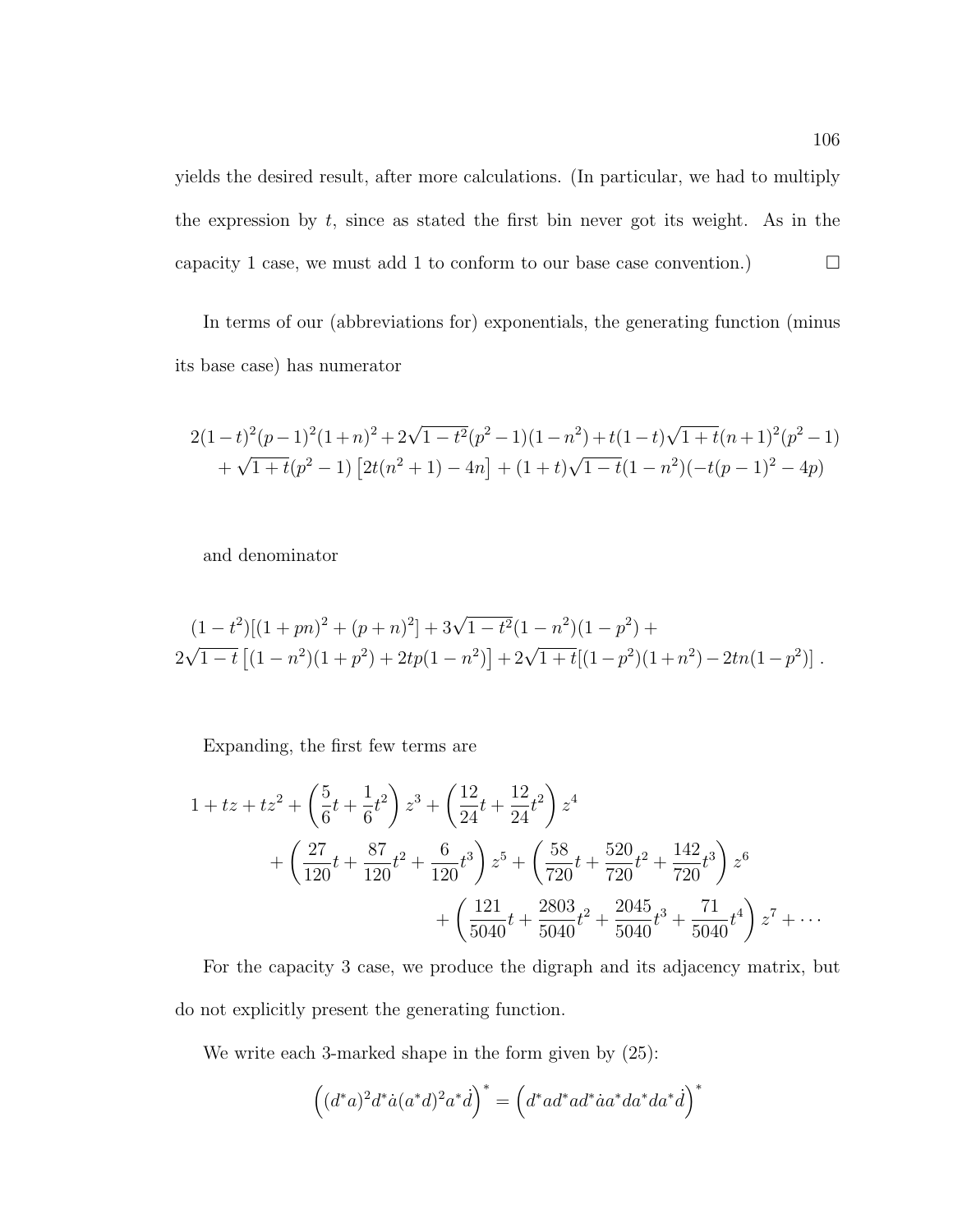yields the desired result, after more calculations. (In particular, we had to multiply the expression by $t$, since as stated the first bin never got its weight. As in the capacity 1 case, we must add 1 to conform to our base case convention.) $\square$

In terms of our (abbreviations for) exponentials, the generating function (minus its base case) has numerator

$$
\begin{gathered}
2(1-t)^2(p-1)^2(1+n)^2+2\sqrt{1-t^2}(p^2-1)(1-n^2)+t(1-t)\sqrt{1+t}(n+1)^2(p^2-1) \\
+\sqrt{1+t}(p^2-1)\left[2t(n^2+1)-4n\right]+(1+t)\sqrt{1-t}(1-n^2)(-t(p-1)^2-4p)
\end{gathered}
$$

and denominator

$$
\begin{gathered}
(1-t^2)[(1+pn)^2+(p+n)^2]+3\sqrt{1-t^2}(1-n^2)(1-p^2)+ \\
2\sqrt{1-t}\left[(1-n^2)(1+p^2)+2tp(1-n^2)\right]+2\sqrt{1+t}[(1-p^2)(1+n^2)-2tn(1-p^2)]\ .
\end{gathered}
$$

Expanding, the first few terms are

$$
\begin{aligned}
1+tz+tz^2+\left(\frac{5}{6}t+\frac{1}{6}t^2\right)z^3+\left(\frac{12}{24}t+\frac{12}{24}t^2\right)z^4 \\
+\left(\frac{27}{120}t+\frac{87}{120}t^2+\frac{6}{120}t^3\right)z^5+\left(\frac{58}{720}t+\frac{520}{720}t^2+\frac{142}{720}t^3\right)z^6 \\
+\left(\frac{121}{5040}t+\frac{2803}{5040}t^2+\frac{2045}{5040}t^3+\frac{71}{5040}t^4\right)z^7+\cdots
\end{aligned}
$$

For the capacity 3 case, we produce the digraph and its adjacency matrix, but do not explicitly present the generating function.

We write each 3-marked shape in the form given by (25):

$$
\left((d^*a)^2d^*\dot{a}(a^*d)^2a^*\dot{d}\right)^*=\left(d^*ad^*ad^*\dot{a}a^*da^*da^*\dot{d}\right)^*
$$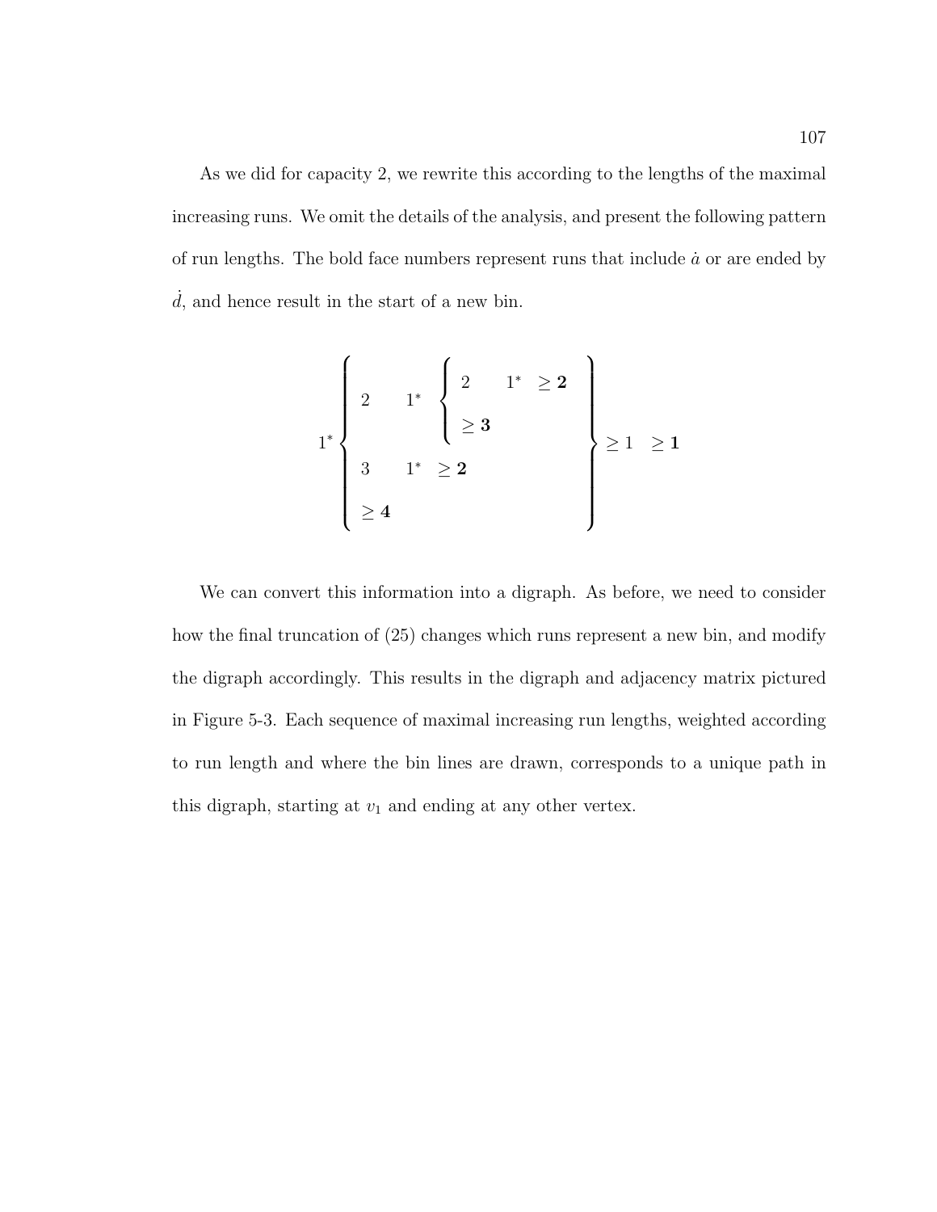As we did for capacity 2, we rewrite this according to the lengths of the maximal increasing runs. We omit the details of the analysis, and present the following pattern of run lengths. The bold face numbers represent runs that include $\dot{a}$ or are ended by $\dot{d}$, and hence result in the start of a new bin.

$$1^* \left\{ \begin{array}{l} 2 \quad 1^* \left\{ \begin{array}{l} 2 \quad 1^* \quad \geq \mathbf{2} \\ \\ \geq \mathbf{3} \end{array} \right. \\ \\ 3 \quad 1^* \quad \geq \mathbf{2} \\ \\ \geq \mathbf{4} \end{array} \right\} \geq 1 \quad \geq \mathbf{1}$$

We can convert this information into a digraph. As before, we need to consider how the final truncation of (25) changes which runs represent a new bin, and modify the digraph accordingly. This results in the digraph and adjacency matrix pictured in Figure 5-3. Each sequence of maximal increasing run lengths, weighted according to run length and where the bin lines are drawn, corresponds to a unique path in this digraph, starting at $v_1$ and ending at any other vertex.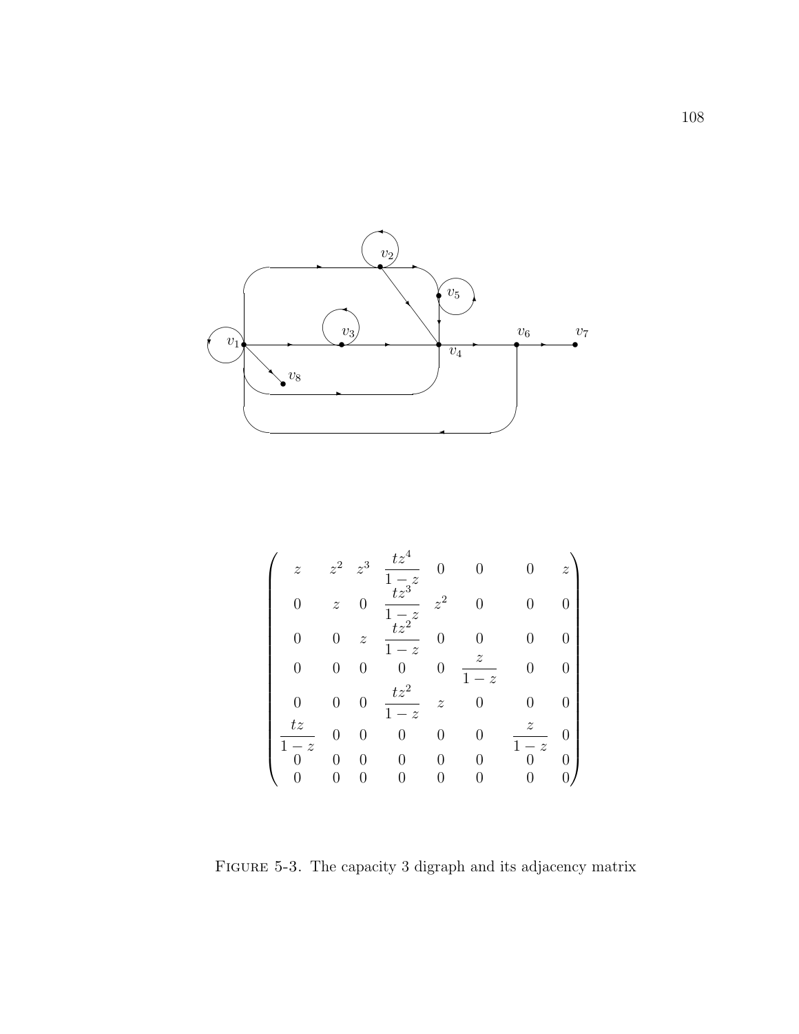$$
\begin{pmatrix}
z & z^2 & z^3 & \dfrac{tz^4}{1-z} & 0 & 0 & 0 & z \\
0 & z & 0 & \dfrac{tz^3}{1-z} & z^2 & 0 & 0 & 0 \\
0 & 0 & z & \dfrac{tz^2}{1-z} & 0 & 0 & 0 & 0 \\
0 & 0 & 0 & 0 & 0 & \dfrac{z}{1-z} & 0 & 0 \\
0 & 0 & 0 & \dfrac{tz^2}{1-z} & z & 0 & 0 & 0 \\
\dfrac{tz}{1-z} & 0 & 0 & 0 & 0 & 0 & \dfrac{z}{1-z} & 0 \\
0 & 0 & 0 & 0 & 0 & 0 & 0 & 0 \\
0 & 0 & 0 & 0 & 0 & 0 & 0 & 0
\end{pmatrix}
$$

FIGURE 5-3. The capacity 3 digraph and its adjacency matrix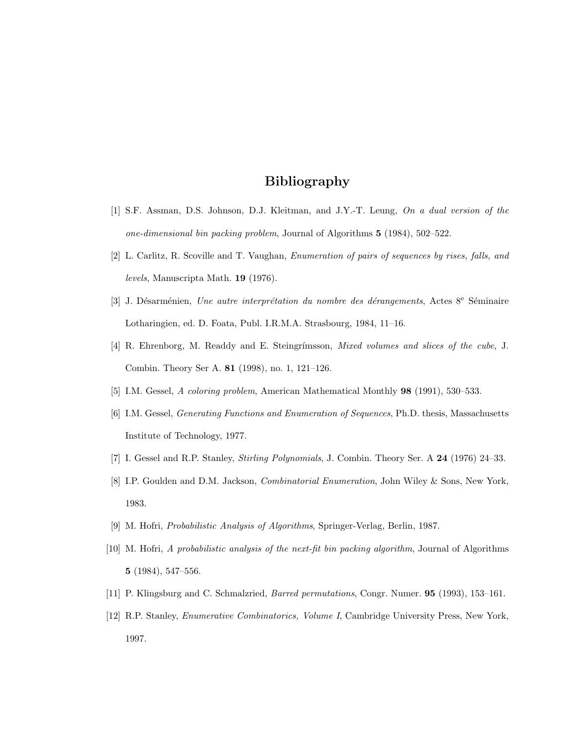# Bibliography

[1] S.F. Assman, D.S. Johnson, D.J. Kleitman, and J.Y.-T. Leung, *On a dual version of the one-dimensional bin packing problem*, Journal of Algorithms **5** (1984), 502–522.

[2] L. Carlitz, R. Scoville and T. Vaughan, *Enumeration of pairs of sequences by rises, falls, and levels*, Manuscripta Math. **19** (1976).

[3] J. Désarménien, *Une autre interprétation du nombre des dérangements*, Actes 8$^{e}$ Séminaire Lotharingien, ed. D. Foata, Publ. I.R.M.A. Strasbourg, 1984, 11–16.

[4] R. Ehrenborg, M. Readdy and E. Steingrímsson, *Mixed volumes and slices of the cube*, J. Combin. Theory Ser A. **81** (1998), no. 1, 121–126.

[5] I.M. Gessel, *A coloring problem*, American Mathematical Monthly **98** (1991), 530–533.

[6] I.M. Gessel, *Generating Functions and Enumeration of Sequences*, Ph.D. thesis, Massachusetts Institute of Technology, 1977.

[7] I. Gessel and R.P. Stanley, *Stirling Polynomials*, J. Combin. Theory Ser. A **24** (1976) 24–33.

[8] I.P. Goulden and D.M. Jackson, *Combinatorial Enumeration*, John Wiley & Sons, New York, 1983.

[9] M. Hofri, *Probabilistic Analysis of Algorithms*, Springer-Verlag, Berlin, 1987.

[10] M. Hofri, *A probabilistic analysis of the next-fit bin packing algorithm*, Journal of Algorithms **5** (1984), 547–556.

[11] P. Klingsburg and C. Schmalzried, *Barred permutations*, Congr. Numer. **95** (1993), 153–161.

[12] R.P. Stanley, *Enumerative Combinatorics, Volume I*, Cambridge University Press, New York, 1997.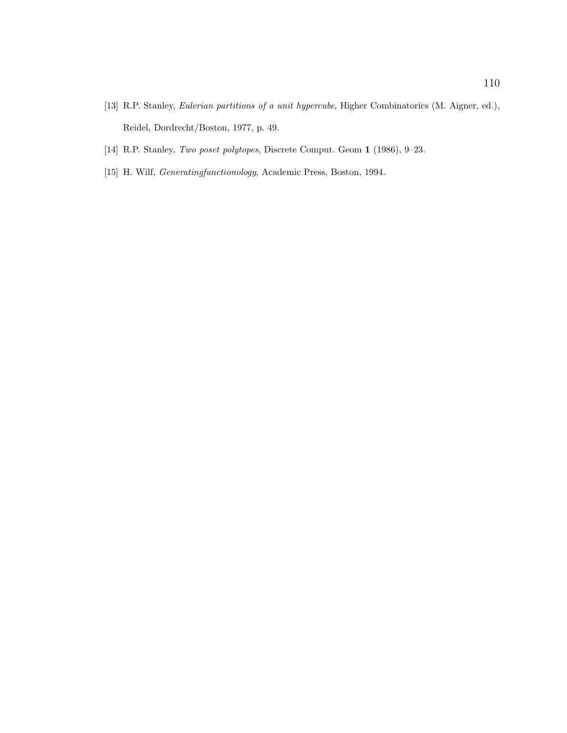[13] R.P. Stanley, *Eulerian partitions of a unit hypercube*, Higher Combinatorics (M. Aigner, ed.), Reidel, Dordrecht/Boston, 1977, p. 49.

[14] R.P. Stanley, *Two poset polytopes*, Discrete Comput. Geom **1** (1986), 9–23.

[15] H. Wilf, *Generatingfunctionology*, Academic Press, Boston, 1994.